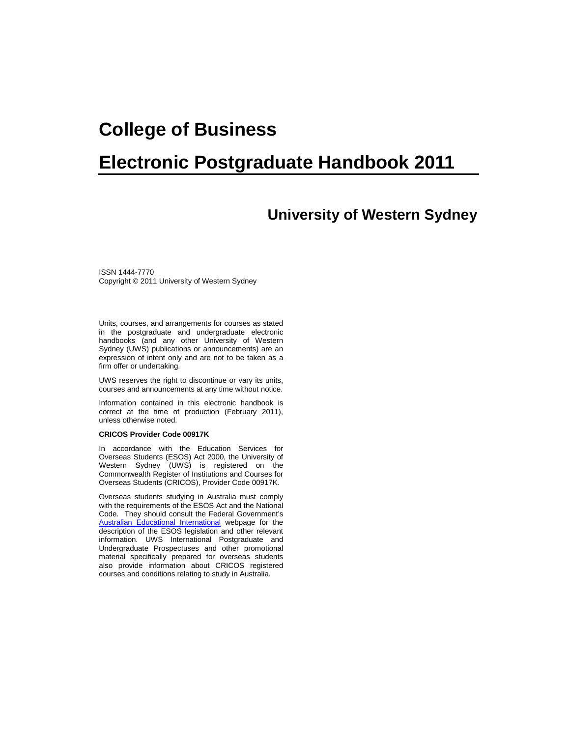# College of Business

# Electronic Postgraduate Handbook 2011

## University of Western Sydney

ISSN 1444-7770
Copyright © 2011 University of Western Sydney

Units, courses, and arrangements for courses as stated in the postgraduate and undergraduate electronic handbooks (and any other University of Western Sydney (UWS) publications or announcements) are an expression of intent only and are not to be taken as a firm offer or undertaking.

UWS reserves the right to discontinue or vary its units, courses and announcements at any time without notice.

Information contained in this electronic handbook is correct at the time of production (February 2011), unless otherwise noted.

**CRICOS Provider Code 00917K**

In accordance with the Education Services for Overseas Students (ESOS) Act 2000, the University of Western Sydney (UWS) is registered on the Commonwealth Register of Institutions and Courses for Overseas Students (CRICOS), Provider Code 00917K.

Overseas students studying in Australia must comply with the requirements of the ESOS Act and the National Code. They should consult the Federal Government's Australian Educational International webpage for the description of the ESOS legislation and other relevant information. UWS International Postgraduate and Undergraduate Prospectuses and other promotional material specifically prepared for overseas students also provide information about CRICOS registered courses and conditions relating to study in Australia.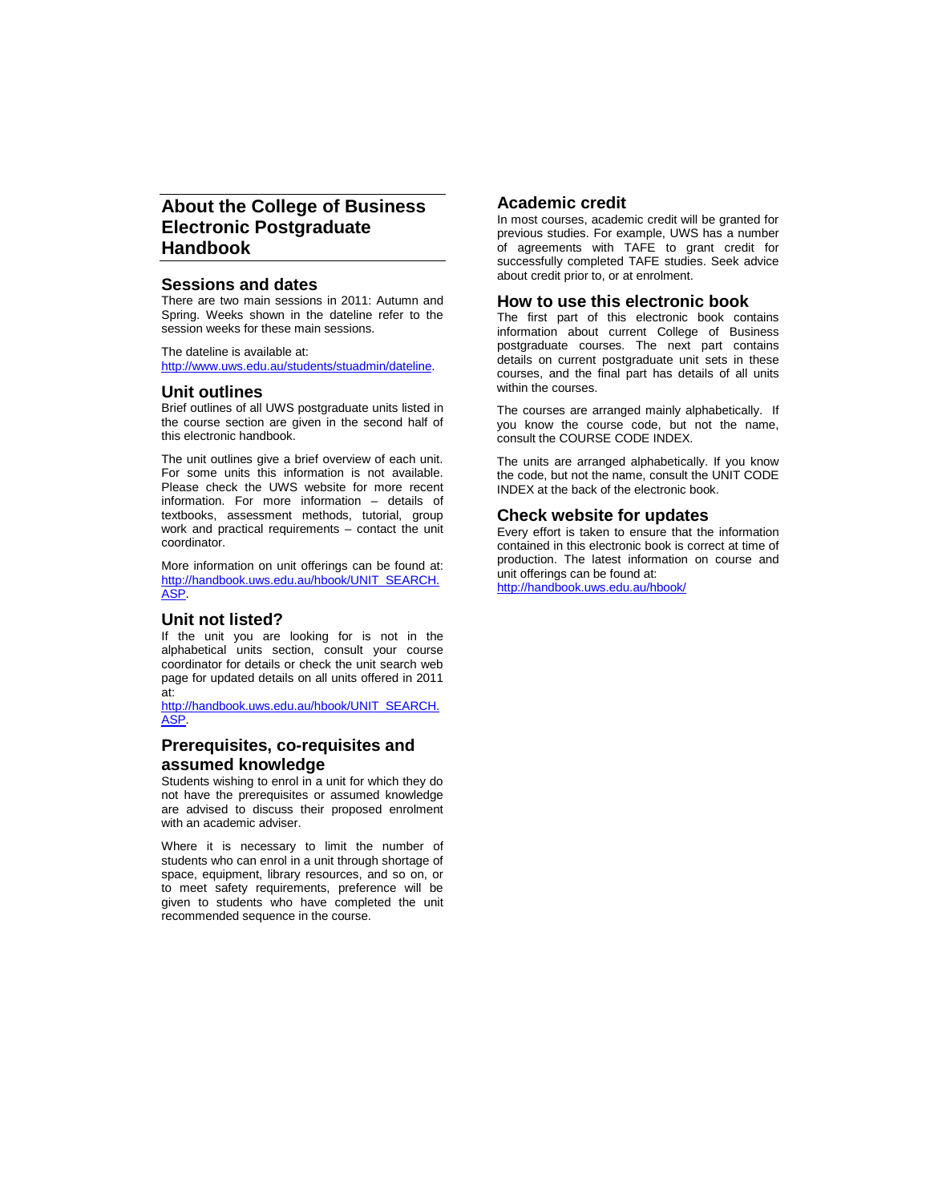# About the College of Business Electronic Postgraduate Handbook

## Sessions and dates

There are two main sessions in 2011: Autumn and Spring. Weeks shown in the dateline refer to the session weeks for these main sessions.

The dateline is available at: [http://www.uws.edu.au/students/stuadmin/dateline](http://www.uws.edu.au/students/stuadmin/dateline).

## Unit outlines

Brief outlines of all UWS postgraduate units listed in the course section are given in the second half of this electronic handbook.

The unit outlines give a brief overview of each unit. For some units this information is not available. Please check the UWS website for more recent information. For more information – details of textbooks, assessment methods, tutorial, group work and practical requirements – contact the unit coordinator.

More information on unit offerings can be found at: [http://handbook.uws.edu.au/hbook/UNIT_SEARCH.ASP](http://handbook.uws.edu.au/hbook/UNIT_SEARCH.ASP).

## Unit not listed?

If the unit you are looking for is not in the alphabetical units section, consult your course coordinator for details or check the unit search web page for updated details on all units offered in 2011 at:
[http://handbook.uws.edu.au/hbook/UNIT_SEARCH.ASP](http://handbook.uws.edu.au/hbook/UNIT_SEARCH.ASP).

## Prerequisites, co-requisites and assumed knowledge

Students wishing to enrol in a unit for which they do not have the prerequisites or assumed knowledge are advised to discuss their proposed enrolment with an academic adviser.

Where it is necessary to limit the number of students who can enrol in a unit through shortage of space, equipment, library resources, and so on, or to meet safety requirements, preference will be given to students who have completed the unit recommended sequence in the course.

## Academic credit

In most courses, academic credit will be granted for previous studies. For example, UWS has a number of agreements with TAFE to grant credit for successfully completed TAFE studies. Seek advice about credit prior to, or at enrolment.

## How to use this electronic book

The first part of this electronic book contains information about current College of Business postgraduate courses. The next part contains details on current postgraduate unit sets in these courses, and the final part has details of all units within the courses.

The courses are arranged mainly alphabetically. If you know the course code, but not the name, consult the COURSE CODE INDEX.

The units are arranged alphabetically. If you know the code, but not the name, consult the UNIT CODE INDEX at the back of the electronic book.

## Check website for updates

Every effort is taken to ensure that the information contained in this electronic book is correct at time of production. The latest information on course and unit offerings can be found at:
[http://handbook.uws.edu.au/hbook/](http://handbook.uws.edu.au/hbook/)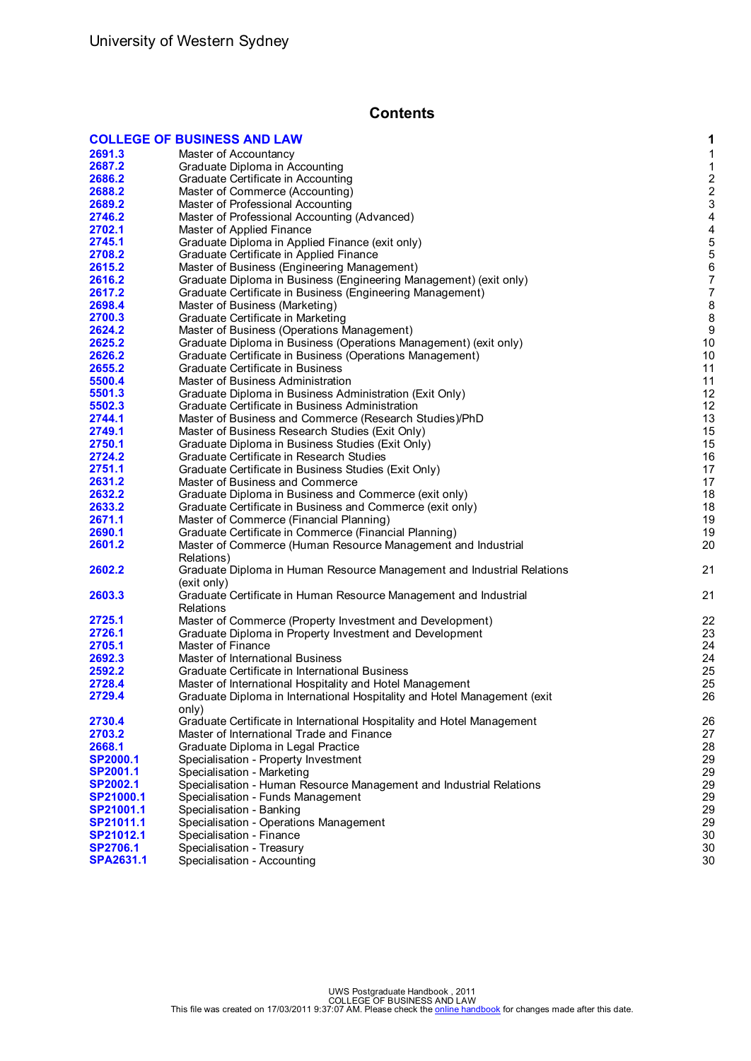University of Western Sydney

# Contents

| | | |
|---|---|---|
| **COLLEGE OF BUSINESS AND LAW** | | **1** |
| **2691.3** | Master of Accountancy | 1 |
| **2687.2** | Graduate Diploma in Accounting | 1 |
| **2686.2** | Graduate Certificate in Accounting | 2 |
| **2688.2** | Master of Commerce (Accounting) | 2 |
| **2689.2** | Master of Professional Accounting | 3 |
| **2746.2** | Master of Professional Accounting (Advanced) | 4 |
| **2702.1** | Master of Applied Finance | 4 |
| **2745.1** | Graduate Diploma in Applied Finance (exit only) | 5 |
| **2708.2** | Graduate Certificate in Applied Finance | 5 |
| **2615.2** | Master of Business (Engineering Management) | 6 |
| **2616.2** | Graduate Diploma in Business (Engineering Management) (exit only) | 7 |
| **2617.2** | Graduate Certificate in Business (Engineering Management) | 7 |
| **2698.4** | Master of Business (Marketing) | 8 |
| **2700.3** | Graduate Certificate in Marketing | 8 |
| **2624.2** | Master of Business (Operations Management) | 9 |
| **2625.2** | Graduate Diploma in Business (Operations Management) (exit only) | 10 |
| **2626.2** | Graduate Certificate in Business (Operations Management) | 10 |
| **2655.2** | Graduate Certificate in Business | 11 |
| **5500.4** | Master of Business Administration | 11 |
| **5501.3** | Graduate Diploma in Business Administration (Exit Only) | 12 |
| **5502.3** | Graduate Certificate in Business Administration | 12 |
| **2744.1** | Master of Business and Commerce (Research Studies)/PhD | 13 |
| **2749.1** | Master of Business Research Studies (Exit Only) | 15 |
| **2750.1** | Graduate Diploma in Business Studies (Exit Only) | 15 |
| **2724.2** | Graduate Certificate in Research Studies | 16 |
| **2751.1** | Graduate Certificate in Business Studies (Exit Only) | 17 |
| **2631.2** | Master of Business and Commerce | 17 |
| **2632.2** | Graduate Diploma in Business and Commerce (exit only) | 18 |
| **2633.2** | Graduate Certificate in Business and Commerce (exit only) | 18 |
| **2671.1** | Master of Commerce (Financial Planning) | 19 |
| **2690.1** | Graduate Certificate in Commerce (Financial Planning) | 19 |
| **2601.2** | Master of Commerce (Human Resource Management and Industrial Relations) | 20 |
| **2602.2** | Graduate Diploma in Human Resource Management and Industrial Relations (exit only) | 21 |
| **2603.3** | Graduate Certificate in Human Resource Management and Industrial Relations | 21 |
| **2725.1** | Master of Commerce (Property Investment and Development) | 22 |
| **2726.1** | Graduate Diploma in Property Investment and Development | 23 |
| **2705.1** | Master of Finance | 24 |
| **2692.3** | Master of International Business | 24 |
| **2592.2** | Graduate Certificate in International Business | 25 |
| **2728.4** | Master of International Hospitality and Hotel Management | 25 |
| **2729.4** | Graduate Diploma in International Hospitality and Hotel Management (exit only) | 26 |
| **2730.4** | Graduate Certificate in International Hospitality and Hotel Management | 26 |
| **2703.2** | Master of International Trade and Finance | 27 |
| **2668.1** | Graduate Diploma in Legal Practice | 28 |
| **SP2000.1** | Specialisation - Property Investment | 29 |
| **SP2001.1** | Specialisation - Marketing | 29 |
| **SP2002.1** | Specialisation - Human Resource Management and Industrial Relations | 29 |
| **SP21000.1** | Specialisation - Funds Management | 29 |
| **SP21001.1** | Specialisation - Banking | 29 |
| **SP21011.1** | Specialisation - Operations Management | 29 |
| **SP21012.1** | Specialisation - Finance | 30 |
| **SP2706.1** | Specialisation - Treasury | 30 |
| **SPA2631.1** | Specialisation - Accounting | 30 |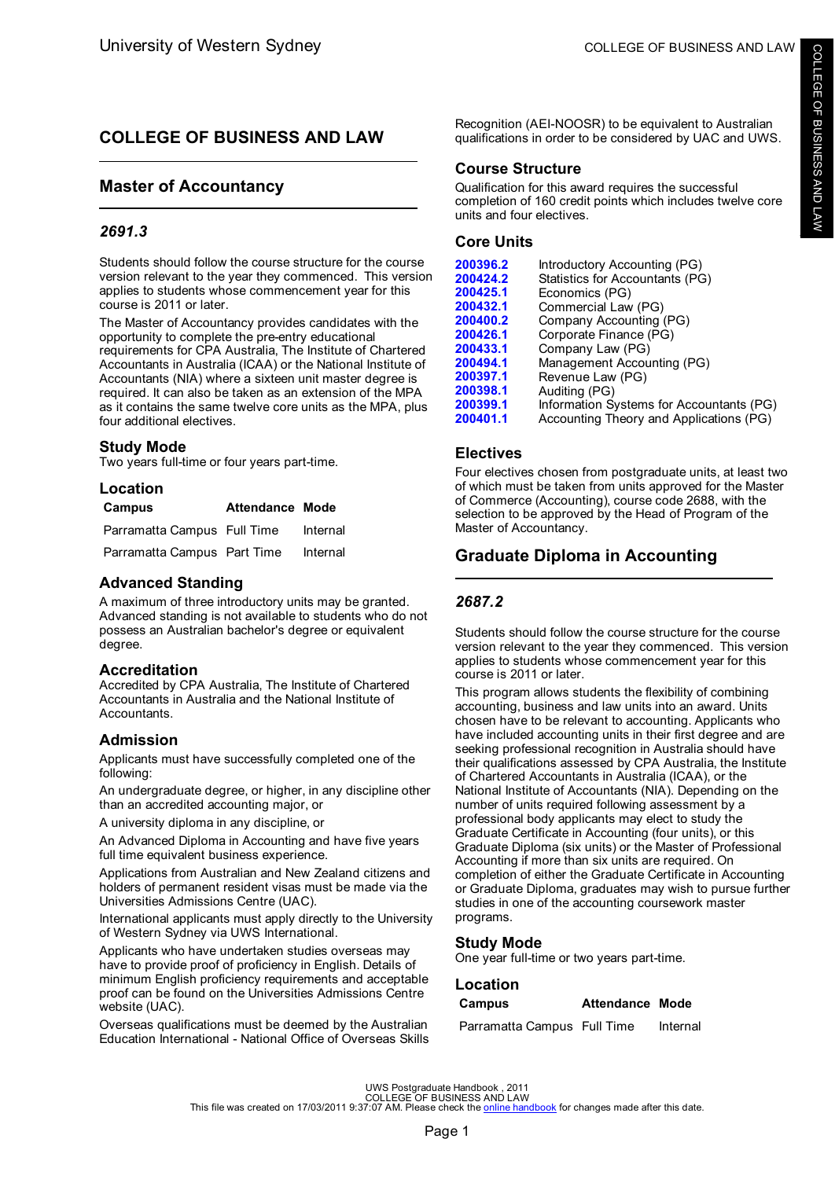# COLLEGE OF BUSINESS AND LAW

## Master of Accountancy

### *2691.3*

Students should follow the course structure for the course version relevant to the year they commenced. This version applies to students whose commencement year for this course is 2011 or later.

The Master of Accountancy provides candidates with the opportunity to complete the pre-entry educational requirements for CPA Australia, The Institute of Chartered Accountants in Australia (ICAA) or the National Institute of Accountants (NIA) where a sixteen unit master degree is required. It can also be taken as an extension of the MPA as it contains the same twelve core units as the MPA, plus four additional electives.

### Study Mode

Two years full-time or four years part-time.

### Location

| Campus | Attendance | Mode |
|---|---|---|
| Parramatta Campus | Full Time | Internal |
| Parramatta Campus | Part Time | Internal |

### Advanced Standing

A maximum of three introductory units may be granted. Advanced standing is not available to students who do not possess an Australian bachelor's degree or equivalent degree.

### Accreditation

Accredited by CPA Australia, The Institute of Chartered Accountants in Australia and the National Institute of Accountants.

### Admission

Applicants must have successfully completed one of the following:

An undergraduate degree, or higher, in any discipline other than an accredited accounting major, or

A university diploma in any discipline, or

An Advanced Diploma in Accounting and have five years full time equivalent business experience.

Applications from Australian and New Zealand citizens and holders of permanent resident visas must be made via the Universities Admissions Centre (UAC).

International applicants must apply directly to the University of Western Sydney via UWS International.

Applicants who have undertaken studies overseas may have to provide proof of proficiency in English. Details of minimum English proficiency requirements and acceptable proof can be found on the Universities Admissions Centre website (UAC).

Overseas qualifications must be deemed by the Australian Education International - National Office of Overseas Skills Recognition (AEI-NOOSR) to be equivalent to Australian qualifications in order to be considered by UAC and UWS.

### Course Structure

Qualification for this award requires the successful completion of 160 credit points which includes twelve core units and four electives.

### Core Units

| | |
|---|---|
| 200396.2 | Introductory Accounting (PG) |
| 200424.2 | Statistics for Accountants (PG) |
| 200425.1 | Economics (PG) |
| 200432.1 | Commercial Law (PG) |
| 200400.2 | Company Accounting (PG) |
| 200426.1 | Corporate Finance (PG) |
| 200433.1 | Company Law (PG) |
| 200494.1 | Management Accounting (PG) |
| 200397.1 | Revenue Law (PG) |
| 200398.1 | Auditing (PG) |
| 200399.1 | Information Systems for Accountants (PG) |
| 200401.1 | Accounting Theory and Applications (PG) |

### Electives

Four electives chosen from postgraduate units, at least two of which must be taken from units approved for the Master of Commerce (Accounting), course code 2688, with the selection to be approved by the Head of Program of the Master of Accountancy.

## Graduate Diploma in Accounting

### *2687.2*

Students should follow the course structure for the course version relevant to the year they commenced. This version applies to students whose commencement year for this course is 2011 or later.

This program allows students the flexibility of combining accounting, business and law units into an award. Units chosen have to be relevant to accounting. Applicants who have included accounting units in their first degree and are seeking professional recognition in Australia should have their qualifications assessed by CPA Australia, the Institute of Chartered Accountants in Australia (ICAA), or the National Institute of Accountants (NIA). Depending on the number of units required following assessment by a professional body applicants may elect to study the Graduate Certificate in Accounting (four units), or this Graduate Diploma (six units) or the Master of Professional Accounting if more than six units are required. On completion of either the Graduate Certificate in Accounting or Graduate Diploma, graduates may wish to pursue further studies in one of the accounting coursework master programs.

### Study Mode

One year full-time or two years part-time.

### Location

| Campus | Attendance | Mode |
|---|---|---|
| Parramatta Campus | Full Time | Internal |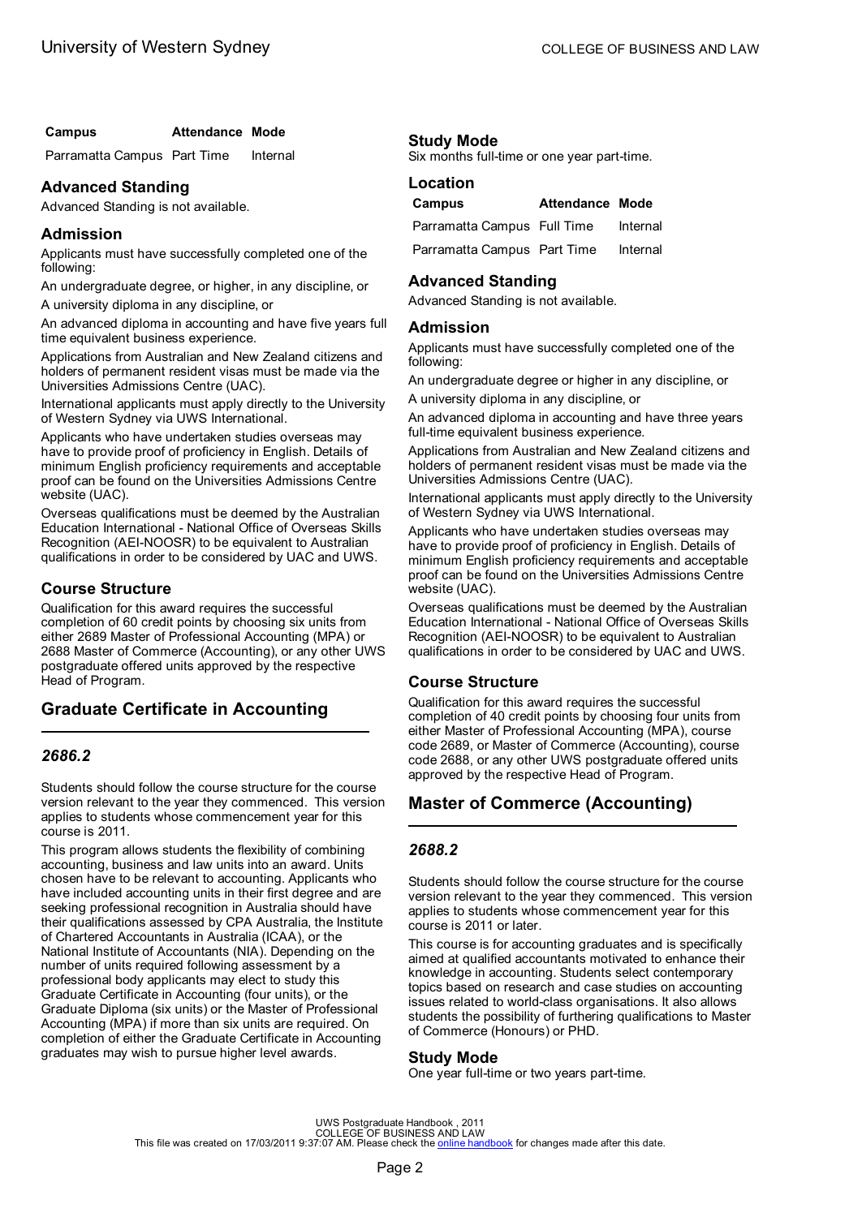| Campus | Attendance | Mode |
| --- | --- | --- |
| Parramatta Campus | Part Time | Internal |

## Advanced Standing

Advanced Standing is not available.

## Admission

Applicants must have successfully completed one of the following:

An undergraduate degree, or higher, in any discipline, or

A university diploma in any discipline, or

An advanced diploma in accounting and have five years full time equivalent business experience.

Applications from Australian and New Zealand citizens and holders of permanent resident visas must be made via the Universities Admissions Centre (UAC).

International applicants must apply directly to the University of Western Sydney via UWS International.

Applicants who have undertaken studies overseas may have to provide proof of proficiency in English. Details of minimum English proficiency requirements and acceptable proof can be found on the Universities Admissions Centre website (UAC).

Overseas qualifications must be deemed by the Australian Education International - National Office of Overseas Skills Recognition (AEI-NOOSR) to be equivalent to Australian qualifications in order to be considered by UAC and UWS.

## Course Structure

Qualification for this award requires the successful completion of 60 credit points by choosing six units from either 2689 Master of Professional Accounting (MPA) or 2688 Master of Commerce (Accounting), or any other UWS postgraduate offered units approved by the respective Head of Program.

# Graduate Certificate in Accounting

### *2686.2*

Students should follow the course structure for the course version relevant to the year they commenced. This version applies to students whose commencement year for this course is 2011.

This program allows students the flexibility of combining accounting, business and law units into an award. Units chosen have to be relevant to accounting. Applicants who have included accounting units in their first degree and are seeking professional recognition in Australia should have their qualifications assessed by CPA Australia, the Institute of Chartered Accountants in Australia (ICAA), or the National Institute of Accountants (NIA). Depending on the number of units required following assessment by a professional body applicants may elect to study this Graduate Certificate in Accounting (four units), or the Graduate Diploma (six units) or the Master of Professional Accounting (MPA) if more than six units are required. On completion of either the Graduate Certificate in Accounting graduates may wish to pursue higher level awards.

## Study Mode

Six months full-time or one year part-time.

## Location

| Campus | Attendance | Mode |
| --- | --- | --- |
| Parramatta Campus | Full Time | Internal |
| Parramatta Campus | Part Time | Internal |

## Advanced Standing

Advanced Standing is not available.

## Admission

Applicants must have successfully completed one of the following:

An undergraduate degree or higher in any discipline, or

A university diploma in any discipline, or

An advanced diploma in accounting and have three years full-time equivalent business experience.

Applications from Australian and New Zealand citizens and holders of permanent resident visas must be made via the Universities Admissions Centre (UAC).

International applicants must apply directly to the University of Western Sydney via UWS International.

Applicants who have undertaken studies overseas may have to provide proof of proficiency in English. Details of minimum English proficiency requirements and acceptable proof can be found on the Universities Admissions Centre website (UAC).

Overseas qualifications must be deemed by the Australian Education International - National Office of Overseas Skills Recognition (AEI-NOOSR) to be equivalent to Australian qualifications in order to be considered by UAC and UWS.

## Course Structure

Qualification for this award requires the successful completion of 40 credit points by choosing four units from either Master of Professional Accounting (MPA), course code 2689, or Master of Commerce (Accounting), course code 2688, or any other UWS postgraduate offered units approved by the respective Head of Program.

# Master of Commerce (Accounting)

### *2688.2*

Students should follow the course structure for the course version relevant to the year they commenced. This version applies to students whose commencement year for this course is 2011 or later.

This course is for accounting graduates and is specifically aimed at qualified accountants motivated to enhance their knowledge in accounting. Students select contemporary topics based on research and case studies on accounting issues related to world-class organisations. It also allows students the possibility of furthering qualifications to Master of Commerce (Honours) or PHD.

## Study Mode

One year full-time or two years part-time.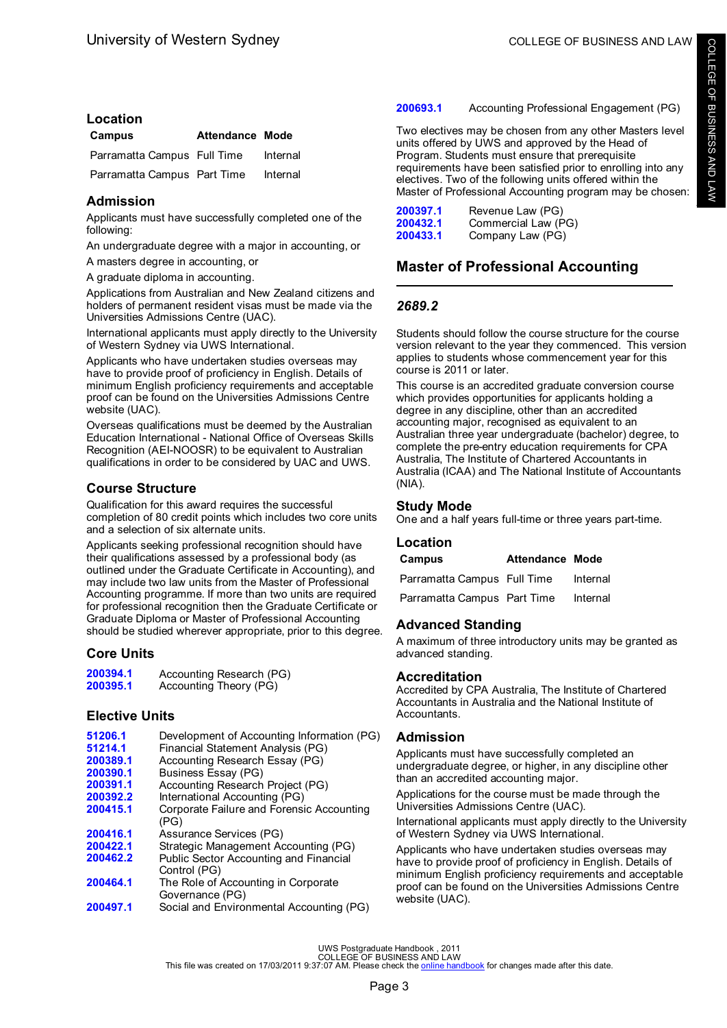## Location

| Campus | Attendance | Mode |
| --- | --- | --- |
| Parramatta Campus | Full Time | Internal |
| Parramatta Campus | Part Time | Internal |

## Admission

Applicants must have successfully completed one of the following:

An undergraduate degree with a major in accounting, or

A masters degree in accounting, or

A graduate diploma in accounting.

Applications from Australian and New Zealand citizens and holders of permanent resident visas must be made via the Universities Admissions Centre (UAC).

International applicants must apply directly to the University of Western Sydney via UWS International.

Applicants who have undertaken studies overseas may have to provide proof of proficiency in English. Details of minimum English proficiency requirements and acceptable proof can be found on the Universities Admissions Centre website (UAC).

Overseas qualifications must be deemed by the Australian Education International - National Office of Overseas Skills Recognition (AEI-NOOSR) to be equivalent to Australian qualifications in order to be considered by UAC and UWS.

## Course Structure

Qualification for this award requires the successful completion of 80 credit points which includes two core units and a selection of six alternate units.

Applicants seeking professional recognition should have their qualifications assessed by a professional body (as outlined under the Graduate Certificate in Accounting), and may include two law units from the Master of Professional Accounting programme. If more than two units are required for professional recognition then the Graduate Certificate or Graduate Diploma or Master of Professional Accounting should be studied wherever appropriate, prior to this degree.

## Core Units

**200394.1** Accounting Research (PG)
**200395.1** Accounting Theory (PG)

## Elective Units

**51206.1** Development of Accounting Information (PG)
**51214.1** Financial Statement Analysis (PG)
**200389.1** Accounting Research Essay (PG)
**200390.1** Business Essay (PG)
**200391.1** Accounting Research Project (PG)
**200392.2** International Accounting (PG)
**200415.1** Corporate Failure and Forensic Accounting (PG)
**200416.1** Assurance Services (PG)
**200422.1** Strategic Management Accounting (PG)
**200462.2** Public Sector Accounting and Financial Control (PG)
**200464.1** The Role of Accounting in Corporate Governance (PG)
**200497.1** Social and Environmental Accounting (PG)
**200693.1** Accounting Professional Engagement (PG)

Two electives may be chosen from any other Masters level units offered by UWS and approved by the Head of Program. Students must ensure that prerequisite requirements have been satisfied prior to enrolling into any electives. Two of the following units offered within the Master of Professional Accounting program may be chosen:

**200397.1** Revenue Law (PG)
**200432.1** Commercial Law (PG)
**200433.1** Company Law (PG)

# Master of Professional Accounting

### *2689.2*

Students should follow the course structure for the course version relevant to the year they commenced. This version applies to students whose commencement year for this course is 2011 or later.

This course is an accredited graduate conversion course which provides opportunities for applicants holding a degree in any discipline, other than an accredited accounting major, recognised as equivalent to an Australian three year undergraduate (bachelor) degree, to complete the pre-entry education requirements for CPA Australia, The Institute of Chartered Accountants in Australia (ICAA) and The National Institute of Accountants (NIA).

## Study Mode

One and a half years full-time or three years part-time.

## Location

| Campus | Attendance | Mode |
| --- | --- | --- |
| Parramatta Campus | Full Time | Internal |
| Parramatta Campus | Part Time | Internal |

## Advanced Standing

A maximum of three introductory units may be granted as advanced standing.

## Accreditation

Accredited by CPA Australia, The Institute of Chartered Accountants in Australia and the National Institute of Accountants.

## Admission

Applicants must have successfully completed an undergraduate degree, or higher, in any discipline other than an accredited accounting major.

Applications for the course must be made through the Universities Admissions Centre (UAC).

International applicants must apply directly to the University of Western Sydney via UWS International.

Applicants who have undertaken studies overseas may have to provide proof of proficiency in English. Details of minimum English proficiency requirements and acceptable proof can be found on the Universities Admissions Centre website (UAC).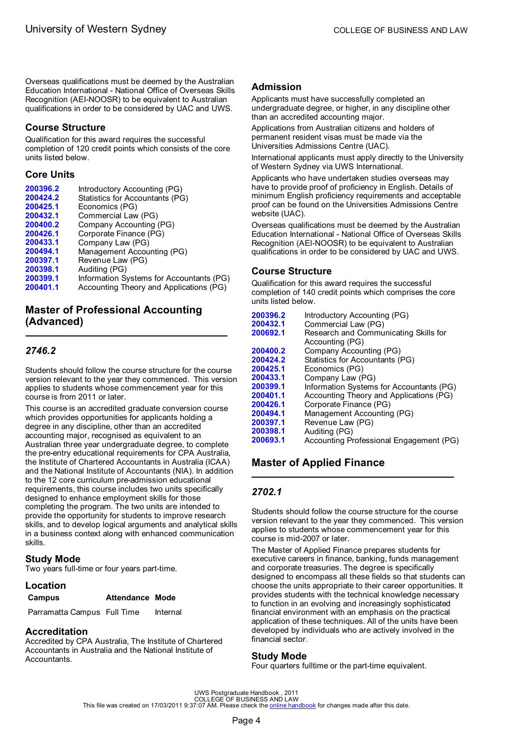Overseas qualifications must be deemed by the Australian Education International - National Office of Overseas Skills Recognition (AEI-NOOSR) to be equivalent to Australian qualifications in order to be considered by UAC and UWS.

### Course Structure

Qualification for this award requires the successful completion of 120 credit points which consists of the core units listed below.

### Core Units

| | |
|---|---|
| **200396.2** | Introductory Accounting (PG) |
| **200424.2** | Statistics for Accountants (PG) |
| **200425.1** | Economics (PG) |
| **200432.1** | Commercial Law (PG) |
| **200400.2** | Company Accounting (PG) |
| **200426.1** | Corporate Finance (PG) |
| **200433.1** | Company Law (PG) |
| **200494.1** | Management Accounting (PG) |
| **200397.1** | Revenue Law (PG) |
| **200398.1** | Auditing (PG) |
| **200399.1** | Information Systems for Accountants (PG) |
| **200401.1** | Accounting Theory and Applications (PG) |

## Master of Professional Accounting (Advanced)

### *2746.2*

Students should follow the course structure for the course version relevant to the year they commenced. This version applies to students whose commencement year for this course is from 2011 or later.

This course is an accredited graduate conversion course which provides opportunities for applicants holding a degree in any discipline, other than an accredited accounting major, recognised as equivalent to an Australian three year undergraduate degree, to complete the pre-entry educational requirements for CPA Australia, the Institute of Chartered Accountants in Australia (ICAA) and the National Institute of Accountants (NIA). In addition to the 12 core curriculum pre-admission educational requirements, this course includes two units specifically designed to enhance employment skills for those completing the program. The two units are intended to provide the opportunity for students to improve research skills, and to develop logical arguments and analytical skills in a business context along with enhanced communication skills.

### Study Mode

Two years full-time or four years part-time.

### Location

| Campus | Attendance | Mode |
|---|---|---|
| Parramatta Campus | Full Time | Internal |

### Accreditation

Accredited by CPA Australia, The Institute of Chartered Accountants in Australia and the National Institute of Accountants.

### Admission

Applicants must have successfully completed an undergraduate degree, or higher, in any discipline other than an accredited accounting major.

Applications from Australian citizens and holders of permanent resident visas must be made via the Universities Admissions Centre (UAC).

International applicants must apply directly to the University of Western Sydney via UWS International.

Applicants who have undertaken studies overseas may have to provide proof of proficiency in English. Details of minimum English proficiency requirements and acceptable proof can be found on the Universities Admissions Centre website (UAC).

Overseas qualifications must be deemed by the Australian Education International - National Office of Overseas Skills Recognition (AEI-NOOSR) to be equivalent to Australian qualifications in order to be considered by UAC and UWS.

### Course Structure

Qualification for this award requires the successful completion of 140 credit points which comprises the core units listed below.

| | |
|---|---|
| **200396.2** | Introductory Accounting (PG) |
| **200432.1** | Commercial Law (PG) |
| **200692.1** | Research and Communicating Skills for Accounting (PG) |
| **200400.2** | Company Accounting (PG) |
| **200424.2** | Statistics for Accountants (PG) |
| **200425.1** | Economics (PG) |
| **200433.1** | Company Law (PG) |
| **200399.1** | Information Systems for Accountants (PG) |
| **200401.1** | Accounting Theory and Applications (PG) |
| **200426.1** | Corporate Finance (PG) |
| **200494.1** | Management Accounting (PG) |
| **200397.1** | Revenue Law (PG) |
| **200398.1** | Auditing (PG) |
| **200693.1** | Accounting Professional Engagement (PG) |

## Master of Applied Finance

### *2702.1*

Students should follow the course structure for the course version relevant to the year they commenced. This version applies to students whose commencement year for this course is mid-2007 or later.

The Master of Applied Finance prepares students for executive careers in finance, banking, funds management and corporate treasuries. The degree is specifically designed to encompass all these fields so that students can choose the units appropriate to their career opportunities. It provides students with the technical knowledge necessary to function in an evolving and increasingly sophisticated financial environment with an emphasis on the practical application of these techniques. All of the units have been developed by individuals who are actively involved in the financial sector.

### Study Mode

Four quarters fulltime or the part-time equivalent.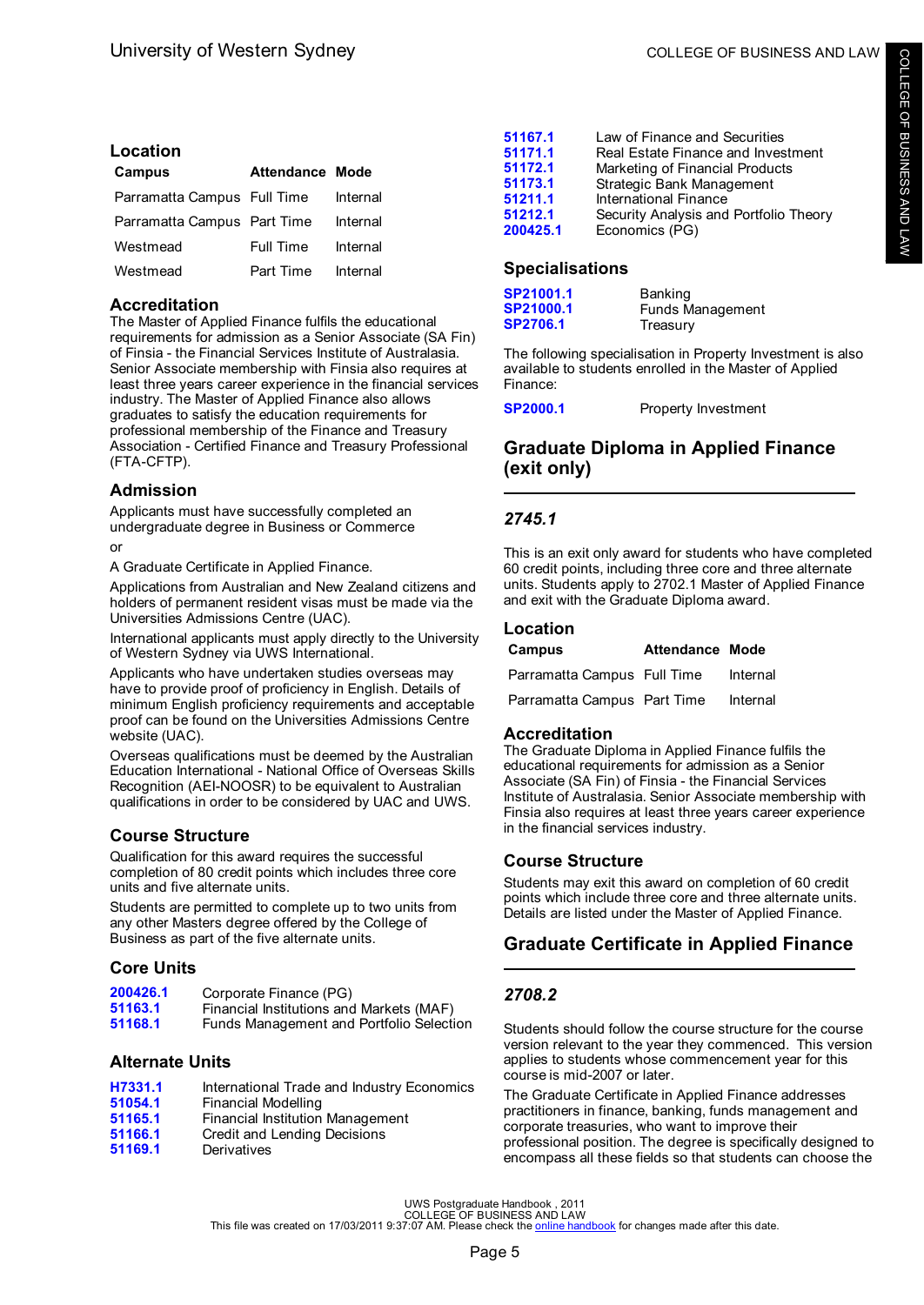## Location

| Campus | Attendance | Mode |
|---|---|---|
| Parramatta Campus | Full Time | Internal |
| Parramatta Campus | Part Time | Internal |
| Westmead | Full Time | Internal |
| Westmead | Part Time | Internal |

## Accreditation

The Master of Applied Finance fulfils the educational requirements for admission as a Senior Associate (SA Fin) of Finsia - the Financial Services Institute of Australasia. Senior Associate membership with Finsia also requires at least three years career experience in the financial services industry. The Master of Applied Finance also allows graduates to satisfy the education requirements for professional membership of the Finance and Treasury Association - Certified Finance and Treasury Professional (FTA-CFTP).

## Admission

Applicants must have successfully completed an undergraduate degree in Business or Commerce

or

A Graduate Certificate in Applied Finance.

Applications from Australian and New Zealand citizens and holders of permanent resident visas must be made via the Universities Admissions Centre (UAC).

International applicants must apply directly to the University of Western Sydney via UWS International.

Applicants who have undertaken studies overseas may have to provide proof of proficiency in English. Details of minimum English proficiency requirements and acceptable proof can be found on the Universities Admissions Centre website (UAC).

Overseas qualifications must be deemed by the Australian Education International - National Office of Overseas Skills Recognition (AEI-NOOSR) to be equivalent to Australian qualifications in order to be considered by UAC and UWS.

## Course Structure

Qualification for this award requires the successful completion of 80 credit points which includes three core units and five alternate units.

Students are permitted to complete up to two units from any other Masters degree offered by the College of Business as part of the five alternate units.

### Core Units

| | |
|---|---|
| 200426.1 | Corporate Finance (PG) |
| 51163.1 | Financial Institutions and Markets (MAF) |
| 51168.1 | Funds Management and Portfolio Selection |

### Alternate Units

| | |
|---|---|
| H7331.1 | International Trade and Industry Economics |
| 51054.1 | Financial Modelling |
| 51165.1 | Financial Institution Management |
| 51166.1 | Credit and Lending Decisions |
| 51169.1 | Derivatives |
| 51167.1 | Law of Finance and Securities |
| 51171.1 | Real Estate Finance and Investment |
| 51172.1 | Marketing of Financial Products |
| 51173.1 | Strategic Bank Management |
| 51211.1 | International Finance |
| 51212.1 | Security Analysis and Portfolio Theory |
| 200425.1 | Economics (PG) |

## Specialisations

| | |
|---|---|
| SP21001.1 | Banking |
| SP21000.1 | Funds Management |
| SP2706.1 | Treasury |

The following specialisation in Property Investment is also available to students enrolled in the Master of Applied Finance:

| | |
|---|---|
| SP2000.1 | Property Investment |

# Graduate Diploma in Applied Finance (exit only)

### *2745.1*

This is an exit only award for students who have completed 60 credit points, including three core and three alternate units. Students apply to 2702.1 Master of Applied Finance and exit with the Graduate Diploma award.

## Location

| Campus | Attendance | Mode |
|---|---|---|
| Parramatta Campus | Full Time | Internal |
| Parramatta Campus | Part Time | Internal |

## Accreditation

The Graduate Diploma in Applied Finance fulfils the educational requirements for admission as a Senior Associate (SA Fin) of Finsia - the Financial Services Institute of Australasia. Senior Associate membership with Finsia also requires at least three years career experience in the financial services industry.

## Course Structure

Students may exit this award on completion of 60 credit points which include three core and three alternate units. Details are listed under the Master of Applied Finance.

# Graduate Certificate in Applied Finance

### *2708.2*

Students should follow the course structure for the course version relevant to the year they commenced. This version applies to students whose commencement year for this course is mid-2007 or later.

The Graduate Certificate in Applied Finance addresses practitioners in finance, banking, funds management and corporate treasuries, who want to improve their professional position. The degree is specifically designed to encompass all these fields so that students can choose the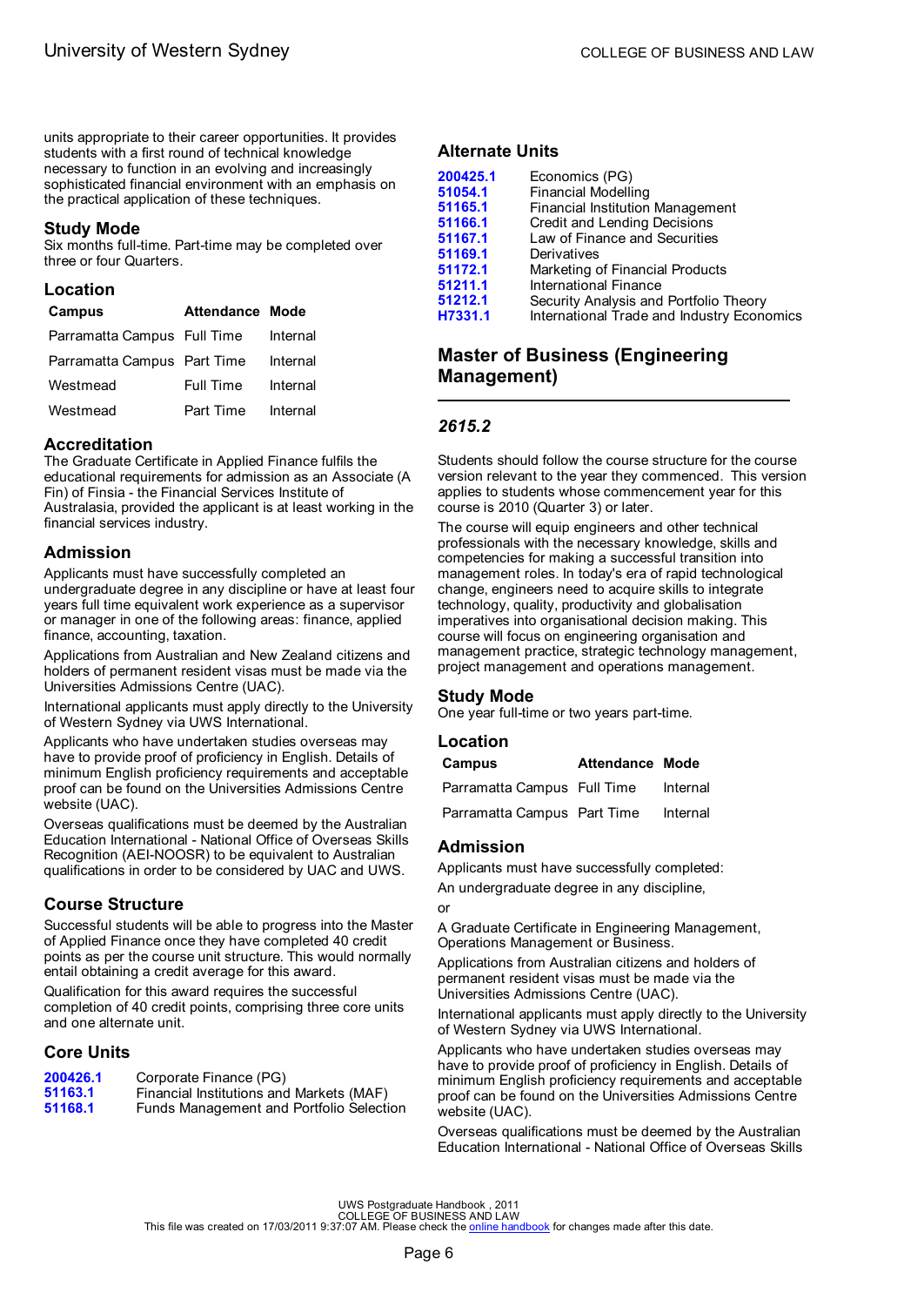units appropriate to their career opportunities. It provides students with a first round of technical knowledge necessary to function in an evolving and increasingly sophisticated financial environment with an emphasis on the practical application of these techniques.

### Study Mode

Six months full-time. Part-time may be completed over three or four Quarters.

### Location

| Campus | Attendance | Mode |
|---|---|---|
| Parramatta Campus | Full Time | Internal |
| Parramatta Campus | Part Time | Internal |
| Westmead | Full Time | Internal |
| Westmead | Part Time | Internal |

### Accreditation

The Graduate Certificate in Applied Finance fulfils the educational requirements for admission as an Associate (A Fin) of Finsia - the Financial Services Institute of Australasia, provided the applicant is at least working in the financial services industry.

### Admission

Applicants must have successfully completed an undergraduate degree in any discipline or have at least four years full time equivalent work experience as a supervisor or manager in one of the following areas: finance, applied finance, accounting, taxation.

Applications from Australian and New Zealand citizens and holders of permanent resident visas must be made via the Universities Admissions Centre (UAC).

International applicants must apply directly to the University of Western Sydney via UWS International.

Applicants who have undertaken studies overseas may have to provide proof of proficiency in English. Details of minimum English proficiency requirements and acceptable proof can be found on the Universities Admissions Centre website (UAC).

Overseas qualifications must be deemed by the Australian Education International - National Office of Overseas Skills Recognition (AEI-NOOSR) to be equivalent to Australian qualifications in order to be considered by UAC and UWS.

### Course Structure

Successful students will be able to progress into the Master of Applied Finance once they have completed 40 credit points as per the course unit structure. This would normally entail obtaining a credit average for this award.

Qualification for this award requires the successful completion of 40 credit points, comprising three core units and one alternate unit.

### Core Units

| | |
|---|---|
| 200426.1 | Corporate Finance (PG) |
| 51163.1 | Financial Institutions and Markets (MAF) |
| 51168.1 | Funds Management and Portfolio Selection |

### Alternate Units

| | |
|---|---|
| 200425.1 | Economics (PG) |
| 51054.1 | Financial Modelling |
| 51165.1 | Financial Institution Management |
| 51166.1 | Credit and Lending Decisions |
| 51167.1 | Law of Finance and Securities |
| 51169.1 | Derivatives |
| 51172.1 | Marketing of Financial Products |
| 51211.1 | International Finance |
| 51212.1 | Security Analysis and Portfolio Theory |
| H7331.1 | International Trade and Industry Economics |

## Master of Business (Engineering Management)

### *2615.2*

Students should follow the course structure for the course version relevant to the year they commenced. This version applies to students whose commencement year for this course is 2010 (Quarter 3) or later.

The course will equip engineers and other technical professionals with the necessary knowledge, skills and competencies for making a successful transition into management roles. In today's era of rapid technological change, engineers need to acquire skills to integrate technology, quality, productivity and globalisation imperatives into organisational decision making. This course will focus on engineering organisation and management practice, strategic technology management, project management and operations management.

### Study Mode

One year full-time or two years part-time.

### Location

| Campus | Attendance | Mode |
|---|---|---|
| Parramatta Campus | Full Time | Internal |
| Parramatta Campus | Part Time | Internal |

### Admission

Applicants must have successfully completed:

An undergraduate degree in any discipline,

or

A Graduate Certificate in Engineering Management, Operations Management or Business.

Applications from Australian citizens and holders of permanent resident visas must be made via the Universities Admissions Centre (UAC).

International applicants must apply directly to the University of Western Sydney via UWS International.

Applicants who have undertaken studies overseas may have to provide proof of proficiency in English. Details of minimum English proficiency requirements and acceptable proof can be found on the Universities Admissions Centre website (UAC).

Overseas qualifications must be deemed by the Australian Education International - National Office of Overseas Skills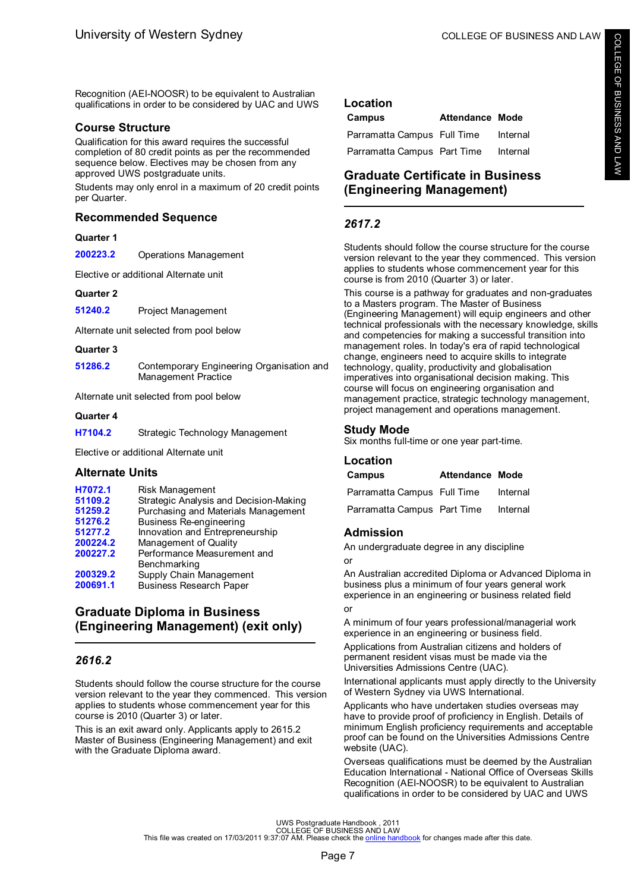Recognition (AEI-NOOSR) to be equivalent to Australian qualifications in order to be considered by UAC and UWS

### Course Structure

Qualification for this award requires the successful completion of 80 credit points as per the recommended sequence below. Electives may be chosen from any approved UWS postgraduate units.

Students may only enrol in a maximum of 20 credit points per Quarter.

### Recommended Sequence

**Quarter 1**

| | |
|---|---|
| 200223.2 | Operations Management |

Elective or additional Alternate unit

**Quarter 2**

| | |
|---|---|
| 51240.2 | Project Management |

Alternate unit selected from pool below

**Quarter 3**

| | |
|---|---|
| 51286.2 | Contemporary Engineering Organisation and Management Practice |

Alternate unit selected from pool below

**Quarter 4**

| | |
|---|---|
| H7104.2 | Strategic Technology Management |

Elective or additional Alternate unit

### Alternate Units

| | |
|---|---|
| H7072.1 | Risk Management |
| 51109.2 | Strategic Analysis and Decision-Making |
| 51259.2 | Purchasing and Materials Management |
| 51276.2 | Business Re-engineering |
| 51277.2 | Innovation and Entrepreneurship |
| 200224.2 | Management of Quality |
| 200227.2 | Performance Measurement and Benchmarking |
| 200329.2 | Supply Chain Management |
| 200691.1 | Business Research Paper |

## Graduate Diploma in Business (Engineering Management) (exit only)

### *2616.2*

Students should follow the course structure for the course version relevant to the year they commenced. This version applies to students whose commencement year for this course is 2010 (Quarter 3) or later.

This is an exit award only. Applicants apply to 2615.2 Master of Business (Engineering Management) and exit with the Graduate Diploma award.

### Location

| Campus | Attendance | Mode |
|---|---|---|
| Parramatta Campus | Full Time | Internal |
| Parramatta Campus | Part Time | Internal |

## Graduate Certificate in Business (Engineering Management)

### *2617.2*

Students should follow the course structure for the course version relevant to the year they commenced. This version applies to students whose commencement year for this course is from 2010 (Quarter 3) or later.

This course is a pathway for graduates and non-graduates to a Masters program. The Master of Business (Engineering Management) will equip engineers and other technical professionals with the necessary knowledge, skills and competencies for making a successful transition into management roles. In today's era of rapid technological change, engineers need to acquire skills to integrate technology, quality, productivity and globalisation imperatives into organisational decision making. This course will focus on engineering organisation and management practice, strategic technology management, project management and operations management.

### Study Mode

Six months full-time or one year part-time.

### Location

| Campus | Attendance | Mode |
|---|---|---|
| Parramatta Campus | Full Time | Internal |
| Parramatta Campus | Part Time | Internal |

### Admission

An undergraduate degree in any discipline

or

An Australian accredited Diploma or Advanced Diploma in business plus a minimum of four years general work experience in an engineering or business related field

or

A minimum of four years professional/managerial work experience in an engineering or business field.

Applications from Australian citizens and holders of permanent resident visas must be made via the Universities Admissions Centre (UAC).

International applicants must apply directly to the University of Western Sydney via UWS International.

Applicants who have undertaken studies overseas may have to provide proof of proficiency in English. Details of minimum English proficiency requirements and acceptable proof can be found on the Universities Admissions Centre website (UAC).

Overseas qualifications must be deemed by the Australian Education International - National Office of Overseas Skills Recognition (AEI-NOOSR) to be equivalent to Australian qualifications in order to be considered by UAC and UWS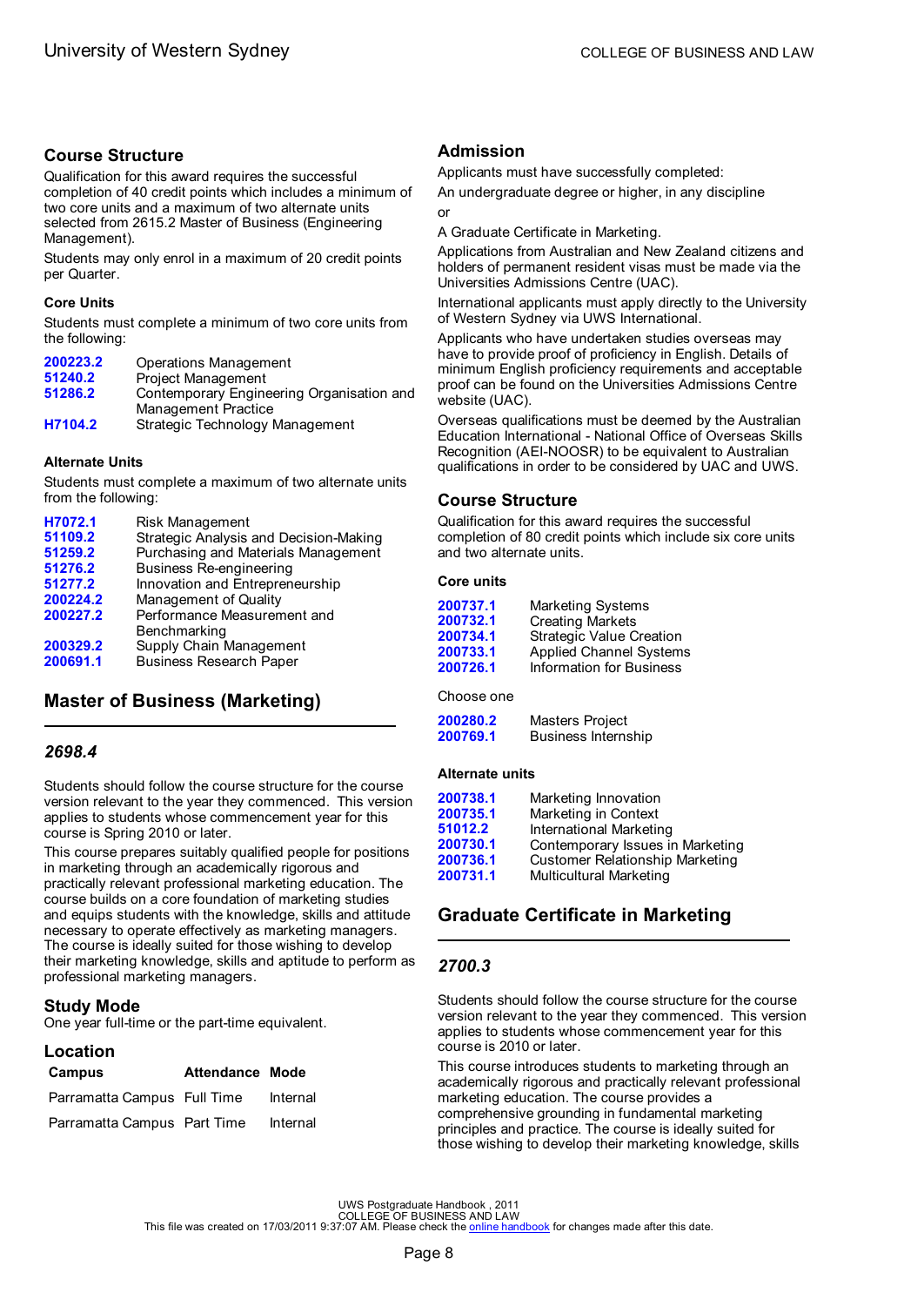### Course Structure

Qualification for this award requires the successful completion of 40 credit points which includes a minimum of two core units and a maximum of two alternate units selected from 2615.2 Master of Business (Engineering Management).

Students may only enrol in a maximum of 20 credit points per Quarter.

#### Core Units

Students must complete a minimum of two core units from the following:

| | |
|---|---|
| 200223.2 | Operations Management |
| 51240.2 | Project Management |
| 51286.2 | Contemporary Engineering Organisation and Management Practice |
| H7104.2 | Strategic Technology Management |

#### Alternate Units

Students must complete a maximum of two alternate units from the following:

| | |
|---|---|
| H7072.1 | Risk Management |
| 51109.2 | Strategic Analysis and Decision-Making |
| 51259.2 | Purchasing and Materials Management |
| 51276.2 | Business Re-engineering |
| 51277.2 | Innovation and Entrepreneurship |
| 200224.2 | Management of Quality |
| 200227.2 | Performance Measurement and Benchmarking |
| 200329.2 | Supply Chain Management |
| 200691.1 | Business Research Paper |

## Master of Business (Marketing)

### *2698.4*

Students should follow the course structure for the course version relevant to the year they commenced. This version applies to students whose commencement year for this course is Spring 2010 or later.

This course prepares suitably qualified people for positions in marketing through an academically rigorous and practically relevant professional marketing education. The course builds on a core foundation of marketing studies and equips students with the knowledge, skills and attitude necessary to operate effectively as marketing managers. The course is ideally suited for those wishing to develop their marketing knowledge, skills and aptitude to perform as professional marketing managers.

### Study Mode

One year full-time or the part-time equivalent.

### Location

| Campus | Attendance | Mode |
|---|---|---|
| Parramatta Campus | Full Time | Internal |
| Parramatta Campus | Part Time | Internal |

### Admission

Applicants must have successfully completed:

An undergraduate degree or higher, in any discipline

or

A Graduate Certificate in Marketing.

Applications from Australian and New Zealand citizens and holders of permanent resident visas must be made via the Universities Admissions Centre (UAC).

International applicants must apply directly to the University of Western Sydney via UWS International.

Applicants who have undertaken studies overseas may have to provide proof of proficiency in English. Details of minimum English proficiency requirements and acceptable proof can be found on the Universities Admissions Centre website (UAC).

Overseas qualifications must be deemed by the Australian Education International - National Office of Overseas Skills Recognition (AEI-NOOSR) to be equivalent to Australian qualifications in order to be considered by UAC and UWS.

### Course Structure

Qualification for this award requires the successful completion of 80 credit points which include six core units and two alternate units.

#### Core units

| | |
|---|---|
| 200737.1 | Marketing Systems |
| 200732.1 | Creating Markets |
| 200734.1 | Strategic Value Creation |
| 200733.1 | Applied Channel Systems |
| 200726.1 | Information for Business |

Choose one

| | |
|---|---|
| 200280.2 | Masters Project |
| 200769.1 | Business Internship |

#### Alternate units

| | |
|---|---|
| 200738.1 | Marketing Innovation |
| 200735.1 | Marketing in Context |
| 51012.2 | International Marketing |
| 200730.1 | Contemporary Issues in Marketing |
| 200736.1 | Customer Relationship Marketing |
| 200731.1 | Multicultural Marketing |

## Graduate Certificate in Marketing

### *2700.3*

Students should follow the course structure for the course version relevant to the year they commenced. This version applies to students whose commencement year for this course is 2010 or later.

This course introduces students to marketing through an academically rigorous and practically relevant professional marketing education. The course provides a comprehensive grounding in fundamental marketing principles and practice. The course is ideally suited for those wishing to develop their marketing knowledge, skills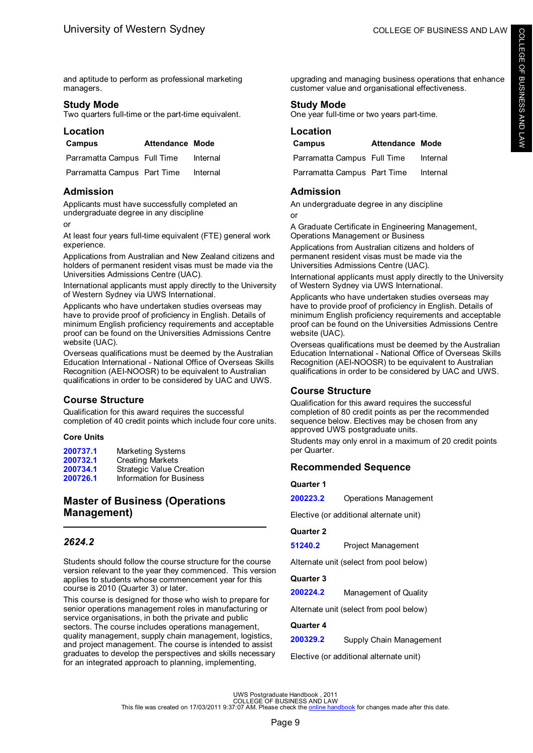and aptitude to perform as professional marketing managers.

### Study Mode

Two quarters full-time or the part-time equivalent.

### Location

| Campus | Attendance | Mode |
|---|---|---|
| Parramatta Campus | Full Time | Internal |
| Parramatta Campus | Part Time | Internal |

### Admission

Applicants must have successfully completed an undergraduate degree in any discipline

or

At least four years full-time equivalent (FTE) general work experience.

Applications from Australian and New Zealand citizens and holders of permanent resident visas must be made via the Universities Admissions Centre (UAC).

International applicants must apply directly to the University of Western Sydney via UWS International.

Applicants who have undertaken studies overseas may have to provide proof of proficiency in English. Details of minimum English proficiency requirements and acceptable proof can be found on the Universities Admissions Centre website (UAC).

Overseas qualifications must be deemed by the Australian Education International - National Office of Overseas Skills Recognition (AEI-NOOSR) to be equivalent to Australian qualifications in order to be considered by UAC and UWS.

### Course Structure

Qualification for this award requires the successful completion of 40 credit points which include four core units.

#### Core Units

| | |
|---|---|
| **200737.1** | Marketing Systems |
| **200732.1** | Creating Markets |
| **200734.1** | Strategic Value Creation |
| **200726.1** | Information for Business |

## Master of Business (Operations Management)

### *2624.2*

Students should follow the course structure for the course version relevant to the year they commenced. This version applies to students whose commencement year for this course is 2010 (Quarter 3) or later.

This course is designed for those who wish to prepare for senior operations management roles in manufacturing or service organisations, in both the private and public sectors. The course includes operations management, quality management, supply chain management, logistics, and project management. The course is intended to assist graduates to develop the perspectives and skills necessary for an integrated approach to planning, implementing, upgrading and managing business operations that enhance customer value and organisational effectiveness.

### Study Mode

One year full-time or two years part-time.

### Location

| Campus | Attendance | Mode |
|---|---|---|
| Parramatta Campus | Full Time | Internal |
| Parramatta Campus | Part Time | Internal |

### Admission

An undergraduate degree in any discipline

or

A Graduate Certificate in Engineering Management, Operations Management or Business

Applications from Australian citizens and holders of permanent resident visas must be made via the Universities Admissions Centre (UAC).

International applicants must apply directly to the University of Western Sydney via UWS International.

Applicants who have undertaken studies overseas may have to provide proof of proficiency in English. Details of minimum English proficiency requirements and acceptable proof can be found on the Universities Admissions Centre website (UAC).

Overseas qualifications must be deemed by the Australian Education International - National Office of Overseas Skills Recognition (AEI-NOOSR) to be equivalent to Australian qualifications in order to be considered by UAC and UWS.

### Course Structure

Qualification for this award requires the successful completion of 80 credit points as per the recommended sequence below. Electives may be chosen from any approved UWS postgraduate units.

Students may only enrol in a maximum of 20 credit points per Quarter.

### Recommended Sequence

#### Quarter 1

**200223.2** Operations Management

Elective (or additional alternate unit)

#### Quarter 2

**51240.2** Project Management

Alternate unit (select from pool below)

#### Quarter 3

**200224.2** Management of Quality

Alternate unit (select from pool below)

#### Quarter 4

**200329.2** Supply Chain Management

Elective (or additional alternate unit)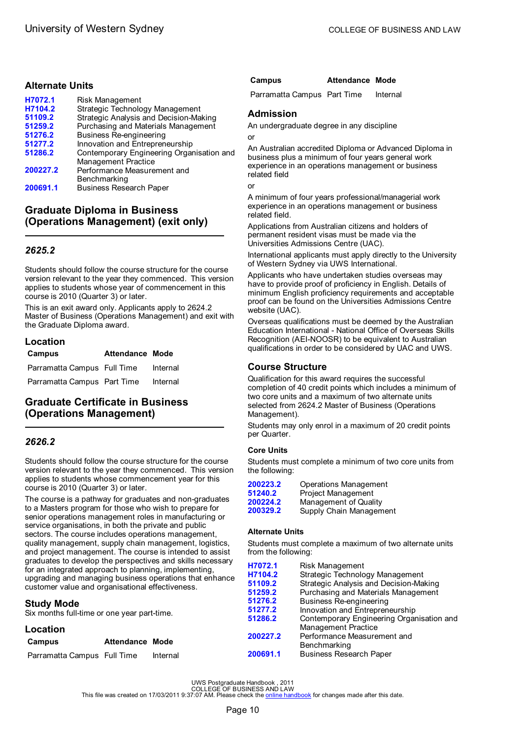### Alternate Units

| | |
|---|---|
| H7072.1 | Risk Management |
| H7104.2 | Strategic Technology Management |
| 51109.2 | Strategic Analysis and Decision-Making |
| 51259.2 | Purchasing and Materials Management |
| 51276.2 | Business Re-engineering |
| 51277.2 | Innovation and Entrepreneurship |
| 51286.2 | Contemporary Engineering Organisation and Management Practice |
| 200227.2 | Performance Measurement and Benchmarking |
| 200691.1 | Business Research Paper |

## Graduate Diploma in Business (Operations Management) (exit only)

### *2625.2*

Students should follow the course structure for the course version relevant to the year they commenced. This version applies to students whose year of commencement in this course is 2010 (Quarter 3) or later.

This is an exit award only. Applicants apply to 2624.2 Master of Business (Operations Management) and exit with the Graduate Diploma award.

### Location

| Campus | Attendance | Mode |
|---|---|---|
| Parramatta Campus | Full Time | Internal |
| Parramatta Campus | Part Time | Internal |

## Graduate Certificate in Business (Operations Management)

### *2626.2*

Students should follow the course structure for the course version relevant to the year they commenced. This version applies to students whose commencement year for this course is 2010 (Quarter 3) or later.

The course is a pathway for graduates and non-graduates to a Masters program for those who wish to prepare for senior operations management roles in manufacturing or service organisations, in both the private and public sectors. The course includes operations management, quality management, supply chain management, logistics, and project management. The course is intended to assist graduates to develop the perspectives and skills necessary for an integrated approach to planning, implementing, upgrading and managing business operations that enhance customer value and organisational effectiveness.

### Study Mode

Six months full-time or one year part-time.

### Location

| Campus | Attendance | Mode |
|---|---|---|
| Parramatta Campus | Full Time | Internal |
| Parramatta Campus | Part Time | Internal |

### Admission

An undergraduate degree in any discipline

or

An Australian accredited Diploma or Advanced Diploma in business plus a minimum of four years general work experience in an operations management or business related field

or

A minimum of four years professional/managerial work experience in an operations management or business related field.

Applications from Australian citizens and holders of permanent resident visas must be made via the Universities Admissions Centre (UAC).

International applicants must apply directly to the University of Western Sydney via UWS International.

Applicants who have undertaken studies overseas may have to provide proof of proficiency in English. Details of minimum English proficiency requirements and acceptable proof can be found on the Universities Admissions Centre website (UAC).

Overseas qualifications must be deemed by the Australian Education International - National Office of Overseas Skills Recognition (AEI-NOOSR) to be equivalent to Australian qualifications in order to be considered by UAC and UWS.

### Course Structure

Qualification for this award requires the successful completion of 40 credit points which includes a minimum of two core units and a maximum of two alternate units selected from 2624.2 Master of Business (Operations Management).

Students may only enrol in a maximum of 20 credit points per Quarter.

#### Core Units

Students must complete a minimum of two core units from the following:

| | |
|---|---|
| 200223.2 | Operations Management |
| 51240.2 | Project Management |
| 200224.2 | Management of Quality |
| 200329.2 | Supply Chain Management |

#### Alternate Units

Students must complete a maximum of two alternate units from the following:

| | |
|---|---|
| H7072.1 | Risk Management |
| H7104.2 | Strategic Technology Management |
| 51109.2 | Strategic Analysis and Decision-Making |
| 51259.2 | Purchasing and Materials Management |
| 51276.2 | Business Re-engineering |
| 51277.2 | Innovation and Entrepreneurship |
| 51286.2 | Contemporary Engineering Organisation and Management Practice |
| 200227.2 | Performance Measurement and Benchmarking |
| 200691.1 | Business Research Paper |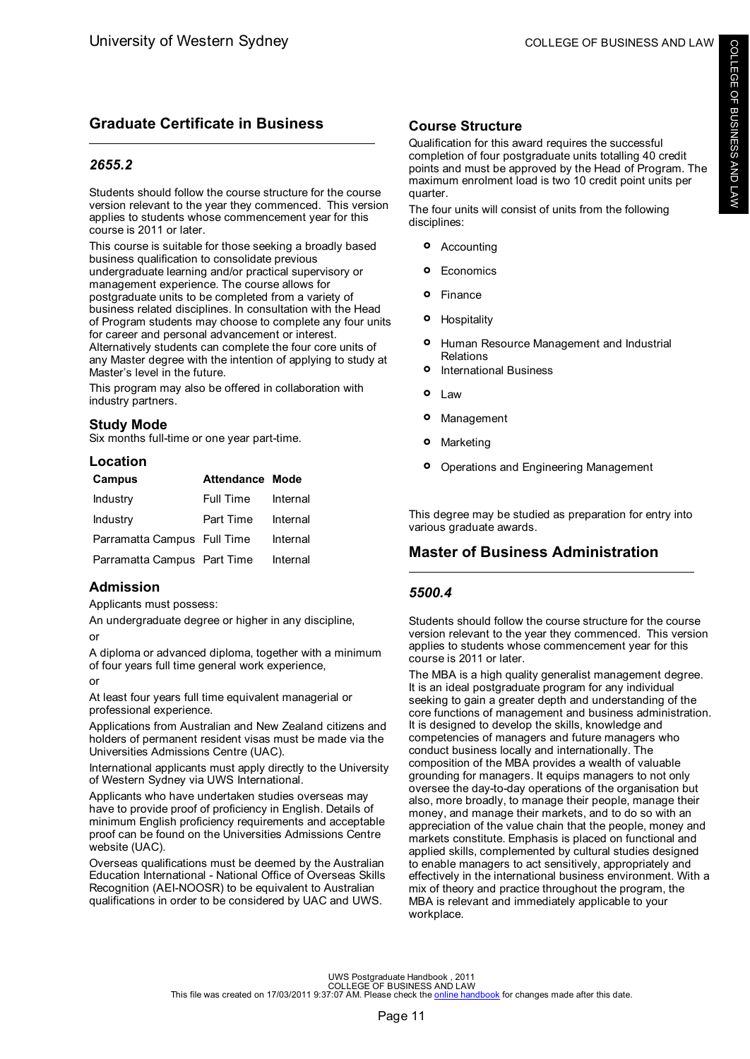## Graduate Certificate in Business

### *2655.2*

Students should follow the course structure for the course version relevant to the year they commenced. This version applies to students whose commencement year for this course is 2011 or later.

This course is suitable for those seeking a broadly based business qualification to consolidate previous undergraduate learning and/or practical supervisory or management experience. The course allows for postgraduate units to be completed from a variety of business related disciplines. In consultation with the Head of Program students may choose to complete any four units for career and personal advancement or interest. Alternatively students can complete the four core units of any Master degree with the intention of applying to study at Master's level in the future.

This program may also be offered in collaboration with industry partners.

### Study Mode

Six months full-time or one year part-time.

### Location

| Campus | Attendance | Mode |
|---|---|---|
| Industry | Full Time | Internal |
| Industry | Part Time | Internal |
| Parramatta Campus | Full Time | Internal |
| Parramatta Campus | Part Time | Internal |

### Admission

Applicants must possess:

An undergraduate degree or higher in any discipline,

or

A diploma or advanced diploma, together with a minimum of four years full time general work experience,

or

At least four years full time equivalent managerial or professional experience.

Applications from Australian and New Zealand citizens and holders of permanent resident visas must be made via the Universities Admissions Centre (UAC).

International applicants must apply directly to the University of Western Sydney via UWS International.

Applicants who have undertaken studies overseas may have to provide proof of proficiency in English. Details of minimum English proficiency requirements and acceptable proof can be found on the Universities Admissions Centre website (UAC).

Overseas qualifications must be deemed by the Australian Education International - National Office of Overseas Skills Recognition (AEI-NOOSR) to be equivalent to Australian qualifications in order to be considered by UAC and UWS.

### Course Structure

Qualification for this award requires the successful completion of four postgraduate units totalling 40 credit points and must be approved by the Head of Program. The maximum enrolment load is two 10 credit point units per quarter.

The four units will consist of units from the following disciplines:

- Accounting
- Economics
- Finance
- Hospitality
- Human Resource Management and Industrial Relations
- International Business
- Law
- Management
- Marketing
- Operations and Engineering Management

This degree may be studied as preparation for entry into various graduate awards.

## Master of Business Administration

### *5500.4*

Students should follow the course structure for the course version relevant to the year they commenced. This version applies to students whose commencement year for this course is 2011 or later.

The MBA is a high quality generalist management degree. It is an ideal postgraduate program for any individual seeking to gain a greater depth and understanding of the core functions of management and business administration. It is designed to develop the skills, knowledge and competencies of managers and future managers who conduct business locally and internationally. The composition of the MBA provides a wealth of valuable grounding for managers. It equips managers to not only oversee the day-to-day operations of the organisation but also, more broadly, to manage their people, manage their money, and manage their markets, and to do so with an appreciation of the value chain that the people, money and markets constitute. Emphasis is placed on functional and applied skills, complemented by cultural studies designed to enable managers to act sensitively, appropriately and effectively in the international business environment. With a mix of theory and practice throughout the program, the MBA is relevant and immediately applicable to your workplace.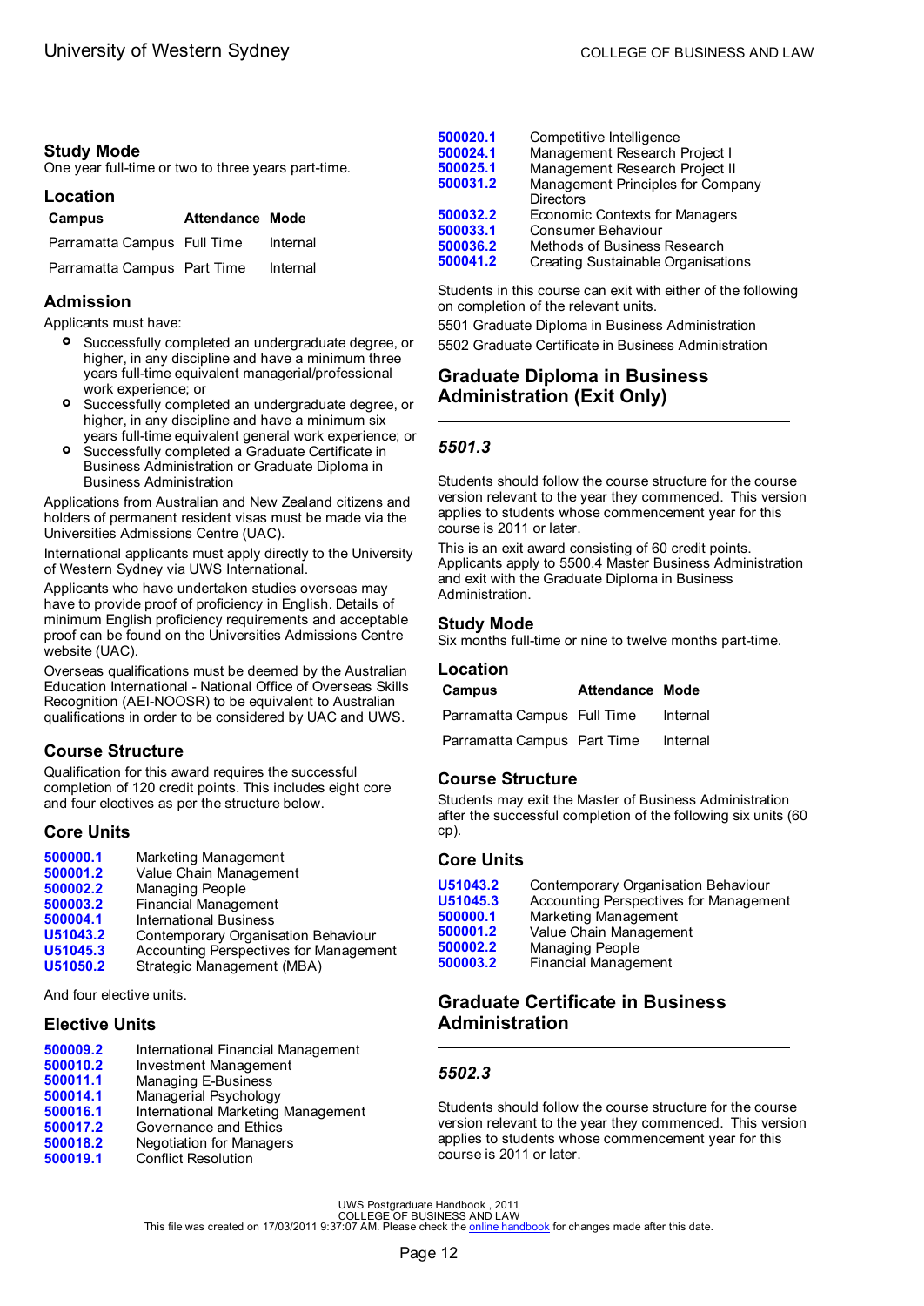### Study Mode

One year full-time or two to three years part-time.

### Location

| Campus | Attendance | Mode |
|---|---|---|
| Parramatta Campus | Full Time | Internal |
| Parramatta Campus | Part Time | Internal |

### Admission

Applicants must have:

- Successfully completed an undergraduate degree, or higher, in any discipline and have a minimum three years full-time equivalent managerial/professional work experience; or
- Successfully completed an undergraduate degree, or higher, in any discipline and have a minimum six years full-time equivalent general work experience; or
- Successfully completed a Graduate Certificate in Business Administration or Graduate Diploma in Business Administration

Applications from Australian and New Zealand citizens and holders of permanent resident visas must be made via the Universities Admissions Centre (UAC).

International applicants must apply directly to the University of Western Sydney via UWS International.

Applicants who have undertaken studies overseas may have to provide proof of proficiency in English. Details of minimum English proficiency requirements and acceptable proof can be found on the Universities Admissions Centre website (UAC).

Overseas qualifications must be deemed by the Australian Education International - National Office of Overseas Skills Recognition (AEI-NOOSR) to be equivalent to Australian qualifications in order to be considered by UAC and UWS.

### Course Structure

Qualification for this award requires the successful completion of 120 credit points. This includes eight core and four electives as per the structure below.

### Core Units

| | |
|---|---|
| 500000.1 | Marketing Management |
| 500001.2 | Value Chain Management |
| 500002.2 | Managing People |
| 500003.2 | Financial Management |
| 500004.1 | International Business |
| U51043.2 | Contemporary Organisation Behaviour |
| U51045.3 | Accounting Perspectives for Management |
| U51050.2 | Strategic Management (MBA) |

And four elective units.

### Elective Units

| | |
|---|---|
| 500009.2 | International Financial Management |
| 500010.2 | Investment Management |
| 500011.1 | Managing E-Business |
| 500014.1 | Managerial Psychology |
| 500016.1 | International Marketing Management |
| 500017.2 | Governance and Ethics |
| 500018.2 | Negotiation for Managers |
| 500019.1 | Conflict Resolution |
| 500020.1 | Competitive Intelligence |
| 500024.1 | Management Research Project I |
| 500025.1 | Management Research Project II |
| 500031.2 | Management Principles for Company Directors |
| 500032.2 | Economic Contexts for Managers |
| 500033.1 | Consumer Behaviour |
| 500036.2 | Methods of Business Research |
| 500041.2 | Creating Sustainable Organisations |

Students in this course can exit with either of the following on completion of the relevant units.

5501 Graduate Diploma in Business Administration

5502 Graduate Certificate in Business Administration

## Graduate Diploma in Business Administration (Exit Only)

### *5501.3*

Students should follow the course structure for the course version relevant to the year they commenced. This version applies to students whose commencement year for this course is 2011 or later.

This is an exit award consisting of 60 credit points. Applicants apply to 5500.4 Master Business Administration and exit with the Graduate Diploma in Business Administration.

### Study Mode

Six months full-time or nine to twelve months part-time.

### Location

| Campus | Attendance | Mode |
|---|---|---|
| Parramatta Campus | Full Time | Internal |
| Parramatta Campus | Part Time | Internal |

### Course Structure

Students may exit the Master of Business Administration after the successful completion of the following six units (60 cp).

### Core Units

| | |
|---|---|
| U51043.2 | Contemporary Organisation Behaviour |
| U51045.3 | Accounting Perspectives for Management |
| 500000.1 | Marketing Management |
| 500001.2 | Value Chain Management |
| 500002.2 | Managing People |
| 500003.2 | Financial Management |

## Graduate Certificate in Business Administration

### *5502.3*

Students should follow the course structure for the course version relevant to the year they commenced. This version applies to students whose commencement year for this course is 2011 or later.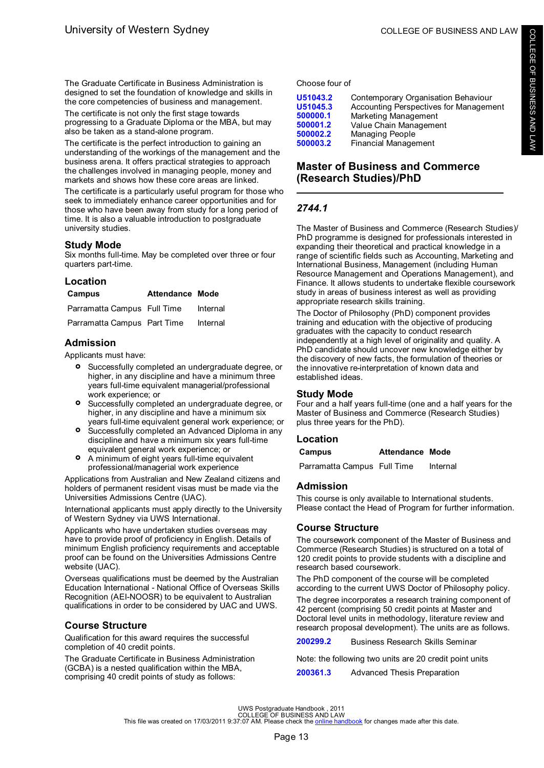The Graduate Certificate in Business Administration is designed to set the foundation of knowledge and skills in the core competencies of business and management.

The certificate is not only the first stage towards progressing to a Graduate Diploma or the MBA, but may also be taken as a stand-alone program.

The certificate is the perfect introduction to gaining an understanding of the workings of the management and the business arena. It offers practical strategies to approach the challenges involved in managing people, money and markets and shows how these core areas are linked.

The certificate is a particularly useful program for those who seek to immediately enhance career opportunities and for those who have been away from study for a long period of time. It is also a valuable introduction to postgraduate university studies.

### Study Mode

Six months full-time. May be completed over three or four quarters part-time.

### Location

| Campus | Attendance | Mode |
|---|---|---|
| Parramatta Campus | Full Time | Internal |
| Parramatta Campus | Part Time | Internal |

### Admission

Applicants must have:

- Successfully completed an undergraduate degree, or higher, in any discipline and have a minimum three years full-time equivalent managerial/professional work experience; or
- Successfully completed an undergraduate degree, or higher, in any discipline and have a minimum six years full-time equivalent general work experience; or
- Successfully completed an Advanced Diploma in any discipline and have a minimum six years full-time equivalent general work experience; or
- A minimum of eight years full-time equivalent professional/managerial work experience

Applications from Australian and New Zealand citizens and holders of permanent resident visas must be made via the Universities Admissions Centre (UAC).

International applicants must apply directly to the University of Western Sydney via UWS International.

Applicants who have undertaken studies overseas may have to provide proof of proficiency in English. Details of minimum English proficiency requirements and acceptable proof can be found on the Universities Admissions Centre website (UAC).

Overseas qualifications must be deemed by the Australian Education International - National Office of Overseas Skills Recognition (AEI-NOOSR) to be equivalent to Australian qualifications in order to be considered by UAC and UWS.

### Course Structure

Qualification for this award requires the successful completion of 40 credit points.

The Graduate Certificate in Business Administration (GCBA) is a nested qualification within the MBA, comprising 40 credit points of study as follows:

Choose four of

| | |
|---|---|
| U51043.2 | Contemporary Organisation Behaviour |
| U51045.3 | Accounting Perspectives for Management |
| 500000.1 | Marketing Management |
| 500001.2 | Value Chain Management |
| 500002.2 | Managing People |
| 500003.2 | Financial Management |

## Master of Business and Commerce (Research Studies)/PhD

### *2744.1*

The Master of Business and Commerce (Research Studies)/ PhD programme is designed for professionals interested in expanding their theoretical and practical knowledge in a range of scientific fields such as Accounting, Marketing and International Business, Management (including Human Resource Management and Operations Management), and Finance. It allows students to undertake flexible coursework study in areas of business interest as well as providing appropriate research skills training.

The Doctor of Philosophy (PhD) component provides training and education with the objective of producing graduates with the capacity to conduct research independently at a high level of originality and quality. A PhD candidate should uncover new knowledge either by the discovery of new facts, the formulation of theories or the innovative re-interpretation of known data and established ideas.

### Study Mode

Four and a half years full-time (one and a half years for the Master of Business and Commerce (Research Studies) plus three years for the PhD).

### Location

| Campus | Attendance | Mode |
|---|---|---|
| Parramatta Campus | Full Time | Internal |

### Admission

This course is only available to International students. Please contact the Head of Program for further information.

### Course Structure

The coursework component of the Master of Business and Commerce (Research Studies) is structured on a total of 120 credit points to provide students with a discipline and research based coursework.

The PhD component of the course will be completed according to the current UWS Doctor of Philosophy policy.

The degree incorporates a research training component of 42 percent (comprising 50 credit points at Master and Doctoral level units in methodology, literature review and research proposal development). The units are as follows.

| | |
|---|---|
| 200299.2 | Business Research Skills Seminar |

Note: the following two units are 20 credit point units

| | |
|---|---|
| 200361.3 | Advanced Thesis Preparation |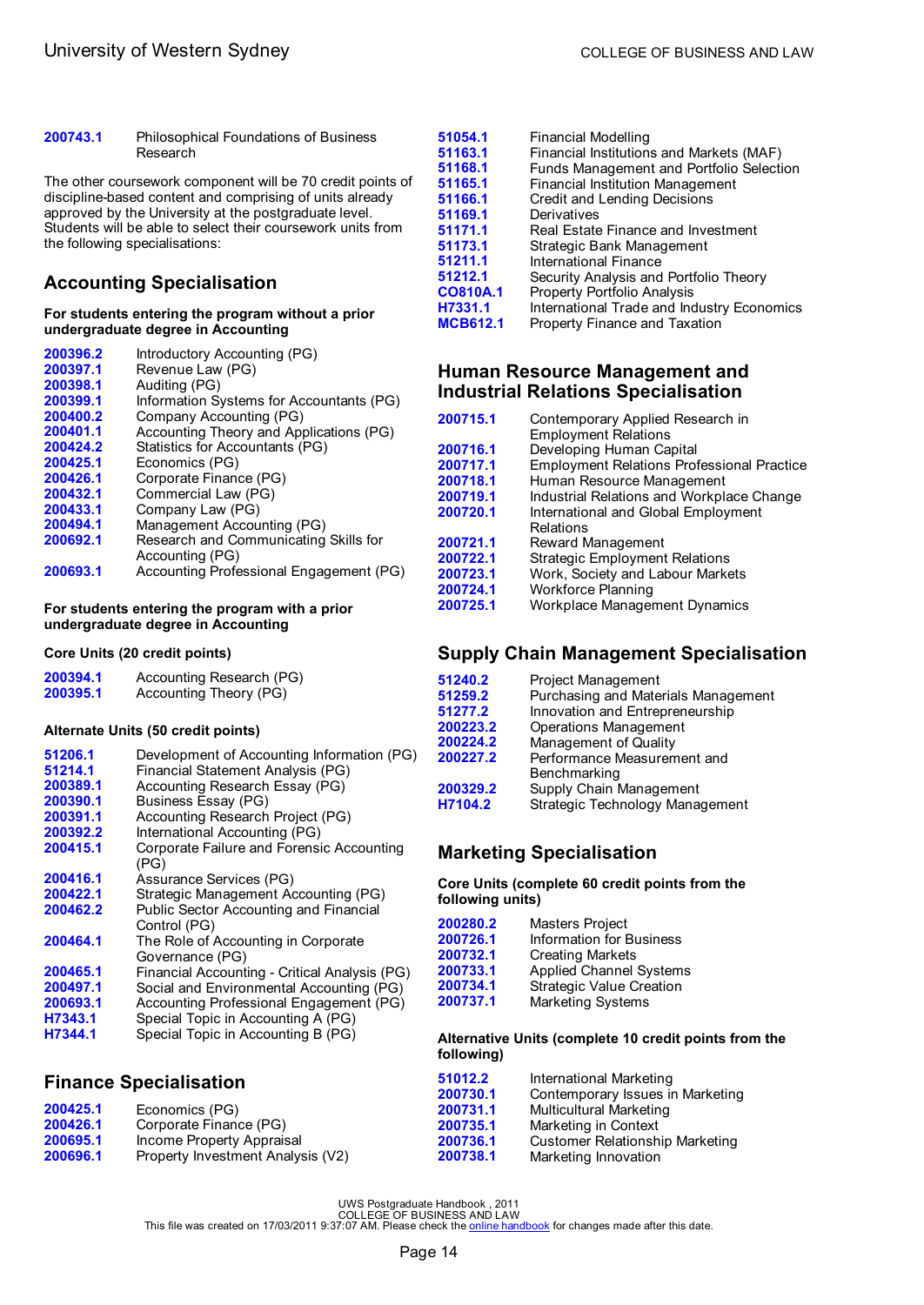| | |
|---|---|
| 200743.1 | Philosophical Foundations of Business Research |

The other coursework component will be 70 credit points of discipline-based content and comprising of units already approved by the University at the postgraduate level. Students will be able to select their coursework units from the following specialisations:

## Accounting Specialisation

**For students entering the program without a prior undergraduate degree in Accounting**

| | |
|---|---|
| 200396.2 | Introductory Accounting (PG) |
| 200397.1 | Revenue Law (PG) |
| 200398.1 | Auditing (PG) |
| 200399.1 | Information Systems for Accountants (PG) |
| 200400.2 | Company Accounting (PG) |
| 200401.1 | Accounting Theory and Applications (PG) |
| 200424.2 | Statistics for Accountants (PG) |
| 200425.1 | Economics (PG) |
| 200426.1 | Corporate Finance (PG) |
| 200432.1 | Commercial Law (PG) |
| 200433.1 | Company Law (PG) |
| 200494.1 | Management Accounting (PG) |
| 200692.1 | Research and Communicating Skills for Accounting (PG) |
| 200693.1 | Accounting Professional Engagement (PG) |

**For students entering the program with a prior undergraduate degree in Accounting**

**Core Units (20 credit points)**

| | |
|---|---|
| 200394.1 | Accounting Research (PG) |
| 200395.1 | Accounting Theory (PG) |

**Alternate Units (50 credit points)**

| | |
|---|---|
| 51206.1 | Development of Accounting Information (PG) |
| 51214.1 | Financial Statement Analysis (PG) |
| 200389.1 | Accounting Research Essay (PG) |
| 200390.1 | Business Essay (PG) |
| 200391.1 | Accounting Research Project (PG) |
| 200392.2 | International Accounting (PG) |
| 200415.1 | Corporate Failure and Forensic Accounting (PG) |
| 200416.1 | Assurance Services (PG) |
| 200422.1 | Strategic Management Accounting (PG) |
| 200462.2 | Public Sector Accounting and Financial Control (PG) |
| 200464.1 | The Role of Accounting in Corporate Governance (PG) |
| 200465.1 | Financial Accounting - Critical Analysis (PG) |
| 200497.1 | Social and Environmental Accounting (PG) |
| 200693.1 | Accounting Professional Engagement (PG) |
| H7343.1 | Special Topic in Accounting A (PG) |
| H7344.1 | Special Topic in Accounting B (PG) |

## Finance Specialisation

| | |
|---|---|
| 200425.1 | Economics (PG) |
| 200426.1 | Corporate Finance (PG) |
| 200695.1 | Income Property Appraisal |
| 200696.1 | Property Investment Analysis (V2) |
| 51054.1 | Financial Modelling |
| 51163.1 | Financial Institutions and Markets (MAF) |
| 51168.1 | Funds Management and Portfolio Selection |
| 51165.1 | Financial Institution Management |
| 51166.1 | Credit and Lending Decisions |
| 51169.1 | Derivatives |
| 51171.1 | Real Estate Finance and Investment |
| 51173.1 | Strategic Bank Management |
| 51211.1 | International Finance |
| 51212.1 | Security Analysis and Portfolio Theory |
| CO810A.1 | Property Portfolio Analysis |
| H7331.1 | International Trade and Industry Economics |
| MCB612.1 | Property Finance and Taxation |

## Human Resource Management and Industrial Relations Specialisation

| | |
|---|---|
| 200715.1 | Contemporary Applied Research in Employment Relations |
| 200716.1 | Developing Human Capital |
| 200717.1 | Employment Relations Professional Practice |
| 200718.1 | Human Resource Management |
| 200719.1 | Industrial Relations and Workplace Change |
| 200720.1 | International and Global Employment Relations |
| 200721.1 | Reward Management |
| 200722.1 | Strategic Employment Relations |
| 200723.1 | Work, Society and Labour Markets |
| 200724.1 | Workforce Planning |
| 200725.1 | Workplace Management Dynamics |

## Supply Chain Management Specialisation

| | |
|---|---|
| 51240.2 | Project Management |
| 51259.2 | Purchasing and Materials Management |
| 51277.2 | Innovation and Entrepreneurship |
| 200223.2 | Operations Management |
| 200224.2 | Management of Quality |
| 200227.2 | Performance Measurement and Benchmarking |
| 200329.2 | Supply Chain Management |
| H7104.2 | Strategic Technology Management |

## Marketing Specialisation

**Core Units (complete 60 credit points from the following units)**

| | |
|---|---|
| 200280.2 | Masters Project |
| 200726.1 | Information for Business |
| 200732.1 | Creating Markets |
| 200733.1 | Applied Channel Systems |
| 200734.1 | Strategic Value Creation |
| 200737.1 | Marketing Systems |

**Alternative Units (complete 10 credit points from the following)**

| | |
|---|---|
| 51012.2 | International Marketing |
| 200730.1 | Contemporary Issues in Marketing |
| 200731.1 | Multicultural Marketing |
| 200735.1 | Marketing in Context |
| 200736.1 | Customer Relationship Marketing |
| 200738.1 | Marketing Innovation |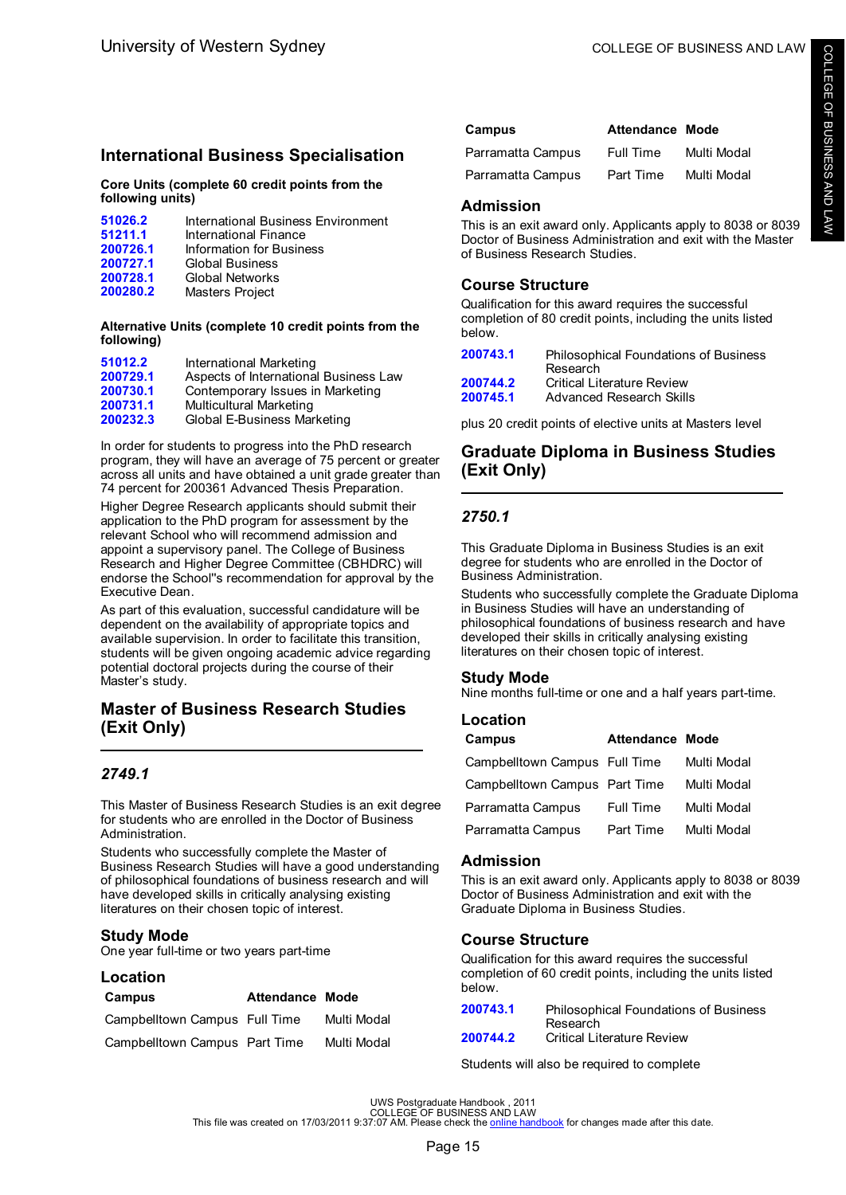## International Business Specialisation

**Core Units (complete 60 credit points from the following units)**

| | |
|---|---|
| 51026.2 | International Business Environment |
| 51211.1 | International Finance |
| 200726.1 | Information for Business |
| 200727.1 | Global Business |
| 200728.1 | Global Networks |
| 200280.2 | Masters Project |

**Alternative Units (complete 10 credit points from the following)**

| | |
|---|---|
| 51012.2 | International Marketing |
| 200729.1 | Aspects of International Business Law |
| 200730.1 | Contemporary Issues in Marketing |
| 200731.1 | Multicultural Marketing |
| 200232.3 | Global E-Business Marketing |

In order for students to progress into the PhD research program, they will have an average of 75 percent or greater across all units and have obtained a unit grade greater than 74 percent for 200361 Advanced Thesis Preparation.

Higher Degree Research applicants should submit their application to the PhD program for assessment by the relevant School who will recommend admission and appoint a supervisory panel. The College of Business Research and Higher Degree Committee (CBHDRC) will endorse the School''s recommendation for approval by the Executive Dean.

As part of this evaluation, successful candidature will be dependent on the availability of appropriate topics and available supervision. In order to facilitate this transition, students will be given ongoing academic advice regarding potential doctoral projects during the course of their Master's study.

## Master of Business Research Studies (Exit Only)

### *2749.1*

This Master of Business Research Studies is an exit degree for students who are enrolled in the Doctor of Business Administration.

Students who successfully complete the Master of Business Research Studies will have a good understanding of philosophical foundations of business research and will have developed skills in critically analysing existing literatures on their chosen topic of interest.

### Study Mode

One year full-time or two years part-time

### Location

| Campus | Attendance | Mode |
|---|---|---|
| Campbelltown Campus | Full Time | Multi Modal |
| Campbelltown Campus | Part Time | Multi Modal |
| Parramatta Campus | Full Time | Multi Modal |
| Parramatta Campus | Part Time | Multi Modal |

### Admission

This is an exit award only. Applicants apply to 8038 or 8039 Doctor of Business Administration and exit with the Master of Business Research Studies.

### Course Structure

Qualification for this award requires the successful completion of 80 credit points, including the units listed below.

| | |
|---|---|
| 200743.1 | Philosophical Foundations of Business Research |
| 200744.2 | Critical Literature Review |
| 200745.1 | Advanced Research Skills |

plus 20 credit points of elective units at Masters level

## Graduate Diploma in Business Studies (Exit Only)

### *2750.1*

This Graduate Diploma in Business Studies is an exit degree for students who are enrolled in the Doctor of Business Administration.

Students who successfully complete the Graduate Diploma in Business Studies will have an understanding of philosophical foundations of business research and have developed their skills in critically analysing existing literatures on their chosen topic of interest.

### Study Mode

Nine months full-time or one and a half years part-time.

### Location

| Campus | Attendance | Mode |
|---|---|---|
| Campbelltown Campus | Full Time | Multi Modal |
| Campbelltown Campus | Part Time | Multi Modal |
| Parramatta Campus | Full Time | Multi Modal |
| Parramatta Campus | Part Time | Multi Modal |

### Admission

This is an exit award only. Applicants apply to 8038 or 8039 Doctor of Business Administration and exit with the Graduate Diploma in Business Studies.

### Course Structure

Qualification for this award requires the successful completion of 60 credit points, including the units listed below.

| | |
|---|---|
| 200743.1 | Philosophical Foundations of Business Research |
| 200744.2 | Critical Literature Review |

Students will also be required to complete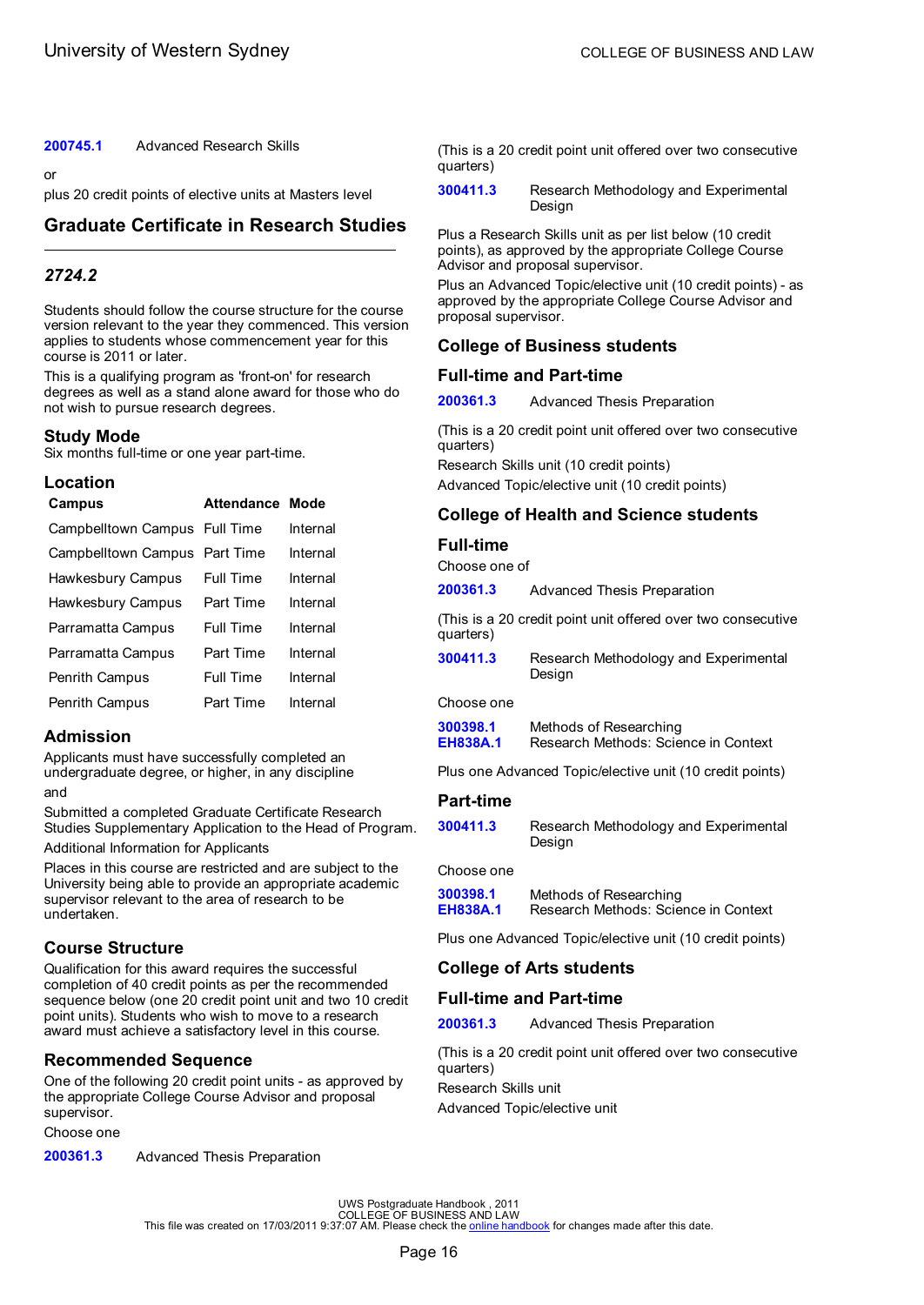**200745.1** Advanced Research Skills

or

plus 20 credit points of elective units at Masters level

## Graduate Certificate in Research Studies

### *2724.2*

Students should follow the course structure for the course version relevant to the year they commenced. This version applies to students whose commencement year for this course is 2011 or later.

This is a qualifying program as 'front-on' for research degrees as well as a stand alone award for those who do not wish to pursue research degrees.

### Study Mode

Six months full-time or one year part-time.

### Location

| Campus | Attendance | Mode |
|---|---|---|
| Campbelltown Campus | Full Time | Internal |
| Campbelltown Campus | Part Time | Internal |
| Hawkesbury Campus | Full Time | Internal |
| Hawkesbury Campus | Part Time | Internal |
| Parramatta Campus | Full Time | Internal |
| Parramatta Campus | Part Time | Internal |
| Penrith Campus | Full Time | Internal |
| Penrith Campus | Part Time | Internal |

### Admission

Applicants must have successfully completed an undergraduate degree, or higher, in any discipline

and

Submitted a completed Graduate Certificate Research Studies Supplementary Application to the Head of Program.

Additional Information for Applicants

Places in this course are restricted and are subject to the University being able to provide an appropriate academic supervisor relevant to the area of research to be undertaken.

### Course Structure

Qualification for this award requires the successful completion of 40 credit points as per the recommended sequence below (one 20 credit point unit and two 10 credit point units). Students who wish to move to a research award must achieve a satisfactory level in this course.

### Recommended Sequence

One of the following 20 credit point units - as approved by the appropriate College Course Advisor and proposal supervisor.

Choose one

**200361.3** Advanced Thesis Preparation

(This is a 20 credit point unit offered over two consecutive quarters)

**300411.3** Research Methodology and Experimental Design

Plus a Research Skills unit as per list below (10 credit points), as approved by the appropriate College Course Advisor and proposal supervisor.

Plus an Advanced Topic/elective unit (10 credit points) - as approved by the appropriate College Course Advisor and proposal supervisor.

### College of Business students

### Full-time and Part-time

**200361.3** Advanced Thesis Preparation

(This is a 20 credit point unit offered over two consecutive quarters)

Research Skills unit (10 credit points)

Advanced Topic/elective unit (10 credit points)

### College of Health and Science students

### Full-time

Choose one of

**200361.3** Advanced Thesis Preparation

(This is a 20 credit point unit offered over two consecutive quarters)

**300411.3** Research Methodology and Experimental Design

Choose one

**300398.1** Methods of Researching
**EH838A.1** Research Methods: Science in Context

Plus one Advanced Topic/elective unit (10 credit points)

### Part-time

**300411.3** Research Methodology and Experimental Design

Choose one

**300398.1** Methods of Researching
**EH838A.1** Research Methods: Science in Context

Plus one Advanced Topic/elective unit (10 credit points)

### College of Arts students

### Full-time and Part-time

**200361.3** Advanced Thesis Preparation

(This is a 20 credit point unit offered over two consecutive quarters)

Research Skills unit

Advanced Topic/elective unit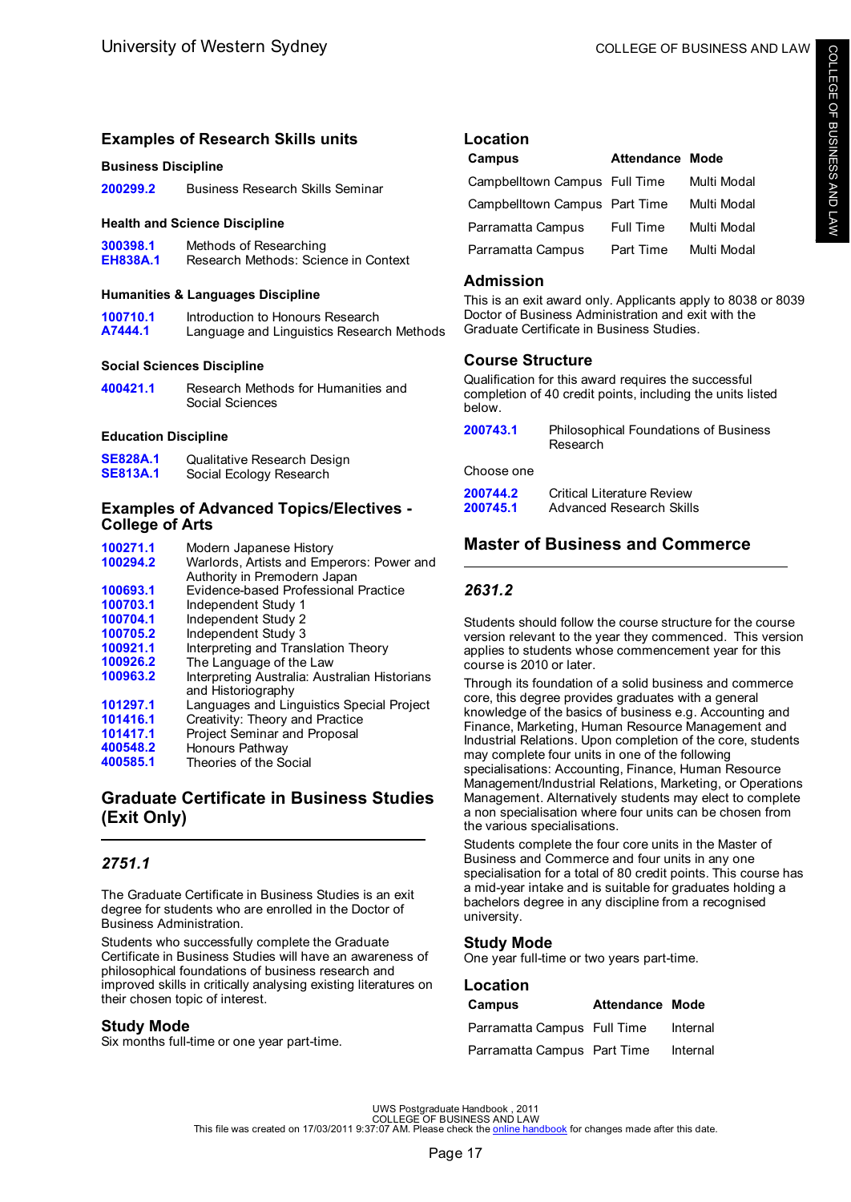## Examples of Research Skills units

### Business Discipline

| | |
|---|---|
| 200299.2 | Business Research Skills Seminar |

### Health and Science Discipline

| | |
|---|---|
| 300398.1 | Methods of Researching |
| EH838A.1 | Research Methods: Science in Context |

### Humanities & Languages Discipline

| | |
|---|---|
| 100710.1 | Introduction to Honours Research |
| A7444.1 | Language and Linguistics Research Methods |

### Social Sciences Discipline

| | |
|---|---|
| 400421.1 | Research Methods for Humanities and Social Sciences |

### Education Discipline

| | |
|---|---|
| SE828A.1 | Qualitative Research Design |
| SE813A.1 | Social Ecology Research |

## Examples of Advanced Topics/Electives - College of Arts

| | |
|---|---|
| 100271.1 | Modern Japanese History |
| 100294.2 | Warlords, Artists and Emperors: Power and Authority in Premodern Japan |
| 100693.1 | Evidence-based Professional Practice |
| 100703.1 | Independent Study 1 |
| 100704.1 | Independent Study 2 |
| 100705.2 | Independent Study 3 |
| 100921.1 | Interpreting and Translation Theory |
| 100926.2 | The Language of the Law |
| 100963.2 | Interpreting Australia: Australian Historians and Historiography |
| 101297.1 | Languages and Linguistics Special Project |
| 101416.1 | Creativity: Theory and Practice |
| 101417.1 | Project Seminar and Proposal |
| 400548.2 | Honours Pathway |
| 400585.1 | Theories of the Social |

# Graduate Certificate in Business Studies (Exit Only)

### *2751.1*

The Graduate Certificate in Business Studies is an exit degree for students who are enrolled in the Doctor of Business Administration.

Students who successfully complete the Graduate Certificate in Business Studies will have an awareness of philosophical foundations of business research and improved skills in critically analysing existing literatures on their chosen topic of interest.

## Study Mode

Six months full-time or one year part-time.

## Location

| Campus | Attendance | Mode |
|---|---|---|
| Campbelltown Campus | Full Time | Multi Modal |
| Campbelltown Campus | Part Time | Multi Modal |
| Parramatta Campus | Full Time | Multi Modal |
| Parramatta Campus | Part Time | Multi Modal |

## Admission

This is an exit award only. Applicants apply to 8038 or 8039 Doctor of Business Administration and exit with the Graduate Certificate in Business Studies.

## Course Structure

Qualification for this award requires the successful completion of 40 credit points, including the units listed below.

| | |
|---|---|
| 200743.1 | Philosophical Foundations of Business Research |

Choose one

| | |
|---|---|
| 200744.2 | Critical Literature Review |
| 200745.1 | Advanced Research Skills |

# Master of Business and Commerce

### *2631.2*

Students should follow the course structure for the course version relevant to the year they commenced. This version applies to students whose commencement year for this course is 2010 or later.

Through its foundation of a solid business and commerce core, this degree provides graduates with a general knowledge of the basics of business e.g. Accounting and Finance, Marketing, Human Resource Management and Industrial Relations. Upon completion of the core, students may complete four units in one of the following specialisations: Accounting, Finance, Human Resource Management/Industrial Relations, Marketing, or Operations Management. Alternatively students may elect to complete a non specialisation where four units can be chosen from the various specialisations.

Students complete the four core units in the Master of Business and Commerce and four units in any one specialisation for a total of 80 credit points. This course has a mid-year intake and is suitable for graduates holding a bachelors degree in any discipline from a recognised university.

## Study Mode

One year full-time or two years part-time.

## Location

| Campus | Attendance | Mode |
|---|---|---|
| Parramatta Campus | Full Time | Internal |
| Parramatta Campus | Part Time | Internal |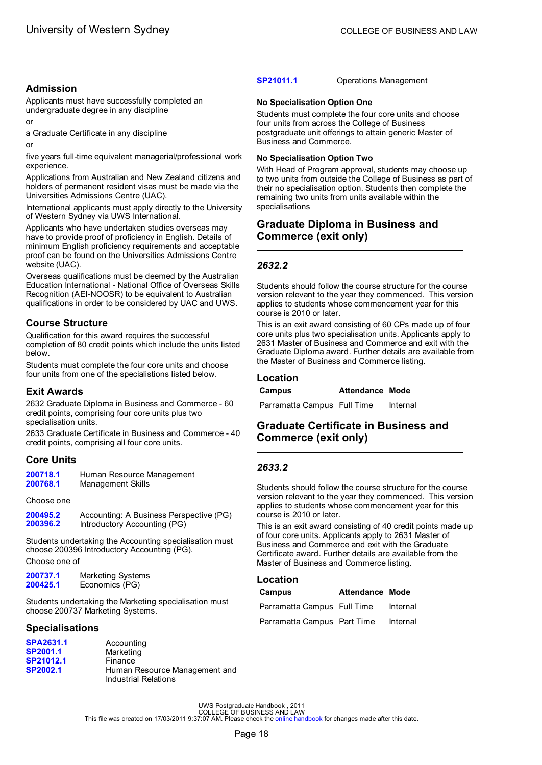### Admission

Applicants must have successfully completed an undergraduate degree in any discipline

or

a Graduate Certificate in any discipline

or

five years full-time equivalent managerial/professional work experience.

Applications from Australian and New Zealand citizens and holders of permanent resident visas must be made via the Universities Admissions Centre (UAC).

International applicants must apply directly to the University of Western Sydney via UWS International.

Applicants who have undertaken studies overseas may have to provide proof of proficiency in English. Details of minimum English proficiency requirements and acceptable proof can be found on the Universities Admissions Centre website (UAC).

Overseas qualifications must be deemed by the Australian Education International - National Office of Overseas Skills Recognition (AEI-NOOSR) to be equivalent to Australian qualifications in order to be considered by UAC and UWS.

### Course Structure

Qualification for this award requires the successful completion of 80 credit points which include the units listed below.

Students must complete the four core units and choose four units from one of the specialistions listed below.

### Exit Awards

2632 Graduate Diploma in Business and Commerce - 60 credit points, comprising four core units plus two specialisation units.

2633 Graduate Certificate in Business and Commerce - 40 credit points, comprising all four core units.

### Core Units

| | |
|---|---|
| **200718.1** | Human Resource Management |
| **200768.1** | Management Skills |

Choose one

| | |
|---|---|
| **200495.2** | Accounting: A Business Perspective (PG) |
| **200396.2** | Introductory Accounting (PG) |

Students undertaking the Accounting specialisation must choose 200396 Introductory Accounting (PG).

Choose one of

| | |
|---|---|
| **200737.1** | Marketing Systems |
| **200425.1** | Economics (PG) |

Students undertaking the Marketing specialisation must choose 200737 Marketing Systems.

### Specialisations

| | |
|---|---|
| **SPA2631.1** | Accounting |
| **SP2001.1** | Marketing |
| **SP21012.1** | Finance |
| **SP2002.1** | Human Resource Management and Industrial Relations |
| **SP21011.1** | Operations Management |

#### No Specialisation Option One

Students must complete the four core units and choose four units from across the College of Business postgraduate unit offerings to attain generic Master of Business and Commerce.

#### No Specialisation Option Two

With Head of Program approval, students may choose up to two units from outside the College of Business as part of their no specialisation option. Students then complete the remaining two units from units available within the specialisations

## Graduate Diploma in Business and Commerce (exit only)

### *2632.2*

Students should follow the course structure for the course version relevant to the year they commenced. This version applies to students whose commencement year for this course is 2010 or later.

This is an exit award consisting of 60 CPs made up of four core units plus two specialisation units. Applicants apply to 2631 Master of Business and Commerce and exit with the Graduate Diploma award. Further details are available from the Master of Business and Commerce listing.

### Location

| Campus | Attendance | Mode |
|---|---|---|
| Parramatta Campus | Full Time | Internal |

## Graduate Certificate in Business and Commerce (exit only)

### *2633.2*

Students should follow the course structure for the course version relevant to the year they commenced. This version applies to students whose commencement year for this course is 2010 or later.

This is an exit award consisting of 40 credit points made up of four core units. Applicants apply to 2631 Master of Business and Commerce and exit with the Graduate Certificate award. Further details are available from the Master of Business and Commerce listing.

### Location

| Campus | Attendance | Mode |
|---|---|---|
| Parramatta Campus | Full Time | Internal |
| Parramatta Campus | Part Time | Internal |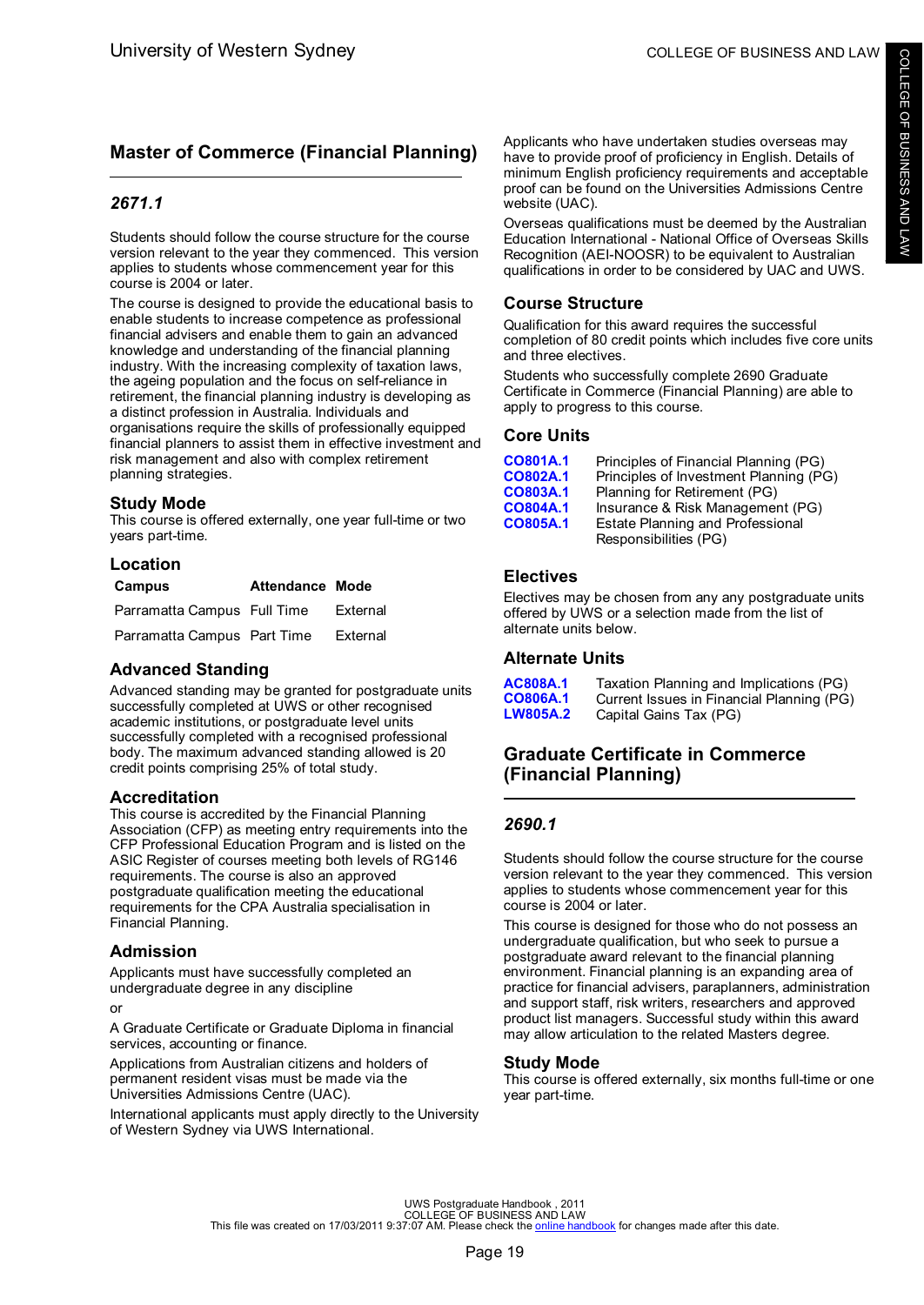## Master of Commerce (Financial Planning)

### *2671.1*

Students should follow the course structure for the course version relevant to the year they commenced. This version applies to students whose commencement year for this course is 2004 or later.

The course is designed to provide the educational basis to enable students to increase competence as professional financial advisers and enable them to gain an advanced knowledge and understanding of the financial planning industry. With the increasing complexity of taxation laws, the ageing population and the focus on self-reliance in retirement, the financial planning industry is developing as a distinct profession in Australia. Individuals and organisations require the skills of professionally equipped financial planners to assist them in effective investment and risk management and also with complex retirement planning strategies.

### Study Mode

This course is offered externally, one year full-time or two years part-time.

### Location

| Campus | Attendance | Mode |
|---|---|---|
| Parramatta Campus | Full Time | External |
| Parramatta Campus | Part Time | External |

### Advanced Standing

Advanced standing may be granted for postgraduate units successfully completed at UWS or other recognised academic institutions, or postgraduate level units successfully completed with a recognised professional body. The maximum advanced standing allowed is 20 credit points comprising 25% of total study.

### Accreditation

This course is accredited by the Financial Planning Association (CFP) as meeting entry requirements into the CFP Professional Education Program and is listed on the ASIC Register of courses meeting both levels of RG146 requirements. The course is also an approved postgraduate qualification meeting the educational requirements for the CPA Australia specialisation in Financial Planning.

### Admission

Applicants must have successfully completed an undergraduate degree in any discipline

or

A Graduate Certificate or Graduate Diploma in financial services, accounting or finance.

Applications from Australian citizens and holders of permanent resident visas must be made via the Universities Admissions Centre (UAC).

International applicants must apply directly to the University of Western Sydney via UWS International.

Applicants who have undertaken studies overseas may have to provide proof of proficiency in English. Details of minimum English proficiency requirements and acceptable proof can be found on the Universities Admissions Centre website (UAC).

Overseas qualifications must be deemed by the Australian Education International - National Office of Overseas Skills Recognition (AEI-NOOSR) to be equivalent to Australian qualifications in order to be considered by UAC and UWS.

### Course Structure

Qualification for this award requires the successful completion of 80 credit points which includes five core units and three electives.

Students who successfully complete 2690 Graduate Certificate in Commerce (Financial Planning) are able to apply to progress to this course.

### Core Units

| | |
|---|---|
| CO801A.1 | Principles of Financial Planning (PG) |
| CO802A.1 | Principles of Investment Planning (PG) |
| CO803A.1 | Planning for Retirement (PG) |
| CO804A.1 | Insurance & Risk Management (PG) |
| CO805A.1 | Estate Planning and Professional Responsibilities (PG) |

### Electives

Electives may be chosen from any any postgraduate units offered by UWS or a selection made from the list of alternate units below.

### Alternate Units

| | |
|---|---|
| AC808A.1 | Taxation Planning and Implications (PG) |
| CO806A.1 | Current Issues in Financial Planning (PG) |
| LW805A.2 | Capital Gains Tax (PG) |

## Graduate Certificate in Commerce (Financial Planning)

### *2690.1*

Students should follow the course structure for the course version relevant to the year they commenced. This version applies to students whose commencement year for this course is 2004 or later.

This course is designed for those who do not possess an undergraduate qualification, but who seek to pursue a postgraduate award relevant to the financial planning environment. Financial planning is an expanding area of practice for financial advisers, paraplanners, administration and support staff, risk writers, researchers and approved product list managers. Successful study within this award may allow articulation to the related Masters degree.

### Study Mode

This course is offered externally, six months full-time or one year part-time.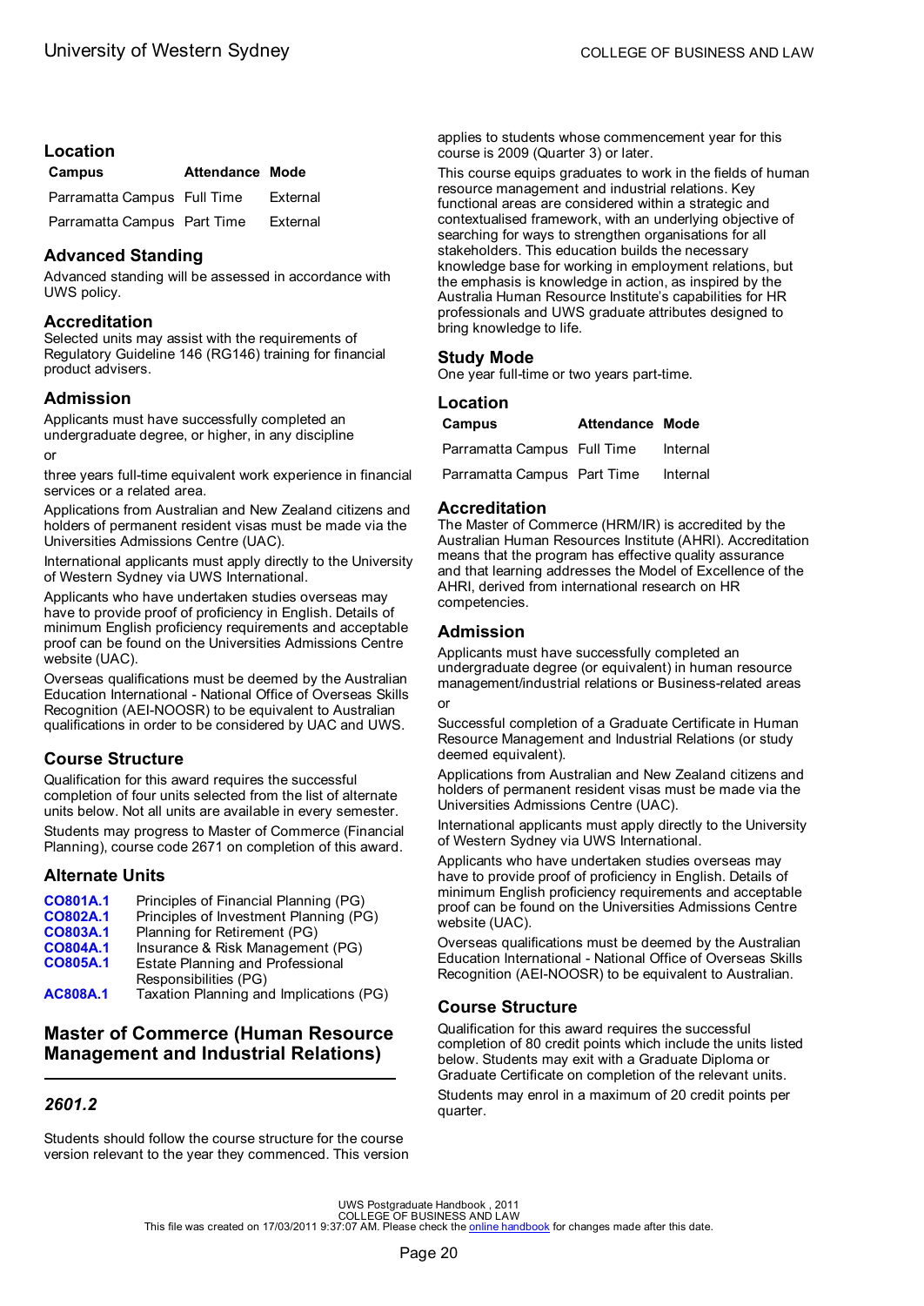## Location

| Campus | Attendance | Mode |
|---|---|---|
| Parramatta Campus | Full Time | External |
| Parramatta Campus | Part Time | External |

## Advanced Standing

Advanced standing will be assessed in accordance with UWS policy.

## Accreditation

Selected units may assist with the requirements of Regulatory Guideline 146 (RG146) training for financial product advisers.

## Admission

Applicants must have successfully completed an undergraduate degree, or higher, in any discipline

or

three years full-time equivalent work experience in financial services or a related area.

Applications from Australian and New Zealand citizens and holders of permanent resident visas must be made via the Universities Admissions Centre (UAC).

International applicants must apply directly to the University of Western Sydney via UWS International.

Applicants who have undertaken studies overseas may have to provide proof of proficiency in English. Details of minimum English proficiency requirements and acceptable proof can be found on the Universities Admissions Centre website (UAC).

Overseas qualifications must be deemed by the Australian Education International - National Office of Overseas Skills Recognition (AEI-NOOSR) to be equivalent to Australian qualifications in order to be considered by UAC and UWS.

## Course Structure

Qualification for this award requires the successful completion of four units selected from the list of alternate units below. Not all units are available in every semester.

Students may progress to Master of Commerce (Financial Planning), course code 2671 on completion of this award.

## Alternate Units

| | |
|---|---|
| **CO801A.1** | Principles of Financial Planning (PG) |
| **CO802A.1** | Principles of Investment Planning (PG) |
| **CO803A.1** | Planning for Retirement (PG) |
| **CO804A.1** | Insurance & Risk Management (PG) |
| **CO805A.1** | Estate Planning and Professional Responsibilities (PG) |
| **AC808A.1** | Taxation Planning and Implications (PG) |

# Master of Commerce (Human Resource Management and Industrial Relations)

### *2601.2*

Students should follow the course structure for the course version relevant to the year they commenced. This version applies to students whose commencement year for this course is 2009 (Quarter 3) or later.

This course equips graduates to work in the fields of human resource management and industrial relations. Key functional areas are considered within a strategic and contextualised framework, with an underlying objective of searching for ways to strengthen organisations for all stakeholders. This education builds the necessary knowledge base for working in employment relations, but the emphasis is knowledge in action, as inspired by the Australia Human Resource Institute's capabilities for HR professionals and UWS graduate attributes designed to bring knowledge to life.

## Study Mode

One year full-time or two years part-time.

## Location

| Campus | Attendance | Mode |
|---|---|---|
| Parramatta Campus | Full Time | Internal |
| Parramatta Campus | Part Time | Internal |

## Accreditation

The Master of Commerce (HRM/IR) is accredited by the Australian Human Resources Institute (AHRI). Accreditation means that the program has effective quality assurance and that learning addresses the Model of Excellence of the AHRI, derived from international research on HR competencies.

## Admission

Applicants must have successfully completed an undergraduate degree (or equivalent) in human resource management/industrial relations or Business-related areas

or

Successful completion of a Graduate Certificate in Human Resource Management and Industrial Relations (or study deemed equivalent).

Applications from Australian and New Zealand citizens and holders of permanent resident visas must be made via the Universities Admissions Centre (UAC).

International applicants must apply directly to the University of Western Sydney via UWS International.

Applicants who have undertaken studies overseas may have to provide proof of proficiency in English. Details of minimum English proficiency requirements and acceptable proof can be found on the Universities Admissions Centre website (UAC).

Overseas qualifications must be deemed by the Australian Education International - National Office of Overseas Skills Recognition (AEI-NOOSR) to be equivalent to Australian.

## Course Structure

Qualification for this award requires the successful completion of 80 credit points which include the units listed below. Students may exit with a Graduate Diploma or Graduate Certificate on completion of the relevant units.

Students may enrol in a maximum of 20 credit points per quarter.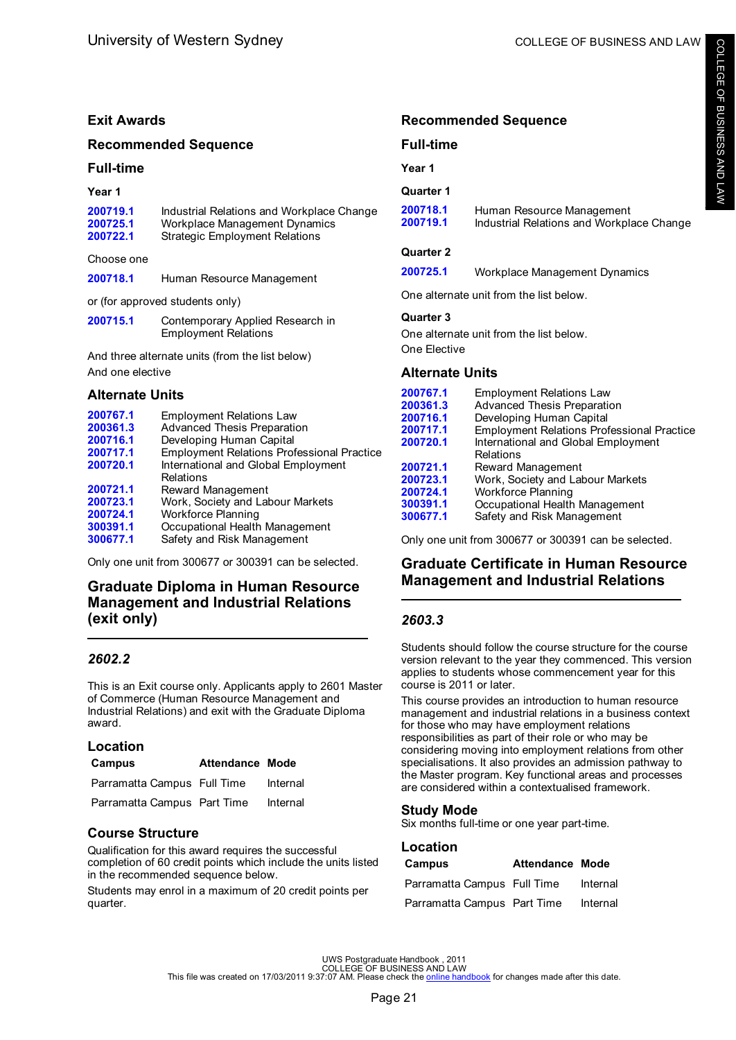## Exit Awards

### Recommended Sequence

### Full-time

#### Year 1

| | |
|---|---|
| 200719.1 | Industrial Relations and Workplace Change |
| 200725.1 | Workplace Management Dynamics |
| 200722.1 | Strategic Employment Relations |

Choose one

| | |
|---|---|
| 200718.1 | Human Resource Management |

or (for approved students only)

| | |
|---|---|
| 200715.1 | Contemporary Applied Research in Employment Relations |

And three alternate units (from the list below)

And one elective

### Alternate Units

| | |
|---|---|
| 200767.1 | Employment Relations Law |
| 200361.3 | Advanced Thesis Preparation |
| 200716.1 | Developing Human Capital |
| 200717.1 | Employment Relations Professional Practice |
| 200720.1 | International and Global Employment Relations |
| 200721.1 | Reward Management |
| 200723.1 | Work, Society and Labour Markets |
| 200724.1 | Workforce Planning |
| 300391.1 | Occupational Health Management |
| 300677.1 | Safety and Risk Management |

Only one unit from 300677 or 300391 can be selected.

## Graduate Diploma in Human Resource Management and Industrial Relations (exit only)

### *2602.2*

This is an Exit course only. Applicants apply to 2601 Master of Commerce (Human Resource Management and Industrial Relations) and exit with the Graduate Diploma award.

### Location

| Campus | Attendance | Mode |
|---|---|---|
| Parramatta Campus | Full Time | Internal |
| Parramatta Campus | Part Time | Internal |

### Course Structure

Qualification for this award requires the successful completion of 60 credit points which include the units listed in the recommended sequence below.

Students may enrol in a maximum of 20 credit points per quarter.

### Recommended Sequence

### Full-time

#### Year 1

#### Quarter 1

| | |
|---|---|
| 200718.1 | Human Resource Management |
| 200719.1 | Industrial Relations and Workplace Change |

#### Quarter 2

| | |
|---|---|
| 200725.1 | Workplace Management Dynamics |

One alternate unit from the list below.

#### Quarter 3

One alternate unit from the list below.

One Elective

### Alternate Units

| | |
|---|---|
| 200767.1 | Employment Relations Law |
| 200361.3 | Advanced Thesis Preparation |
| 200716.1 | Developing Human Capital |
| 200717.1 | Employment Relations Professional Practice |
| 200720.1 | International and Global Employment Relations |
| 200721.1 | Reward Management |
| 200723.1 | Work, Society and Labour Markets |
| 200724.1 | Workforce Planning |
| 300391.1 | Occupational Health Management |
| 300677.1 | Safety and Risk Management |

Only one unit from 300677 or 300391 can be selected.

## Graduate Certificate in Human Resource Management and Industrial Relations

### *2603.3*

Students should follow the course structure for the course version relevant to the year they commenced. This version applies to students whose commencement year for this course is 2011 or later.

This course provides an introduction to human resource management and industrial relations in a business context for those who may have employment relations responsibilities as part of their role or who may be considering moving into employment relations from other specialisations. It also provides an admission pathway to the Master program. Key functional areas and processes are considered within a contextualised framework.

### Study Mode

Six months full-time or one year part-time.

### Location

| Campus | Attendance | Mode |
|---|---|---|
| Parramatta Campus | Full Time | Internal |
| Parramatta Campus | Part Time | Internal |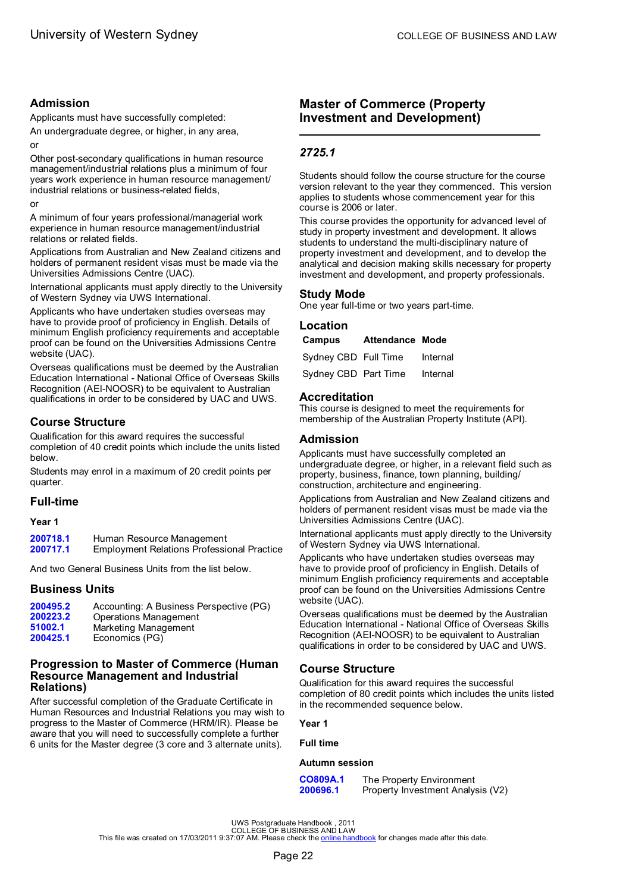## Admission

Applicants must have successfully completed:

An undergraduate degree, or higher, in any area,

or

Other post-secondary qualifications in human resource management/industrial relations plus a minimum of four years work experience in human resource management/industrial relations or business-related fields,

or

A minimum of four years professional/managerial work experience in human resource management/industrial relations or related fields.

Applications from Australian and New Zealand citizens and holders of permanent resident visas must be made via the Universities Admissions Centre (UAC).

International applicants must apply directly to the University of Western Sydney via UWS International.

Applicants who have undertaken studies overseas may have to provide proof of proficiency in English. Details of minimum English proficiency requirements and acceptable proof can be found on the Universities Admissions Centre website (UAC).

Overseas qualifications must be deemed by the Australian Education International - National Office of Overseas Skills Recognition (AEI-NOOSR) to be equivalent to Australian qualifications in order to be considered by UAC and UWS.

## Course Structure

Qualification for this award requires the successful completion of 40 credit points which include the units listed below.

Students may enrol in a maximum of 20 credit points per quarter.

### Full-time

**Year 1**

| | |
|---|---|
| **200718.1** | Human Resource Management |
| **200717.1** | Employment Relations Professional Practice |

And two General Business Units from the list below.

### Business Units

| | |
|---|---|
| **200495.2** | Accounting: A Business Perspective (PG) |
| **200223.2** | Operations Management |
| **51002.1** | Marketing Management |
| **200425.1** | Economics (PG) |

### Progression to Master of Commerce (Human Resource Management and Industrial Relations)

After successful completion of the Graduate Certificate in Human Resources and Industrial Relations you may wish to progress to the Master of Commerce (HRM/IR). Please be aware that you will need to successfully complete a further 6 units for the Master degree (3 core and 3 alternate units).

# Master of Commerce (Property Investment and Development)

*2725.1*

Students should follow the course structure for the course version relevant to the year they commenced. This version applies to students whose commencement year for this course is 2006 or later.

This course provides the opportunity for advanced level of study in property investment and development. It allows students to understand the multi-disciplinary nature of property investment and development, and to develop the analytical and decision making skills necessary for property investment and development, and property professionals.

## Study Mode

One year full-time or two years part-time.

## Location

| Campus | Attendance | Mode |
|---|---|---|
| Sydney CBD | Full Time | Internal |
| Sydney CBD | Part Time | Internal |

## Accreditation

This course is designed to meet the requirements for membership of the Australian Property Institute (API).

## Admission

Applicants must have successfully completed an undergraduate degree, or higher, in a relevant field such as property, business, finance, town planning, building/construction, architecture and engineering.

Applications from Australian and New Zealand citizens and holders of permanent resident visas must be made via the Universities Admissions Centre (UAC).

International applicants must apply directly to the University of Western Sydney via UWS International.

Applicants who have undertaken studies overseas may have to provide proof of proficiency in English. Details of minimum English proficiency requirements and acceptable proof can be found on the Universities Admissions Centre website (UAC).

Overseas qualifications must be deemed by the Australian Education International - National Office of Overseas Skills Recognition (AEI-NOOSR) to be equivalent to Australian qualifications in order to be considered by UAC and UWS.

## Course Structure

Qualification for this award requires the successful completion of 80 credit points which includes the units listed in the recommended sequence below.

**Year 1**

**Full time**

**Autumn session**

| | |
|---|---|
| **CO809A.1** | The Property Environment |
| **200696.1** | Property Investment Analysis (V2) |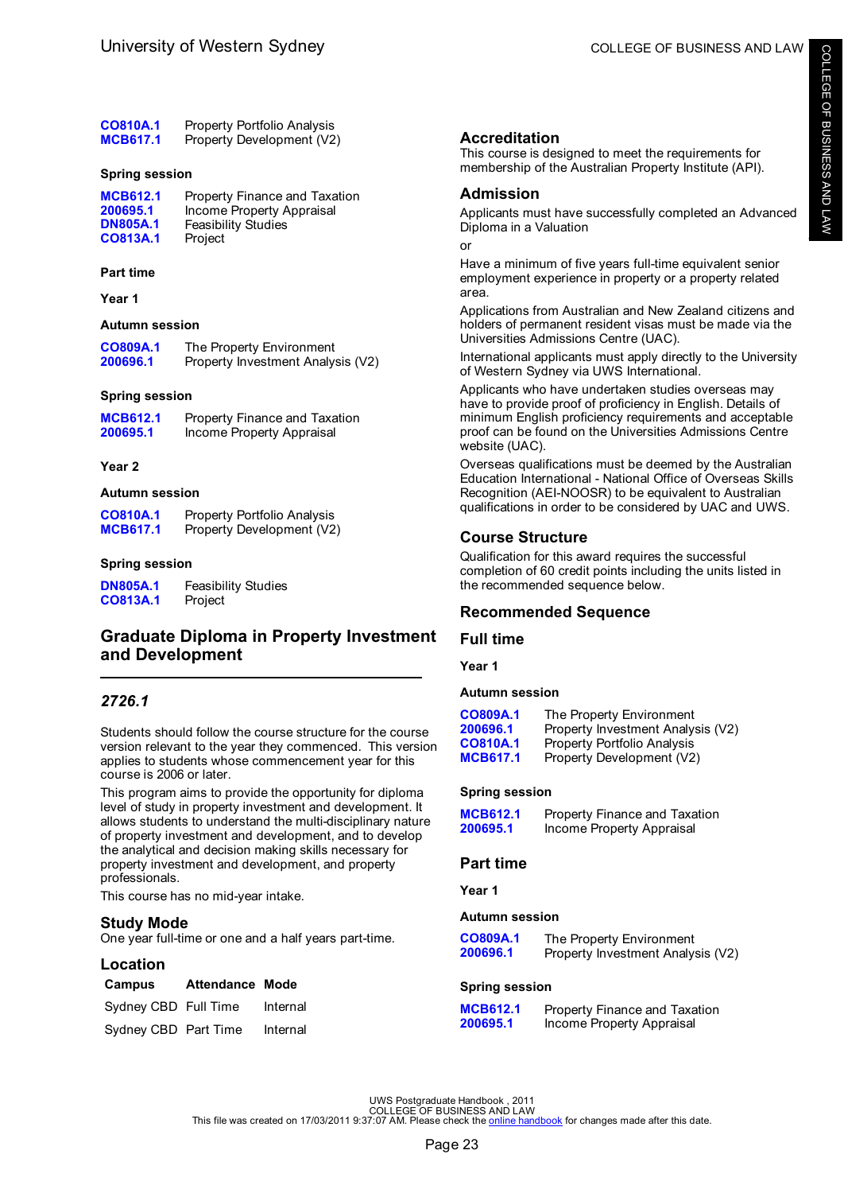| | |
|---|---|
| CO810A.1 | Property Portfolio Analysis |
| MCB617.1 | Property Development (V2) |

**Spring session**

| | |
|---|---|
| MCB612.1 | Property Finance and Taxation |
| 200695.1 | Income Property Appraisal |
| DN805A.1 | Feasibility Studies |
| CO813A.1 | Project |

**Part time**

**Year 1**

**Autumn session**

| | |
|---|---|
| CO809A.1 | The Property Environment |
| 200696.1 | Property Investment Analysis (V2) |

**Spring session**

| | |
|---|---|
| MCB612.1 | Property Finance and Taxation |
| 200695.1 | Income Property Appraisal |

**Year 2**

**Autumn session**

| | |
|---|---|
| CO810A.1 | Property Portfolio Analysis |
| MCB617.1 | Property Development (V2) |

**Spring session**

| | |
|---|---|
| DN805A.1 | Feasibility Studies |
| CO813A.1 | Project |

## Graduate Diploma in Property Investment and Development

### *2726.1*

Students should follow the course structure for the course version relevant to the year they commenced. This version applies to students whose commencement year for this course is 2006 or later.

This program aims to provide the opportunity for diploma level of study in property investment and development. It allows students to understand the multi-disciplinary nature of property investment and development, and to develop the analytical and decision making skills necessary for property investment and development, and property professionals.

This course has no mid-year intake.

### Study Mode

One year full-time or one and a half years part-time.

### Location

| Campus | Attendance | Mode |
|---|---|---|
| Sydney CBD | Full Time | Internal |
| Sydney CBD | Part Time | Internal |

### Accreditation

This course is designed to meet the requirements for membership of the Australian Property Institute (API).

### Admission

Applicants must have successfully completed an Advanced Diploma in a Valuation

or

Have a minimum of five years full-time equivalent senior employment experience in property or a property related area.

Applications from Australian and New Zealand citizens and holders of permanent resident visas must be made via the Universities Admissions Centre (UAC).

International applicants must apply directly to the University of Western Sydney via UWS International.

Applicants who have undertaken studies overseas may have to provide proof of proficiency in English. Details of minimum English proficiency requirements and acceptable proof can be found on the Universities Admissions Centre website (UAC).

Overseas qualifications must be deemed by the Australian Education International - National Office of Overseas Skills Recognition (AEI-NOOSR) to be equivalent to Australian qualifications in order to be considered by UAC and UWS.

### Course Structure

Qualification for this award requires the successful completion of 60 credit points including the units listed in the recommended sequence below.

### Recommended Sequence

### Full time

**Year 1**

**Autumn session**

| | |
|---|---|
| CO809A.1 | The Property Environment |
| 200696.1 | Property Investment Analysis (V2) |
| CO810A.1 | Property Portfolio Analysis |
| MCB617.1 | Property Development (V2) |

**Spring session**

| | |
|---|---|
| MCB612.1 | Property Finance and Taxation |
| 200695.1 | Income Property Appraisal |

### Part time

**Year 1**

**Autumn session**

| | |
|---|---|
| CO809A.1 | The Property Environment |
| 200696.1 | Property Investment Analysis (V2) |

**Spring session**

| | |
|---|---|
| MCB612.1 | Property Finance and Taxation |
| 200695.1 | Income Property Appraisal |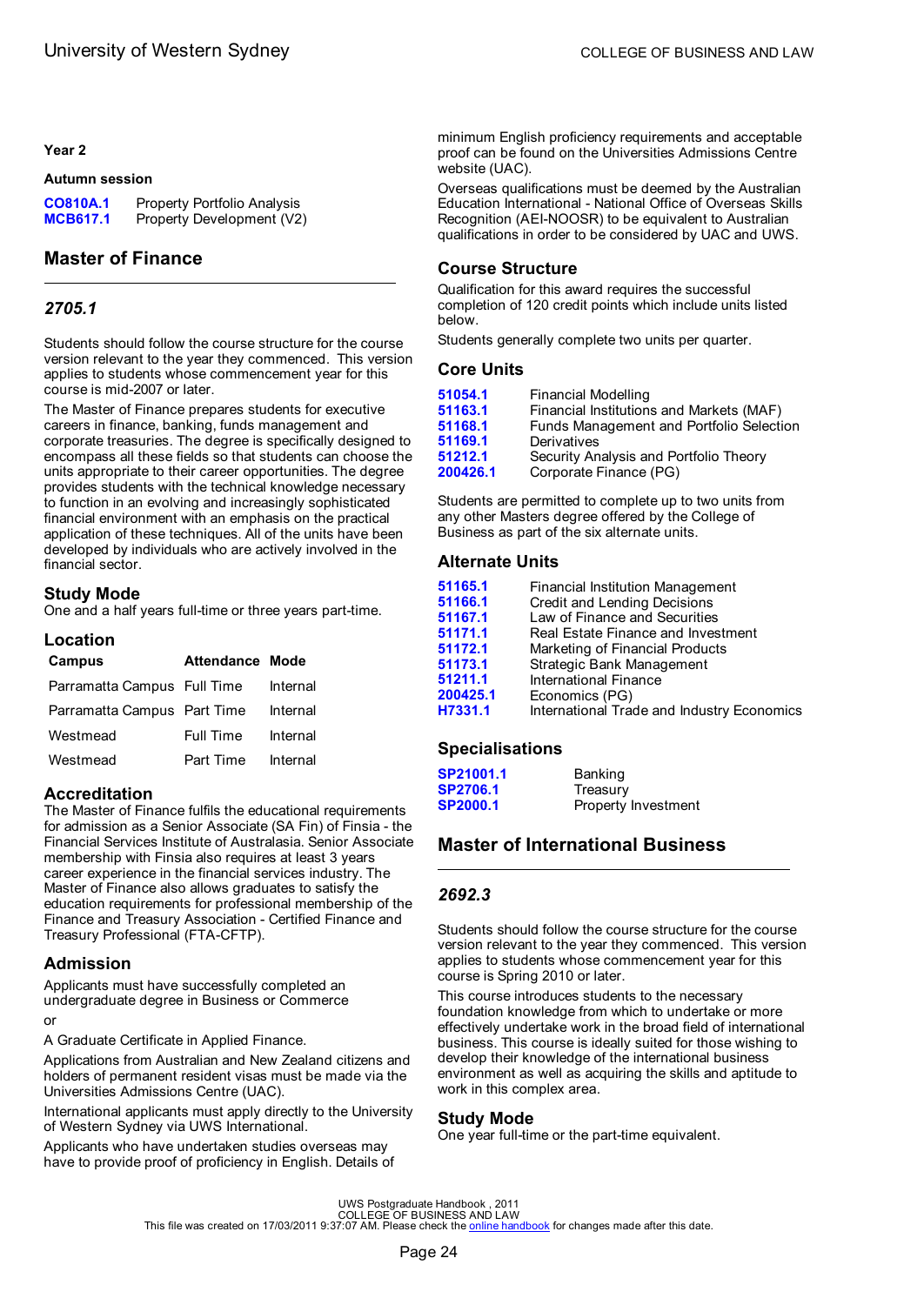### Year 2

#### Autumn session

| | |
|---|---|
| CO810A.1 | Property Portfolio Analysis |
| MCB617.1 | Property Development (V2) |

## Master of Finance

### *2705.1*

Students should follow the course structure for the course version relevant to the year they commenced. This version applies to students whose commencement year for this course is mid-2007 or later.

The Master of Finance prepares students for executive careers in finance, banking, funds management and corporate treasuries. The degree is specifically designed to encompass all these fields so that students can choose the units appropriate to their career opportunities. The degree provides students with the technical knowledge necessary to function in an evolving and increasingly sophisticated financial environment with an emphasis on the practical application of these techniques. All of the units have been developed by individuals who are actively involved in the financial sector.

### Study Mode

One and a half years full-time or three years part-time.

### Location

| Campus | Attendance | Mode |
|---|---|---|
| Parramatta Campus | Full Time | Internal |
| Parramatta Campus | Part Time | Internal |
| Westmead | Full Time | Internal |
| Westmead | Part Time | Internal |

### Accreditation

The Master of Finance fulfils the educational requirements for admission as a Senior Associate (SA Fin) of Finsia - the Financial Services Institute of Australasia. Senior Associate membership with Finsia also requires at least 3 years career experience in the financial services industry. The Master of Finance also allows graduates to satisfy the education requirements for professional membership of the Finance and Treasury Association - Certified Finance and Treasury Professional (FTA-CFTP).

### Admission

Applicants must have successfully completed an undergraduate degree in Business or Commerce

or

A Graduate Certificate in Applied Finance.

Applications from Australian and New Zealand citizens and holders of permanent resident visas must be made via the Universities Admissions Centre (UAC).

International applicants must apply directly to the University of Western Sydney via UWS International.

Applicants who have undertaken studies overseas may have to provide proof of proficiency in English. Details of minimum English proficiency requirements and acceptable proof can be found on the Universities Admissions Centre website (UAC).

Overseas qualifications must be deemed by the Australian Education International - National Office of Overseas Skills Recognition (AEI-NOOSR) to be equivalent to Australian qualifications in order to be considered by UAC and UWS.

### Course Structure

Qualification for this award requires the successful completion of 120 credit points which include units listed below.

Students generally complete two units per quarter.

### Core Units

| | |
|---|---|
| 51054.1 | Financial Modelling |
| 51163.1 | Financial Institutions and Markets (MAF) |
| 51168.1 | Funds Management and Portfolio Selection |
| 51169.1 | Derivatives |
| 51212.1 | Security Analysis and Portfolio Theory |
| 200426.1 | Corporate Finance (PG) |

Students are permitted to complete up to two units from any other Masters degree offered by the College of Business as part of the six alternate units.

### Alternate Units

| | |
|---|---|
| 51165.1 | Financial Institution Management |
| 51166.1 | Credit and Lending Decisions |
| 51167.1 | Law of Finance and Securities |
| 51171.1 | Real Estate Finance and Investment |
| 51172.1 | Marketing of Financial Products |
| 51173.1 | Strategic Bank Management |
| 51211.1 | International Finance |
| 200425.1 | Economics (PG) |
| H7331.1 | International Trade and Industry Economics |

### Specialisations

| | |
|---|---|
| SP21001.1 | Banking |
| SP2706.1 | Treasury |
| SP2000.1 | Property Investment |

## Master of International Business

### *2692.3*

Students should follow the course structure for the course version relevant to the year they commenced. This version applies to students whose commencement year for this course is Spring 2010 or later.

This course introduces students to the necessary foundation knowledge from which to undertake or more effectively undertake work in the broad field of international business. This course is ideally suited for those wishing to develop their knowledge of the international business environment as well as acquiring the skills and aptitude to work in this complex area.

### Study Mode

One year full-time or the part-time equivalent.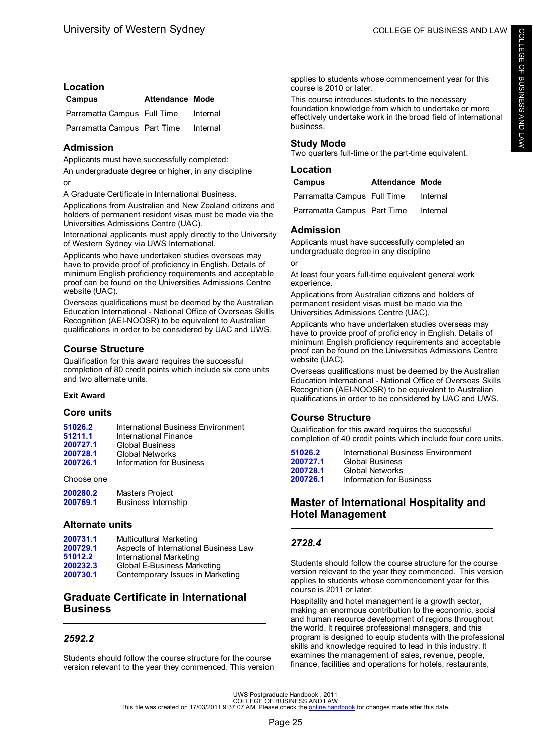## Location

| Campus | Attendance | Mode |
|---|---|---|
| Parramatta Campus | Full Time | Internal |
| Parramatta Campus | Part Time | Internal |

## Admission

Applicants must have successfully completed:

An undergraduate degree or higher, in any discipline

or

A Graduate Certificate in International Business.

Applications from Australian and New Zealand citizens and holders of permanent resident visas must be made via the Universities Admissions Centre (UAC).

International applicants must apply directly to the University of Western Sydney via UWS International.

Applicants who have undertaken studies overseas may have to provide proof of proficiency in English. Details of minimum English proficiency requirements and acceptable proof can be found on the Universities Admissions Centre website (UAC).

Overseas qualifications must be deemed by the Australian Education International - National Office of Overseas Skills Recognition (AEI-NOOSR) to be equivalent to Australian qualifications in order to be considered by UAC and UWS.

## Course Structure

Qualification for this award requires the successful completion of 80 credit points which include six core units and two alternate units.

**Exit Award**

### Core units

| | |
|---|---|
| 51026.2 | International Business Environment |
| 51211.1 | International Finance |
| 200727.1 | Global Business |
| 200728.1 | Global Networks |
| 200726.1 | Information for Business |

Choose one

| | |
|---|---|
| 200280.2 | Masters Project |
| 200769.1 | Business Internship |

### Alternate units

| | |
|---|---|
| 200731.1 | Multicultural Marketing |
| 200729.1 | Aspects of International Business Law |
| 51012.2 | International Marketing |
| 200232.3 | Global E-Business Marketing |
| 200730.1 | Contemporary Issues in Marketing |

# Graduate Certificate in International Business

### *2592.2*

Students should follow the course structure for the course version relevant to the year they commenced. This version applies to students whose commencement year for this course is 2010 or later.

This course introduces students to the necessary foundation knowledge from which to undertake or more effectively undertake work in the broad field of international business.

## Study Mode

Two quarters full-time or the part-time equivalent.

## Location

| Campus | Attendance | Mode |
|---|---|---|
| Parramatta Campus | Full Time | Internal |
| Parramatta Campus | Part Time | Internal |

## Admission

Applicants must have successfully completed an undergraduate degree in any discipline

or

At least four years full-time equivalent general work experience.

Applications from Australian citizens and holders of permanent resident visas must be made via the Universities Admissions Centre (UAC).

Applicants who have undertaken studies overseas may have to provide proof of proficiency in English. Details of minimum English proficiency requirements and acceptable proof can be found on the Universities Admissions Centre website (UAC).

Overseas qualifications must be deemed by the Australian Education International - National Office of Overseas Skills Recognition (AEI-NOOSR) to be equivalent to Australian qualifications in order to be considered by UAC and UWS.

## Course Structure

Qualification for this award requires the successful completion of 40 credit points which include four core units.

| | |
|---|---|
| 51026.2 | International Business Environment |
| 200727.1 | Global Business |
| 200728.1 | Global Networks |
| 200726.1 | Information for Business |

# Master of International Hospitality and Hotel Management

### *2728.4*

Students should follow the course structure for the course version relevant to the year they commenced. This version applies to students whose commencement year for this course is 2011 or later.

Hospitality and hotel management is a growth sector, making an enormous contribution to the economic, social and human resource development of regions throughout the world. It requires professional managers, and this program is designed to equip students with the professional skills and knowledge required to lead in this industry. It examines the management of sales, revenue, people, finance, facilities and operations for hotels, restaurants,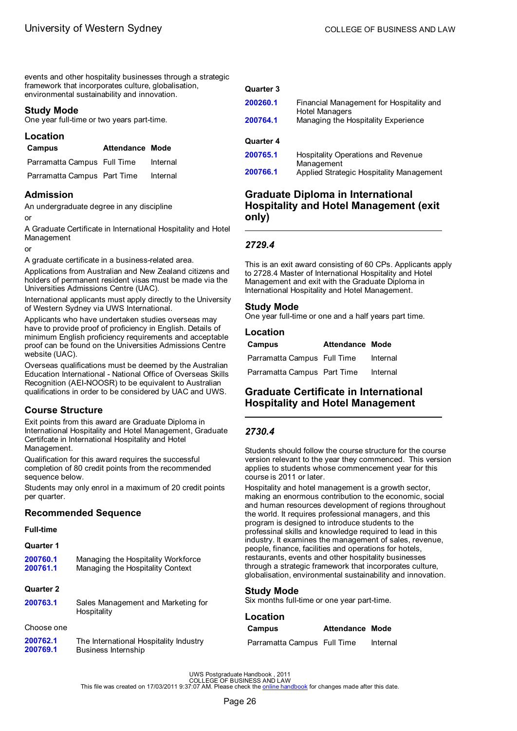events and other hospitality businesses through a strategic framework that incorporates culture, globalisation, environmental sustainability and innovation.

### Study Mode

One year full-time or two years part-time.

### Location

| Campus | Attendance | Mode |
|---|---|---|
| Parramatta Campus | Full Time | Internal |
| Parramatta Campus | Part Time | Internal |

### Admission

An undergraduate degree in any discipline

or

A Graduate Certificate in International Hospitality and Hotel Management

or

A graduate certificate in a business-related area.

Applications from Australian and New Zealand citizens and holders of permanent resident visas must be made via the Universities Admissions Centre (UAC).

International applicants must apply directly to the University of Western Sydney via UWS International.

Applicants who have undertaken studies overseas may have to provide proof of proficiency in English. Details of minimum English proficiency requirements and acceptable proof can be found on the Universities Admissions Centre website (UAC).

Overseas qualifications must be deemed by the Australian Education International - National Office of Overseas Skills Recognition (AEI-NOOSR) to be equivalent to Australian qualifications in order to be considered by UAC and UWS.

### Course Structure

Exit points from this award are Graduate Diploma in International Hospitality and Hotel Management, Graduate Certifcate in International Hospitality and Hotel Management.

Qualification for this award requires the successful completion of 80 credit points from the recommended sequence below.

Students may only enrol in a maximum of 20 credit points per quarter.

### Recommended Sequence

**Full-time**

**Quarter 1**

| | |
|---|---|
| 200760.1 | Managing the Hospitality Workforce |
| 200761.1 | Managing the Hospitality Context |

**Quarter 2**

| | |
|---|---|
| 200763.1 | Sales Management and Marketing for Hospitality |

Choose one

| | |
|---|---|
| 200762.1 | The International Hospitality Industry |
| 200769.1 | Business Internship |

**Quarter 3**

| | |
|---|---|
| 200260.1 | Financial Management for Hospitality and Hotel Managers |
| 200764.1 | Managing the Hospitality Experience |

**Quarter 4**

| | |
|---|---|
| 200765.1 | Hospitality Operations and Revenue Management |
| 200766.1 | Applied Strategic Hospitality Management |

## Graduate Diploma in International Hospitality and Hotel Management (exit only)

*2729.4*

This is an exit award consisting of 60 CPs. Applicants apply to 2728.4 Master of International Hospitality and Hotel Management and exit with the Graduate Diploma in International Hospitality and Hotel Management.

### Study Mode

One year full-time or one and a half years part time.

### Location

| Campus | Attendance | Mode |
|---|---|---|
| Parramatta Campus | Full Time | Internal |
| Parramatta Campus | Part Time | Internal |

## Graduate Certificate in International Hospitality and Hotel Management

*2730.4*

Students should follow the course structure for the course version relevant to the year they commenced. This version applies to students whose commencement year for this course is 2011 or later.

Hospitality and hotel management is a growth sector, making an enormous contribution to the economic, social and human resources development of regions throughout the world. It requires professional managers, and this program is designed to introduce students to the professinal skills and knowledge required to lead in this industry. It examines the management of sales, revenue, people, finance, facilities and operations for hotels, restaurants, events and other hospitality businesses through a strategic framework that incorporates culture, globalisation, environmental sustainability and innovation.

### Study Mode

Six months full-time or one year part-time.

### Location

| Campus | Attendance | Mode |
|---|---|---|
| Parramatta Campus | Full Time | Internal |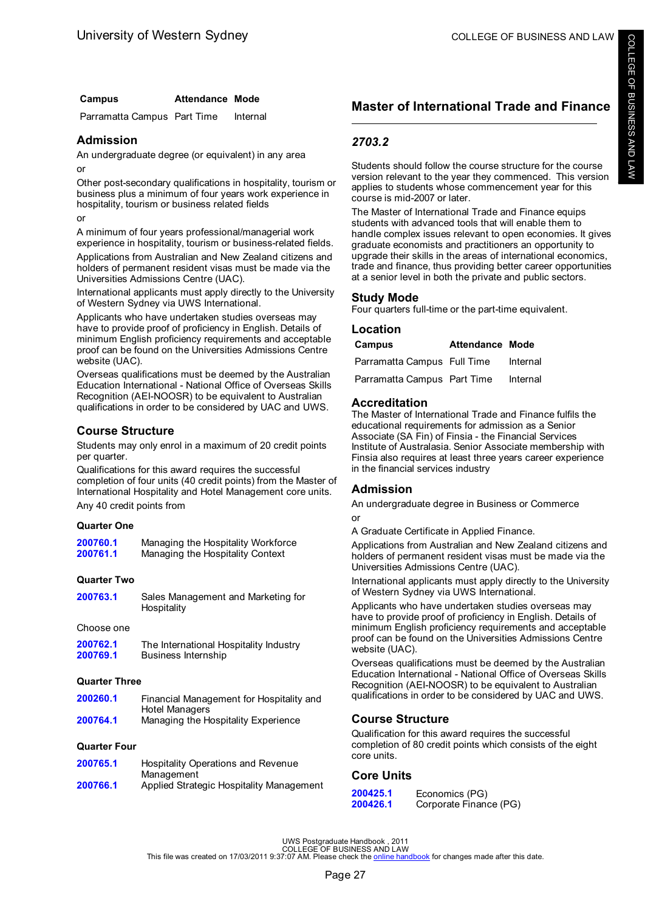| Campus | Attendance | Mode |
|---|---|---|
| Parramatta Campus | Part Time | Internal |

## Admission

An undergraduate degree (or equivalent) in any area

or

Other post-secondary qualifications in hospitality, tourism or business plus a minimum of four years work experience in hospitality, tourism or business related fields

or

A minimum of four years professional/managerial work experience in hospitality, tourism or business-related fields.

Applications from Australian and New Zealand citizens and holders of permanent resident visas must be made via the Universities Admissions Centre (UAC).

International applicants must apply directly to the University of Western Sydney via UWS International.

Applicants who have undertaken studies overseas may have to provide proof of proficiency in English. Details of minimum English proficiency requirements and acceptable proof can be found on the Universities Admissions Centre website (UAC).

Overseas qualifications must be deemed by the Australian Education International - National Office of Overseas Skills Recognition (AEI-NOOSR) to be equivalent to Australian qualifications in order to be considered by UAC and UWS.

## Course Structure

Students may only enrol in a maximum of 20 credit points per quarter.

Qualifications for this award requires the successful completion of four units (40 credit points) from the Master of International Hospitality and Hotel Management core units.

Any 40 credit points from

### Quarter One

| | |
|---|---|
| 200760.1 | Managing the Hospitality Workforce |
| 200761.1 | Managing the Hospitality Context |

### Quarter Two

| | |
|---|---|
| 200763.1 | Sales Management and Marketing for Hospitality |

Choose one

| | |
|---|---|
| 200762.1 | The International Hospitality Industry |
| 200769.1 | Business Internship |

### Quarter Three

| | |
|---|---|
| 200260.1 | Financial Management for Hospitality and Hotel Managers |
| 200764.1 | Managing the Hospitality Experience |

### Quarter Four

| | |
|---|---|
| 200765.1 | Hospitality Operations and Revenue Management |
| 200766.1 | Applied Strategic Hospitality Management |

# Master of International Trade and Finance

## *2703.2*

Students should follow the course structure for the course version relevant to the year they commenced. This version applies to students whose commencement year for this course is mid-2007 or later.

The Master of International Trade and Finance equips students with advanced tools that will enable them to handle complex issues relevant to open economies. It gives graduate economists and practitioners an opportunity to upgrade their skills in the areas of international economics, trade and finance, thus providing better career opportunities at a senior level in both the private and public sectors.

## Study Mode

Four quarters full-time or the part-time equivalent.

## Location

| Campus | Attendance | Mode |
|---|---|---|
| Parramatta Campus | Full Time | Internal |
| Parramatta Campus | Part Time | Internal |

## Accreditation

The Master of International Trade and Finance fulfils the educational requirements for admission as a Senior Associate (SA Fin) of Finsia - the Financial Services Institute of Australasia. Senior Associate membership with Finsia also requires at least three years career experience in the financial services industry

## Admission

An undergraduate degree in Business or Commerce

or

A Graduate Certificate in Applied Finance.

Applications from Australian and New Zealand citizens and holders of permanent resident visas must be made via the Universities Admissions Centre (UAC).

International applicants must apply directly to the University of Western Sydney via UWS International.

Applicants who have undertaken studies overseas may have to provide proof of proficiency in English. Details of minimum English proficiency requirements and acceptable proof can be found on the Universities Admissions Centre website (UAC).

Overseas qualifications must be deemed by the Australian Education International - National Office of Overseas Skills Recognition (AEI-NOOSR) to be equivalent to Australian qualifications in order to be considered by UAC and UWS.

## Course Structure

Qualification for this award requires the successful completion of 80 credit points which consists of the eight core units.

## Core Units

| | |
|---|---|
| 200425.1 | Economics (PG) |
| 200426.1 | Corporate Finance (PG) |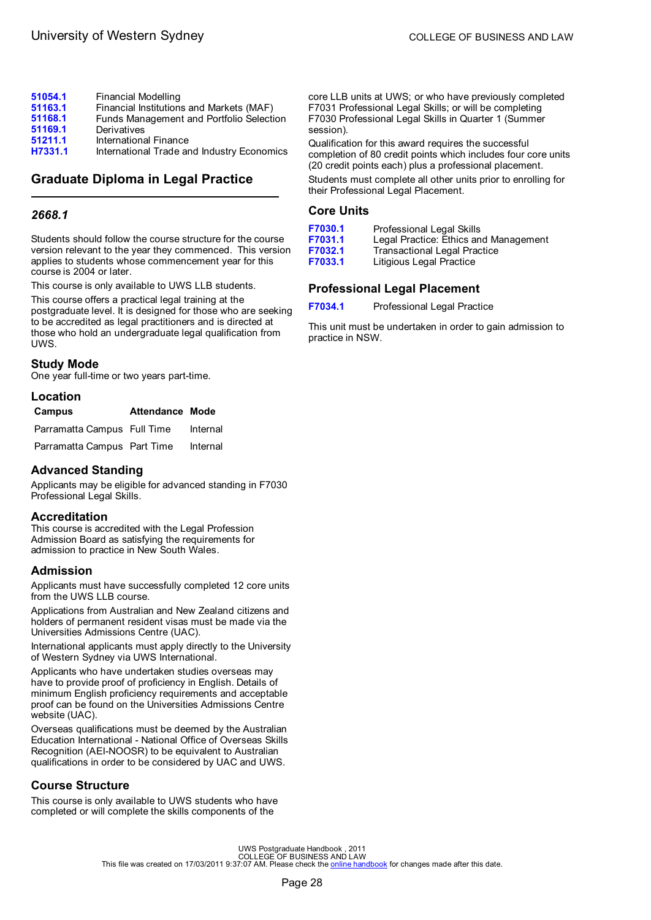| | |
|---|---|
| **51054.1** | Financial Modelling |
| **51163.1** | Financial Institutions and Markets (MAF) |
| **51168.1** | Funds Management and Portfolio Selection |
| **51169.1** | Derivatives |
| **51211.1** | International Finance |
| **H7331.1** | International Trade and Industry Economics |

## Graduate Diploma in Legal Practice

### *2668.1*

Students should follow the course structure for the course version relevant to the year they commenced. This version applies to students whose commencement year for this course is 2004 or later.

This course is only available to UWS LLB students.

This course offers a practical legal training at the postgraduate level. It is designed for those who are seeking to be accredited as legal practitioners and is directed at those who hold an undergraduate legal qualification from UWS.

### Study Mode

One year full-time or two years part-time.

### Location

| Campus | Attendance | Mode |
|---|---|---|
| Parramatta Campus | Full Time | Internal |
| Parramatta Campus | Part Time | Internal |

### Advanced Standing

Applicants may be eligible for advanced standing in F7030 Professional Legal Skills.

### Accreditation

This course is accredited with the Legal Profession Admission Board as satisfying the requirements for admission to practice in New South Wales.

### Admission

Applicants must have successfully completed 12 core units from the UWS LLB course.

Applications from Australian and New Zealand citizens and holders of permanent resident visas must be made via the Universities Admissions Centre (UAC).

International applicants must apply directly to the University of Western Sydney via UWS International.

Applicants who have undertaken studies overseas may have to provide proof of proficiency in English. Details of minimum English proficiency requirements and acceptable proof can be found on the Universities Admissions Centre website (UAC).

Overseas qualifications must be deemed by the Australian Education International - National Office of Overseas Skills Recognition (AEI-NOOSR) to be equivalent to Australian qualifications in order to be considered by UAC and UWS.

### Course Structure

This course is only available to UWS students who have completed or will complete the skills components of the core LLB units at UWS; or who have previously completed F7031 Professional Legal Skills; or will be completing F7030 Professional Legal Skills in Quarter 1 (Summer session).

Qualification for this award requires the successful completion of 80 credit points which includes four core units (20 credit points each) plus a professional placement.

Students must complete all other units prior to enrolling for their Professional Legal Placement.

### Core Units

| | |
|---|---|
| **F7030.1** | Professional Legal Skills |
| **F7031.1** | Legal Practice: Ethics and Management |
| **F7032.1** | Transactional Legal Practice |
| **F7033.1** | Litigious Legal Practice |

### Professional Legal Placement

| | |
|---|---|
| **F7034.1** | Professional Legal Practice |

This unit must be undertaken in order to gain admission to practice in NSW.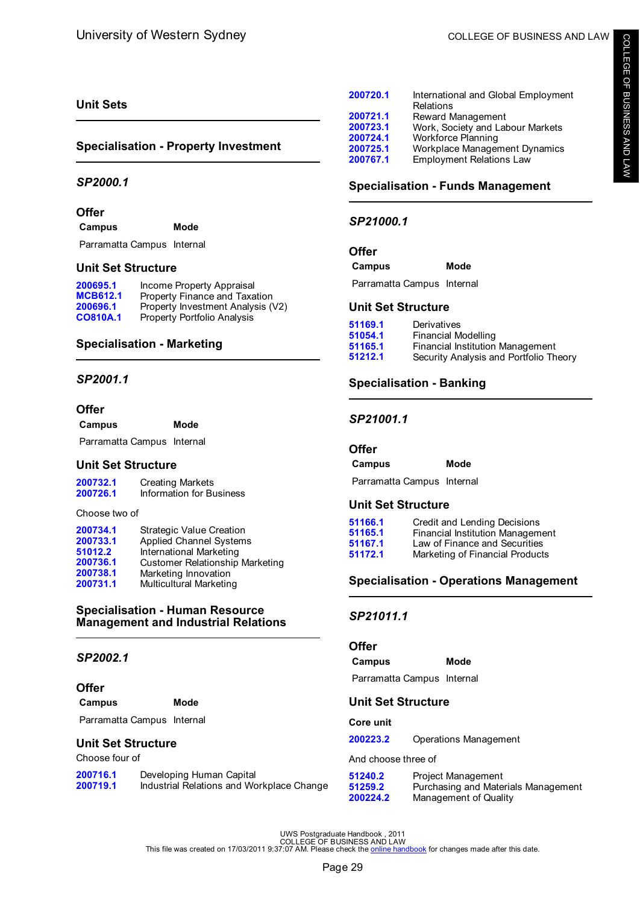## Unit Sets

### Specialisation - Property Investment

#### *SP2000.1*

**Offer**

| Campus | Mode |
|---|---|
| Parramatta Campus | Internal |

**Unit Set Structure**

| | |
|---|---|
| 200695.1 | Income Property Appraisal |
| MCB612.1 | Property Finance and Taxation |
| 200696.1 | Property Investment Analysis (V2) |
| CO810A.1 | Property Portfolio Analysis |

### Specialisation - Marketing

#### *SP2001.1*

**Offer**

| Campus | Mode |
|---|---|
| Parramatta Campus | Internal |

**Unit Set Structure**

| | |
|---|---|
| 200732.1 | Creating Markets |
| 200726.1 | Information for Business |

Choose two of

| | |
|---|---|
| 200734.1 | Strategic Value Creation |
| 200733.1 | Applied Channel Systems |
| 51012.2 | International Marketing |
| 200736.1 | Customer Relationship Marketing |
| 200738.1 | Marketing Innovation |
| 200731.1 | Multicultural Marketing |

### Specialisation - Human Resource Management and Industrial Relations

#### *SP2002.1*

**Offer**

| Campus | Mode |
|---|---|
| Parramatta Campus | Internal |

**Unit Set Structure**

Choose four of

| | |
|---|---|
| 200716.1 | Developing Human Capital |
| 200719.1 | Industrial Relations and Workplace Change |
| 200720.1 | International and Global Employment Relations |
| 200721.1 | Reward Management |
| 200723.1 | Work, Society and Labour Markets |
| 200724.1 | Workforce Planning |
| 200725.1 | Workplace Management Dynamics |
| 200767.1 | Employment Relations Law |

### Specialisation - Funds Management

#### *SP21000.1*

**Offer**

| Campus | Mode |
|---|---|
| Parramatta Campus | Internal |

**Unit Set Structure**

| | |
|---|---|
| 51169.1 | Derivatives |
| 51054.1 | Financial Modelling |
| 51165.1 | Financial Institution Management |
| 51212.1 | Security Analysis and Portfolio Theory |

### Specialisation - Banking

#### *SP21001.1*

**Offer**

| Campus | Mode |
|---|---|
| Parramatta Campus | Internal |

**Unit Set Structure**

| | |
|---|---|
| 51166.1 | Credit and Lending Decisions |
| 51165.1 | Financial Institution Management |
| 51167.1 | Law of Finance and Securities |
| 51172.1 | Marketing of Financial Products |

### Specialisation - Operations Management

#### *SP21011.1*

**Offer**

| Campus | Mode |
|---|---|
| Parramatta Campus | Internal |

**Unit Set Structure**

**Core unit**

| | |
|---|---|
| 200223.2 | Operations Management |

And choose three of

| | |
|---|---|
| 51240.2 | Project Management |
| 51259.2 | Purchasing and Materials Management |
| 200224.2 | Management of Quality |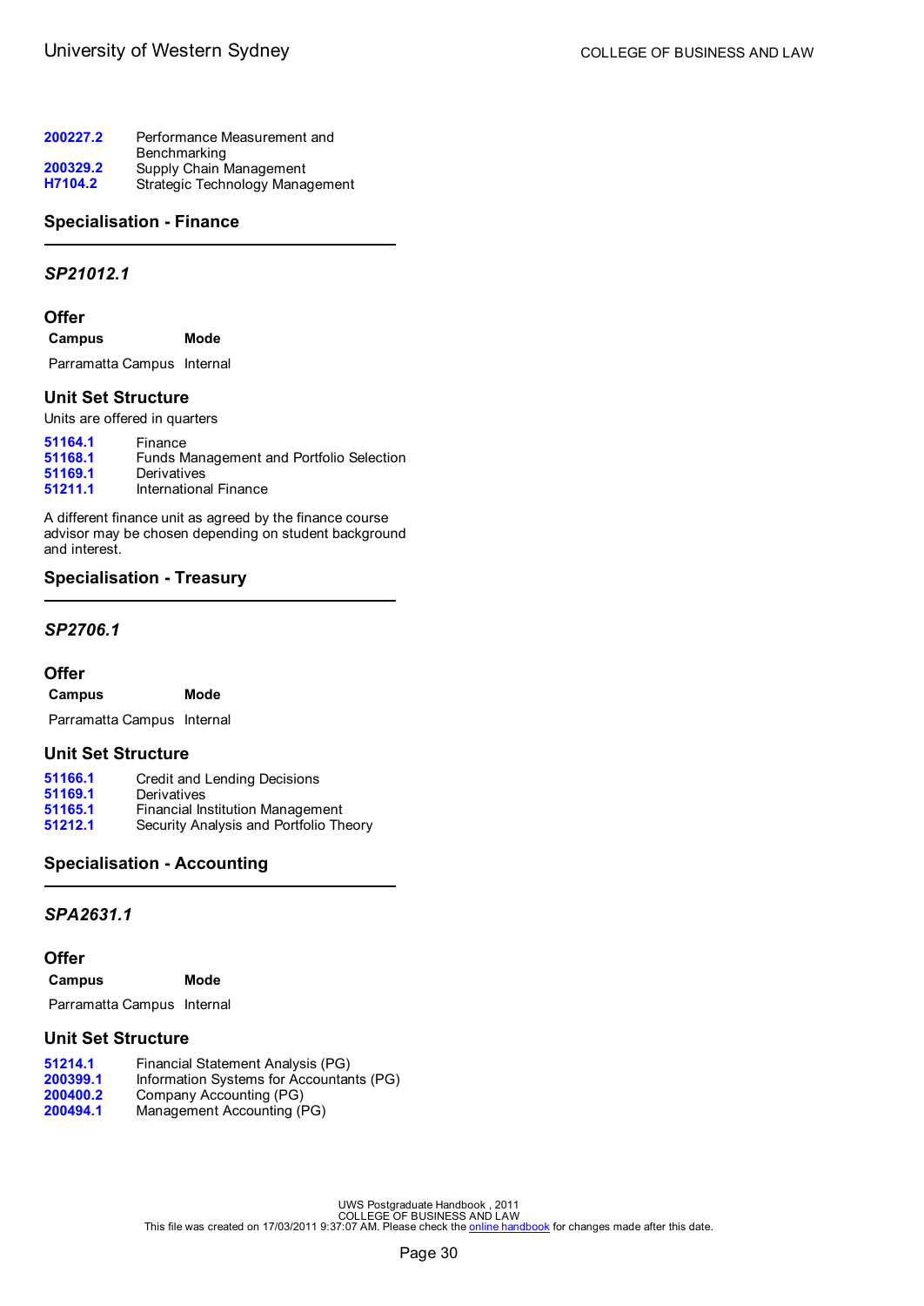| | |
|---|---|
| 200227.2 | Performance Measurement and Benchmarking |
| 200329.2 | Supply Chain Management |
| H7104.2 | Strategic Technology Management |

## Specialisation - Finance

### *SP21012.1*

### Offer

| Campus | Mode |
|---|---|
| Parramatta Campus | Internal |

### Unit Set Structure

Units are offered in quarters

| | |
|---|---|
| 51164.1 | Finance |
| 51168.1 | Funds Management and Portfolio Selection |
| 51169.1 | Derivatives |
| 51211.1 | International Finance |

A different finance unit as agreed by the finance course advisor may be chosen depending on student background and interest.

## Specialisation - Treasury

### *SP2706.1*

### Offer

| Campus | Mode |
|---|---|
| Parramatta Campus | Internal |

### Unit Set Structure

| | |
|---|---|
| 51166.1 | Credit and Lending Decisions |
| 51169.1 | Derivatives |
| 51165.1 | Financial Institution Management |
| 51212.1 | Security Analysis and Portfolio Theory |

## Specialisation - Accounting

### *SPA2631.1*

### Offer

| Campus | Mode |
|---|---|
| Parramatta Campus | Internal |

### Unit Set Structure

| | |
|---|---|
| 51214.1 | Financial Statement Analysis (PG) |
| 200399.1 | Information Systems for Accountants (PG) |
| 200400.2 | Company Accounting (PG) |
| 200494.1 | Management Accounting (PG) |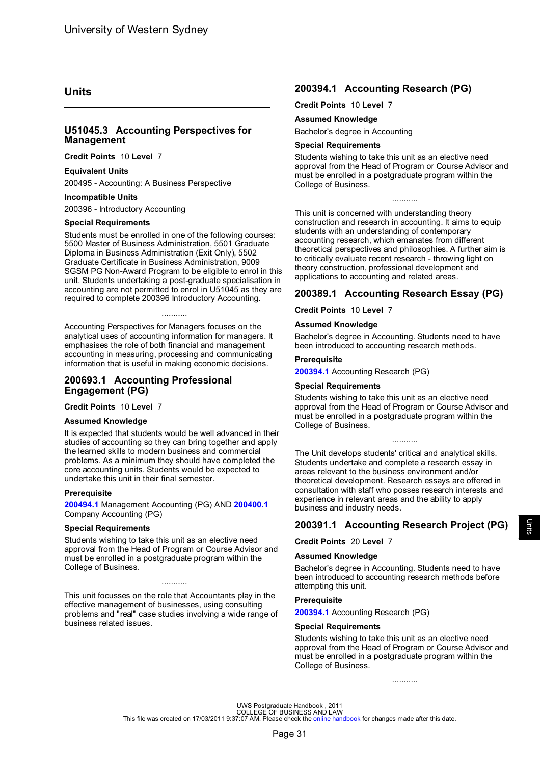## Units

### U51045.3 Accounting Perspectives for Management

**Credit Points** 10 **Level** 7

**Equivalent Units**

200495 - Accounting: A Business Perspective

**Incompatible Units**

200396 - Introductory Accounting

**Special Requirements**

Students must be enrolled in one of the following courses: 5500 Master of Business Administration, 5501 Graduate Diploma in Business Administration (Exit Only), 5502 Graduate Certificate in Business Administration, 9009 SGSM PG Non-Award Program to be eligible to enrol in this unit. Students undertaking a post-graduate specialisation in accounting are not permitted to enrol in U51045 as they are required to complete 200396 Introductory Accounting.

...........

Accounting Perspectives for Managers focuses on the analytical uses of accounting information for managers. It emphasises the role of both financial and management accounting in measuring, processing and communicating information that is useful in making economic decisions.

### 200693.1 Accounting Professional Engagement (PG)

**Credit Points** 10 **Level** 7

**Assumed Knowledge**

It is expected that students would be well advanced in their studies of accounting so they can bring together and apply the learned skills to modern business and commercial problems. As a minimum they should have completed the core accounting units. Students would be expected to undertake this unit in their final semester.

**Prerequisite**

**200494.1** Management Accounting (PG) AND **200400.1** Company Accounting (PG)

**Special Requirements**

Students wishing to take this unit as an elective need approval from the Head of Program or Course Advisor and must be enrolled in a postgraduate program within the College of Business.

...........

This unit focusses on the role that Accountants play in the effective management of businesses, using consulting problems and "real" case studies involving a wide range of business related issues.

### 200394.1 Accounting Research (PG)

**Credit Points** 10 **Level** 7

**Assumed Knowledge**

Bachelor's degree in Accounting

**Special Requirements**

Students wishing to take this unit as an elective need approval from the Head of Program or Course Advisor and must be enrolled in a postgraduate program within the College of Business.

...........

This unit is concerned with understanding theory construction and research in accounting. It aims to equip students with an understanding of contemporary accounting research, which emanates from different theoretical perspectives and philosophies. A further aim is to critically evaluate recent research - throwing light on theory construction, professional development and applications to accounting and related areas.

### 200389.1 Accounting Research Essay (PG)

**Credit Points** 10 **Level** 7

**Assumed Knowledge**

Bachelor's degree in Accounting. Students need to have been introduced to accounting research methods.

**Prerequisite**

**200394.1** Accounting Research (PG)

**Special Requirements**

Students wishing to take this unit as an elective need approval from the Head of Program or Course Advisor and must be enrolled in a postgraduate program within the College of Business.

...........

The Unit develops students' critical and analytical skills. Students undertake and complete a research essay in areas relevant to the business environment and/or theoretical development. Research essays are offered in consultation with staff who posses research interests and experience in relevant areas and the ability to apply business and industry needs.

### 200391.1 Accounting Research Project (PG)

**Credit Points** 20 **Level** 7

**Assumed Knowledge**

Bachelor's degree in Accounting. Students need to have been introduced to accounting research methods before attempting this unit.

**Prerequisite**

**200394.1** Accounting Research (PG)

**Special Requirements**

Students wishing to take this unit as an elective need approval from the Head of Program or Course Advisor and must be enrolled in a postgraduate program within the College of Business.

...........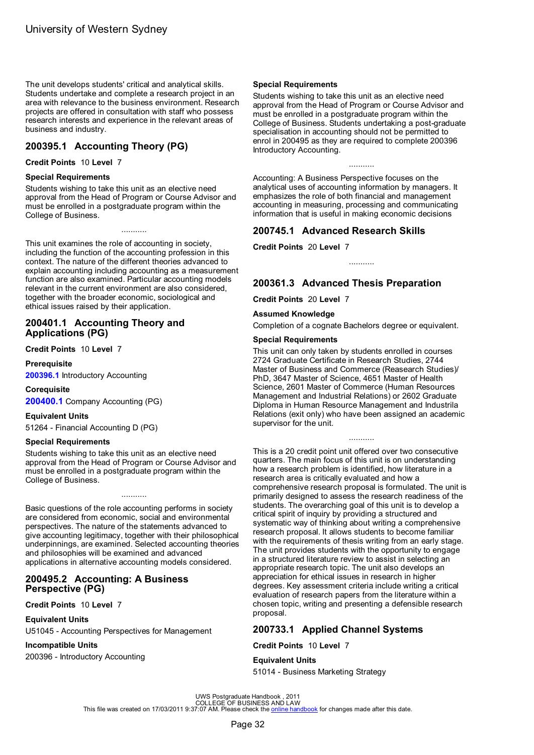The unit develops students' critical and analytical skills. Students undertake and complete a research project in an area with relevance to the business environment. Research projects are offered in consultation with staff who possess research interests and experience in the relevant areas of business and industry.

## 200395.1 Accounting Theory (PG)

**Credit Points** 10 **Level** 7

**Special Requirements**

Students wishing to take this unit as an elective need approval from the Head of Program or Course Advisor and must be enrolled in a postgraduate program within the College of Business.

...........

This unit examines the role of accounting in society, including the function of the accounting profession in this context. The nature of the different theories advanced to explain accounting including accounting as a measurement function are also examined. Particular accounting models relevant in the current environment are also considered, together with the broader economic, sociological and ethical issues raised by their application.

## 200401.1 Accounting Theory and Applications (PG)

**Credit Points** 10 **Level** 7

**Prerequisite**

**200396.1** Introductory Accounting

**Corequisite**

**200400.1** Company Accounting (PG)

**Equivalent Units**

51264 - Financial Accounting D (PG)

**Special Requirements**

Students wishing to take this unit as an elective need approval from the Head of Program or Course Advisor and must be enrolled in a postgraduate program within the College of Business.

...........

Basic questions of the role accounting performs in society are considered from economic, social and environmental perspectives. The nature of the statements advanced to give accounting legitimacy, together with their philosophical underpinnings, are examined. Selected accounting theories and philosophies will be examined and advanced applications in alternative accounting models considered.

## 200495.2 Accounting: A Business Perspective (PG)

**Credit Points** 10 **Level** 7

**Equivalent Units**

U51045 - Accounting Perspectives for Management

**Incompatible Units**

200396 - Introductory Accounting

**Special Requirements**

Students wishing to take this unit as an elective need approval from the Head of Program or Course Advisor and must be enrolled in a postgraduate program within the College of Business. Students undertaking a post-graduate specialisation in accounting should not be permitted to enrol in 200495 as they are required to complete 200396 Introductory Accounting.

...........

Accounting: A Business Perspective focuses on the analytical uses of accounting information by managers. It emphasizes the role of both financial and management accounting in measuring, processing and communicating information that is useful in making economic decisions

## 200745.1 Advanced Research Skills

**Credit Points** 20 **Level** 7

...........

## 200361.3 Advanced Thesis Preparation

**Credit Points** 20 **Level** 7

**Assumed Knowledge**

Completion of a cognate Bachelors degree or equivalent.

**Special Requirements**

This unit can only taken by students enrolled in courses 2724 Graduate Certificate in Research Studies, 2744 Master of Business and Commerce (Reasearch Studies)/ PhD, 3647 Master of Science, 4651 Master of Health Science, 2601 Master of Commerce (Human Resources Management and Industrial Relations) or 2602 Graduate Diploma in Human Resource Management and Industrila Relations (exit only) who have been assigned an academic supervisor for the unit.

...........

This is a 20 credit point unit offered over two consecutive quarters. The main focus of this unit is on understanding how a research problem is identified, how literature in a research area is critically evaluated and how a comprehensive research proposal is formulated. The unit is primarily designed to assess the research readiness of the students. The overarching goal of this unit is to develop a critical spirit of inquiry by providing a structured and systematic way of thinking about writing a comprehensive research proposal. It allows students to become familiar with the requirements of thesis writing from an early stage. The unit provides students with the opportunity to engage in a structured literature review to assist in selecting an appropriate research topic. The unit also develops an appreciation for ethical issues in research in higher degrees. Key assessment criteria include writing a critical evaluation of research papers from the literature within a chosen topic, writing and presenting a defensible research proposal.

## 200733.1 Applied Channel Systems

**Credit Points** 10 **Level** 7

**Equivalent Units**

51014 - Business Marketing Strategy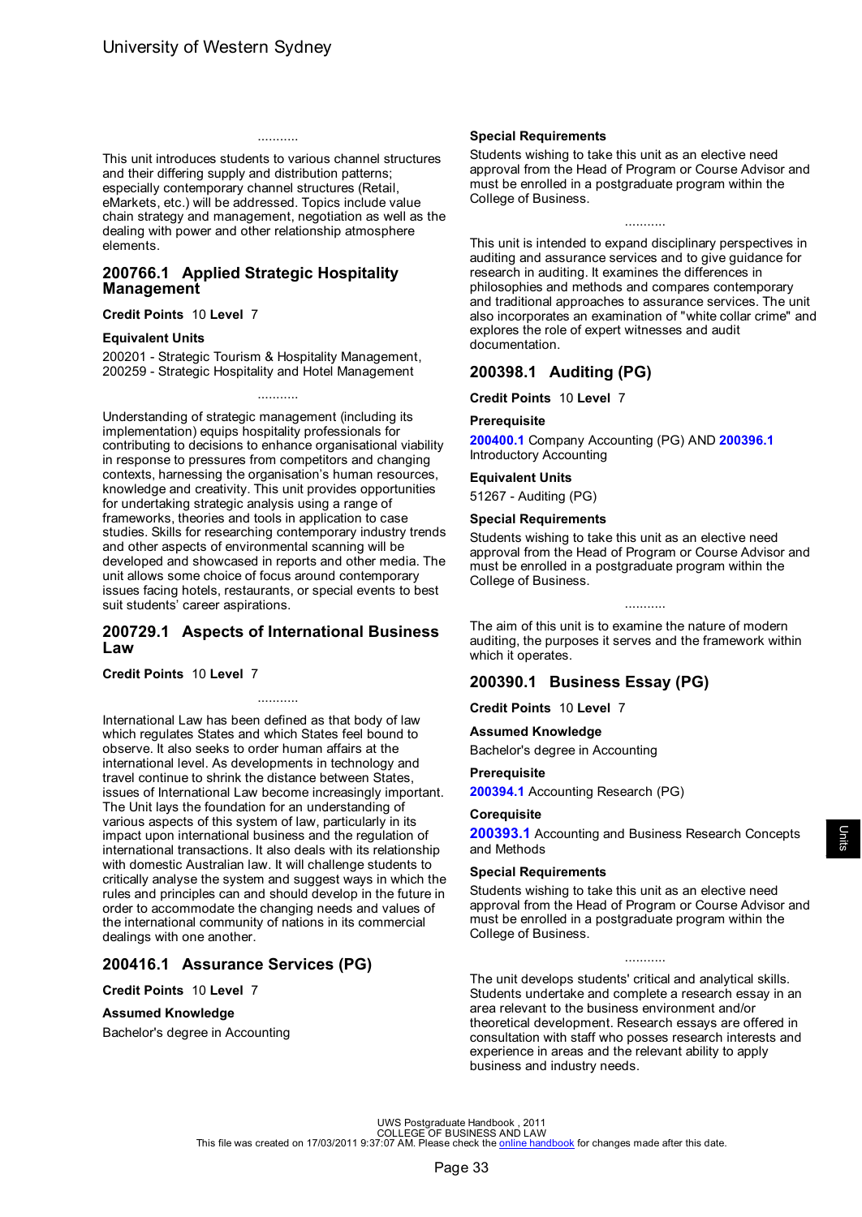...........

This unit introduces students to various channel structures and their differing supply and distribution patterns; especially contemporary channel structures (Retail, eMarkets, etc.) will be addressed. Topics include value chain strategy and management, negotiation as well as the dealing with power and other relationship atmosphere elements.

## 200766.1 Applied Strategic Hospitality Management

**Credit Points** 10 **Level** 7

**Equivalent Units**

200201 - Strategic Tourism & Hospitality Management, 200259 - Strategic Hospitality and Hotel Management

...........

Understanding of strategic management (including its implementation) equips hospitality professionals for contributing to decisions to enhance organisational viability in response to pressures from competitors and changing contexts, harnessing the organisation's human resources, knowledge and creativity. This unit provides opportunities for undertaking strategic analysis using a range of frameworks, theories and tools in application to case studies. Skills for researching contemporary industry trends and other aspects of environmental scanning will be developed and showcased in reports and other media. The unit allows some choice of focus around contemporary issues facing hotels, restaurants, or special events to best suit students' career aspirations.

## 200729.1 Aspects of International Business Law

**Credit Points** 10 **Level** 7

...........

International Law has been defined as that body of law which regulates States and which States feel bound to observe. It also seeks to order human affairs at the international level. As developments in technology and travel continue to shrink the distance between States, issues of International Law become increasingly important. The Unit lays the foundation for an understanding of various aspects of this system of law, particularly in its impact upon international business and the regulation of international transactions. It also deals with its relationship with domestic Australian law. It will challenge students to critically analyse the system and suggest ways in which the rules and principles can and should develop in the future in order to accommodate the changing needs and values of the international community of nations in its commercial dealings with one another.

## 200416.1 Assurance Services (PG)

**Credit Points** 10 **Level** 7

**Assumed Knowledge**

Bachelor's degree in Accounting

**Special Requirements**

Students wishing to take this unit as an elective need approval from the Head of Program or Course Advisor and must be enrolled in a postgraduate program within the College of Business.

...........

This unit is intended to expand disciplinary perspectives in auditing and assurance services and to give guidance for research in auditing. It examines the differences in philosophies and methods and compares contemporary and traditional approaches to assurance services. The unit also incorporates an examination of "white collar crime" and explores the role of expert witnesses and audit documentation.

## 200398.1 Auditing (PG)

**Credit Points** 10 **Level** 7

**Prerequisite**

**200400.1** Company Accounting (PG) AND **200396.1** Introductory Accounting

**Equivalent Units**

51267 - Auditing (PG)

**Special Requirements**

Students wishing to take this unit as an elective need approval from the Head of Program or Course Advisor and must be enrolled in a postgraduate program within the College of Business.

...........

The aim of this unit is to examine the nature of modern auditing, the purposes it serves and the framework within which it operates.

## 200390.1 Business Essay (PG)

**Credit Points** 10 **Level** 7

**Assumed Knowledge**

Bachelor's degree in Accounting

**Prerequisite**

**200394.1** Accounting Research (PG)

**Corequisite**

**200393.1** Accounting and Business Research Concepts and Methods

**Special Requirements**

Students wishing to take this unit as an elective need approval from the Head of Program or Course Advisor and must be enrolled in a postgraduate program within the College of Business.

...........

The unit develops students' critical and analytical skills. Students undertake and complete a research essay in an area relevant to the business environment and/or theoretical development. Research essays are offered in consultation with staff who posses research interests and experience in areas and the relevant ability to apply business and industry needs.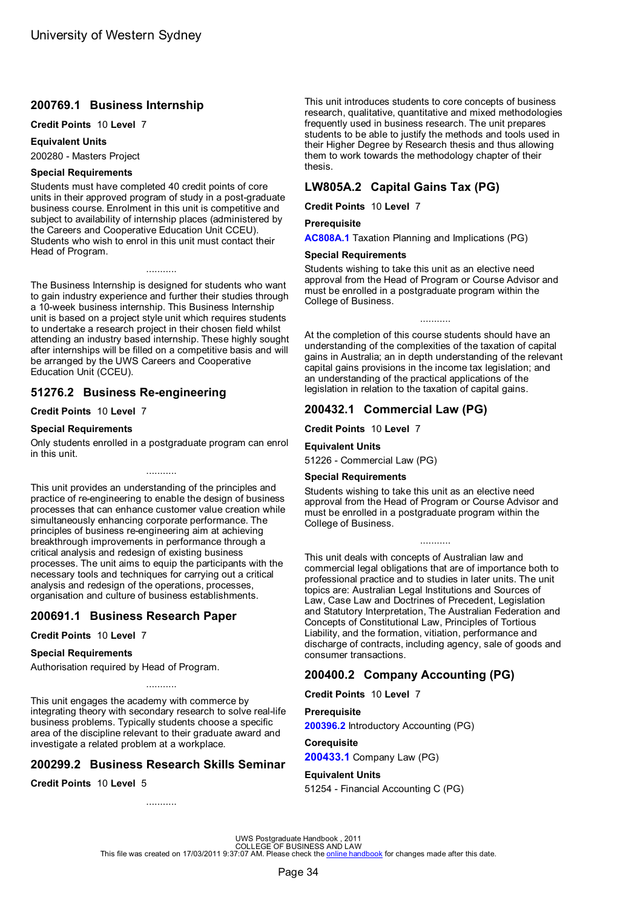## 200769.1 Business Internship

**Credit Points** 10 **Level** 7

**Equivalent Units**

200280 - Masters Project

**Special Requirements**

Students must have completed 40 credit points of core units in their approved program of study in a post-graduate business course. Enrolment in this unit is competitive and subject to availability of internship places (administered by the Careers and Cooperative Education Unit CCEU). Students who wish to enrol in this unit must contact their Head of Program.

...........

The Business Internship is designed for students who want to gain industry experience and further their studies through a 10-week business internship. This Business Internship unit is based on a project style unit which requires students to undertake a research project in their chosen field whilst attending an industry based internship. These highly sought after internships will be filled on a competitive basis and will be arranged by the UWS Careers and Cooperative Education Unit (CCEU).

## 51276.2 Business Re-engineering

**Credit Points** 10 **Level** 7

**Special Requirements**

Only students enrolled in a postgraduate program can enrol in this unit.

...........

This unit provides an understanding of the principles and practice of re-engineering to enable the design of business processes that can enhance customer value creation while simultaneously enhancing corporate performance. The principles of business re-engineering aim at achieving breakthrough improvements in performance through a critical analysis and redesign of existing business processes. The unit aims to equip the participants with the necessary tools and techniques for carrying out a critical analysis and redesign of the operations, processes, organisation and culture of business establishments.

## 200691.1 Business Research Paper

**Credit Points** 10 **Level** 7

**Special Requirements**

Authorisation required by Head of Program.

...........

This unit engages the academy with commerce by integrating theory with secondary research to solve real-life business problems. Typically students choose a specific area of the discipline relevant to their graduate award and investigate a related problem at a workplace.

## 200299.2 Business Research Skills Seminar

**Credit Points** 10 **Level** 5

...........

This unit introduces students to core concepts of business research, qualitative, quantitative and mixed methodologies frequently used in business research. The unit prepares students to be able to justify the methods and tools used in their Higher Degree by Research thesis and thus allowing them to work towards the methodology chapter of their thesis.

## LW805A.2 Capital Gains Tax (PG)

**Credit Points** 10 **Level** 7

**Prerequisite**

**AC808A.1** Taxation Planning and Implications (PG)

**Special Requirements**

Students wishing to take this unit as an elective need approval from the Head of Program or Course Advisor and must be enrolled in a postgraduate program within the College of Business.

...........

At the completion of this course students should have an understanding of the complexities of the taxation of capital gains in Australia; an in depth understanding of the relevant capital gains provisions in the income tax legislation; and an understanding of the practical applications of the legislation in relation to the taxation of capital gains.

## 200432.1 Commercial Law (PG)

**Credit Points** 10 **Level** 7

**Equivalent Units**

51226 - Commercial Law (PG)

**Special Requirements**

Students wishing to take this unit as an elective need approval from the Head of Program or Course Advisor and must be enrolled in a postgraduate program within the College of Business.

...........

This unit deals with concepts of Australian law and commercial legal obligations that are of importance both to professional practice and to studies in later units. The unit topics are: Australian Legal Institutions and Sources of Law, Case Law and Doctrines of Precedent, Legislation and Statutory Interpretation, The Australian Federation and Concepts of Constitutional Law, Principles of Tortious Liability, and the formation, vitiation, performance and discharge of contracts, including agency, sale of goods and consumer transactions.

## 200400.2 Company Accounting (PG)

**Credit Points** 10 **Level** 7

**Prerequisite**

**200396.2** Introductory Accounting (PG)

**Corequisite**

**200433.1** Company Law (PG)

**Equivalent Units**

51254 - Financial Accounting C (PG)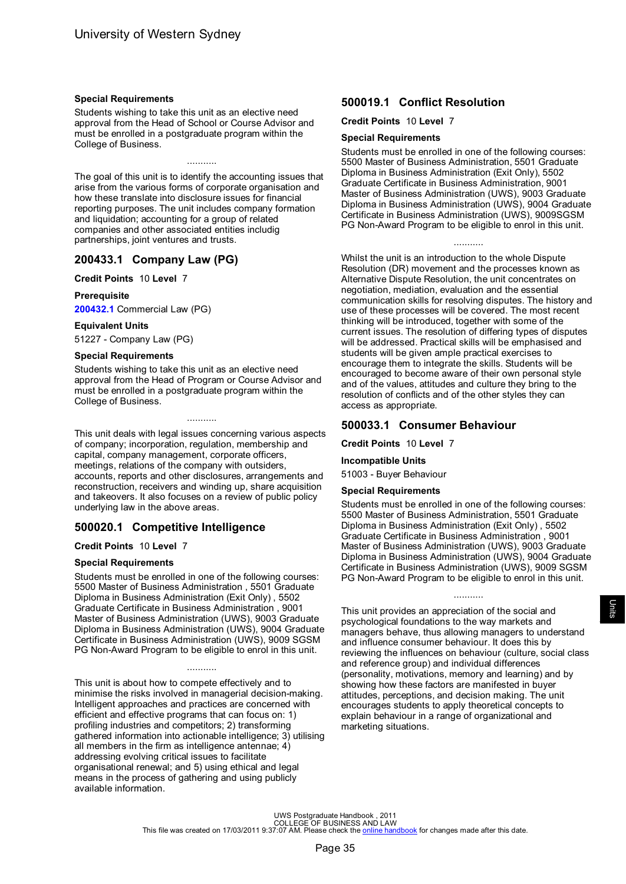### Special Requirements

Students wishing to take this unit as an elective need approval from the Head of School or Course Advisor and must be enrolled in a postgraduate program within the College of Business.

...........

The goal of this unit is to identify the accounting issues that arise from the various forms of corporate organisation and how these translate into disclosure issues for financial reporting purposes. The unit includes company formation and liquidation; accounting for a group of related companies and other associated entities includig partnerships, joint ventures and trusts.

## 200433.1 Company Law (PG)

**Credit Points** 10 **Level** 7

### Prerequisite

**200432.1** Commercial Law (PG)

### Equivalent Units

51227 - Company Law (PG)

### Special Requirements

Students wishing to take this unit as an elective need approval from the Head of Program or Course Advisor and must be enrolled in a postgraduate program within the College of Business.

...........

This unit deals with legal issues concerning various aspects of company; incorporation, regulation, membership and capital, company management, corporate officers, meetings, relations of the company with outsiders, accounts, reports and other disclosures, arrangements and reconstruction, receivers and winding up, share acquisition and takeovers. It also focuses on a review of public policy underlying law in the above areas.

## 500020.1 Competitive Intelligence

**Credit Points** 10 **Level** 7

### Special Requirements

Students must be enrolled in one of the following courses: 5500 Master of Business Administration , 5501 Graduate Diploma in Business Administration (Exit Only) , 5502 Graduate Certificate in Business Administration , 9001 Master of Business Administration (UWS), 9003 Graduate Diploma in Business Administration (UWS), 9004 Graduate Certificate in Business Administration (UWS), 9009 SGSM PG Non-Award Program to be eligible to enrol in this unit.

...........

This unit is about how to compete effectively and to minimise the risks involved in managerial decision-making. Intelligent approaches and practices are concerned with efficient and effective programs that can focus on: 1) profiling industries and competitors; 2) transforming gathered information into actionable intelligence; 3) utilising all members in the firm as intelligence antennae; 4) addressing evolving critical issues to facilitate organisational renewal; and 5) using ethical and legal means in the process of gathering and using publicly available information.

## 500019.1 Conflict Resolution

**Credit Points** 10 **Level** 7

### Special Requirements

Students must be enrolled in one of the following courses: 5500 Master of Business Administration, 5501 Graduate Diploma in Business Administration (Exit Only), 5502 Graduate Certificate in Business Administration, 9001 Master of Business Administration (UWS), 9003 Graduate Diploma in Business Administration (UWS), 9004 Graduate Certificate in Business Administration (UWS), 9009SGSM PG Non-Award Program to be eligible to enrol in this unit.

...........

Whilst the unit is an introduction to the whole Dispute Resolution (DR) movement and the processes known as Alternative Dispute Resolution, the unit concentrates on negotiation, mediation, evaluation and the essential communication skills for resolving disputes. The history and use of these processes will be covered. The most recent thinking will be introduced, together with some of the current issues. The resolution of differing types of disputes will be addressed. Practical skills will be emphasised and students will be given ample practical exercises to encourage them to integrate the skills. Students will be encouraged to become aware of their own personal style and of the values, attitudes and culture they bring to the resolution of conflicts and of the other styles they can access as appropriate.

## 500033.1 Consumer Behaviour

**Credit Points** 10 **Level** 7

### Incompatible Units

51003 - Buyer Behaviour

### Special Requirements

Students must be enrolled in one of the following courses: 5500 Master of Business Administration, 5501 Graduate Diploma in Business Administration (Exit Only) , 5502 Graduate Certificate in Business Administration , 9001 Master of Business Administration (UWS), 9003 Graduate Diploma in Business Administration (UWS), 9004 Graduate Certificate in Business Administration (UWS), 9009 SGSM PG Non-Award Program to be eligible to enrol in this unit.

...........

This unit provides an appreciation of the social and psychological foundations to the way markets and managers behave, thus allowing managers to understand and influence consumer behaviour. It does this by reviewing the influences on behaviour (culture, social class and reference group) and individual differences (personality, motivations, memory and learning) and by showing how these factors are manifested in buyer attitudes, perceptions, and decision making. The unit encourages students to apply theoretical concepts to explain behaviour in a range of organizational and marketing situations.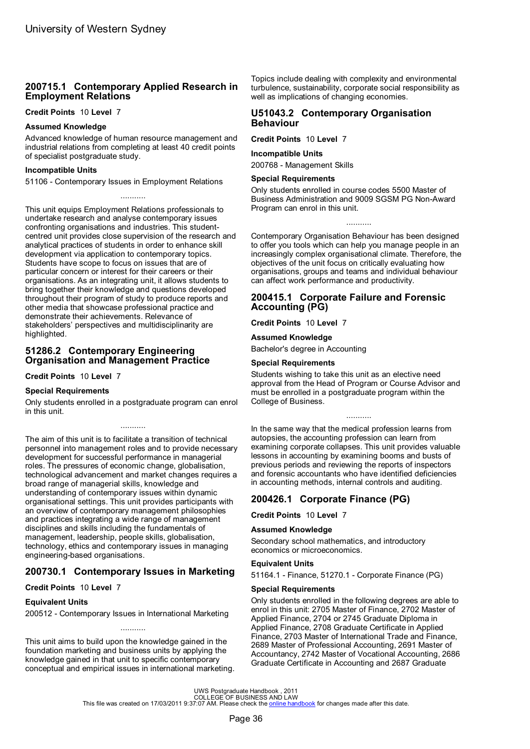## 200715.1 Contemporary Applied Research in Employment Relations

**Credit Points** 10 **Level** 7

### Assumed Knowledge

Advanced knowledge of human resource management and industrial relations from completing at least 40 credit points of specialist postgraduate study.

### Incompatible Units

51106 - Contemporary Issues in Employment Relations

...........

This unit equips Employment Relations professionals to undertake research and analyse contemporary issues confronting organisations and industries. This student-centred unit provides close supervision of the research and analytical practices of students in order to enhance skill development via application to contemporary topics. Students have scope to focus on issues that are of particular concern or interest for their careers or their organisations. As an integrating unit, it allows students to bring together their knowledge and questions developed throughout their program of study to produce reports and other media that showcase professional practice and demonstrate their achievements. Relevance of stakeholders' perspectives and multidisciplinarity are highlighted.

## 51286.2 Contemporary Engineering Organisation and Management Practice

**Credit Points** 10 **Level** 7

### Special Requirements

Only students enrolled in a postgraduate program can enrol in this unit.

...........

The aim of this unit is to facilitate a transition of technical personnel into management roles and to provide necessary development for successful performance in managerial roles. The pressures of economic change, globalisation, technological advancement and market changes requires a broad range of managerial skills, knowledge and understanding of contemporary issues within dynamic organisational settings. This unit provides participants with an overview of contemporary management philosophies and practices integrating a wide range of management disciplines and skills including the fundamentals of management, leadership, people skills, globalisation, technology, ethics and contemporary issues in managing engineering-based organisations.

## 200730.1 Contemporary Issues in Marketing

**Credit Points** 10 **Level** 7

### Equivalent Units

200512 - Contemporary Issues in International Marketing

...........

This unit aims to build upon the knowledge gained in the foundation marketing and business units by applying the knowledge gained in that unit to specific contemporary conceptual and empirical issues in international marketing. Topics include dealing with complexity and environmental turbulence, sustainability, corporate social responsibility as well as implications of changing economies.

## U51043.2 Contemporary Organisation Behaviour

**Credit Points** 10 **Level** 7

### Incompatible Units

200768 - Management Skills

### Special Requirements

Only students enrolled in course codes 5500 Master of Business Administration and 9009 SGSM PG Non-Award Program can enrol in this unit.

...........

Contemporary Organisation Behaviour has been designed to offer you tools which can help you manage people in an increasingly complex organisational climate. Therefore, the objectives of the unit focus on critically evaluating how organisations, groups and teams and individual behaviour can affect work performance and productivity.

## 200415.1 Corporate Failure and Forensic Accounting (PG)

**Credit Points** 10 **Level** 7

### Assumed Knowledge

Bachelor's degree in Accounting

### Special Requirements

Students wishing to take this unit as an elective need approval from the Head of Program or Course Advisor and must be enrolled in a postgraduate program within the College of Business.

...........

In the same way that the medical profession learns from autopsies, the accounting profession can learn from examining corporate collapses. This unit provides valuable lessons in accounting by examining booms and busts of previous periods and reviewing the reports of inspectors and forensic accountants who have identified deficiencies in accounting methods, internal controls and auditing.

## 200426.1 Corporate Finance (PG)

**Credit Points** 10 **Level** 7

### Assumed Knowledge

Secondary school mathematics, and introductory economics or microeconomics.

### Equivalent Units

51164.1 - Finance, 51270.1 - Corporate Finance (PG)

### Special Requirements

Only students enrolled in the following degrees are able to enrol in this unit: 2705 Master of Finance, 2702 Master of Applied Finance, 2704 or 2745 Graduate Diploma in Applied Finance, 2708 Graduate Certificate in Applied Finance, 2703 Master of International Trade and Finance, 2689 Master of Professional Accounting, 2691 Master of Accountancy, 2742 Master of Vocational Accounting, 2686 Graduate Certificate in Accounting and 2687 Graduate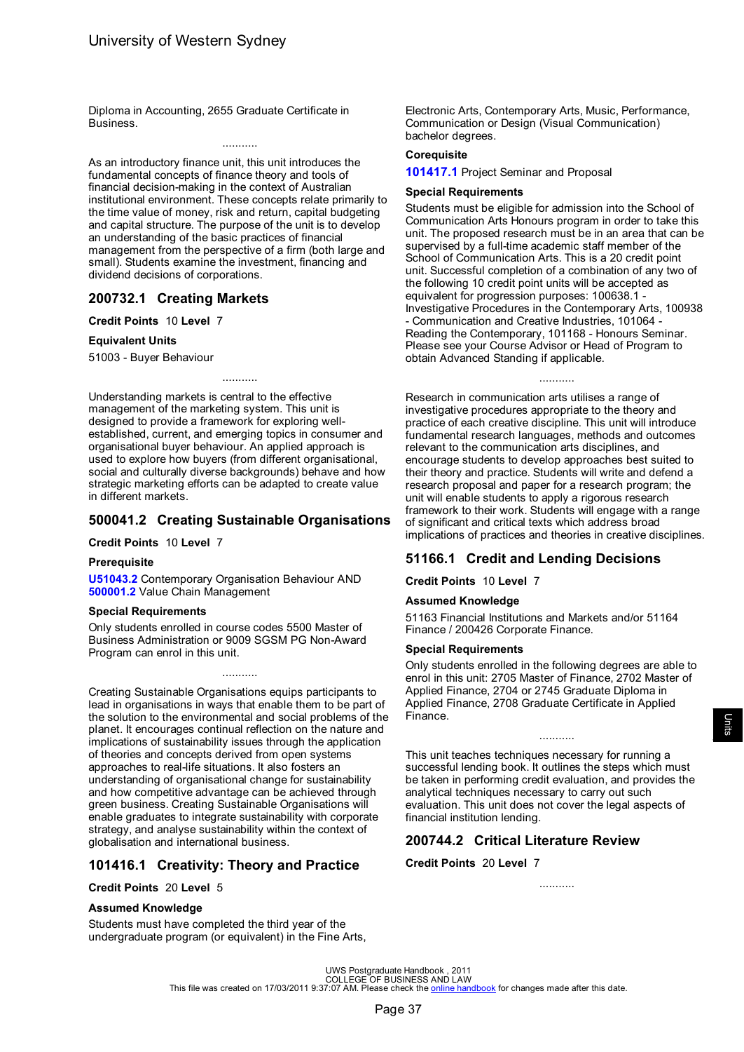Diploma in Accounting, 2655 Graduate Certificate in Business.

...........

As an introductory finance unit, this unit introduces the fundamental concepts of finance theory and tools of financial decision-making in the context of Australian institutional environment. These concepts relate primarily to the time value of money, risk and return, capital budgeting and capital structure. The purpose of the unit is to develop an understanding of the basic practices of financial management from the perspective of a firm (both large and small). Students examine the investment, financing and dividend decisions of corporations.

## 200732.1 Creating Markets

**Credit Points** 10 **Level** 7

**Equivalent Units**

51003 - Buyer Behaviour

...........

Understanding markets is central to the effective management of the marketing system. This unit is designed to provide a framework for exploring well-established, current, and emerging topics in consumer and organisational buyer behaviour. An applied approach is used to explore how buyers (from different organisational, social and culturally diverse backgrounds) behave and how strategic marketing efforts can be adapted to create value in different markets.

## 500041.2 Creating Sustainable Organisations

**Credit Points** 10 **Level** 7

**Prerequisite**

**U51043.2** Contemporary Organisation Behaviour AND **500001.2** Value Chain Management

**Special Requirements**

Only students enrolled in course codes 5500 Master of Business Administration or 9009 SGSM PG Non-Award Program can enrol in this unit.

...........

Creating Sustainable Organisations equips participants to lead in organisations in ways that enable them to be part of the solution to the environmental and social problems of the planet. It encourages continual reflection on the nature and implications of sustainability issues through the application of theories and concepts derived from open systems approaches to real-life situations. It also fosters an understanding of organisational change for sustainability and how competitive advantage can be achieved through green business. Creating Sustainable Organisations will enable graduates to integrate sustainability with corporate strategy, and analyse sustainability within the context of globalisation and international business.

## 101416.1 Creativity: Theory and Practice

**Credit Points** 20 **Level** 5

**Assumed Knowledge**

Students must have completed the third year of the undergraduate program (or equivalent) in the Fine Arts, Electronic Arts, Contemporary Arts, Music, Performance, Communication or Design (Visual Communication) bachelor degrees.

**Corequisite**

**101417.1** Project Seminar and Proposal

**Special Requirements**

Students must be eligible for admission into the School of Communication Arts Honours program in order to take this unit. The proposed research must be in an area that can be supervised by a full-time academic staff member of the School of Communication Arts. This is a 20 credit point unit. Successful completion of a combination of any two of the following 10 credit point units will be accepted as equivalent for progression purposes: 100638.1 - Investigative Procedures in the Contemporary Arts, 100938 - Communication and Creative Industries, 101064 - Reading the Contemporary, 101168 - Honours Seminar. Please see your Course Advisor or Head of Program to obtain Advanced Standing if applicable.

...........

Research in communication arts utilises a range of investigative procedures appropriate to the theory and practice of each creative discipline. This unit will introduce fundamental research languages, methods and outcomes relevant to the communication arts disciplines, and encourage students to develop approaches best suited to their theory and practice. Students will write and defend a research proposal and paper for a research program; the unit will enable students to apply a rigorous research framework to their work. Students will engage with a range of significant and critical texts which address broad implications of practices and theories in creative disciplines.

## 51166.1 Credit and Lending Decisions

**Credit Points** 10 **Level** 7

**Assumed Knowledge**

51163 Financial Institutions and Markets and/or 51164 Finance / 200426 Corporate Finance.

**Special Requirements**

Only students enrolled in the following degrees are able to enrol in this unit: 2705 Master of Finance, 2702 Master of Applied Finance, 2704 or 2745 Graduate Diploma in Applied Finance, 2708 Graduate Certificate in Applied Finance.

...........

This unit teaches techniques necessary for running a successful lending book. It outlines the steps which must be taken in performing credit evaluation, and provides the analytical techniques necessary to carry out such evaluation. This unit does not cover the legal aspects of financial institution lending.

## 200744.2 Critical Literature Review

**Credit Points** 20 **Level** 7

...........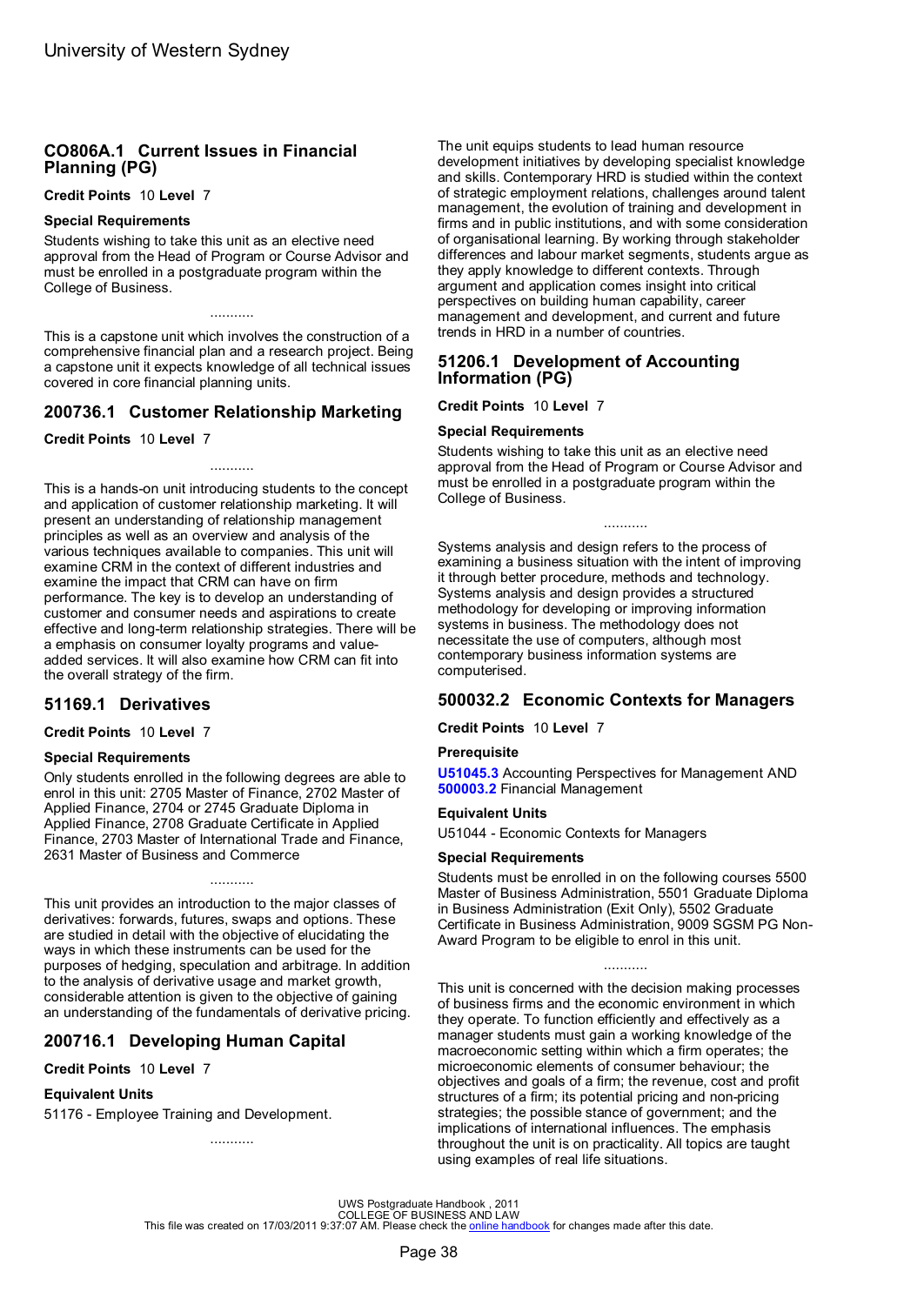## CO806A.1 Current Issues in Financial Planning (PG)

**Credit Points** 10 **Level** 7

### Special Requirements

Students wishing to take this unit as an elective need approval from the Head of Program or Course Advisor and must be enrolled in a postgraduate program within the College of Business.

...........

This is a capstone unit which involves the construction of a comprehensive financial plan and a research project. Being a capstone unit it expects knowledge of all technical issues covered in core financial planning units.

## 200736.1 Customer Relationship Marketing

**Credit Points** 10 **Level** 7

...........

This is a hands-on unit introducing students to the concept and application of customer relationship marketing. It will present an understanding of relationship management principles as well as an overview and analysis of the various techniques available to companies. This unit will examine CRM in the context of different industries and examine the impact that CRM can have on firm performance. The key is to develop an understanding of customer and consumer needs and aspirations to create effective and long-term relationship strategies. There will be a emphasis on consumer loyalty programs and value-added services. It will also examine how CRM can fit into the overall strategy of the firm.

## 51169.1 Derivatives

**Credit Points** 10 **Level** 7

### Special Requirements

Only students enrolled in the following degrees are able to enrol in this unit: 2705 Master of Finance, 2702 Master of Applied Finance, 2704 or 2745 Graduate Diploma in Applied Finance, 2708 Graduate Certificate in Applied Finance, 2703 Master of International Trade and Finance, 2631 Master of Business and Commerce

...........

This unit provides an introduction to the major classes of derivatives: forwards, futures, swaps and options. These are studied in detail with the objective of elucidating the ways in which these instruments can be used for the purposes of hedging, speculation and arbitrage. In addition to the analysis of derivative usage and market growth, considerable attention is given to the objective of gaining an understanding of the fundamentals of derivative pricing.

## 200716.1 Developing Human Capital

**Credit Points** 10 **Level** 7

### Equivalent Units

51176 - Employee Training and Development.

...........

The unit equips students to lead human resource development initiatives by developing specialist knowledge and skills. Contemporary HRD is studied within the context of strategic employment relations, challenges around talent management, the evolution of training and development in firms and in public institutions, and with some consideration of organisational learning. By working through stakeholder differences and labour market segments, students argue as they apply knowledge to different contexts. Through argument and application comes insight into critical perspectives on building human capability, career management and development, and current and future trends in HRD in a number of countries.

## 51206.1 Development of Accounting Information (PG)

**Credit Points** 10 **Level** 7

### Special Requirements

Students wishing to take this unit as an elective need approval from the Head of Program or Course Advisor and must be enrolled in a postgraduate program within the College of Business.

...........

Systems analysis and design refers to the process of examining a business situation with the intent of improving it through better procedure, methods and technology. Systems analysis and design provides a structured methodology for developing or improving information systems in business. The methodology does not necessitate the use of computers, although most contemporary business information systems are computerised.

## 500032.2 Economic Contexts for Managers

**Credit Points** 10 **Level** 7

### Prerequisite

**U51045.3** Accounting Perspectives for Management AND **500003.2** Financial Management

### Equivalent Units

U51044 - Economic Contexts for Managers

### Special Requirements

Students must be enrolled in on the following courses 5500 Master of Business Administration, 5501 Graduate Diploma in Business Administration (Exit Only), 5502 Graduate Certificate in Business Administration, 9009 SGSM PG Non-Award Program to be eligible to enrol in this unit.

...........

This unit is concerned with the decision making processes of business firms and the economic environment in which they operate. To function efficiently and effectively as a manager students must gain a working knowledge of the macroeconomic setting within which a firm operates; the microeconomic elements of consumer behaviour; the objectives and goals of a firm; the revenue, cost and profit structures of a firm; its potential pricing and non-pricing strategies; the possible stance of government; and the implications of international influences. The emphasis throughout the unit is on practicality. All topics are taught using examples of real life situations.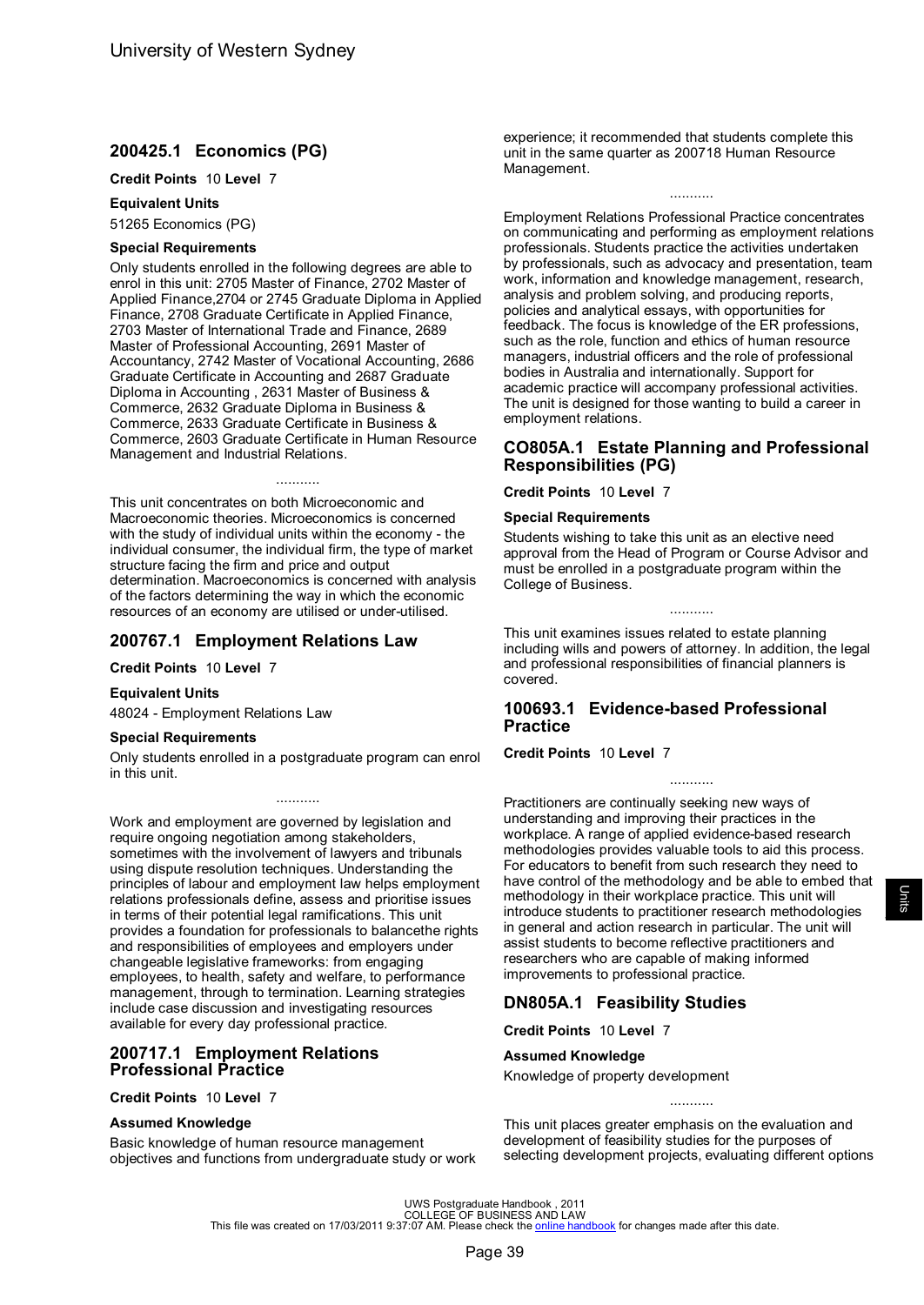## 200425.1 Economics (PG)

**Credit Points** 10 **Level** 7

**Equivalent Units**

51265 Economics (PG)

**Special Requirements**

Only students enrolled in the following degrees are able to enrol in this unit: 2705 Master of Finance, 2702 Master of Applied Finance,2704 or 2745 Graduate Diploma in Applied Finance, 2708 Graduate Certificate in Applied Finance, 2703 Master of International Trade and Finance, 2689 Master of Professional Accounting, 2691 Master of Accountancy, 2742 Master of Vocational Accounting, 2686 Graduate Certificate in Accounting and 2687 Graduate Diploma in Accounting , 2631 Master of Business & Commerce, 2632 Graduate Diploma in Business & Commerce, 2633 Graduate Certificate in Business & Commerce, 2603 Graduate Certificate in Human Resource Management and Industrial Relations.

...........

This unit concentrates on both Microeconomic and Macroeconomic theories. Microeconomics is concerned with the study of individual units within the economy - the individual consumer, the individual firm, the type of market structure facing the firm and price and output determination. Macroeconomics is concerned with analysis of the factors determining the way in which the economic resources of an economy are utilised or under-utilised.

## 200767.1 Employment Relations Law

**Credit Points** 10 **Level** 7

**Equivalent Units**

48024 - Employment Relations Law

**Special Requirements**

Only students enrolled in a postgraduate program can enrol in this unit.

...........

Work and employment are governed by legislation and require ongoing negotiation among stakeholders, sometimes with the involvement of lawyers and tribunals using dispute resolution techniques. Understanding the principles of labour and employment law helps employment relations professionals define, assess and prioritise issues in terms of their potential legal ramifications. This unit provides a foundation for professionals to balancethe rights and responsibilities of employees and employers under changeable legislative frameworks: from engaging employees, to health, safety and welfare, to performance management, through to termination. Learning strategies include case discussion and investigating resources available for every day professional practice.

## 200717.1 Employment Relations Professional Practice

**Credit Points** 10 **Level** 7

**Assumed Knowledge**

Basic knowledge of human resource management objectives and functions from undergraduate study or work experience; it recommended that students complete this unit in the same quarter as 200718 Human Resource Management.

...........

Employment Relations Professional Practice concentrates on communicating and performing as employment relations professionals. Students practice the activities undertaken by professionals, such as advocacy and presentation, team work, information and knowledge management, research, analysis and problem solving, and producing reports, policies and analytical essays, with opportunities for feedback. The focus is knowledge of the ER professions, such as the role, function and ethics of human resource managers, industrial officers and the role of professional bodies in Australia and internationally. Support for academic practice will accompany professional activities. The unit is designed for those wanting to build a career in employment relations.

## CO805A.1 Estate Planning and Professional Responsibilities (PG)

**Credit Points** 10 **Level** 7

**Special Requirements**

Students wishing to take this unit as an elective need approval from the Head of Program or Course Advisor and must be enrolled in a postgraduate program within the College of Business.

...........

This unit examines issues related to estate planning including wills and powers of attorney. In addition, the legal and professional responsibilities of financial planners is covered.

## 100693.1 Evidence-based Professional Practice

**Credit Points** 10 **Level** 7

...........

Practitioners are continually seeking new ways of understanding and improving their practices in the workplace. A range of applied evidence-based research methodologies provides valuable tools to aid this process. For educators to benefit from such research they need to have control of the methodology and be able to embed that methodology in their workplace practice. This unit will introduce students to practitioner research methodologies in general and action research in particular. The unit will assist students to become reflective practitioners and researchers who are capable of making informed improvements to professional practice.

## DN805A.1 Feasibility Studies

**Credit Points** 10 **Level** 7

**Assumed Knowledge**

Knowledge of property development

...........

This unit places greater emphasis on the evaluation and development of feasibility studies for the purposes of selecting development projects, evaluating different options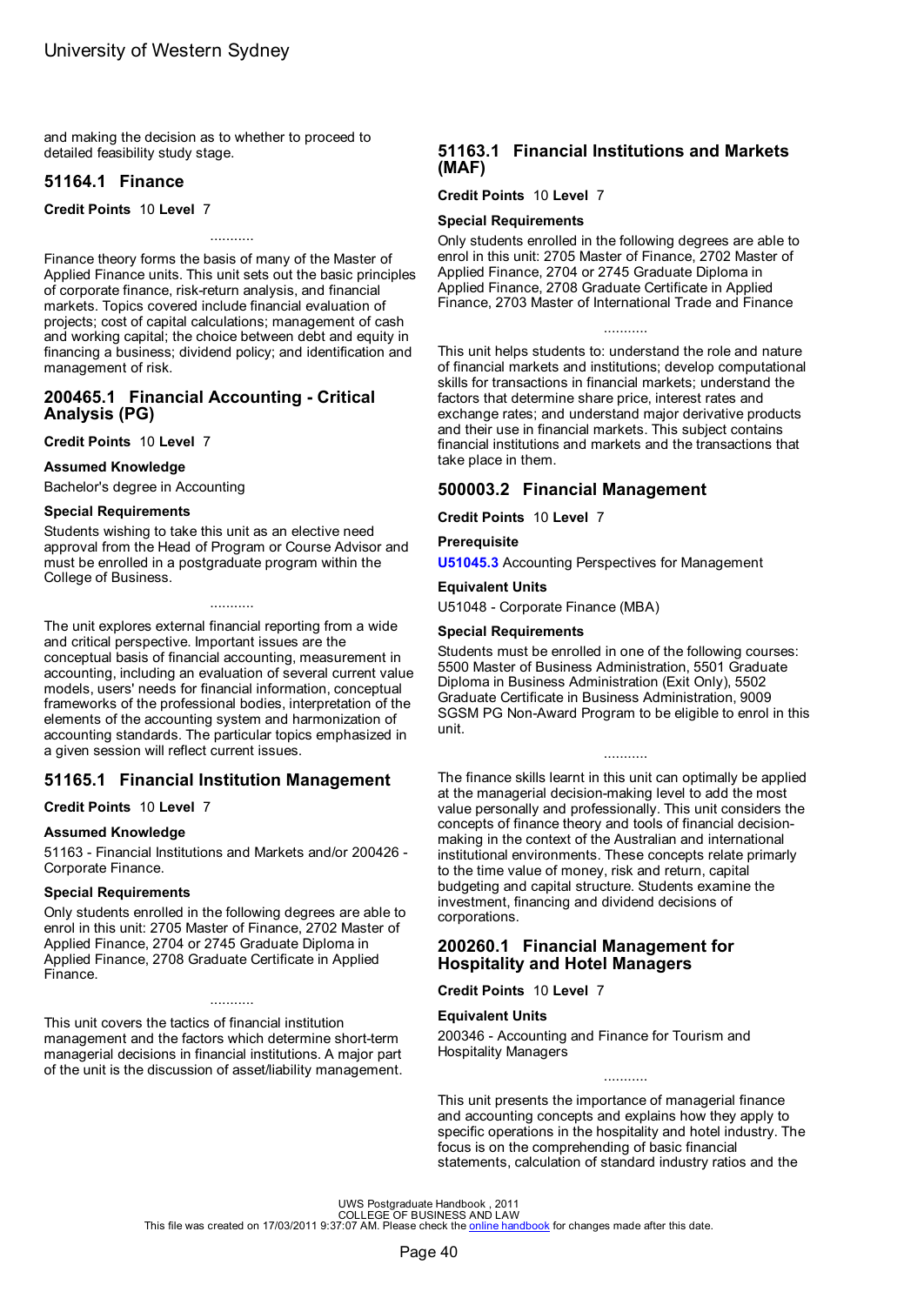and making the decision as to whether to proceed to detailed feasibility study stage.

## 51164.1 Finance

**Credit Points** 10 **Level** 7

...........

Finance theory forms the basis of many of the Master of Applied Finance units. This unit sets out the basic principles of corporate finance, risk-return analysis, and financial markets. Topics covered include financial evaluation of projects; cost of capital calculations; management of cash and working capital; the choice between debt and equity in financing a business; dividend policy; and identification and management of risk.

## 200465.1 Financial Accounting - Critical Analysis (PG)

**Credit Points** 10 **Level** 7

**Assumed Knowledge**

Bachelor's degree in Accounting

**Special Requirements**

Students wishing to take this unit as an elective need approval from the Head of Program or Course Advisor and must be enrolled in a postgraduate program within the College of Business.

...........

The unit explores external financial reporting from a wide and critical perspective. Important issues are the conceptual basis of financial accounting, measurement in accounting, including an evaluation of several current value models, users' needs for financial information, conceptual frameworks of the professional bodies, interpretation of the elements of the accounting system and harmonization of accounting standards. The particular topics emphasized in a given session will reflect current issues.

## 51165.1 Financial Institution Management

**Credit Points** 10 **Level** 7

**Assumed Knowledge**

51163 - Financial Institutions and Markets and/or 200426 - Corporate Finance.

**Special Requirements**

Only students enrolled in the following degrees are able to enrol in this unit: 2705 Master of Finance, 2702 Master of Applied Finance, 2704 or 2745 Graduate Diploma in Applied Finance, 2708 Graduate Certificate in Applied Finance.

...........

This unit covers the tactics of financial institution management and the factors which determine short-term managerial decisions in financial institutions. A major part of the unit is the discussion of asset/liability management.

## 51163.1 Financial Institutions and Markets (MAF)

**Credit Points** 10 **Level** 7

**Special Requirements**

Only students enrolled in the following degrees are able to enrol in this unit: 2705 Master of Finance, 2702 Master of Applied Finance, 2704 or 2745 Graduate Diploma in Applied Finance, 2708 Graduate Certificate in Applied Finance, 2703 Master of International Trade and Finance

...........

This unit helps students to: understand the role and nature of financial markets and institutions; develop computational skills for transactions in financial markets; understand the factors that determine share price, interest rates and exchange rates; and understand major derivative products and their use in financial markets. This subject contains financial institutions and markets and the transactions that take place in them.

## 500003.2 Financial Management

**Credit Points** 10 **Level** 7

**Prerequisite**

**U51045.3** Accounting Perspectives for Management

**Equivalent Units**

U51048 - Corporate Finance (MBA)

**Special Requirements**

Students must be enrolled in one of the following courses: 5500 Master of Business Administration, 5501 Graduate Diploma in Business Administration (Exit Only), 5502 Graduate Certificate in Business Administration, 9009 SGSM PG Non-Award Program to be eligible to enrol in this unit.

...........

The finance skills learnt in this unit can optimally be applied at the managerial decision-making level to add the most value personally and professionally. This unit considers the concepts of finance theory and tools of financial decision-making in the context of the Australian and international institutional environments. These concepts relate primarily to the time value of money, risk and return, capital budgeting and capital structure. Students examine the investment, financing and dividend decisions of corporations.

## 200260.1 Financial Management for Hospitality and Hotel Managers

**Credit Points** 10 **Level** 7

**Equivalent Units**

200346 - Accounting and Finance for Tourism and Hospitality Managers

...........

This unit presents the importance of managerial finance and accounting concepts and explains how they apply to specific operations in the hospitality and hotel industry. The focus is on the comprehending of basic financial statements, calculation of standard industry ratios and the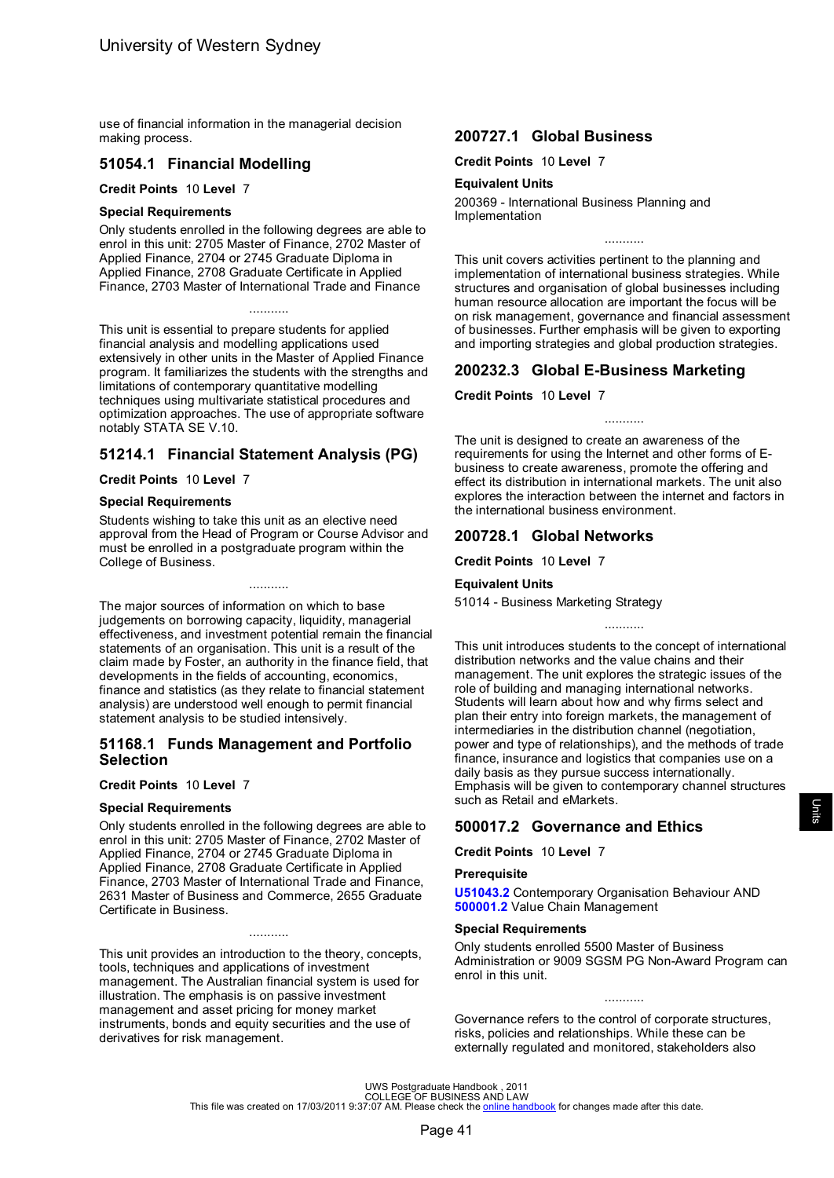use of financial information in the managerial decision making process.

## 51054.1 Financial Modelling

**Credit Points** 10 **Level** 7

**Special Requirements**

Only students enrolled in the following degrees are able to enrol in this unit: 2705 Master of Finance, 2702 Master of Applied Finance, 2704 or 2745 Graduate Diploma in Applied Finance, 2708 Graduate Certificate in Applied Finance, 2703 Master of International Trade and Finance

...........

This unit is essential to prepare students for applied financial analysis and modelling applications used extensively in other units in the Master of Applied Finance program. It familiarizes the students with the strengths and limitations of contemporary quantitative modelling techniques using multivariate statistical procedures and optimization approaches. The use of appropriate software notably STATA SE V.10.

## 51214.1 Financial Statement Analysis (PG)

**Credit Points** 10 **Level** 7

**Special Requirements**

Students wishing to take this unit as an elective need approval from the Head of Program or Course Advisor and must be enrolled in a postgraduate program within the College of Business.

...........

The major sources of information on which to base judgements on borrowing capacity, liquidity, managerial effectiveness, and investment potential remain the financial statements of an organisation. This unit is a result of the claim made by Foster, an authority in the finance field, that developments in the fields of accounting, economics, finance and statistics (as they relate to financial statement analysis) are understood well enough to permit financial statement analysis to be studied intensively.

## 51168.1 Funds Management and Portfolio Selection

**Credit Points** 10 **Level** 7

**Special Requirements**

Only students enrolled in the following degrees are able to enrol in this unit: 2705 Master of Finance, 2702 Master of Applied Finance, 2704 or 2745 Graduate Diploma in Applied Finance, 2708 Graduate Certificate in Applied Finance, 2703 Master of International Trade and Finance, 2631 Master of Business and Commerce, 2655 Graduate Certificate in Business.

...........

This unit provides an introduction to the theory, concepts, tools, techniques and applications of investment management. The Australian financial system is used for illustration. The emphasis is on passive investment management and asset pricing for money market instruments, bonds and equity securities and the use of derivatives for risk management.

## 200727.1 Global Business

**Credit Points** 10 **Level** 7

**Equivalent Units**

200369 - International Business Planning and Implementation

...........

This unit covers activities pertinent to the planning and implementation of international business strategies. While structures and organisation of global businesses including human resource allocation are important the focus will be on risk management, governance and financial assessment of businesses. Further emphasis will be given to exporting and importing strategies and global production strategies.

## 200232.3 Global E-Business Marketing

**Credit Points** 10 **Level** 7

...........

The unit is designed to create an awareness of the requirements for using the Internet and other forms of E-business to create awareness, promote the offering and effect its distribution in international markets. The unit also explores the interaction between the internet and factors in the international business environment.

## 200728.1 Global Networks

**Credit Points** 10 **Level** 7

**Equivalent Units**

51014 - Business Marketing Strategy

...........

This unit introduces students to the concept of international distribution networks and the value chains and their management. The unit explores the strategic issues of the role of building and managing international networks. Students will learn about how and why firms select and plan their entry into foreign markets, the management of intermediaries in the distribution channel (negotiation, power and type of relationships), and the methods of trade finance, insurance and logistics that companies use on a daily basis as they pursue success internationally. Emphasis will be given to contemporary channel structures such as Retail and eMarkets.

## 500017.2 Governance and Ethics

**Credit Points** 10 **Level** 7

**Prerequisite**

**U51043.2** Contemporary Organisation Behaviour AND **500001.2** Value Chain Management

**Special Requirements**

Only students enrolled 5500 Master of Business Administration or 9009 SGSM PG Non-Award Program can enrol in this unit.

...........

Governance refers to the control of corporate structures, risks, policies and relationships. While these can be externally regulated and monitored, stakeholders also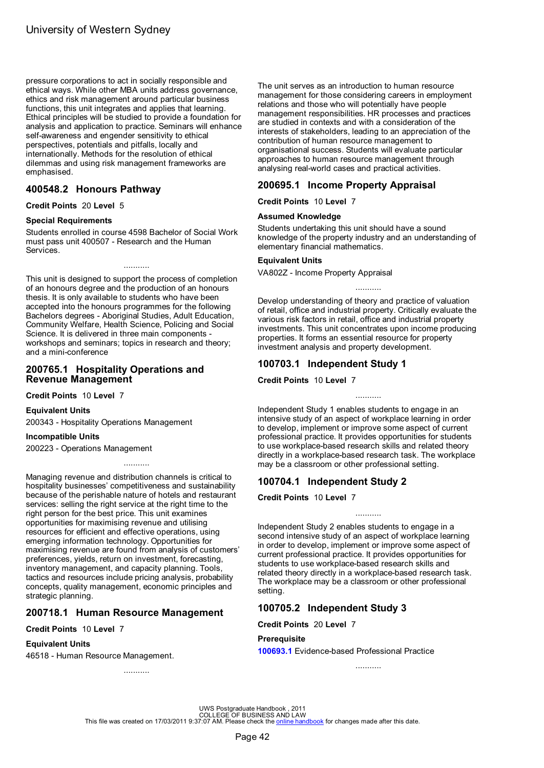pressure corporations to act in socially responsible and ethical ways. While other MBA units address governance, ethics and risk management around particular business functions, this unit integrates and applies that learning. Ethical principles will be studied to provide a foundation for analysis and application to practice. Seminars will enhance self-awareness and engender sensitivity to ethical perspectives, potentials and pitfalls, locally and internationally. Methods for the resolution of ethical dilemmas and using risk management frameworks are emphasised.

## 400548.2 Honours Pathway

**Credit Points** 20 **Level** 5

**Special Requirements**

Students enrolled in course 4598 Bachelor of Social Work must pass unit 400507 - Research and the Human Services.

...........

This unit is designed to support the process of completion of an honours degree and the production of an honours thesis. It is only available to students who have been accepted into the honours programmes for the following Bachelors degrees - Aboriginal Studies, Adult Education, Community Welfare, Health Science, Policing and Social Science. It is delivered in three main components - workshops and seminars; topics in research and theory; and a mini-conference

## 200765.1 Hospitality Operations and Revenue Management

**Credit Points** 10 **Level** 7

**Equivalent Units**

200343 - Hospitality Operations Management

**Incompatible Units**

200223 - Operations Management

...........

Managing revenue and distribution channels is critical to hospitality businesses' competitiveness and sustainability because of the perishable nature of hotels and restaurant services: selling the right service at the right time to the right person for the best price. This unit examines opportunities for maximising revenue and utilising resources for efficient and effective operations, using emerging information technology. Opportunities for maximising revenue are found from analysis of customers' preferences, yields, return on investment, forecasting, inventory management, and capacity planning. Tools, tactics and resources include pricing analysis, probability concepts, quality management, economic principles and strategic planning.

## 200718.1 Human Resource Management

**Credit Points** 10 **Level** 7

**Equivalent Units**

46518 - Human Resource Management.

...........

The unit serves as an introduction to human resource management for those considering careers in employment relations and those who will potentially have people management responsibilities. HR processes and practices are studied in contexts and with a consideration of the interests of stakeholders, leading to an appreciation of the contribution of human resource management to organisational success. Students will evaluate particular approaches to human resource management through analysing real-world cases and practical activities.

## 200695.1 Income Property Appraisal

**Credit Points** 10 **Level** 7

**Assumed Knowledge**

Students undertaking this unit should have a sound knowledge of the property industry and an understanding of elementary financial mathematics.

**Equivalent Units**

VA802Z - Income Property Appraisal

...........

Develop understanding of theory and practice of valuation of retail, office and industrial property. Critically evaluate the various risk factors in retail, office and industrial property investments. This unit concentrates upon income producing properties. It forms an essential resource for property investment analysis and property development.

## 100703.1 Independent Study 1

**Credit Points** 10 **Level** 7

...........

Independent Study 1 enables students to engage in an intensive study of an aspect of workplace learning in order to develop, implement or improve some aspect of current professional practice. It provides opportunities for students to use workplace-based research skills and related theory directly in a workplace-based research task. The workplace may be a classroom or other professional setting.

## 100704.1 Independent Study 2

**Credit Points** 10 **Level** 7

...........

Independent Study 2 enables students to engage in a second intensive study of an aspect of workplace learning in order to develop, implement or improve some aspect of current professional practice. It provides opportunities for students to use workplace-based research skills and related theory directly in a workplace-based research task. The workplace may be a classroom or other professional setting.

## 100705.2 Independent Study 3

**Credit Points** 20 **Level** 7

**Prerequisite**

100693.1 Evidence-based Professional Practice

...........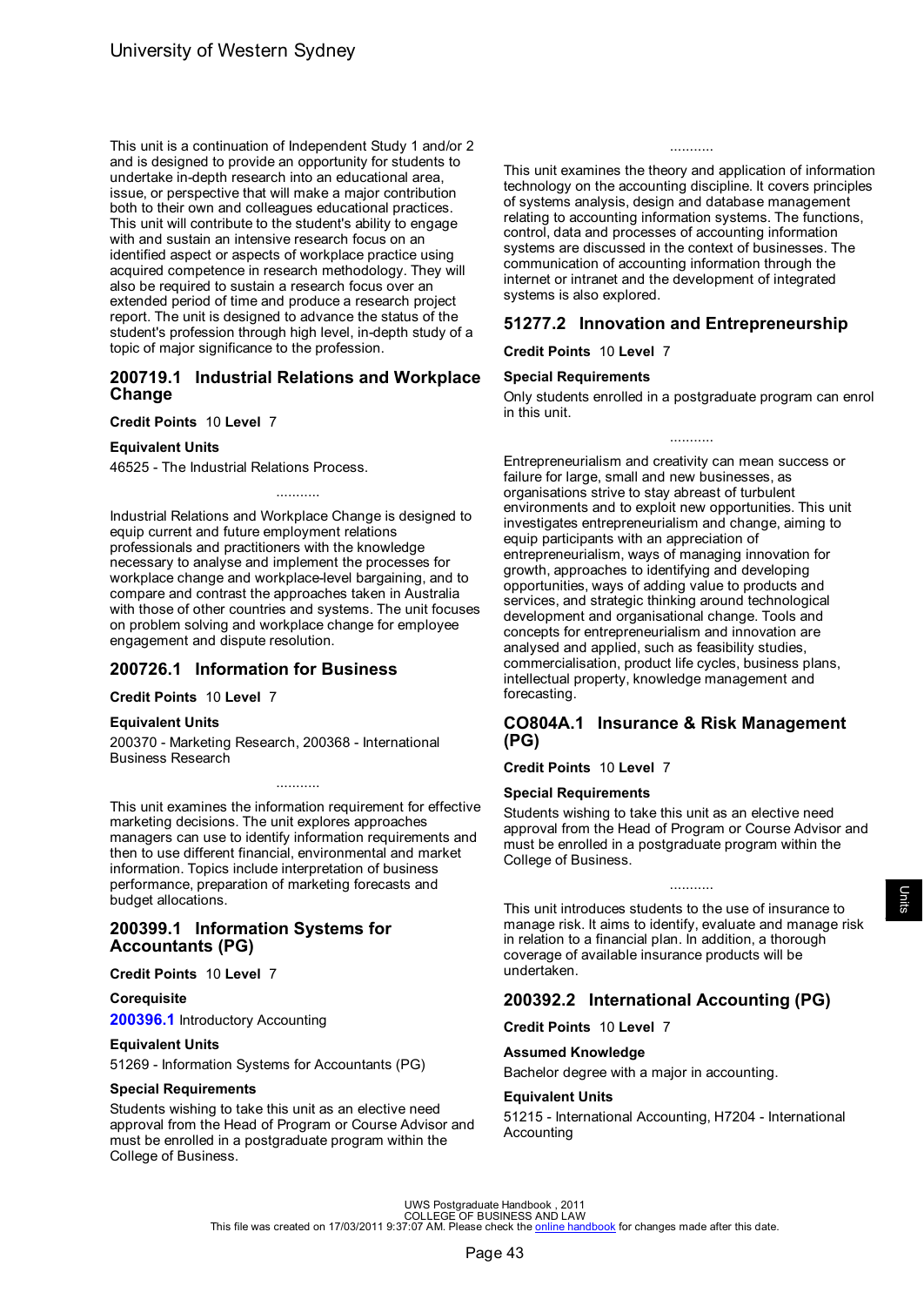This unit is a continuation of Independent Study 1 and/or 2 and is designed to provide an opportunity for students to undertake in-depth research into an educational area, issue, or perspective that will make a major contribution both to their own and colleagues educational practices. This unit will contribute to the student's ability to engage with and sustain an intensive research focus on an identified aspect or aspects of workplace practice using acquired competence in research methodology. They will also be required to sustain a research focus over an extended period of time and produce a research project report. The unit is designed to advance the status of the student's profession through high level, in-depth study of a topic of major significance to the profession.

## 200719.1 Industrial Relations and Workplace Change

**Credit Points** 10 **Level** 7

**Equivalent Units**

46525 - The Industrial Relations Process.

...........

Industrial Relations and Workplace Change is designed to equip current and future employment relations professionals and practitioners with the knowledge necessary to analyse and implement the processes for workplace change and workplace-level bargaining, and to compare and contrast the approaches taken in Australia with those of other countries and systems. The unit focuses on problem solving and workplace change for employee engagement and dispute resolution.

## 200726.1 Information for Business

**Credit Points** 10 **Level** 7

**Equivalent Units**

200370 - Marketing Research, 200368 - International Business Research

...........

This unit examines the information requirement for effective marketing decisions. The unit explores approaches managers can use to identify information requirements and then to use different financial, environmental and market information. Topics include interpretation of business performance, preparation of marketing forecasts and budget allocations.

## 200399.1 Information Systems for Accountants (PG)

**Credit Points** 10 **Level** 7

**Corequisite**

**200396.1** Introductory Accounting

**Equivalent Units**

51269 - Information Systems for Accountants (PG)

**Special Requirements**

Students wishing to take this unit as an elective need approval from the Head of Program or Course Advisor and must be enrolled in a postgraduate program within the College of Business.

...........

This unit examines the theory and application of information technology on the accounting discipline. It covers principles of systems analysis, design and database management relating to accounting information systems. The functions, control, data and processes of accounting information systems are discussed in the context of businesses. The communication of accounting information through the internet or intranet and the development of integrated systems is also explored.

## 51277.2 Innovation and Entrepreneurship

**Credit Points** 10 **Level** 7

**Special Requirements**

Only students enrolled in a postgraduate program can enrol in this unit.

...........

Entrepreneurialism and creativity can mean success or failure for large, small and new businesses, as organisations strive to stay abreast of turbulent environments and to exploit new opportunities. This unit investigates entrepreneurialism and change, aiming to equip participants with an appreciation of entrepreneurialism, ways of managing innovation for growth, approaches to identifying and developing opportunities, ways of adding value to products and services, and strategic thinking around technological development and organisational change. Tools and concepts for entrepreneurialism and innovation are analysed and applied, such as feasibility studies, commercialisation, product life cycles, business plans, intellectual property, knowledge management and forecasting.

## CO804A.1 Insurance & Risk Management (PG)

**Credit Points** 10 **Level** 7

**Special Requirements**

Students wishing to take this unit as an elective need approval from the Head of Program or Course Advisor and must be enrolled in a postgraduate program within the College of Business.

...........

This unit introduces students to the use of insurance to manage risk. It aims to identify, evaluate and manage risk in relation to a financial plan. In addition, a thorough coverage of available insurance products will be undertaken.

## 200392.2 International Accounting (PG)

**Credit Points** 10 **Level** 7

**Assumed Knowledge**

Bachelor degree with a major in accounting.

**Equivalent Units**

51215 - International Accounting, H7204 - International Accounting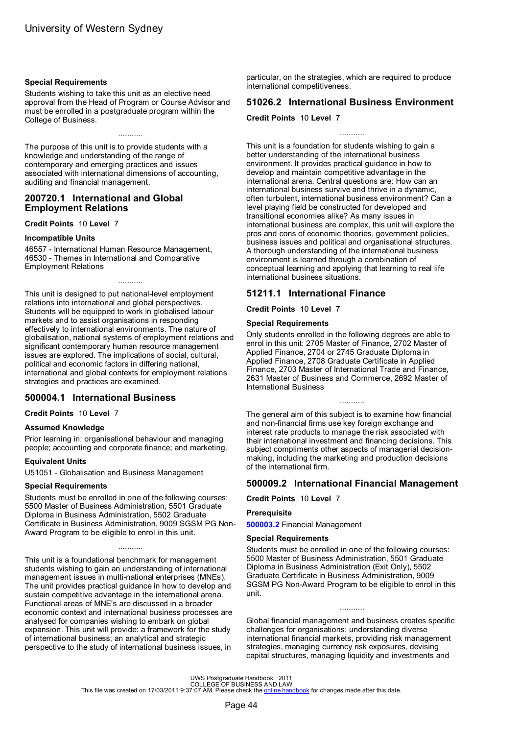**Special Requirements**

Students wishing to take this unit as an elective need approval from the Head of Program or Course Advisor and must be enrolled in a postgraduate program within the College of Business.

...........

The purpose of this unit is to provide students with a knowledge and understanding of the range of contemporary and emerging practices and issues associated with international dimensions of accounting, auditing and financial management.

## 200720.1 International and Global Employment Relations

**Credit Points** 10 **Level** 7

**Incompatible Units**

46557 - International Human Resource Management, 46530 - Themes in International and Comparative Employment Relations

...........

This unit is designed to put national-level employment relations into international and global perspectives. Students will be equipped to work in globalised labour markets and to assist organisations in responding effectively to international environments. The nature of globalisation, national systems of employment relations and significant contemporary human resource management issues are explored. The implications of social, cultural, political and economic factors in differing national, international and global contexts for employment relations strategies and practices are examined.

## 500004.1 International Business

**Credit Points** 10 **Level** 7

**Assumed Knowledge**

Prior learning in: organisational behaviour and managing people; accounting and corporate finance; and marketing.

**Equivalent Units**

U51051 - Globalisation and Business Management

**Special Requirements**

Students must be enrolled in one of the following courses: 5500 Master of Business Administration, 5501 Graduate Diploma in Business Administration, 5502 Graduate Certificate in Business Administration, 9009 SGSM PG Non-Award Program to be eligible to enrol in this unit.

...........

This unit is a foundational benchmark for management students wishing to gain an understanding of international management issues in multi-national enterprises (MNEs). The unit provides practical guidance in how to develop and sustain competitive advantage in the international arena. Functional areas of MNE's are discussed in a broader economic context and international business processes are analysed for companies wishing to embark on global expansion. This unit will provide: a framework for the study of international business; an analytical and strategic perspective to the study of international business issues, in particular, on the strategies, which are required to produce international competitiveness.

## 51026.2 International Business Environment

**Credit Points** 10 **Level** 7

...........

This unit is a foundation for students wishing to gain a better understanding of the international business environment. It provides practical guidance in how to develop and maintain competitive advantage in the international arena. Central questions are: How can an international business survive and thrive in a dynamic, often turbulent, international business environment? Can a level playing field be constructed for developed and transitional economies alike? As many issues in international business are complex, this unit will explore the pros and cons of economic theories, government policies, business issues and political and organisational structures. A thorough understanding of the international business environment is learned through a combination of conceptual learning and applying that learning to real life international business situations.

## 51211.1 International Finance

**Credit Points** 10 **Level** 7

**Special Requirements**

Only students enrolled in the following degrees are able to enrol in this unit: 2705 Master of Finance, 2702 Master of Applied Finance, 2704 or 2745 Graduate Diploma in Applied Finance, 2708 Graduate Certificate in Applied Finance, 2703 Master of International Trade and Finance, 2631 Master of Business and Commerce, 2692 Master of International Business

...........

The general aim of this subject is to examine how financial and non-financial firms use key foreign exchange and interest rate products to manage the risk associated with their international investment and financing decisions. This subject compliments other aspects of managerial decision-making, including the marketing and production decisions of the international firm.

## 500009.2 International Financial Management

**Credit Points** 10 **Level** 7

**Prerequisite**

**500003.2** Financial Management

**Special Requirements**

Students must be enrolled in one of the following courses: 5500 Master of Business Administration, 5501 Graduate Diploma in Business Administration (Exit Only), 5502 Graduate Certificate in Business Administration, 9009 SGSM PG Non-Award Program to be eligible to enrol in this unit.

...........

Global financial management and business creates specific challenges for organisations: understanding diverse international financial markets, providing risk management strategies, managing currency risk exposures, devising capital structures, managing liquidity and investments and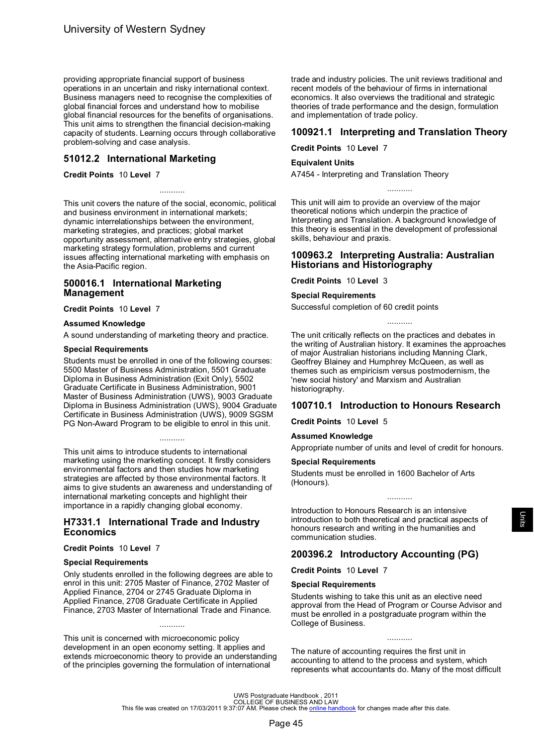providing appropriate financial support of business operations in an uncertain and risky international context. Business managers need to recognise the complexities of global financial forces and understand how to mobilise global financial resources for the benefits of organisations. This unit aims to strengthen the financial decision-making capacity of students. Learning occurs through collaborative problem-solving and case analysis.

## 51012.2 International Marketing

**Credit Points** 10 **Level** 7

...........

This unit covers the nature of the social, economic, political and business environment in international markets; dynamic interrelationships between the environment, marketing strategies, and practices; global market opportunity assessment, alternative entry strategies, global marketing strategy formulation, problems and current issues affecting international marketing with emphasis on the Asia-Pacific region.

## 500016.1 International Marketing Management

**Credit Points** 10 **Level** 7

**Assumed Knowledge**

A sound understanding of marketing theory and practice.

**Special Requirements**

Students must be enrolled in one of the following courses: 5500 Master of Business Administration, 5501 Graduate Diploma in Business Administration (Exit Only), 5502 Graduate Certificate in Business Administration, 9001 Master of Business Administration (UWS), 9003 Graduate Diploma in Business Administration (UWS), 9004 Graduate Certificate in Business Administration (UWS), 9009 SGSM PG Non-Award Program to be eligible to enrol in this unit.

...........

This unit aims to introduce students to international marketing using the marketing concept. It firstly considers environmental factors and then studies how marketing strategies are affected by those environmental factors. It aims to give students an awareness and understanding of international marketing concepts and highlight their importance in a rapidly changing global economy.

## H7331.1 International Trade and Industry Economics

**Credit Points** 10 **Level** 7

**Special Requirements**

Only students enrolled in the following degrees are able to enrol in this unit: 2705 Master of Finance, 2702 Master of Applied Finance, 2704 or 2745 Graduate Diploma in Applied Finance, 2708 Graduate Certificate in Applied Finance, 2703 Master of International Trade and Finance.

...........

This unit is concerned with microeconomic policy development in an open economy setting. It applies and extends microeconomic theory to provide an understanding of the principles governing the formulation of international trade and industry policies. The unit reviews traditional and recent models of the behaviour of firms in international economics. It also overviews the traditional and strategic theories of trade performance and the design, formulation and implementation of trade policy.

## 100921.1 Interpreting and Translation Theory

**Credit Points** 10 **Level** 7

**Equivalent Units**

A7454 - Interpreting and Translation Theory

...........

This unit will aim to provide an overview of the major theoretical notions which underpin the practice of Interpreting and Translation. A background knowledge of this theory is essential in the development of professional skills, behaviour and praxis.

## 100963.2 Interpreting Australia: Australian Historians and Historiography

**Credit Points** 10 **Level** 3

**Special Requirements**

Successful completion of 60 credit points

...........

The unit critically reflects on the practices and debates in the writing of Australian history. It examines the approaches of major Australian historians including Manning Clark, Geoffrey Blainey and Humphrey McQueen, as well as themes such as empiricism versus postmodernism, the 'new social history' and Marxism and Australian historiography.

## 100710.1 Introduction to Honours Research

**Credit Points** 10 **Level** 5

**Assumed Knowledge**

Appropriate number of units and level of credit for honours.

**Special Requirements**

Students must be enrolled in 1600 Bachelor of Arts (Honours).

...........

Introduction to Honours Research is an intensive introduction to both theoretical and practical aspects of honours research and writing in the humanities and communication studies.

## 200396.2 Introductory Accounting (PG)

**Credit Points** 10 **Level** 7

**Special Requirements**

Students wishing to take this unit as an elective need approval from the Head of Program or Course Advisor and must be enrolled in a postgraduate program within the College of Business.

...........

The nature of accounting requires the first unit in accounting to attend to the process and system, which represents what accountants do. Many of the most difficult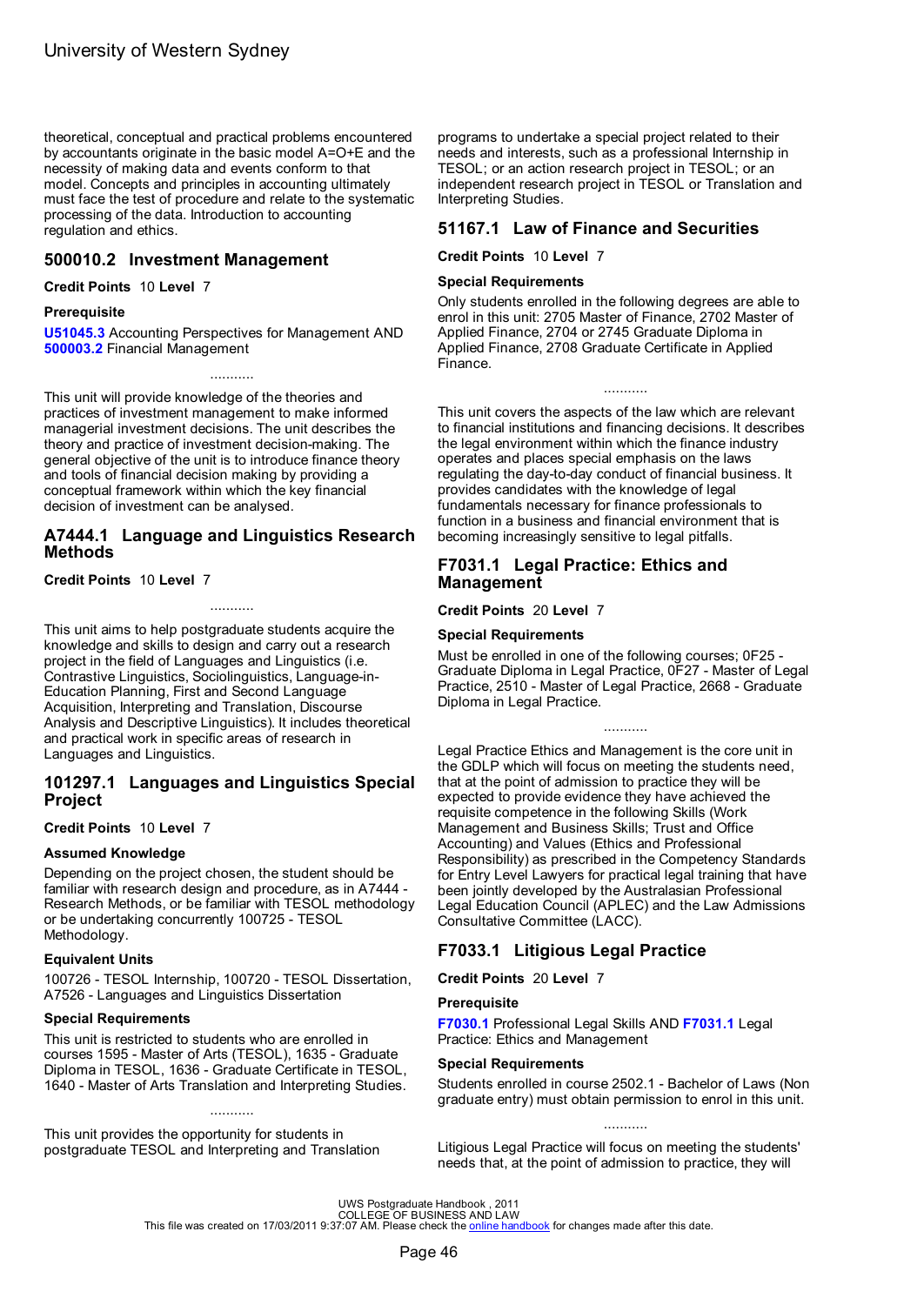theoretical, conceptual and practical problems encountered by accountants originate in the basic model A=O+E and the necessity of making data and events conform to that model. Concepts and principles in accounting ultimately must face the test of procedure and relate to the systematic processing of the data. Introduction to accounting regulation and ethics.

## 500010.2 Investment Management

**Credit Points** 10 **Level** 7

### Prerequisite

**U51045.3** Accounting Perspectives for Management AND **500003.2** Financial Management

...........

This unit will provide knowledge of the theories and practices of investment management to make informed managerial investment decisions. The unit describes the theory and practice of investment decision-making. The general objective of the unit is to introduce finance theory and tools of financial decision making by providing a conceptual framework within which the key financial decision of investment can be analysed.

## A7444.1 Language and Linguistics Research Methods

**Credit Points** 10 **Level** 7

...........

This unit aims to help postgraduate students acquire the knowledge and skills to design and carry out a research project in the field of Languages and Linguistics (i.e. Contrastive Linguistics, Sociolinguistics, Language-in-Education Planning, First and Second Language Acquisition, Interpreting and Translation, Discourse Analysis and Descriptive Linguistics). It includes theoretical and practical work in specific areas of research in Languages and Linguistics.

## 101297.1 Languages and Linguistics Special Project

**Credit Points** 10 **Level** 7

### Assumed Knowledge

Depending on the project chosen, the student should be familiar with research design and procedure, as in A7444 - Research Methods, or be familiar with TESOL methodology or be undertaking concurrently 100725 - TESOL Methodology.

### Equivalent Units

100726 - TESOL Internship, 100720 - TESOL Dissertation, A7526 - Languages and Linguistics Dissertation

### Special Requirements

This unit is restricted to students who are enrolled in courses 1595 - Master of Arts (TESOL), 1635 - Graduate Diploma in TESOL, 1636 - Graduate Certificate in TESOL, 1640 - Master of Arts Translation and Interpreting Studies.

...........

This unit provides the opportunity for students in postgraduate TESOL and Interpreting and Translation programs to undertake a special project related to their needs and interests, such as a professional Internship in TESOL; or an action research project in TESOL; or an independent research project in TESOL or Translation and Interpreting Studies.

## 51167.1 Law of Finance and Securities

**Credit Points** 10 **Level** 7

### Special Requirements

Only students enrolled in the following degrees are able to enrol in this unit: 2705 Master of Finance, 2702 Master of Applied Finance, 2704 or 2745 Graduate Diploma in Applied Finance, 2708 Graduate Certificate in Applied Finance.

...........

This unit covers the aspects of the law which are relevant to financial institutions and financing decisions. It describes the legal environment within which the finance industry operates and places special emphasis on the laws regulating the day-to-day conduct of financial business. It provides candidates with the knowledge of legal fundamentals necessary for finance professionals to function in a business and financial environment that is becoming increasingly sensitive to legal pitfalls.

## F7031.1 Legal Practice: Ethics and Management

**Credit Points** 20 **Level** 7

### Special Requirements

Must be enrolled in one of the following courses; 0F25 - Graduate Diploma in Legal Practice, 0F27 - Master of Legal Practice, 2510 - Master of Legal Practice, 2668 - Graduate Diploma in Legal Practice.

...........

Legal Practice Ethics and Management is the core unit in the GDLP which will focus on meeting the students need, that at the point of admission to practice they will be expected to provide evidence they have achieved the requisite competence in the following Skills (Work Management and Business Skills; Trust and Office Accounting) and Values (Ethics and Professional Responsibility) as prescribed in the Competency Standards for Entry Level Lawyers for practical legal training that have been jointly developed by the Australasian Professional Legal Education Council (APLEC) and the Law Admissions Consultative Committee (LACC).

## F7033.1 Litigious Legal Practice

**Credit Points** 20 **Level** 7

### Prerequisite

**F7030.1** Professional Legal Skills AND **F7031.1** Legal Practice: Ethics and Management

### Special Requirements

Students enrolled in course 2502.1 - Bachelor of Laws (Non graduate entry) must obtain permission to enrol in this unit.

...........

Litigious Legal Practice will focus on meeting the students' needs that, at the point of admission to practice, they will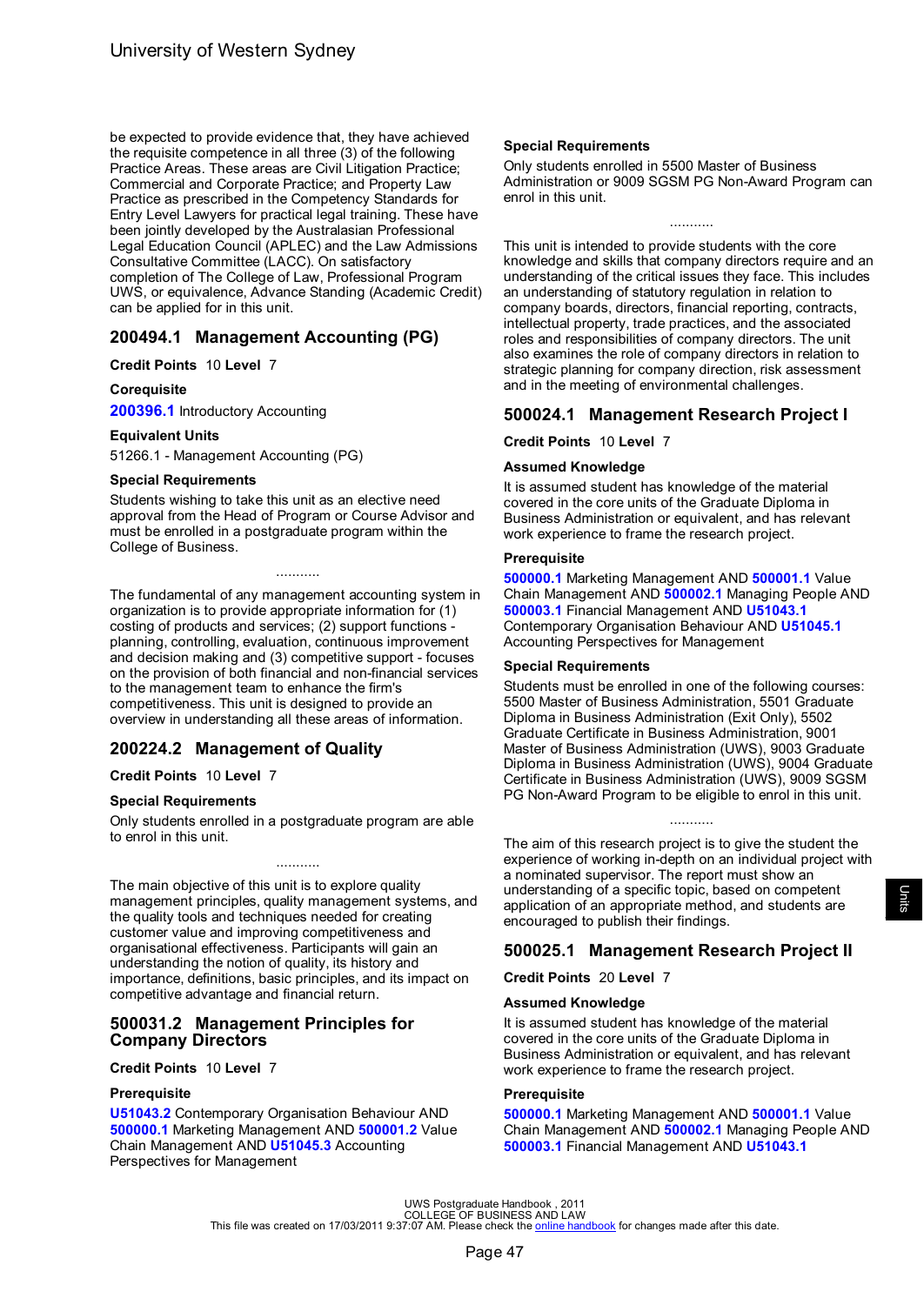be expected to provide evidence that, they have achieved the requisite competence in all three (3) of the following Practice Areas. These areas are Civil Litigation Practice; Commercial and Corporate Practice; and Property Law Practice as prescribed in the Competency Standards for Entry Level Lawyers for practical legal training. These have been jointly developed by the Australasian Professional Legal Education Council (APLEC) and the Law Admissions Consultative Committee (LACC). On satisfactory completion of The College of Law, Professional Program UWS, or equivalence, Advance Standing (Academic Credit) can be applied for in this unit.

## 200494.1 Management Accounting (PG)

**Credit Points** 10 **Level** 7

**Corequisite**

**200396.1** Introductory Accounting

**Equivalent Units**

51266.1 - Management Accounting (PG)

**Special Requirements**

Students wishing to take this unit as an elective need approval from the Head of Program or Course Advisor and must be enrolled in a postgraduate program within the College of Business.

...........

The fundamental of any management accounting system in organization is to provide appropriate information for (1) costing of products and services; (2) support functions - planning, controlling, evaluation, continuous improvement and decision making and (3) competitive support - focuses on the provision of both financial and non-financial services to the management team to enhance the firm's competitiveness. This unit is designed to provide an overview in understanding all these areas of information.

## 200224.2 Management of Quality

**Credit Points** 10 **Level** 7

**Special Requirements**

Only students enrolled in a postgraduate program are able to enrol in this unit.

...........

The main objective of this unit is to explore quality management principles, quality management systems, and the quality tools and techniques needed for creating customer value and improving competitiveness and organisational effectiveness. Participants will gain an understanding the notion of quality, its history and importance, definitions, basic principles, and its impact on competitive advantage and financial return.

## 500031.2 Management Principles for Company Directors

**Credit Points** 10 **Level** 7

**Prerequisite**

**U51043.2** Contemporary Organisation Behaviour AND **500000.1** Marketing Management AND **500001.2** Value Chain Management AND **U51045.3** Accounting Perspectives for Management

**Special Requirements**

Only students enrolled in 5500 Master of Business Administration or 9009 SGSM PG Non-Award Program can enrol in this unit.

...........

This unit is intended to provide students with the core knowledge and skills that company directors require and an understanding of the critical issues they face. This includes an understanding of statutory regulation in relation to company boards, directors, financial reporting, contracts, intellectual property, trade practices, and the associated roles and responsibilities of company directors. The unit also examines the role of company directors in relation to strategic planning for company direction, risk assessment and in the meeting of environmental challenges.

## 500024.1 Management Research Project I

**Credit Points** 10 **Level** 7

**Assumed Knowledge**

It is assumed student has knowledge of the material covered in the core units of the Graduate Diploma in Business Administration or equivalent, and has relevant work experience to frame the research project.

**Prerequisite**

**500000.1** Marketing Management AND **500001.1** Value Chain Management AND **500002.1** Managing People AND **500003.1** Financial Management AND **U51043.1** Contemporary Organisation Behaviour AND **U51045.1** Accounting Perspectives for Management

**Special Requirements**

Students must be enrolled in one of the following courses: 5500 Master of Business Administration, 5501 Graduate Diploma in Business Administration (Exit Only), 5502 Graduate Certificate in Business Administration, 9001 Master of Business Administration (UWS), 9003 Graduate Diploma in Business Administration (UWS), 9004 Graduate Certificate in Business Administration (UWS), 9009 SGSM PG Non-Award Program to be eligible to enrol in this unit.

...........

The aim of this research project is to give the student the experience of working in-depth on an individual project with a nominated supervisor. The report must show an understanding of a specific topic, based on competent application of an appropriate method, and students are encouraged to publish their findings.

## 500025.1 Management Research Project II

**Credit Points** 20 **Level** 7

**Assumed Knowledge**

It is assumed student has knowledge of the material covered in the core units of the Graduate Diploma in Business Administration or equivalent, and has relevant work experience to frame the research project.

**Prerequisite**

**500000.1** Marketing Management AND **500001.1** Value Chain Management AND **500002.1** Managing People AND **500003.1** Financial Management AND **U51043.1**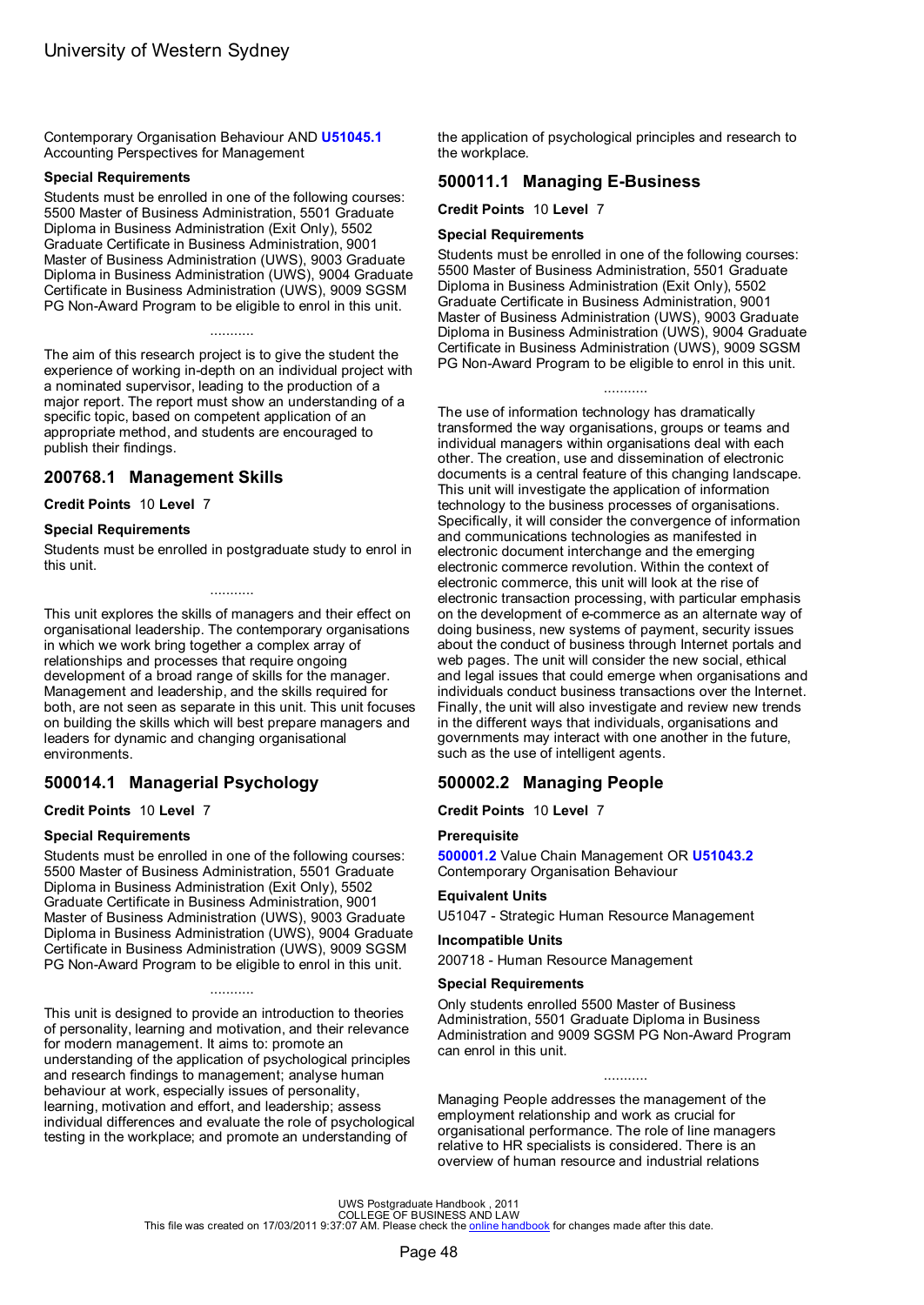Contemporary Organisation Behaviour AND **U51045.1** Accounting Perspectives for Management

**Special Requirements**

Students must be enrolled in one of the following courses: 5500 Master of Business Administration, 5501 Graduate Diploma in Business Administration (Exit Only), 5502 Graduate Certificate in Business Administration, 9001 Master of Business Administration (UWS), 9003 Graduate Diploma in Business Administration (UWS), 9004 Graduate Certificate in Business Administration (UWS), 9009 SGSM PG Non-Award Program to be eligible to enrol in this unit.

...........

The aim of this research project is to give the student the experience of working in-depth on an individual project with a nominated supervisor, leading to the production of a major report. The report must show an understanding of a specific topic, based on competent application of an appropriate method, and students are encouraged to publish their findings.

## 200768.1 Management Skills

**Credit Points** 10 **Level** 7

**Special Requirements**

Students must be enrolled in postgraduate study to enrol in this unit.

...........

This unit explores the skills of managers and their effect on organisational leadership. The contemporary organisations in which we work bring together a complex array of relationships and processes that require ongoing development of a broad range of skills for the manager. Management and leadership, and the skills required for both, are not seen as separate in this unit. This unit focuses on building the skills which will best prepare managers and leaders for dynamic and changing organisational environments.

## 500014.1 Managerial Psychology

**Credit Points** 10 **Level** 7

**Special Requirements**

Students must be enrolled in one of the following courses: 5500 Master of Business Administration, 5501 Graduate Diploma in Business Administration (Exit Only), 5502 Graduate Certificate in Business Administration, 9001 Master of Business Administration (UWS), 9003 Graduate Diploma in Business Administration (UWS), 9004 Graduate Certificate in Business Administration (UWS), 9009 SGSM PG Non-Award Program to be eligible to enrol in this unit.

...........

This unit is designed to provide an introduction to theories of personality, learning and motivation, and their relevance for modern management. It aims to: promote an understanding of the application of psychological principles and research findings to management; analyse human behaviour at work, especially issues of personality, learning, motivation and effort, and leadership; assess individual differences and evaluate the role of psychological testing in the workplace; and promote an understanding of the application of psychological principles and research to the workplace.

## 500011.1 Managing E-Business

**Credit Points** 10 **Level** 7

**Special Requirements**

Students must be enrolled in one of the following courses: 5500 Master of Business Administration, 5501 Graduate Diploma in Business Administration (Exit Only), 5502 Graduate Certificate in Business Administration, 9001 Master of Business Administration (UWS), 9003 Graduate Diploma in Business Administration (UWS), 9004 Graduate Certificate in Business Administration (UWS), 9009 SGSM PG Non-Award Program to be eligible to enrol in this unit.

...........

The use of information technology has dramatically transformed the way organisations, groups or teams and individual managers within organisations deal with each other. The creation, use and dissemination of electronic documents is a central feature of this changing landscape. This unit will investigate the application of information technology to the business processes of organisations. Specifically, it will consider the convergence of information and communications technologies as manifested in electronic document interchange and the emerging electronic commerce revolution. Within the context of electronic commerce, this unit will look at the rise of electronic transaction processing, with particular emphasis on the development of e-commerce as an alternate way of doing business, new systems of payment, security issues about the conduct of business through Internet portals and web pages. The unit will consider the new social, ethical and legal issues that could emerge when organisations and individuals conduct business transactions over the Internet. Finally, the unit will also investigate and review new trends in the different ways that individuals, organisations and governments may interact with one another in the future, such as the use of intelligent agents.

## 500002.2 Managing People

**Credit Points** 10 **Level** 7

**Prerequisite**

**500001.2** Value Chain Management OR **U51043.2** Contemporary Organisation Behaviour

**Equivalent Units**

U51047 - Strategic Human Resource Management

**Incompatible Units**

200718 - Human Resource Management

**Special Requirements**

Only students enrolled 5500 Master of Business Administration, 5501 Graduate Diploma in Business Administration and 9009 SGSM PG Non-Award Program can enrol in this unit.

...........

Managing People addresses the management of the employment relationship and work as crucial for organisational performance. The role of line managers relative to HR specialists is considered. There is an overview of human resource and industrial relations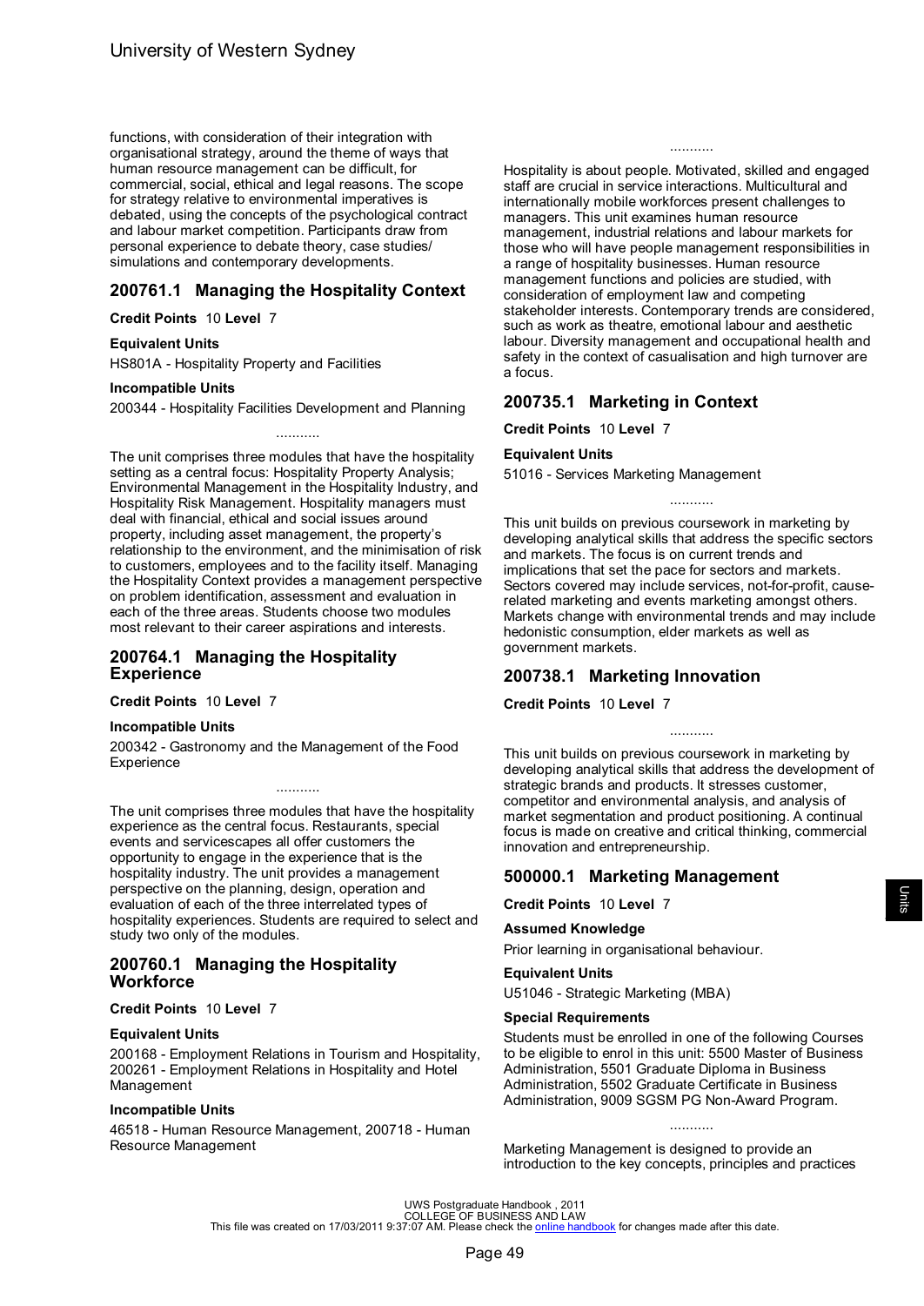functions, with consideration of their integration with organisational strategy, around the theme of ways that human resource management can be difficult, for commercial, social, ethical and legal reasons. The scope for strategy relative to environmental imperatives is debated, using the concepts of the psychological contract and labour market competition. Participants draw from personal experience to debate theory, case studies/ simulations and contemporary developments.

## 200761.1 Managing the Hospitality Context

**Credit Points** 10 **Level** 7

**Equivalent Units**

HS801A - Hospitality Property and Facilities

**Incompatible Units**

200344 - Hospitality Facilities Development and Planning

...........

The unit comprises three modules that have the hospitality setting as a central focus: Hospitality Property Analysis; Environmental Management in the Hospitality Industry, and Hospitality Risk Management. Hospitality managers must deal with financial, ethical and social issues around property, including asset management, the property's relationship to the environment, and the minimisation of risk to customers, employees and to the facility itself. Managing the Hospitality Context provides a management perspective on problem identification, assessment and evaluation in each of the three areas. Students choose two modules most relevant to their career aspirations and interests.

## 200764.1 Managing the Hospitality Experience

**Credit Points** 10 **Level** 7

**Incompatible Units**

200342 - Gastronomy and the Management of the Food Experience

...........

The unit comprises three modules that have the hospitality experience as the central focus. Restaurants, special events and servicescapes all offer customers the opportunity to engage in the experience that is the hospitality industry. The unit provides a management perspective on the planning, design, operation and evaluation of each of the three interrelated types of hospitality experiences. Students are required to select and study two only of the modules.

## 200760.1 Managing the Hospitality Workforce

**Credit Points** 10 **Level** 7

**Equivalent Units**

200168 - Employment Relations in Tourism and Hospitality, 200261 - Employment Relations in Hospitality and Hotel Management

**Incompatible Units**

46518 - Human Resource Management, 200718 - Human Resource Management

...........

Hospitality is about people. Motivated, skilled and engaged staff are crucial in service interactions. Multicultural and internationally mobile workforces present challenges to managers. This unit examines human resource management, industrial relations and labour markets for those who will have people management responsibilities in a range of hospitality businesses. Human resource management functions and policies are studied, with consideration of employment law and competing stakeholder interests. Contemporary trends are considered, such as work as theatre, emotional labour and aesthetic labour. Diversity management and occupational health and safety in the context of casualisation and high turnover are a focus.

## 200735.1 Marketing in Context

**Credit Points** 10 **Level** 7

**Equivalent Units**

51016 - Services Marketing Management

...........

This unit builds on previous coursework in marketing by developing analytical skills that address the specific sectors and markets. The focus is on current trends and implications that set the pace for sectors and markets. Sectors covered may include services, not-for-profit, cause-related marketing and events marketing amongst others. Markets change with environmental trends and may include hedonistic consumption, elder markets as well as government markets.

## 200738.1 Marketing Innovation

**Credit Points** 10 **Level** 7

...........

This unit builds on previous coursework in marketing by developing analytical skills that address the development of strategic brands and products. It stresses customer, competitor and environmental analysis, and analysis of market segmentation and product positioning. A continual focus is made on creative and critical thinking, commercial innovation and entrepreneurship.

## 500000.1 Marketing Management

**Credit Points** 10 **Level** 7

**Assumed Knowledge**

Prior learning in organisational behaviour.

**Equivalent Units**

U51046 - Strategic Marketing (MBA)

**Special Requirements**

Students must be enrolled in one of the following Courses to be eligible to enrol in this unit: 5500 Master of Business Administration, 5501 Graduate Diploma in Business Administration, 5502 Graduate Certificate in Business Administration, 9009 SGSM PG Non-Award Program.

...........

Marketing Management is designed to provide an introduction to the key concepts, principles and practices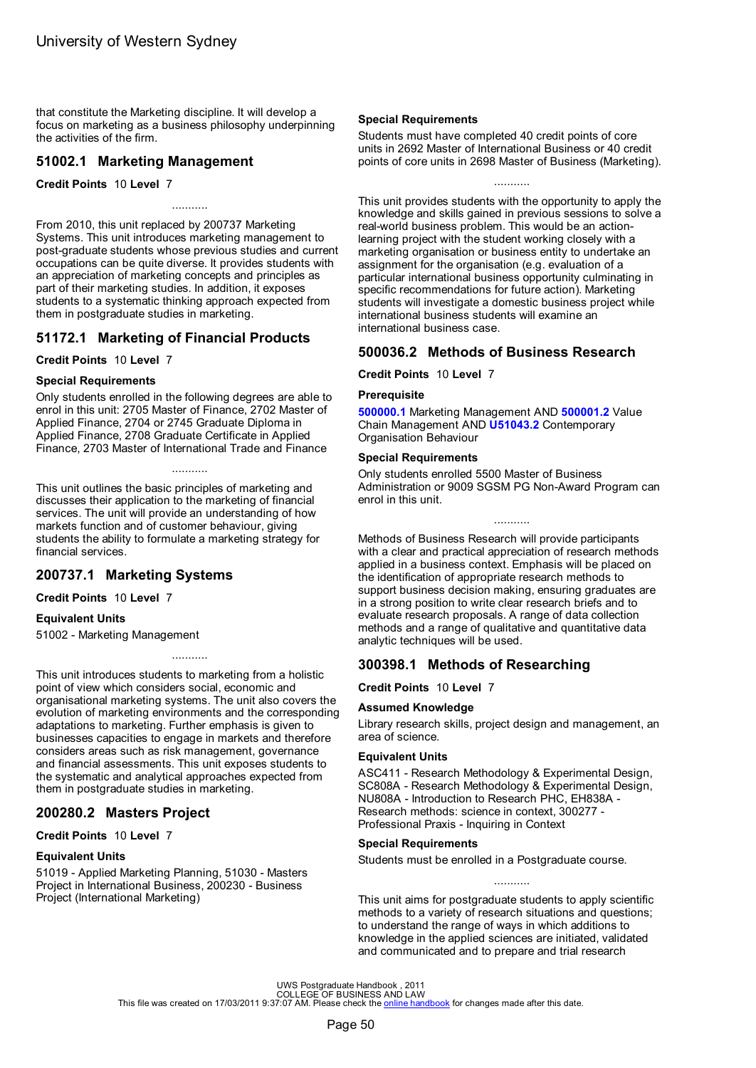that constitute the Marketing discipline. It will develop a focus on marketing as a business philosophy underpinning the activities of the firm.

## 51002.1 Marketing Management

**Credit Points** 10 **Level** 7

...........

From 2010, this unit replaced by 200737 Marketing Systems. This unit introduces marketing management to post-graduate students whose previous studies and current occupations can be quite diverse. It provides students with an appreciation of marketing concepts and principles as part of their marketing studies. In addition, it exposes students to a systematic thinking approach expected from them in postgraduate studies in marketing.

## 51172.1 Marketing of Financial Products

**Credit Points** 10 **Level** 7

### Special Requirements

Only students enrolled in the following degrees are able to enrol in this unit: 2705 Master of Finance, 2702 Master of Applied Finance, 2704 or 2745 Graduate Diploma in Applied Finance, 2708 Graduate Certificate in Applied Finance, 2703 Master of International Trade and Finance

...........

This unit outlines the basic principles of marketing and discusses their application to the marketing of financial services. The unit will provide an understanding of how markets function and of customer behaviour, giving students the ability to formulate a marketing strategy for financial services.

## 200737.1 Marketing Systems

**Credit Points** 10 **Level** 7

### Equivalent Units

51002 - Marketing Management

...........

This unit introduces students to marketing from a holistic point of view which considers social, economic and organisational marketing systems. The unit also covers the evolution of marketing environments and the corresponding adaptations to marketing. Further emphasis is given to businesses capacities to engage in markets and therefore considers areas such as risk management, governance and financial assessments. This unit exposes students to the systematic and analytical approaches expected from them in postgraduate studies in marketing.

## 200280.2 Masters Project

**Credit Points** 10 **Level** 7

### Equivalent Units

51019 - Applied Marketing Planning, 51030 - Masters Project in International Business, 200230 - Business Project (International Marketing)

### Special Requirements

Students must have completed 40 credit points of core units in 2692 Master of International Business or 40 credit points of core units in 2698 Master of Business (Marketing).

...........

This unit provides students with the opportunity to apply the knowledge and skills gained in previous sessions to solve a real-world business problem. This would be an action-learning project with the student working closely with a marketing organisation or business entity to undertake an assignment for the organisation (e.g. evaluation of a particular international business opportunity culminating in specific recommendations for future action). Marketing students will investigate a domestic business project while international business students will examine an international business case.

## 500036.2 Methods of Business Research

**Credit Points** 10 **Level** 7

### Prerequisite

**500000.1** Marketing Management AND **500001.2** Value Chain Management AND **U51043.2** Contemporary Organisation Behaviour

### Special Requirements

Only students enrolled 5500 Master of Business Administration or 9009 SGSM PG Non-Award Program can enrol in this unit.

...........

Methods of Business Research will provide participants with a clear and practical appreciation of research methods applied in a business context. Emphasis will be placed on the identification of appropriate research methods to support business decision making, ensuring graduates are in a strong position to write clear research briefs and to evaluate research proposals. A range of data collection methods and a range of qualitative and quantitative data analytic techniques will be used.

## 300398.1 Methods of Researching

**Credit Points** 10 **Level** 7

### Assumed Knowledge

Library research skills, project design and management, an area of science.

### Equivalent Units

ASC411 - Research Methodology & Experimental Design, SC808A - Research Methodology & Experimental Design, NU808A - Introduction to Research PHC, EH838A - Research methods: science in context, 300277 - Professional Praxis - Inquiring in Context

### Special Requirements

Students must be enrolled in a Postgraduate course.

...........

This unit aims for postgraduate students to apply scientific methods to a variety of research situations and questions; to understand the range of ways in which additions to knowledge in the applied sciences are initiated, validated and communicated and to prepare and trial research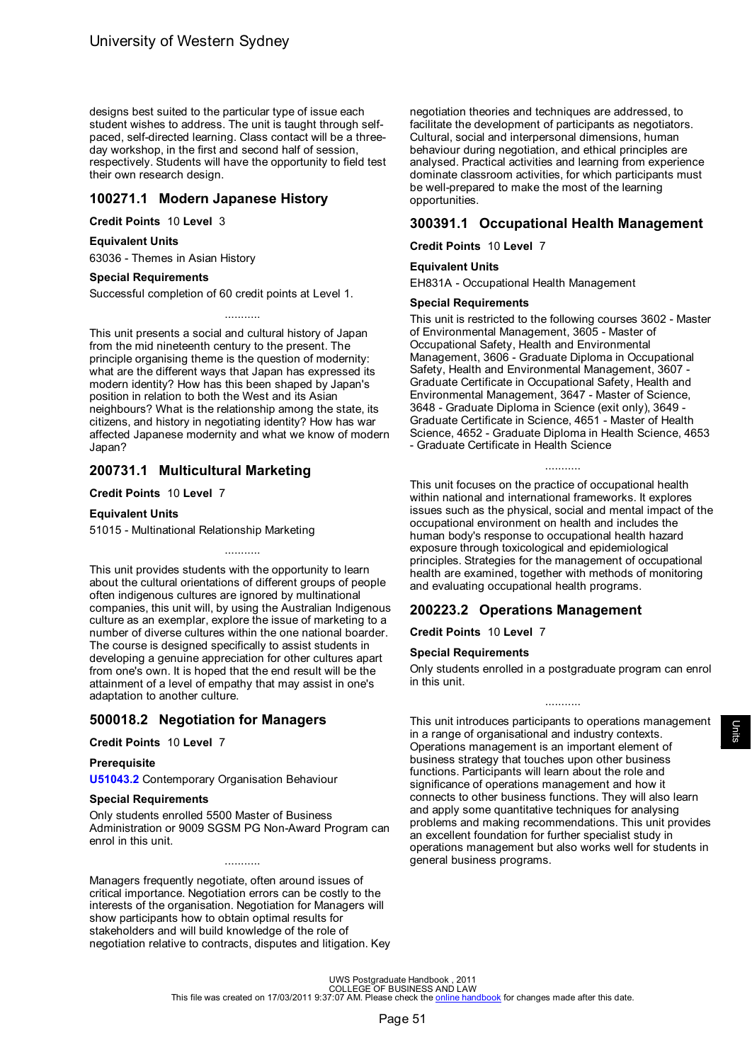designs best suited to the particular type of issue each student wishes to address. The unit is taught through self-paced, self-directed learning. Class contact will be a three-day workshop, in the first and second half of session, respectively. Students will have the opportunity to field test their own research design.

## 100271.1 Modern Japanese History

**Credit Points** 10 **Level** 3

**Equivalent Units**

63036 - Themes in Asian History

**Special Requirements**

Successful completion of 60 credit points at Level 1.

...........

This unit presents a social and cultural history of Japan from the mid nineteenth century to the present. The principle organising theme is the question of modernity: what are the different ways that Japan has expressed its modern identity? How has this been shaped by Japan's position in relation to both the West and its Asian neighbours? What is the relationship among the state, its citizens, and history in negotiating identity? How has war affected Japanese modernity and what we know of modern Japan?

## 200731.1 Multicultural Marketing

**Credit Points** 10 **Level** 7

**Equivalent Units**

51015 - Multinational Relationship Marketing

...........

This unit provides students with the opportunity to learn about the cultural orientations of different groups of people often indigenous cultures are ignored by multinational companies, this unit will, by using the Australian Indigenous culture as an exemplar, explore the issue of marketing to a number of diverse cultures within the one national boarder. The course is designed specifically to assist students in developing a genuine appreciation for other cultures apart from one's own. It is hoped that the end result will be the attainment of a level of empathy that may assist in one's adaptation to another culture.

## 500018.2 Negotiation for Managers

**Credit Points** 10 **Level** 7

**Prerequisite**

**U51043.2** Contemporary Organisation Behaviour

**Special Requirements**

Only students enrolled 5500 Master of Business Administration or 9009 SGSM PG Non-Award Program can enrol in this unit.

...........

Managers frequently negotiate, often around issues of critical importance. Negotiation errors can be costly to the interests of the organisation. Negotiation for Managers will show participants how to obtain optimal results for stakeholders and will build knowledge of the role of negotiation relative to contracts, disputes and litigation. Key negotiation theories and techniques are addressed, to facilitate the development of participants as negotiators. Cultural, social and interpersonal dimensions, human behaviour during negotiation, and ethical principles are analysed. Practical activities and learning from experience dominate classroom activities, for which participants must be well-prepared to make the most of the learning opportunities.

## 300391.1 Occupational Health Management

**Credit Points** 10 **Level** 7

**Equivalent Units**

EH831A - Occupational Health Management

**Special Requirements**

This unit is restricted to the following courses 3602 - Master of Environmental Management, 3605 - Master of Occupational Safety, Health and Environmental Management, 3606 - Graduate Diploma in Occupational Safety, Health and Environmental Management, 3607 - Graduate Certificate in Occupational Safety, Health and Environmental Management, 3647 - Master of Science, 3648 - Graduate Diploma in Science (exit only), 3649 - Graduate Certificate in Science, 4651 - Master of Health Science, 4652 - Graduate Diploma in Health Science, 4653 - Graduate Certificate in Health Science

...........

This unit focuses on the practice of occupational health within national and international frameworks. It explores issues such as the physical, social and mental impact of the occupational environment on health and includes the human body's response to occupational health hazard exposure through toxicological and epidemiological principles. Strategies for the management of occupational health are examined, together with methods of monitoring and evaluating occupational health programs.

## 200223.2 Operations Management

**Credit Points** 10 **Level** 7

**Special Requirements**

Only students enrolled in a postgraduate program can enrol in this unit.

...........

This unit introduces participants to operations management in a range of organisational and industry contexts. Operations management is an important element of business strategy that touches upon other business functions. Participants will learn about the role and significance of operations management and how it connects to other business functions. They will also learn and apply some quantitative techniques for analysing problems and making recommendations. This unit provides an excellent foundation for further specialist study in operations management but also works well for students in general business programs.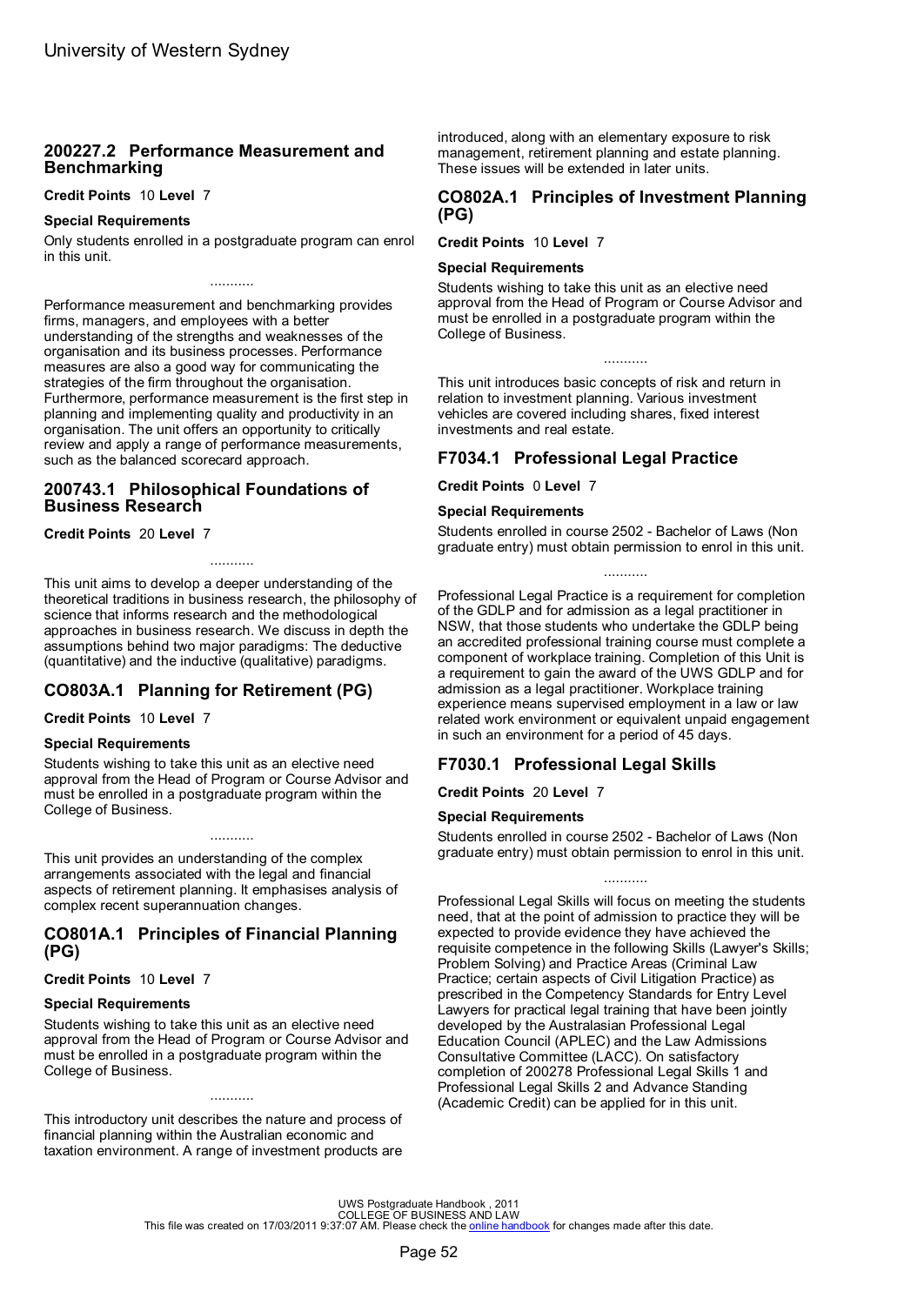## 200227.2 Performance Measurement and Benchmarking

**Credit Points** 10 **Level** 7

**Special Requirements**

Only students enrolled in a postgraduate program can enrol in this unit.

...........

Performance measurement and benchmarking provides firms, managers, and employees with a better understanding of the strengths and weaknesses of the organisation and its business processes. Performance measures are also a good way for communicating the strategies of the firm throughout the organisation. Furthermore, performance measurement is the first step in planning and implementing quality and productivity in an organisation. The unit offers an opportunity to critically review and apply a range of performance measurements, such as the balanced scorecard approach.

## 200743.1 Philosophical Foundations of Business Research

**Credit Points** 20 **Level** 7

...........

This unit aims to develop a deeper understanding of the theoretical traditions in business research, the philosophy of science that informs research and the methodological approaches in business research. We discuss in depth the assumptions behind two major paradigms: The deductive (quantitative) and the inductive (qualitative) paradigms.

## CO803A.1 Planning for Retirement (PG)

**Credit Points** 10 **Level** 7

**Special Requirements**

Students wishing to take this unit as an elective need approval from the Head of Program or Course Advisor and must be enrolled in a postgraduate program within the College of Business.

...........

This unit provides an understanding of the complex arrangements associated with the legal and financial aspects of retirement planning. It emphasises analysis of complex recent superannuation changes.

## CO801A.1 Principles of Financial Planning (PG)

**Credit Points** 10 **Level** 7

**Special Requirements**

Students wishing to take this unit as an elective need approval from the Head of Program or Course Advisor and must be enrolled in a postgraduate program within the College of Business.

...........

This introductory unit describes the nature and process of financial planning within the Australian economic and taxation environment. A range of investment products are introduced, along with an elementary exposure to risk management, retirement planning and estate planning. These issues will be extended in later units.

## CO802A.1 Principles of Investment Planning (PG)

**Credit Points** 10 **Level** 7

**Special Requirements**

Students wishing to take this unit as an elective need approval from the Head of Program or Course Advisor and must be enrolled in a postgraduate program within the College of Business.

...........

This unit introduces basic concepts of risk and return in relation to investment planning. Various investment vehicles are covered including shares, fixed interest investments and real estate.

## F7034.1 Professional Legal Practice

**Credit Points** 0 **Level** 7

**Special Requirements**

Students enrolled in course 2502 - Bachelor of Laws (Non graduate entry) must obtain permission to enrol in this unit.

...........

Professional Legal Practice is a requirement for completion of the GDLP and for admission as a legal practitioner in NSW, that those students who undertake the GDLP being an accredited professional training course must complete a component of workplace training. Completion of this Unit is a requirement to gain the award of the UWS GDLP and for admission as a legal practitioner. Workplace training experience means supervised employment in a law or law related work environment or equivalent unpaid engagement in such an environment for a period of 45 days.

## F7030.1 Professional Legal Skills

**Credit Points** 20 **Level** 7

**Special Requirements**

Students enrolled in course 2502 - Bachelor of Laws (Non graduate entry) must obtain permission to enrol in this unit.

...........

Professional Legal Skills will focus on meeting the students need, that at the point of admission to practice they will be expected to provide evidence they have achieved the requisite competence in the following Skills (Lawyer's Skills; Problem Solving) and Practice Areas (Criminal Law Practice; certain aspects of Civil Litigation Practice) as prescribed in the Competency Standards for Entry Level Lawyers for practical legal training that have been jointly developed by the Australasian Professional Legal Education Council (APLEC) and the Law Admissions Consultative Committee (LACC). On satisfactory completion of 200278 Professional Legal Skills 1 and Professional Legal Skills 2 and Advance Standing (Academic Credit) can be applied for in this unit.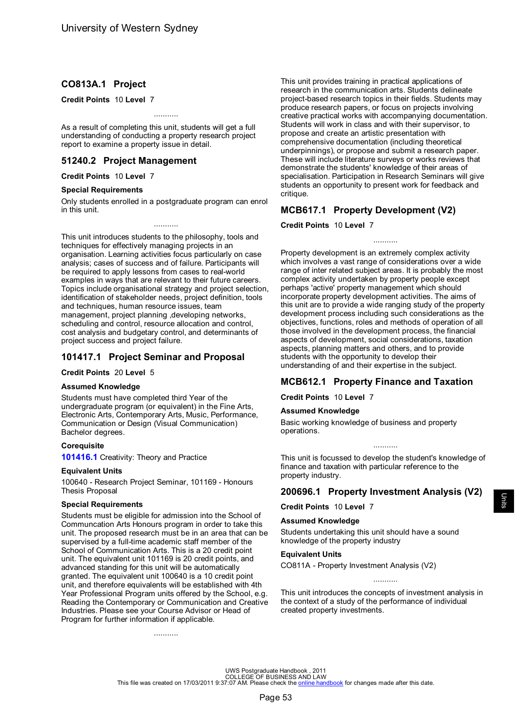## CO813A.1 Project

**Credit Points** 10 **Level** 7

...........

As a result of completing this unit, students will get a full understanding of conducting a property research project report to examine a property issue in detail.

## 51240.2 Project Management

**Credit Points** 10 **Level** 7

### Special Requirements

Only students enrolled in a postgraduate program can enrol in this unit.

...........

This unit introduces students to the philosophy, tools and techniques for effectively managing projects in an organisation. Learning activities focus particularly on case analysis; cases of success and of failure. Participants will be required to apply lessons from cases to real-world examples in ways that are relevant to their future careers. Topics include organisational strategy and project selection, identification of stakeholder needs, project definition, tools and techniques, human resource issues, team management, project planning ,developing networks, scheduling and control, resource allocation and control, cost analysis and budgetary control, and determinants of project success and project failure.

## 101417.1 Project Seminar and Proposal

**Credit Points** 20 **Level** 5

### Assumed Knowledge

Students must have completed third Year of the undergraduate program (or equivalent) in the Fine Arts, Electronic Arts, Contemporary Arts, Music, Performance, Communication or Design (Visual Communication) Bachelor degrees.

### Corequisite

**101416.1** Creativity: Theory and Practice

### Equivalent Units

100640 - Research Project Seminar, 101169 - Honours Thesis Proposal

### Special Requirements

Students must be eligible for admission into the School of Communcation Arts Honours program in order to take this unit. The proposed research must be in an area that can be supervised by a full-time academic staff member of the School of Communication Arts. This is a 20 credit point unit. The equivalent unit 101169 is 20 credit points, and advanced standing for this unit will be automatically granted. The equivalent unit 100640 is a 10 credit point unit, and therefore equivalents will be established with 4th Year Professional Program units offered by the School, e.g. Reading the Contemporary or Communication and Creative Industries. Please see your Course Advisor or Head of Program for further information if applicable.

...........

This unit provides training in practical applications of research in the communication arts. Students delineate project-based research topics in their fields. Students may produce research papers, or focus on projects involving creative practical works with accompanying documentation. Students will work in class and with their supervisor, to propose and create an artistic presentation with comprehensive documentation (including theoretical underpinnings), or propose and submit a research paper. These will include literature surveys or works reviews that demonstrate the students' knowledge of their areas of specialisation. Participation in Research Seminars will give students an opportunity to present work for feedback and critique.

## MCB617.1 Property Development (V2)

**Credit Points** 10 **Level** 7

...........

Property development is an extremely complex activity which involves a vast range of considerations over a wide range of inter related subject areas. It is probably the most complex activity undertaken by property people except perhaps 'active' property management which should incorporate property development activities. The aims of this unit are to provide a wide ranging study of the property development process including such considerations as the objectives, functions, roles and methods of operation of all those involved in the development process, the financial aspects of development, social considerations, taxation aspects, planning matters and others, and to provide students with the opportunity to develop their understanding of and their expertise in the subject.

## MCB612.1 Property Finance and Taxation

**Credit Points** 10 **Level** 7

### Assumed Knowledge

Basic working knowledge of business and property operations.

...........

This unit is focussed to develop the student's knowledge of finance and taxation with particular reference to the property industry.

## 200696.1 Property Investment Analysis (V2)

**Credit Points** 10 **Level** 7

### Assumed Knowledge

Students undertaking this unit should have a sound knowledge of the property industry

### Equivalent Units

CO811A - Property Investment Analysis (V2)

...........

This unit introduces the concepts of investment analysis in the context of a study of the performance of individual created property investments.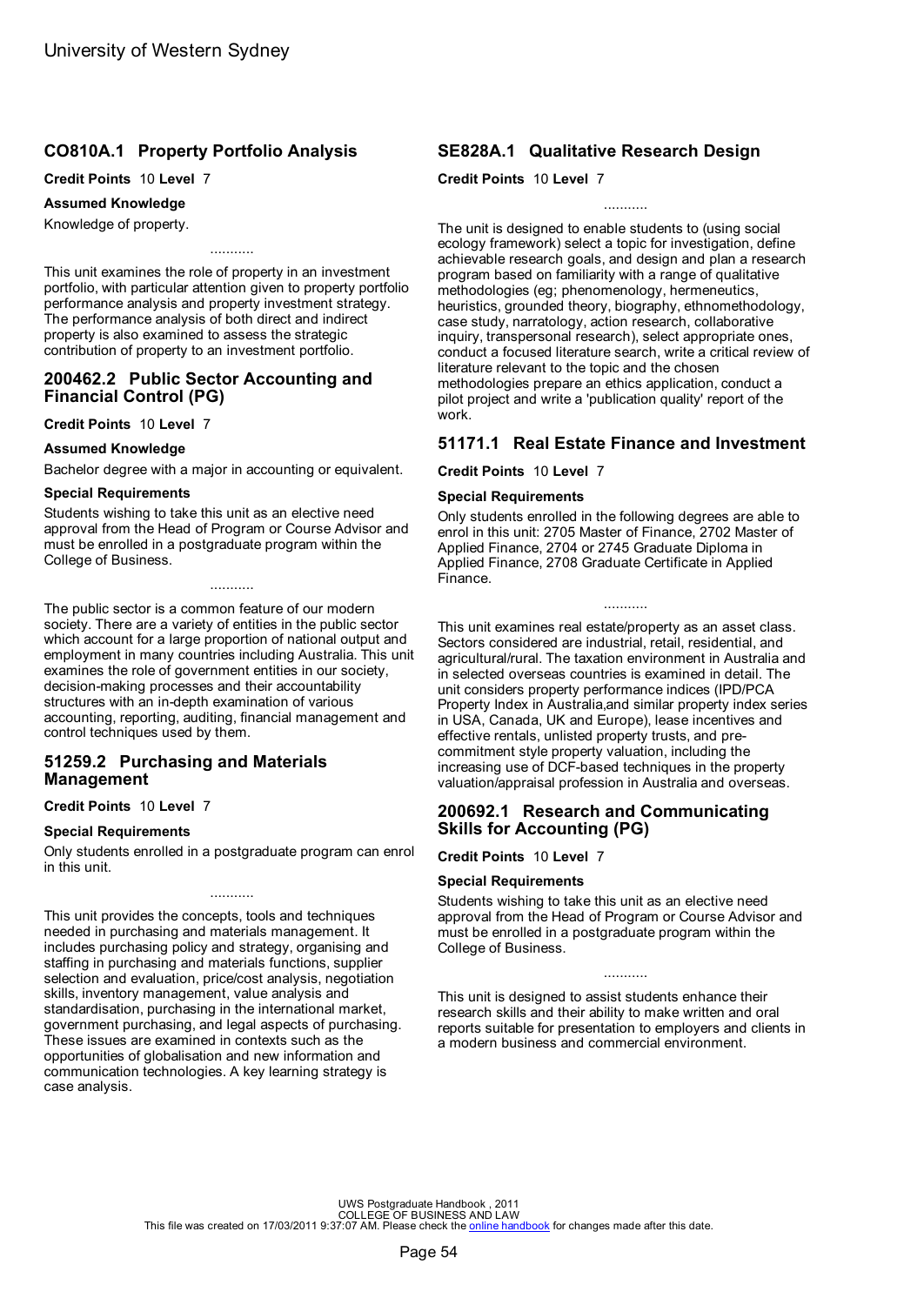## CO810A.1 Property Portfolio Analysis

**Credit Points** 10 **Level** 7

**Assumed Knowledge**

Knowledge of property.

...........

This unit examines the role of property in an investment portfolio, with particular attention given to property portfolio performance analysis and property investment strategy. The performance analysis of both direct and indirect property is also examined to assess the strategic contribution of property to an investment portfolio.

## 200462.2 Public Sector Accounting and Financial Control (PG)

**Credit Points** 10 **Level** 7

**Assumed Knowledge**

Bachelor degree with a major in accounting or equivalent.

**Special Requirements**

Students wishing to take this unit as an elective need approval from the Head of Program or Course Advisor and must be enrolled in a postgraduate program within the College of Business.

...........

The public sector is a common feature of our modern society. There are a variety of entities in the public sector which account for a large proportion of national output and employment in many countries including Australia. This unit examines the role of government entities in our society, decision-making processes and their accountability structures with an in-depth examination of various accounting, reporting, auditing, financial management and control techniques used by them.

## 51259.2 Purchasing and Materials Management

**Credit Points** 10 **Level** 7

**Special Requirements**

Only students enrolled in a postgraduate program can enrol in this unit.

...........

This unit provides the concepts, tools and techniques needed in purchasing and materials management. It includes purchasing policy and strategy, organising and staffing in purchasing and materials functions, supplier selection and evaluation, price/cost analysis, negotiation skills, inventory management, value analysis and standardisation, purchasing in the international market, government purchasing, and legal aspects of purchasing. These issues are examined in contexts such as the opportunities of globalisation and new information and communication technologies. A key learning strategy is case analysis.

## SE828A.1 Qualitative Research Design

**Credit Points** 10 **Level** 7

...........

The unit is designed to enable students to (using social ecology framework) select a topic for investigation, define achievable research goals, and design and plan a research program based on familiarity with a range of qualitative methodologies (eg; phenomenology, hermeneutics, heuristics, grounded theory, biography, ethnomethodology, case study, narratology, action research, collaborative inquiry, transpersonal research), select appropriate ones, conduct a focused literature search, write a critical review of literature relevant to the topic and the chosen methodologies prepare an ethics application, conduct a pilot project and write a 'publication quality' report of the work.

## 51171.1 Real Estate Finance and Investment

**Credit Points** 10 **Level** 7

**Special Requirements**

Only students enrolled in the following degrees are able to enrol in this unit: 2705 Master of Finance, 2702 Master of Applied Finance, 2704 or 2745 Graduate Diploma in Applied Finance, 2708 Graduate Certificate in Applied Finance.

...........

This unit examines real estate/property as an asset class. Sectors considered are industrial, retail, residential, and agricultural/rural. The taxation environment in Australia and in selected overseas countries is examined in detail. The unit considers property performance indices (IPD/PCA Property Index in Australia,and similar property index series in USA, Canada, UK and Europe), lease incentives and effective rentals, unlisted property trusts, and pre-commitment style property valuation, including the increasing use of DCF-based techniques in the property valuation/appraisal profession in Australia and overseas.

## 200692.1 Research and Communicating Skills for Accounting (PG)

**Credit Points** 10 **Level** 7

**Special Requirements**

Students wishing to take this unit as an elective need approval from the Head of Program or Course Advisor and must be enrolled in a postgraduate program within the College of Business.

...........

This unit is designed to assist students enhance their research skills and their ability to make written and oral reports suitable for presentation to employers and clients in a modern business and commercial environment.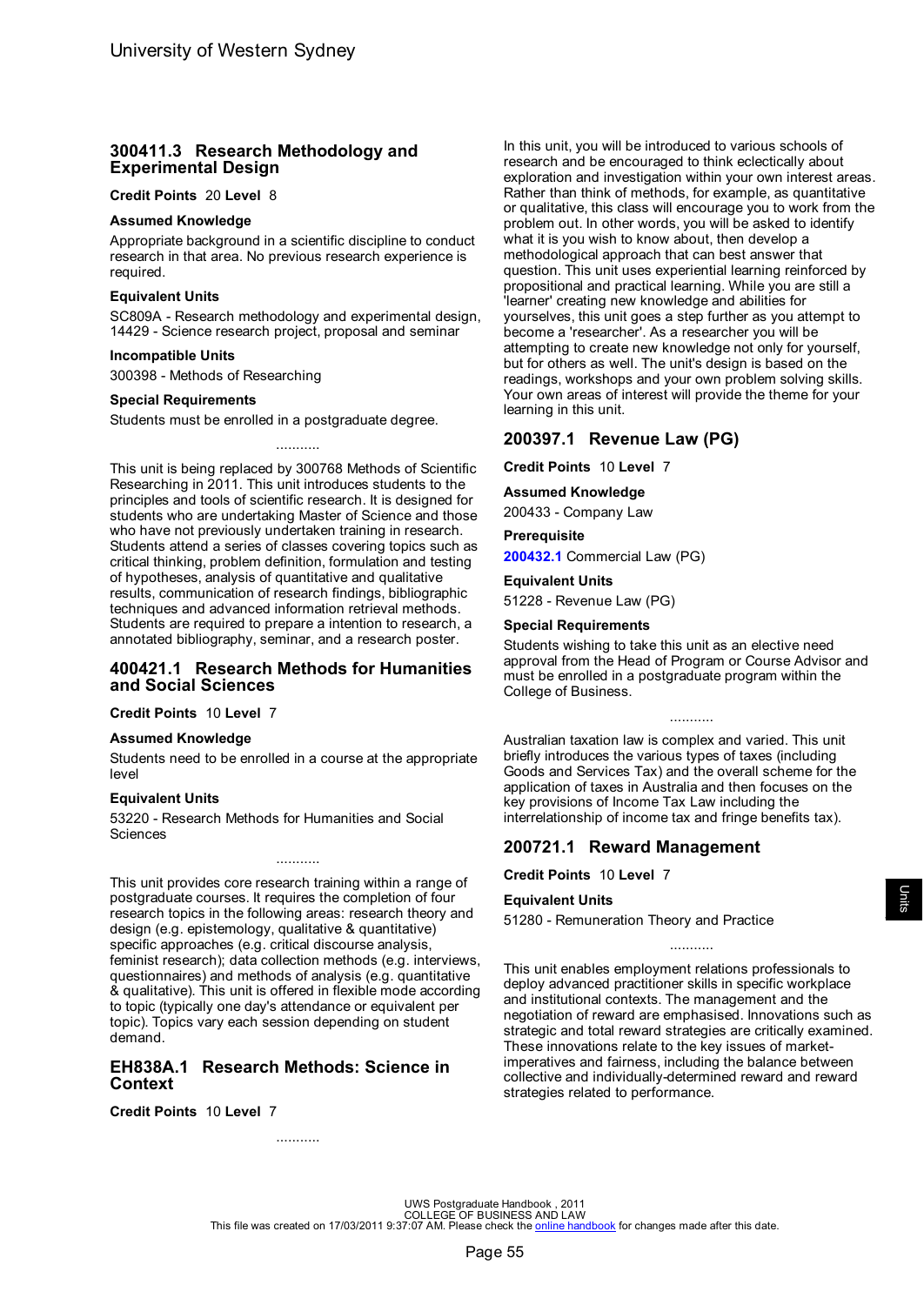## 300411.3 Research Methodology and Experimental Design

**Credit Points** 20 **Level** 8

### Assumed Knowledge

Appropriate background in a scientific discipline to conduct research in that area. No previous research experience is required.

### Equivalent Units

SC809A - Research methodology and experimental design, 14429 - Science research project, proposal and seminar

### Incompatible Units

300398 - Methods of Researching

### Special Requirements

Students must be enrolled in a postgraduate degree.

...........

This unit is being replaced by 300768 Methods of Scientific Researching in 2011. This unit introduces students to the principles and tools of scientific research. It is designed for students who are undertaking Master of Science and those who have not previously undertaken training in research. Students attend a series of classes covering topics such as critical thinking, problem definition, formulation and testing of hypotheses, analysis of quantitative and qualitative results, communication of research findings, bibliographic techniques and advanced information retrieval methods. Students are required to prepare a intention to research, a annotated bibliography, seminar, and a research poster.

## 400421.1 Research Methods for Humanities and Social Sciences

**Credit Points** 10 **Level** 7

### Assumed Knowledge

Students need to be enrolled in a course at the appropriate level

### Equivalent Units

53220 - Research Methods for Humanities and Social Sciences

...........

This unit provides core research training within a range of postgraduate courses. It requires the completion of four research topics in the following areas: research theory and design (e.g. epistemology, qualitative & quantitative) specific approaches (e.g. critical discourse analysis, feminist research); data collection methods (e.g. interviews, questionnaires) and methods of analysis (e.g. quantitative & qualitative). This unit is offered in flexible mode according to topic (typically one day's attendance or equivalent per topic). Topics vary each session depending on student demand.

## EH838A.1 Research Methods: Science in Context

**Credit Points** 10 **Level** 7

...........

In this unit, you will be introduced to various schools of research and be encouraged to think eclectically about exploration and investigation within your own interest areas. Rather than think of methods, for example, as quantitative or qualitative, this class will encourage you to work from the problem out. In other words, you will be asked to identify what it is you wish to know about, then develop a methodological approach that can best answer that question. This unit uses experiential learning reinforced by propositional and practical learning. While you are still a 'learner' creating new knowledge and abilities for yourselves, this unit goes a step further as you attempt to become a 'researcher'. As a researcher you will be attempting to create new knowledge not only for yourself, but for others as well. The unit's design is based on the readings, workshops and your own problem solving skills. Your own areas of interest will provide the theme for your learning in this unit.

## 200397.1 Revenue Law (PG)

**Credit Points** 10 **Level** 7

### Assumed Knowledge

200433 - Company Law

### Prerequisite

200432.1 Commercial Law (PG)

### Equivalent Units

51228 - Revenue Law (PG)

### Special Requirements

Students wishing to take this unit as an elective need approval from the Head of Program or Course Advisor and must be enrolled in a postgraduate program within the College of Business.

...........

Australian taxation law is complex and varied. This unit briefly introduces the various types of taxes (including Goods and Services Tax) and the overall scheme for the application of taxes in Australia and then focuses on the key provisions of Income Tax Law including the interrelationship of income tax and fringe benefits tax).

## 200721.1 Reward Management

**Credit Points** 10 **Level** 7

### Equivalent Units

51280 - Remuneration Theory and Practice

...........

This unit enables employment relations professionals to deploy advanced practitioner skills in specific workplace and institutional contexts. The management and the negotiation of reward are emphasised. Innovations such as strategic and total reward strategies are critically examined. These innovations relate to the key issues of market-imperatives and fairness, including the balance between collective and individually-determined reward and reward strategies related to performance.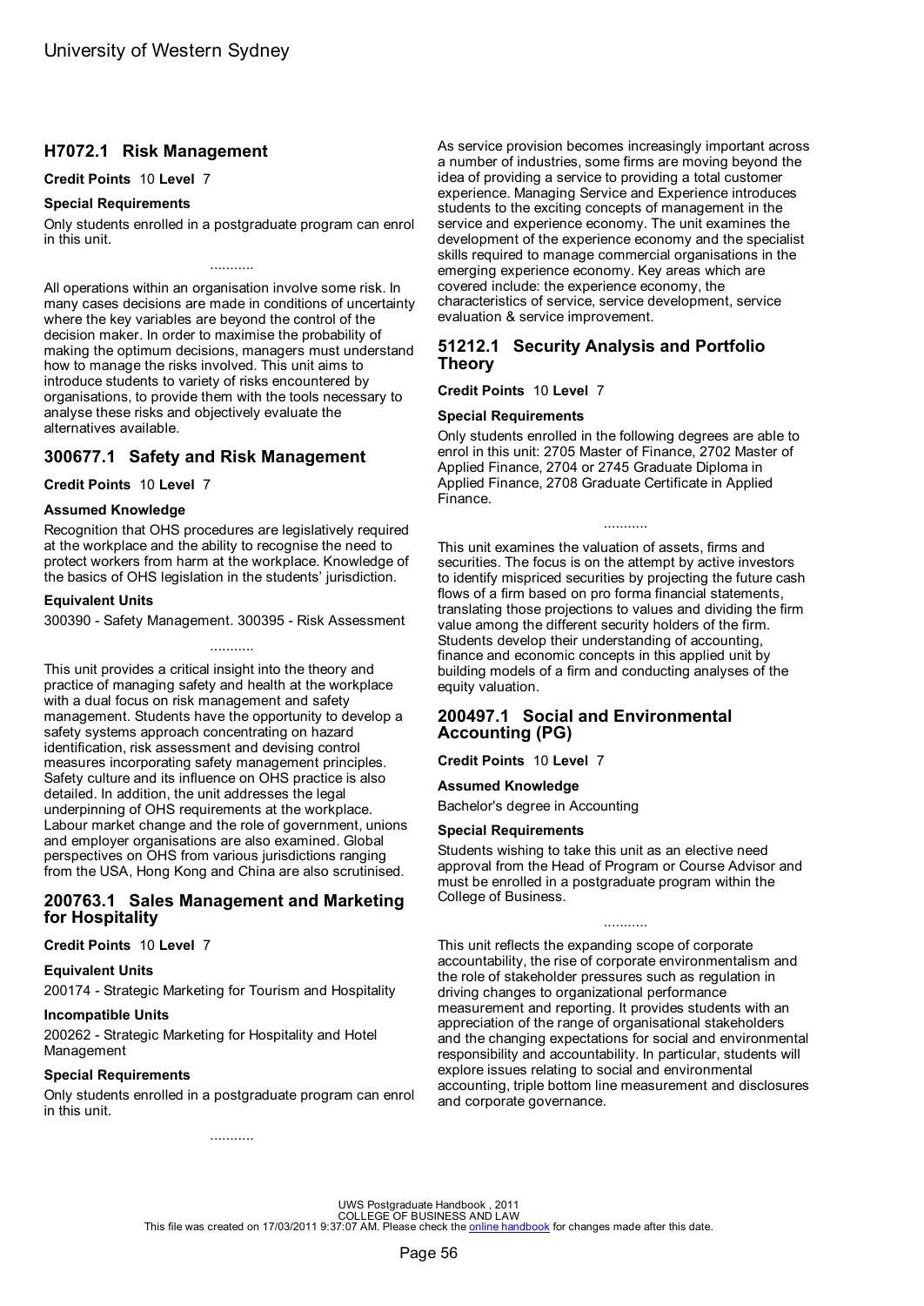## H7072.1 Risk Management

**Credit Points** 10 **Level** 7

### Special Requirements

Only students enrolled in a postgraduate program can enrol in this unit.

...........

All operations within an organisation involve some risk. In many cases decisions are made in conditions of uncertainty where the key variables are beyond the control of the decision maker. In order to maximise the probability of making the optimum decisions, managers must understand how to manage the risks involved. This unit aims to introduce students to variety of risks encountered by organisations, to provide them with the tools necessary to analyse these risks and objectively evaluate the alternatives available.

## 300677.1 Safety and Risk Management

**Credit Points** 10 **Level** 7

### Assumed Knowledge

Recognition that OHS procedures are legislatively required at the workplace and the ability to recognise the need to protect workers from harm at the workplace. Knowledge of the basics of OHS legislation in the students' jurisdiction.

### Equivalent Units

300390 - Safety Management. 300395 - Risk Assessment

...........

This unit provides a critical insight into the theory and practice of managing safety and health at the workplace with a dual focus on risk management and safety management. Students have the opportunity to develop a safety systems approach concentrating on hazard identification, risk assessment and devising control measures incorporating safety management principles. Safety culture and its influence on OHS practice is also detailed. In addition, the unit addresses the legal underpinning of OHS requirements at the workplace. Labour market change and the role of government, unions and employer organisations are also examined. Global perspectives on OHS from various jurisdictions ranging from the USA, Hong Kong and China are also scrutinised.

## 200763.1 Sales Management and Marketing for Hospitality

**Credit Points** 10 **Level** 7

### Equivalent Units

200174 - Strategic Marketing for Tourism and Hospitality

### Incompatible Units

200262 - Strategic Marketing for Hospitality and Hotel Management

### Special Requirements

Only students enrolled in a postgraduate program can enrol in this unit.

...........

As service provision becomes increasingly important across a number of industries, some firms are moving beyond the idea of providing a service to providing a total customer experience. Managing Service and Experience introduces students to the exciting concepts of management in the service and experience economy. The unit examines the development of the experience economy and the specialist skills required to manage commercial organisations in the emerging experience economy. Key areas which are covered include: the experience economy, the characteristics of service, service development, service evaluation & service improvement.

## 51212.1 Security Analysis and Portfolio Theory

**Credit Points** 10 **Level** 7

### Special Requirements

Only students enrolled in the following degrees are able to enrol in this unit: 2705 Master of Finance, 2702 Master of Applied Finance, 2704 or 2745 Graduate Diploma in Applied Finance, 2708 Graduate Certificate in Applied Finance.

...........

This unit examines the valuation of assets, firms and securities. The focus is on the attempt by active investors to identify mispriced securities by projecting the future cash flows of a firm based on pro forma financial statements, translating those projections to values and dividing the firm value among the different security holders of the firm. Students develop their understanding of accounting, finance and economic concepts in this applied unit by building models of a firm and conducting analyses of the equity valuation.

## 200497.1 Social and Environmental Accounting (PG)

**Credit Points** 10 **Level** 7

### Assumed Knowledge

Bachelor's degree in Accounting

### Special Requirements

Students wishing to take this unit as an elective need approval from the Head of Program or Course Advisor and must be enrolled in a postgraduate program within the College of Business.

...........

This unit reflects the expanding scope of corporate accountability, the rise of corporate environmentalism and the role of stakeholder pressures such as regulation in driving changes to organizational performance measurement and reporting. It provides students with an appreciation of the range of organisational stakeholders and the changing expectations for social and environmental responsibility and accountability. In particular, students will explore issues relating to social and environmental accounting, triple bottom line measurement and disclosures and corporate governance.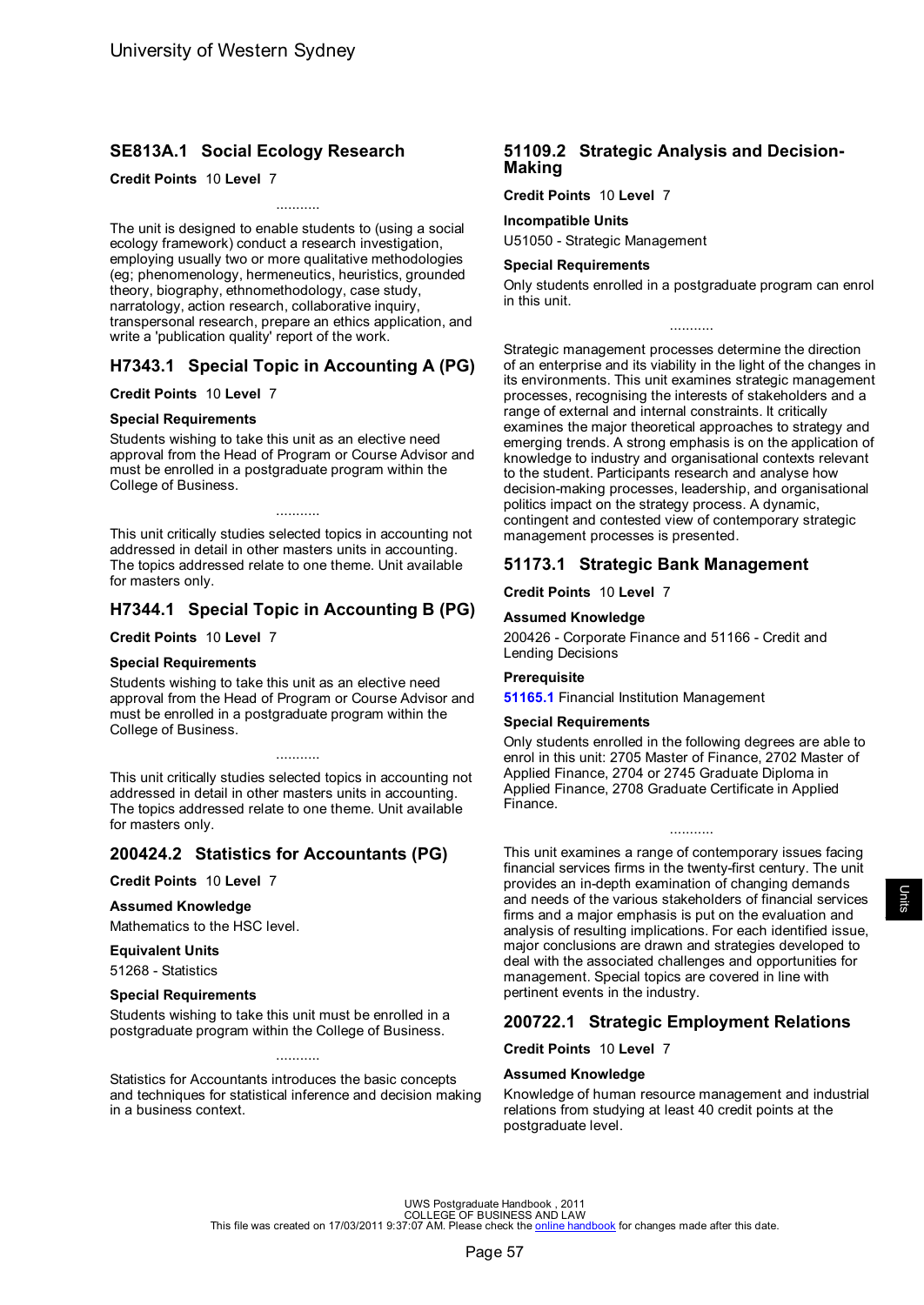## SE813A.1 Social Ecology Research

**Credit Points** 10 **Level** 7

...........

The unit is designed to enable students to (using a social ecology framework) conduct a research investigation, employing usually two or more qualitative methodologies (eg; phenomenology, hermeneutics, heuristics, grounded theory, biography, ethnomethodology, case study, narratology, action research, collaborative inquiry, transpersonal research, prepare an ethics application, and write a 'publication quality' report of the work.

## H7343.1 Special Topic in Accounting A (PG)

**Credit Points** 10 **Level** 7

### Special Requirements

Students wishing to take this unit as an elective need approval from the Head of Program or Course Advisor and must be enrolled in a postgraduate program within the College of Business.

...........

This unit critically studies selected topics in accounting not addressed in detail in other masters units in accounting. The topics addressed relate to one theme. Unit available for masters only.

## H7344.1 Special Topic in Accounting B (PG)

**Credit Points** 10 **Level** 7

### Special Requirements

Students wishing to take this unit as an elective need approval from the Head of Program or Course Advisor and must be enrolled in a postgraduate program within the College of Business.

...........

This unit critically studies selected topics in accounting not addressed in detail in other masters units in accounting. The topics addressed relate to one theme. Unit available for masters only.

## 200424.2 Statistics for Accountants (PG)

**Credit Points** 10 **Level** 7

### Assumed Knowledge

Mathematics to the HSC level.

### Equivalent Units

51268 - Statistics

### Special Requirements

Students wishing to take this unit must be enrolled in a postgraduate program within the College of Business.

...........

Statistics for Accountants introduces the basic concepts and techniques for statistical inference and decision making in a business context.

## 51109.2 Strategic Analysis and Decision-Making

**Credit Points** 10 **Level** 7

### Incompatible Units

U51050 - Strategic Management

### Special Requirements

Only students enrolled in a postgraduate program can enrol in this unit.

...........

Strategic management processes determine the direction of an enterprise and its viability in the light of the changes in its environments. This unit examines strategic management processes, recognising the interests of stakeholders and a range of external and internal constraints. It critically examines the major theoretical approaches to strategy and emerging trends. A strong emphasis is on the application of knowledge to industry and organisational contexts relevant to the student. Participants research and analyse how decision-making processes, leadership, and organisational politics impact on the strategy process. A dynamic, contingent and contested view of contemporary strategic management processes is presented.

## 51173.1 Strategic Bank Management

**Credit Points** 10 **Level** 7

### Assumed Knowledge

200426 - Corporate Finance and 51166 - Credit and Lending Decisions

### Prerequisite

**51165.1** Financial Institution Management

### Special Requirements

Only students enrolled in the following degrees are able to enrol in this unit: 2705 Master of Finance, 2702 Master of Applied Finance, 2704 or 2745 Graduate Diploma in Applied Finance, 2708 Graduate Certificate in Applied Finance.

...........

This unit examines a range of contemporary issues facing financial services firms in the twenty-first century. The unit provides an in-depth examination of changing demands and needs of the various stakeholders of financial services firms and a major emphasis is put on the evaluation and analysis of resulting implications. For each identified issue, major conclusions are drawn and strategies developed to deal with the associated challenges and opportunities for management. Special topics are covered in line with pertinent events in the industry.

## 200722.1 Strategic Employment Relations

**Credit Points** 10 **Level** 7

### Assumed Knowledge

Knowledge of human resource management and industrial relations from studying at least 40 credit points at the postgraduate level.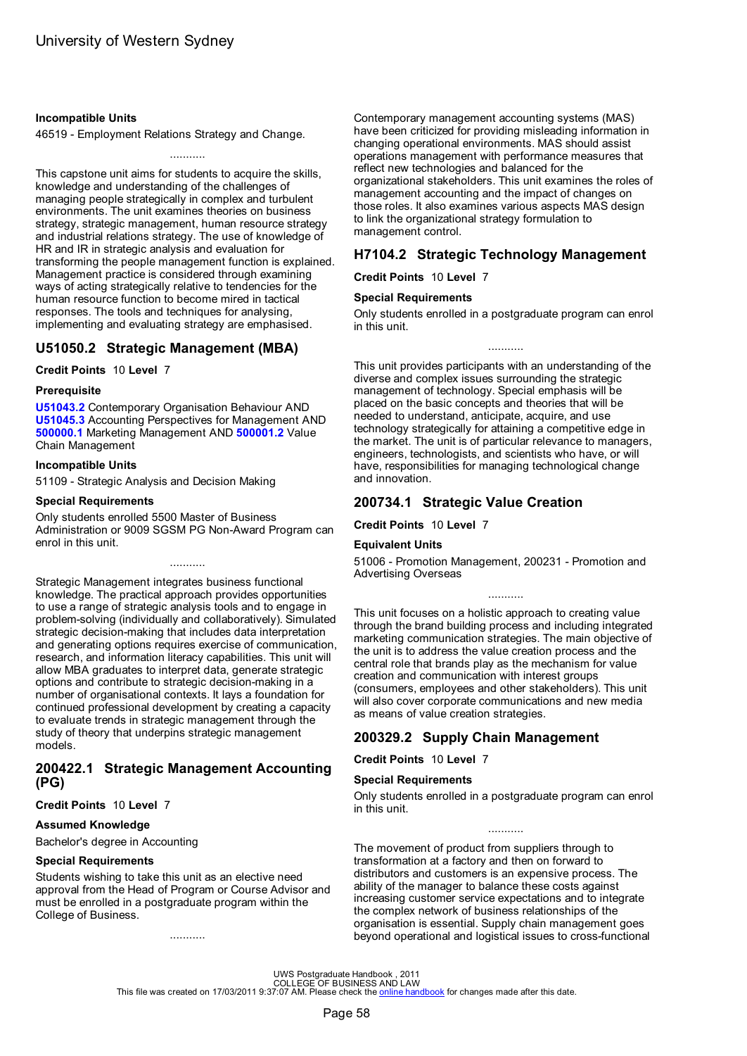### Incompatible Units

46519 - Employment Relations Strategy and Change.

...........

This capstone unit aims for students to acquire the skills, knowledge and understanding of the challenges of managing people strategically in complex and turbulent environments. The unit examines theories on business strategy, strategic management, human resource strategy and industrial relations strategy. The use of knowledge of HR and IR in strategic analysis and evaluation for transforming the people management function is explained. Management practice is considered through examining ways of acting strategically relative to tendencies for the human resource function to become mired in tactical responses. The tools and techniques for analysing, implementing and evaluating strategy are emphasised.

## U51050.2 Strategic Management (MBA)

**Credit Points** 10 **Level** 7

### Prerequisite

**U51043.2** Contemporary Organisation Behaviour AND **U51045.3** Accounting Perspectives for Management AND **500000.1** Marketing Management AND **500001.2** Value Chain Management

### Incompatible Units

51109 - Strategic Analysis and Decision Making

### Special Requirements

Only students enrolled 5500 Master of Business Administration or 9009 SGSM PG Non-Award Program can enrol in this unit.

...........

Strategic Management integrates business functional knowledge. The practical approach provides opportunities to use a range of strategic analysis tools and to engage in problem-solving (individually and collaboratively). Simulated strategic decision-making that includes data interpretation and generating options requires exercise of communication, research, and information literacy capabilities. This unit will allow MBA graduates to interpret data, generate strategic options and contribute to strategic decision-making in a number of organisational contexts. It lays a foundation for continued professional development by creating a capacity to evaluate trends in strategic management through the study of theory that underpins strategic management models.

## 200422.1 Strategic Management Accounting (PG)

**Credit Points** 10 **Level** 7

### Assumed Knowledge

Bachelor's degree in Accounting

### Special Requirements

Students wishing to take this unit as an elective need approval from the Head of Program or Course Advisor and must be enrolled in a postgraduate program within the College of Business.

...........

Contemporary management accounting systems (MAS) have been criticized for providing misleading information in changing operational environments. MAS should assist operations management with performance measures that reflect new technologies and balanced for the organizational stakeholders. This unit examines the roles of management accounting and the impact of changes on those roles. It also examines various aspects MAS design to link the organizational strategy formulation to management control.

## H7104.2 Strategic Technology Management

**Credit Points** 10 **Level** 7

### Special Requirements

Only students enrolled in a postgraduate program can enrol in this unit.

...........

This unit provides participants with an understanding of the diverse and complex issues surrounding the strategic management of technology. Special emphasis will be placed on the basic concepts and theories that will be needed to understand, anticipate, acquire, and use technology strategically for attaining a competitive edge in the market. The unit is of particular relevance to managers, engineers, technologists, and scientists who have, or will have, responsibilities for managing technological change and innovation.

## 200734.1 Strategic Value Creation

**Credit Points** 10 **Level** 7

### Equivalent Units

51006 - Promotion Management, 200231 - Promotion and Advertising Overseas

...........

This unit focuses on a holistic approach to creating value through the brand building process and including integrated marketing communication strategies. The main objective of the unit is to address the value creation process and the central role that brands play as the mechanism for value creation and communication with interest groups (consumers, employees and other stakeholders). This unit will also cover corporate communications and new media as means of value creation strategies.

## 200329.2 Supply Chain Management

**Credit Points** 10 **Level** 7

### Special Requirements

Only students enrolled in a postgraduate program can enrol in this unit.

...........

The movement of product from suppliers through to transformation at a factory and then on forward to distributors and customers is an expensive process. The ability of the manager to balance these costs against increasing customer service expectations and to integrate the complex network of business relationships of the organisation is essential. Supply chain management goes beyond operational and logistical issues to cross-functional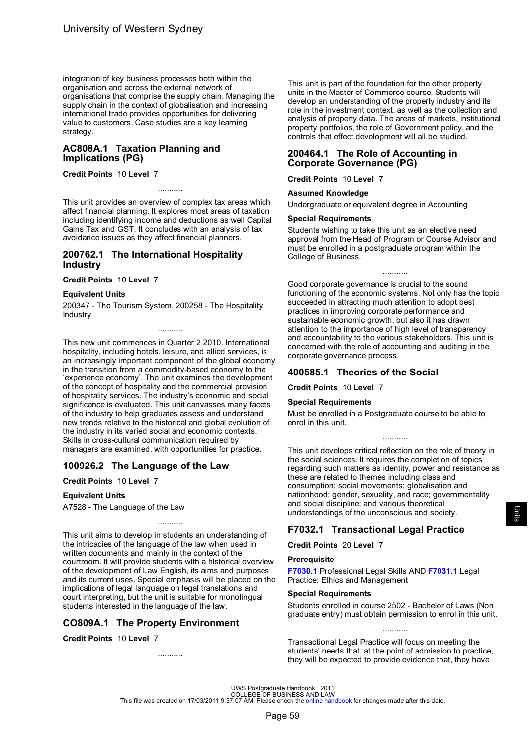integration of key business processes both within the organisation and across the external network of organisations that comprise the supply chain. Managing the supply chain in the context of globalisation and increasing international trade provides opportunities for delivering value to customers. Case studies are a key learning strategy.

## AC808A.1 Taxation Planning and Implications (PG)

**Credit Points** 10 **Level** 7

...........

This unit provides an overview of complex tax areas which affect financial planning. It explores most areas of taxation including identifying income and deductions as well Capital Gains Tax and GST. It concludes with an analysis of tax avoidance issues as they affect financial planners.

## 200762.1 The International Hospitality Industry

**Credit Points** 10 **Level** 7

**Equivalent Units**

200347 - The Tourism System, 200258 - The Hospitality Industry

...........

This new unit commences in Quarter 2 2010. International hospitality, including hotels, leisure, and allied services, is an increasingly important component of the global economy in the transition from a commodity-based economy to the 'experience economy'. The unit examines the development of the concept of hospitality and the commercial provision of hospitality services. The industry's economic and social significance is evaluated. This unit canvasses many facets of the industry to help graduates assess and understand new trends relative to the historical and global evolution of the industry in its varied social and economic contexts. Skills in cross-cultural communication required by managers are examined, with opportunities for practice.

## 100926.2 The Language of the Law

**Credit Points** 10 **Level** 7

**Equivalent Units**

A7528 - The Language of the Law

...........

This unit aims to develop in students an understanding of the intricacies of the language of the law when used in written documents and mainly in the context of the courtroom. It will provide students with a historical overview of the development of Law English, its aims and purposes and its current uses. Special emphasis will be placed on the implications of legal language on legal translations and court interpreting, but the unit is suitable for monolingual students interested in the language of the law.

## CO809A.1 The Property Environment

**Credit Points** 10 **Level** 7

...........

This unit is part of the foundation for the other property units in the Master of Commerce course. Students will develop an understanding of the property industry and its role in the investment context, as well as the collection and analysis of property data. The areas of markets, institutional property portfolios, the role of Government policy, and the controls that effect development will all be studied.

## 200464.1 The Role of Accounting in Corporate Governance (PG)

**Credit Points** 10 **Level** 7

**Assumed Knowledge**

Undergraduate or equivalent degree in Accounting

**Special Requirements**

Students wishing to take this unit as an elective need approval from the Head of Program or Course Advisor and must be enrolled in a postgraduate program within the College of Business.

...........

Good corporate governance is crucial to the sound functioning of the economic systems. Not only has the topic succeeded in attracting much attention to adopt best practices in improving corporate performance and sustainable economic growth, but also it has drawn attention to the importance of high level of transparency and accountability to the various stakeholders. This unit is concerned with the role of accounting and auditing in the corporate governance process.

## 400585.1 Theories of the Social

**Credit Points** 10 **Level** 7

**Special Requirements**

Must be enrolled in a Postgraduate course to be able to enrol in this unit.

...........

This unit develops critical reflection on the role of theory in the social sciences. It requires the completion of topics regarding such matters as identity, power and resistance as these are related to themes including class and consumption; social movements; globalisation and nationhood; gender, sexuality, and race; governmentality and social discipline; and various theoretical understandings of the unconscious and society.

## F7032.1 Transactional Legal Practice

**Credit Points** 20 **Level** 7

**Prerequisite**

**F7030.1** Professional Legal Skills AND **F7031.1** Legal Practice: Ethics and Management

**Special Requirements**

Students enrolled in course 2502 - Bachelor of Laws (Non graduate entry) must obtain permission to enrol in this unit.

...........

Transactional Legal Practice will focus on meeting the students' needs that, at the point of admission to practice, they will be expected to provide evidence that, they have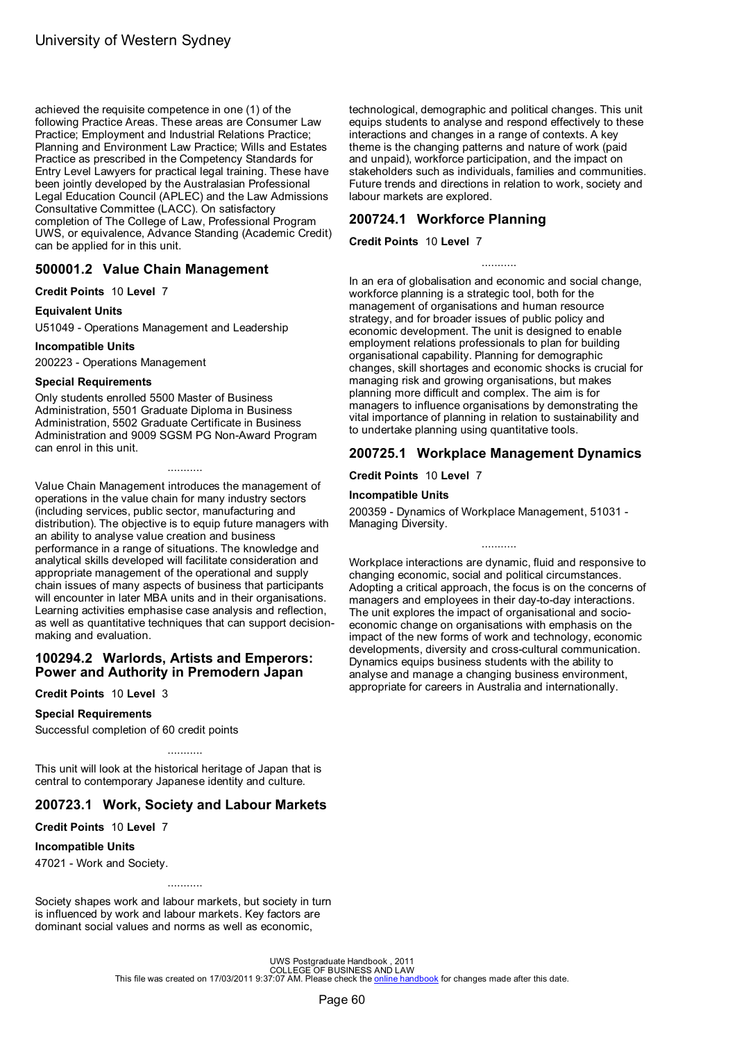achieved the requisite competence in one (1) of the following Practice Areas. These areas are Consumer Law Practice; Employment and Industrial Relations Practice; Planning and Environment Law Practice; Wills and Estates Practice as prescribed in the Competency Standards for Entry Level Lawyers for practical legal training. These have been jointly developed by the Australasian Professional Legal Education Council (APLEC) and the Law Admissions Consultative Committee (LACC). On satisfactory completion of The College of Law, Professional Program UWS, or equivalence, Advance Standing (Academic Credit) can be applied for in this unit.

## 500001.2 Value Chain Management

**Credit Points** 10 **Level** 7

**Equivalent Units**

U51049 - Operations Management and Leadership

**Incompatible Units**

200223 - Operations Management

**Special Requirements**

Only students enrolled 5500 Master of Business Administration, 5501 Graduate Diploma in Business Administration, 5502 Graduate Certificate in Business Administration and 9009 SGSM PG Non-Award Program can enrol in this unit.

...........

Value Chain Management introduces the management of operations in the value chain for many industry sectors (including services, public sector, manufacturing and distribution). The objective is to equip future managers with an ability to analyse value creation and business performance in a range of situations. The knowledge and analytical skills developed will facilitate consideration and appropriate management of the operational and supply chain issues of many aspects of business that participants will encounter in later MBA units and in their organisations. Learning activities emphasise case analysis and reflection, as well as quantitative techniques that can support decision-making and evaluation.

## 100294.2 Warlords, Artists and Emperors: Power and Authority in Premodern Japan

**Credit Points** 10 **Level** 3

**Special Requirements**

Successful completion of 60 credit points

...........

This unit will look at the historical heritage of Japan that is central to contemporary Japanese identity and culture.

## 200723.1 Work, Society and Labour Markets

**Credit Points** 10 **Level** 7

**Incompatible Units**

47021 - Work and Society.

...........

Society shapes work and labour markets, but society in turn is influenced by work and labour markets. Key factors are dominant social values and norms as well as economic, technological, demographic and political changes. This unit equips students to analyse and respond effectively to these interactions and changes in a range of contexts. A key theme is the changing patterns and nature of work (paid and unpaid), workforce participation, and the impact on stakeholders such as individuals, families and communities. Future trends and directions in relation to work, society and labour markets are explored.

## 200724.1 Workforce Planning

**Credit Points** 10 **Level** 7

...........

In an era of globalisation and economic and social change, workforce planning is a strategic tool, both for the management of organisations and human resource strategy, and for broader issues of public policy and economic development. The unit is designed to enable employment relations professionals to plan for building organisational capability. Planning for demographic changes, skill shortages and economic shocks is crucial for managing risk and growing organisations, but makes planning more difficult and complex. The aim is for managers to influence organisations by demonstrating the vital importance of planning in relation to sustainability and to undertake planning using quantitative tools.

## 200725.1 Workplace Management Dynamics

**Credit Points** 10 **Level** 7

**Incompatible Units**

200359 - Dynamics of Workplace Management, 51031 - Managing Diversity.

...........

Workplace interactions are dynamic, fluid and responsive to changing economic, social and political circumstances. Adopting a critical approach, the focus is on the concerns of managers and employees in their day-to-day interactions. The unit explores the impact of organisational and socio-economic change on organisations with emphasis on the impact of the new forms of work and technology, economic developments, diversity and cross-cultural communication. Dynamics equips business students with the ability to analyse and manage a changing business environment, appropriate for careers in Australia and internationally.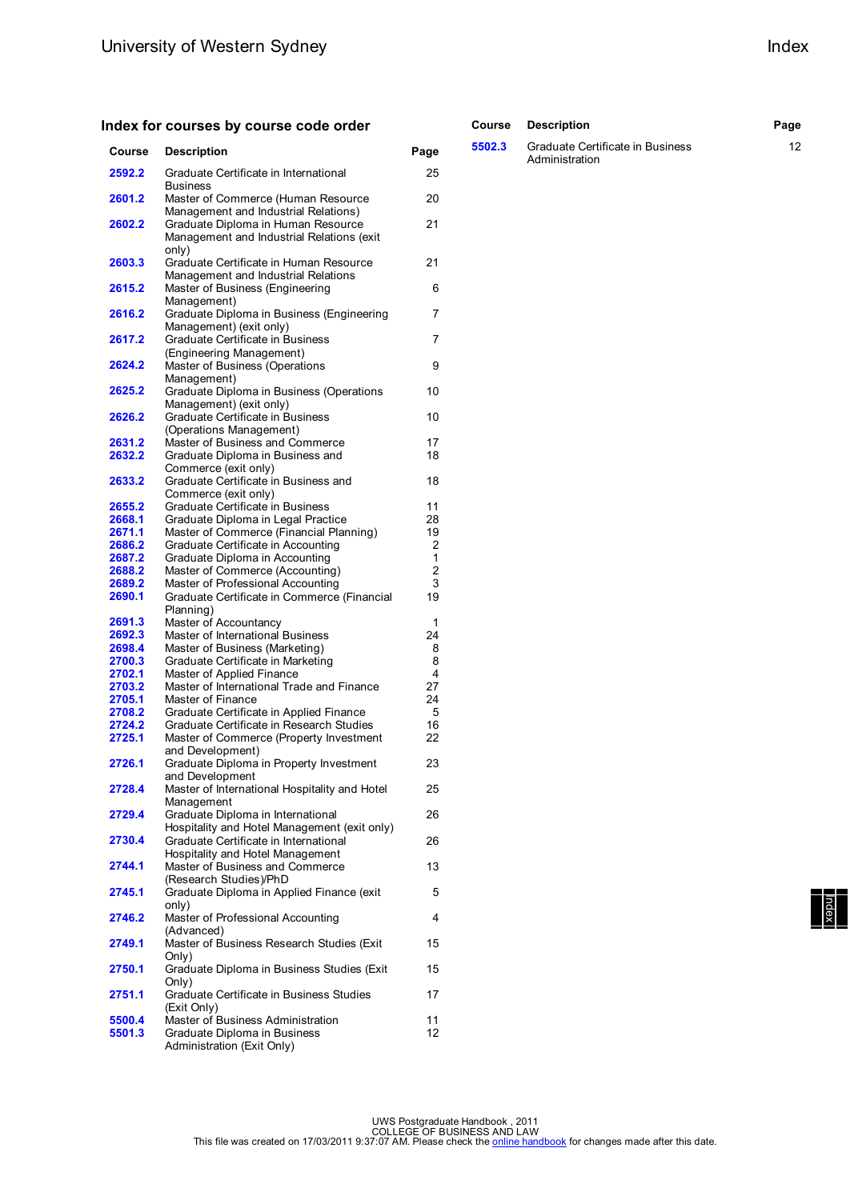## Index for courses by course code order

| Course | Description | Page |
|---|---|---|
| 2592.2 | Graduate Certificate in International Business | 25 |
| 2601.2 | Master of Commerce (Human Resource Management and Industrial Relations) | 20 |
| 2602.2 | Graduate Diploma in Human Resource Management and Industrial Relations (exit only) | 21 |
| 2603.3 | Graduate Certificate in Human Resource Management and Industrial Relations | 21 |
| 2615.2 | Master of Business (Engineering Management) | 6 |
| 2616.2 | Graduate Diploma in Business (Engineering Management) (exit only) | 7 |
| 2617.2 | Graduate Certificate in Business (Engineering Management) | 7 |
| 2624.2 | Master of Business (Operations Management) | 9 |
| 2625.2 | Graduate Diploma in Business (Operations Management) (exit only) | 10 |
| 2626.2 | Graduate Certificate in Business (Operations Management) | 10 |
| 2631.2 | Master of Business and Commerce | 17 |
| 2632.2 | Graduate Diploma in Business and Commerce (exit only) | 18 |
| 2633.2 | Graduate Certificate in Business and Commerce (exit only) | 18 |
| 2655.2 | Graduate Certificate in Business | 11 |
| 2668.1 | Graduate Diploma in Legal Practice | 28 |
| 2671.1 | Master of Commerce (Financial Planning) | 19 |
| 2686.2 | Graduate Certificate in Accounting | 2 |
| 2687.2 | Graduate Diploma in Accounting | 1 |
| 2688.2 | Master of Commerce (Accounting) | 2 |
| 2689.2 | Master of Professional Accounting | 3 |
| 2690.1 | Graduate Certificate in Commerce (Financial Planning) | 19 |
| 2691.3 | Master of Accountancy | 1 |
| 2692.3 | Master of International Business | 24 |
| 2698.4 | Master of Business (Marketing) | 8 |
| 2700.3 | Graduate Certificate in Marketing | 8 |
| 2702.1 | Master of Applied Finance | 4 |
| 2703.2 | Master of International Trade and Finance | 27 |
| 2705.1 | Master of Finance | 24 |
| 2708.2 | Graduate Certificate in Applied Finance | 5 |
| 2724.2 | Graduate Certificate in Research Studies | 16 |
| 2725.1 | Master of Commerce (Property Investment and Development) | 22 |
| 2726.1 | Graduate Diploma in Property Investment and Development | 23 |
| 2728.4 | Master of International Hospitality and Hotel Management | 25 |
| 2729.4 | Graduate Diploma in International Hospitality and Hotel Management (exit only) | 26 |
| 2730.4 | Graduate Certificate in International Hospitality and Hotel Management | 26 |
| 2744.1 | Master of Business and Commerce (Research Studies)/PhD | 13 |
| 2745.1 | Graduate Diploma in Applied Finance (exit only) | 5 |
| 2746.2 | Master of Professional Accounting (Advanced) | 4 |
| 2749.1 | Master of Business Research Studies (Exit Only) | 15 |
| 2750.1 | Graduate Diploma in Business Studies (Exit Only) | 15 |
| 2751.1 | Graduate Certificate in Business Studies (Exit Only) | 17 |
| 5500.4 | Master of Business Administration | 11 |
| 5501.3 | Graduate Diploma in Business Administration (Exit Only) | 12 |
| 5502.3 | Graduate Certificate in Business Administration | 12 |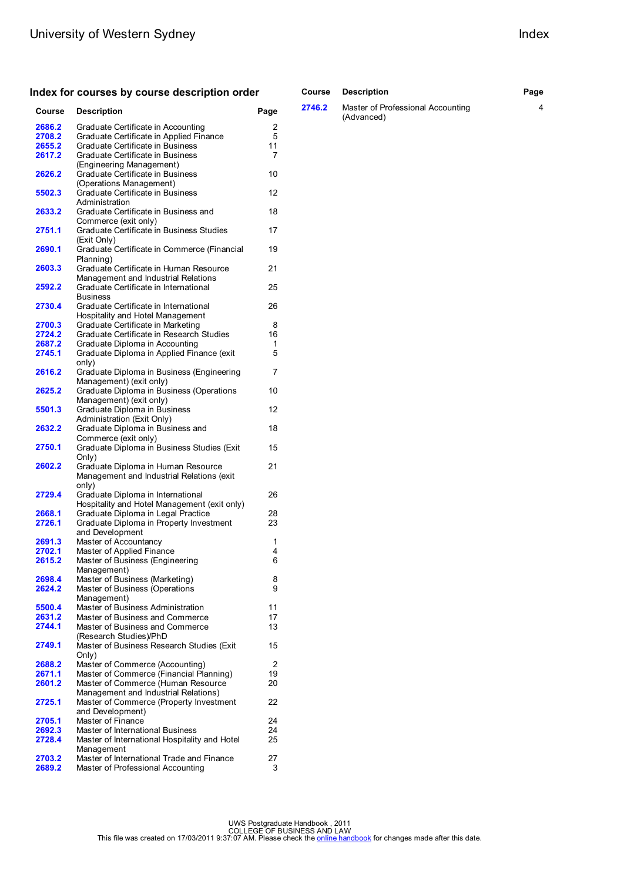## Index for courses by course description order

| Course | Description | Page |
|---|---|---|
| 2686.2 | Graduate Certificate in Accounting | 2 |
| 2708.2 | Graduate Certificate in Applied Finance | 5 |
| 2655.2 | Graduate Certificate in Business | 11 |
| 2617.2 | Graduate Certificate in Business (Engineering Management) | 7 |
| 2626.2 | Graduate Certificate in Business (Operations Management) | 10 |
| 5502.3 | Graduate Certificate in Business Administration | 12 |
| 2633.2 | Graduate Certificate in Business and Commerce (exit only) | 18 |
| 2751.1 | Graduate Certificate in Business Studies (Exit Only) | 17 |
| 2690.1 | Graduate Certificate in Commerce (Financial Planning) | 19 |
| 2603.3 | Graduate Certificate in Human Resource Management and Industrial Relations | 21 |
| 2592.2 | Graduate Certificate in International Business | 25 |
| 2730.4 | Graduate Certificate in International Hospitality and Hotel Management | 26 |
| 2700.3 | Graduate Certificate in Marketing | 8 |
| 2724.2 | Graduate Certificate in Research Studies | 16 |
| 2687.2 | Graduate Diploma in Accounting | 1 |
| 2745.1 | Graduate Diploma in Applied Finance (exit only) | 5 |
| 2616.2 | Graduate Diploma in Business (Engineering Management) (exit only) | 7 |
| 2625.2 | Graduate Diploma in Business (Operations Management) (exit only) | 10 |
| 5501.3 | Graduate Diploma in Business Administration (Exit Only) | 12 |
| 2632.2 | Graduate Diploma in Business and Commerce (exit only) | 18 |
| 2750.1 | Graduate Diploma in Business Studies (Exit Only) | 15 |
| 2602.2 | Graduate Diploma in Human Resource Management and Industrial Relations (exit only) | 21 |
| 2729.4 | Graduate Diploma in International Hospitality and Hotel Management (exit only) | 26 |
| 2668.1 | Graduate Diploma in Legal Practice | 28 |
| 2726.1 | Graduate Diploma in Property Investment and Development | 23 |
| 2691.3 | Master of Accountancy | 1 |
| 2702.1 | Master of Applied Finance | 4 |
| 2615.2 | Master of Business (Engineering Management) | 6 |
| 2698.4 | Master of Business (Marketing) | 8 |
| 2624.2 | Master of Business (Operations Management) | 9 |
| 5500.4 | Master of Business Administration | 11 |
| 2631.2 | Master of Business and Commerce | 17 |
| 2744.1 | Master of Business and Commerce (Research Studies)/PhD | 13 |
| 2749.1 | Master of Business Research Studies (Exit Only) | 15 |
| 2688.2 | Master of Commerce (Accounting) | 2 |
| 2671.1 | Master of Commerce (Financial Planning) | 19 |
| 2601.2 | Master of Commerce (Human Resource Management and Industrial Relations) | 20 |
| 2725.1 | Master of Commerce (Property Investment and Development) | 22 |
| 2705.1 | Master of Finance | 24 |
| 2692.3 | Master of International Business | 24 |
| 2728.4 | Master of International Hospitality and Hotel Management | 25 |
| 2703.2 | Master of International Trade and Finance | 27 |
| 2689.2 | Master of Professional Accounting | 3 |
| 2746.2 | Master of Professional Accounting (Advanced) | 4 |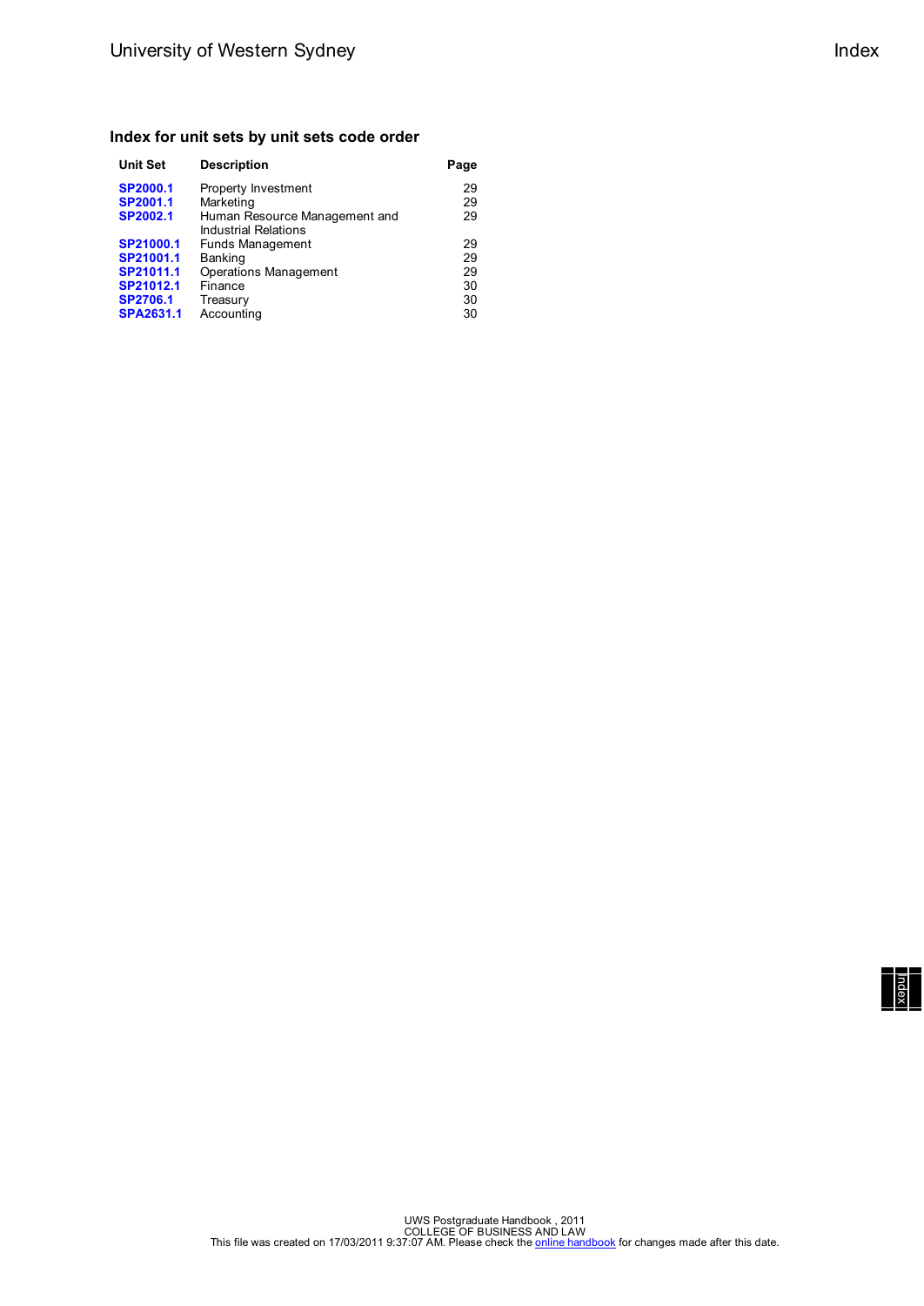## Index for unit sets by unit sets code order

| Unit Set | Description | Page |
| --- | --- | --- |
| **SP2000.1** | Property Investment | 29 |
| **SP2001.1** | Marketing | 29 |
| **SP2002.1** | Human Resource Management and Industrial Relations | 29 |
| **SP21000.1** | Funds Management | 29 |
| **SP21001.1** | Banking | 29 |
| **SP21011.1** | Operations Management | 29 |
| **SP21012.1** | Finance | 30 |
| **SP2706.1** | Treasury | 30 |
| **SPA2631.1** | Accounting | 30 |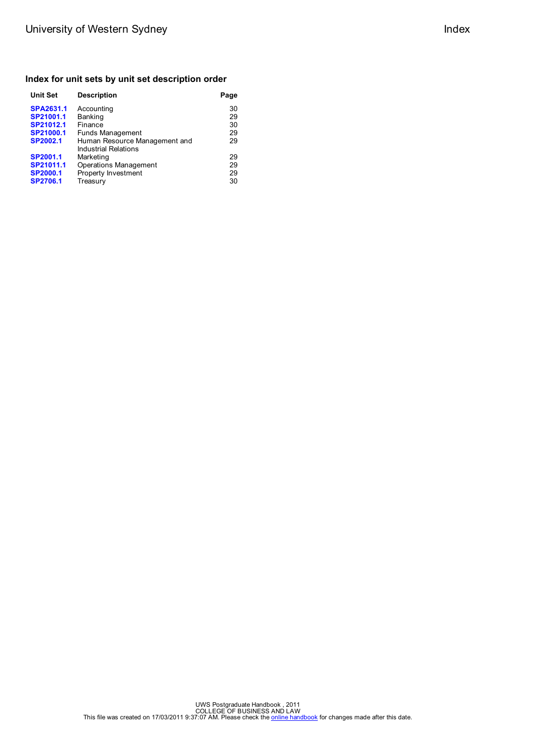## Index for unit sets by unit set description order

| Unit Set | Description | Page |
|---|---|---|
| **SPA2631.1** | Accounting | 30 |
| **SP21001.1** | Banking | 29 |
| **SP21012.1** | Finance | 30 |
| **SP21000.1** | Funds Management | 29 |
| **SP2002.1** | Human Resource Management and Industrial Relations | 29 |
| **SP2001.1** | Marketing | 29 |
| **SP21011.1** | Operations Management | 29 |
| **SP2000.1** | Property Investment | 29 |
| **SP2706.1** | Treasury | 30 |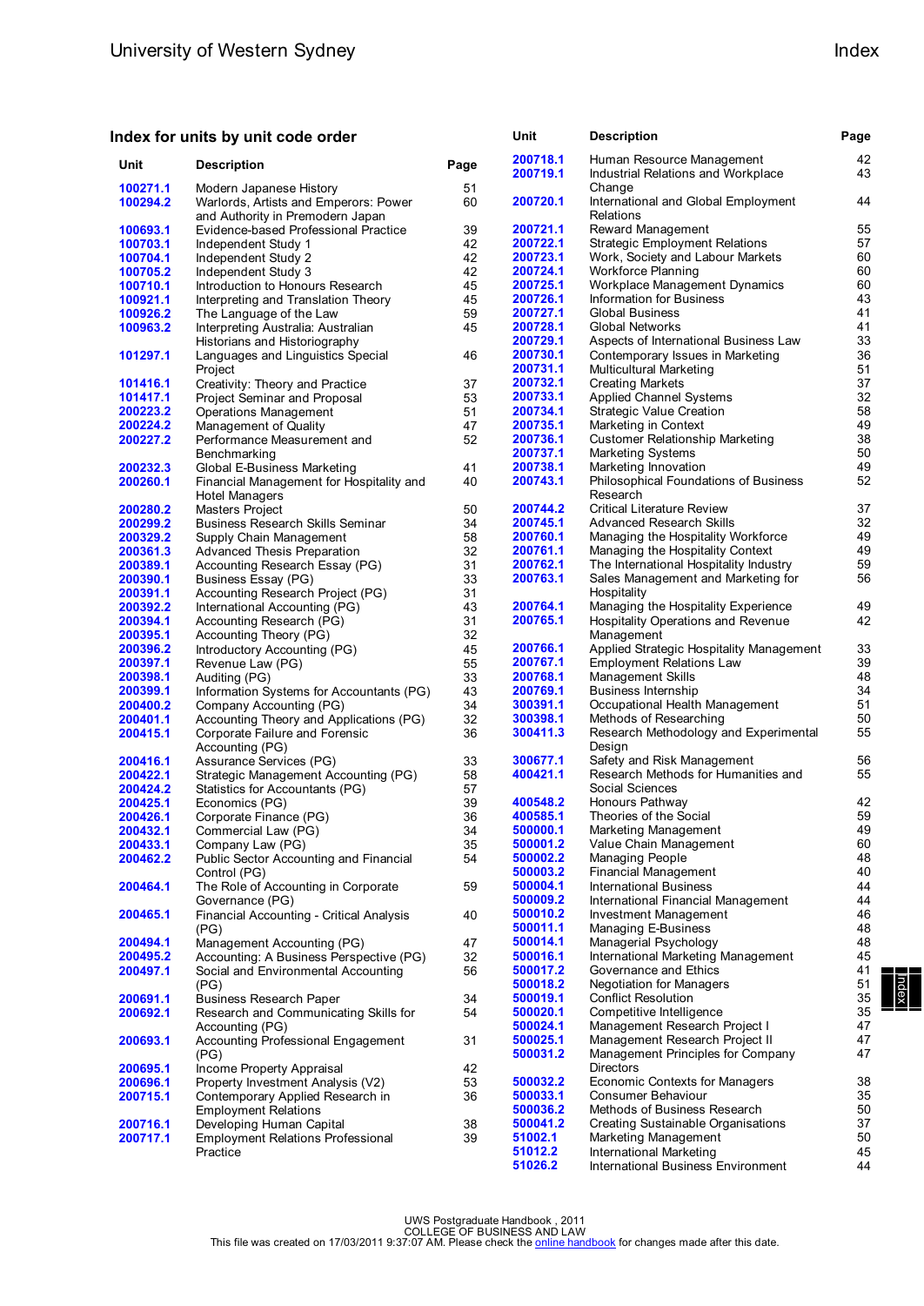## Index for units by unit code order

| Unit | Description | Page |
|---|---|---|
| 100271.1 | Modern Japanese History | 51 |
| 100294.2 | Warlords, Artists and Emperors: Power and Authority in Premodern Japan | 60 |
| 100693.1 | Evidence-based Professional Practice | 39 |
| 100703.1 | Independent Study 1 | 42 |
| 100704.1 | Independent Study 2 | 42 |
| 100705.2 | Independent Study 3 | 42 |
| 100710.1 | Introduction to Honours Research | 45 |
| 100921.1 | Interpreting and Translation Theory | 45 |
| 100926.2 | The Language of the Law | 59 |
| 100963.2 | Interpreting Australia: Australian Historians and Historiography | 45 |
| 101297.1 | Languages and Linguistics Special Project | 46 |
| 101416.1 | Creativity: Theory and Practice | 37 |
| 101417.1 | Project Seminar and Proposal | 53 |
| 200223.2 | Operations Management | 51 |
| 200224.2 | Management of Quality | 47 |
| 200227.2 | Performance Measurement and Benchmarking | 52 |
| 200232.3 | Global E-Business Marketing | 41 |
| 200260.1 | Financial Management for Hospitality and Hotel Managers | 40 |
| 200280.2 | Masters Project | 50 |
| 200299.2 | Business Research Skills Seminar | 34 |
| 200329.2 | Supply Chain Management | 58 |
| 200361.3 | Advanced Thesis Preparation | 32 |
| 200389.1 | Accounting Research Essay (PG) | 31 |
| 200390.1 | Business Essay (PG) | 33 |
| 200391.1 | Accounting Research Project (PG) | 31 |
| 200392.2 | International Accounting (PG) | 43 |
| 200394.1 | Accounting Research (PG) | 31 |
| 200395.1 | Accounting Theory (PG) | 32 |
| 200396.2 | Introductory Accounting (PG) | 45 |
| 200397.1 | Revenue Law (PG) | 55 |
| 200398.1 | Auditing (PG) | 33 |
| 200399.1 | Information Systems for Accountants (PG) | 43 |
| 200400.2 | Company Accounting (PG) | 34 |
| 200401.1 | Accounting Theory and Applications (PG) | 32 |
| 200415.1 | Corporate Failure and Forensic Accounting (PG) | 36 |
| 200416.1 | Assurance Services (PG) | 33 |
| 200422.1 | Strategic Management Accounting (PG) | 58 |
| 200424.2 | Statistics for Accountants (PG) | 57 |
| 200425.1 | Economics (PG) | 39 |
| 200426.1 | Corporate Finance (PG) | 36 |
| 200432.1 | Commercial Law (PG) | 34 |
| 200433.1 | Company Law (PG) | 35 |
| 200462.2 | Public Sector Accounting and Financial Control (PG) | 54 |
| 200464.1 | The Role of Accounting in Corporate Governance (PG) | 59 |
| 200465.1 | Financial Accounting - Critical Analysis (PG) | 40 |
| 200494.1 | Management Accounting (PG) | 47 |
| 200495.2 | Accounting: A Business Perspective (PG) | 32 |
| 200497.1 | Social and Environmental Accounting (PG) | 56 |
| 200691.1 | Business Research Paper | 34 |
| 200692.1 | Research and Communicating Skills for Accounting (PG) | 54 |
| 200693.1 | Accounting Professional Engagement (PG) | 31 |
| 200695.1 | Income Property Appraisal | 42 |
| 200696.1 | Property Investment Analysis (V2) | 53 |
| 200715.1 | Contemporary Applied Research in Employment Relations | 36 |
| 200716.1 | Developing Human Capital | 38 |
| 200717.1 | Employment Relations Professional Practice | 39 |
| 200718.1 | Human Resource Management | 42 |
| 200719.1 | Industrial Relations and Workplace Change | 43 |
| 200720.1 | International and Global Employment Relations | 44 |
| 200721.1 | Reward Management | 55 |
| 200722.1 | Strategic Employment Relations | 57 |
| 200723.1 | Work, Society and Labour Markets | 60 |
| 200724.1 | Workforce Planning | 60 |
| 200725.1 | Workplace Management Dynamics | 60 |
| 200726.1 | Information for Business | 43 |
| 200727.1 | Global Business | 41 |
| 200728.1 | Global Networks | 41 |
| 200729.1 | Aspects of International Business Law | 33 |
| 200730.1 | Contemporary Issues in Marketing | 36 |
| 200731.1 | Multicultural Marketing | 51 |
| 200732.1 | Creating Markets | 37 |
| 200733.1 | Applied Channel Systems | 32 |
| 200734.1 | Strategic Value Creation | 58 |
| 200735.1 | Marketing in Context | 49 |
| 200736.1 | Customer Relationship Marketing | 38 |
| 200737.1 | Marketing Systems | 50 |
| 200738.1 | Marketing Innovation | 49 |
| 200743.1 | Philosophical Foundations of Business Research | 52 |
| 200744.2 | Critical Literature Review | 37 |
| 200745.1 | Advanced Research Skills | 32 |
| 200760.1 | Managing the Hospitality Workforce | 49 |
| 200761.1 | Managing the Hospitality Context | 49 |
| 200762.1 | The International Hospitality Industry | 59 |
| 200763.1 | Sales Management and Marketing for Hospitality | 56 |
| 200764.1 | Managing the Hospitality Experience | 49 |
| 200765.1 | Hospitality Operations and Revenue Management | 42 |
| 200766.1 | Applied Strategic Hospitality Management | 33 |
| 200767.1 | Employment Relations Law | 39 |
| 200768.1 | Management Skills | 48 |
| 200769.1 | Business Internship | 34 |
| 300391.1 | Occupational Health Management | 51 |
| 300398.1 | Methods of Researching | 50 |
| 300411.3 | Research Methodology and Experimental Design | 55 |
| 300677.1 | Safety and Risk Management | 56 |
| 400421.1 | Research Methods for Humanities and Social Sciences | 55 |
| 400548.2 | Honours Pathway | 42 |
| 400585.1 | Theories of the Social | 59 |
| 500000.1 | Marketing Management | 49 |
| 500001.2 | Value Chain Management | 60 |
| 500002.2 | Managing People | 48 |
| 500003.2 | Financial Management | 40 |
| 500004.1 | International Business | 44 |
| 500009.2 | International Financial Management | 44 |
| 500010.2 | Investment Management | 46 |
| 500011.1 | Managing E-Business | 48 |
| 500014.1 | Managerial Psychology | 48 |
| 500016.1 | International Marketing Management | 45 |
| 500017.2 | Governance and Ethics | 41 |
| 500018.2 | Negotiation for Managers | 51 |
| 500019.1 | Conflict Resolution | 35 |
| 500020.1 | Competitive Intelligence | 35 |
| 500024.1 | Management Research Project I | 47 |
| 500025.1 | Management Research Project II | 47 |
| 500031.2 | Management Principles for Company Directors | 47 |
| 500032.2 | Economic Contexts for Managers | 38 |
| 500033.1 | Consumer Behaviour | 35 |
| 500036.2 | Methods of Business Research | 50 |
| 500041.2 | Creating Sustainable Organisations | 37 |
| 51002.1 | Marketing Management | 50 |
| 51012.2 | International Marketing | 45 |
| 51026.2 | International Business Environment | 44 |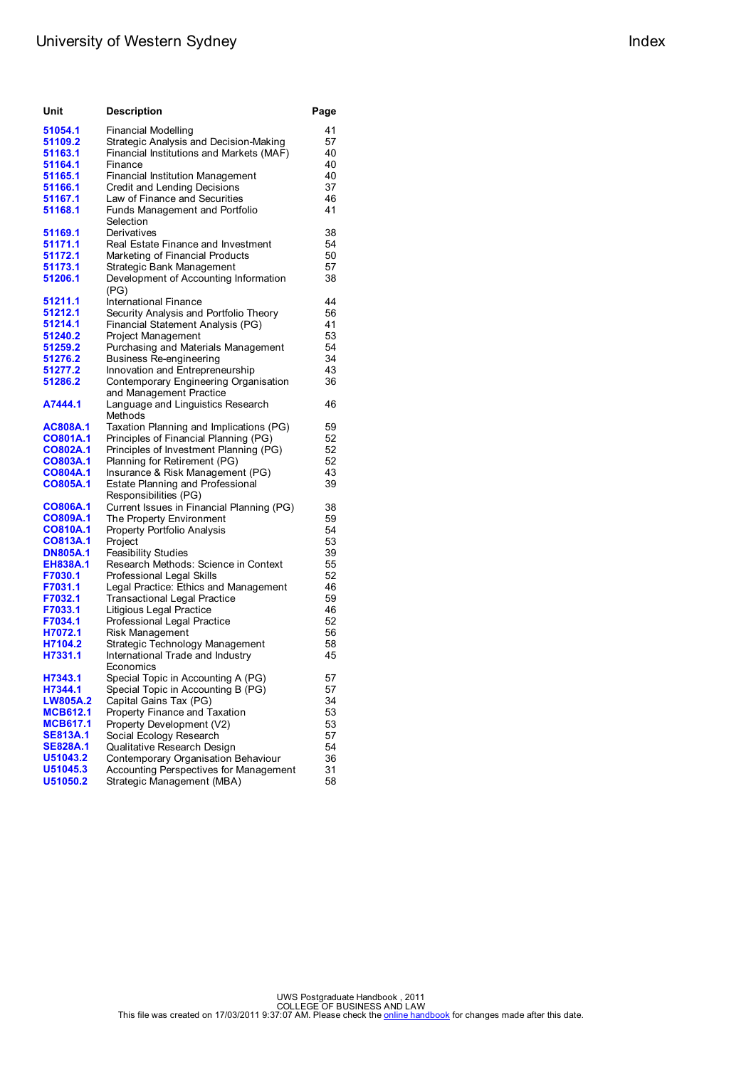| Unit | Description | Page |
|---|---|---|
| 51054.1 | Financial Modelling | 41 |
| 51109.2 | Strategic Analysis and Decision-Making | 57 |
| 51163.1 | Financial Institutions and Markets (MAF) | 40 |
| 51164.1 | Finance | 40 |
| 51165.1 | Financial Institution Management | 40 |
| 51166.1 | Credit and Lending Decisions | 37 |
| 51167.1 | Law of Finance and Securities | 46 |
| 51168.1 | Funds Management and Portfolio Selection | 41 |
| 51169.1 | Derivatives | 38 |
| 51171.1 | Real Estate Finance and Investment | 54 |
| 51172.1 | Marketing of Financial Products | 50 |
| 51173.1 | Strategic Bank Management | 57 |
| 51206.1 | Development of Accounting Information (PG) | 38 |
| 51211.1 | International Finance | 44 |
| 51212.1 | Security Analysis and Portfolio Theory | 56 |
| 51214.1 | Financial Statement Analysis (PG) | 41 |
| 51240.2 | Project Management | 53 |
| 51259.2 | Purchasing and Materials Management | 54 |
| 51276.2 | Business Re-engineering | 34 |
| 51277.2 | Innovation and Entrepreneurship | 43 |
| 51286.2 | Contemporary Engineering Organisation and Management Practice | 36 |
| A7444.1 | Language and Linguistics Research Methods | 46 |
| AC808A.1 | Taxation Planning and Implications (PG) | 59 |
| CO801A.1 | Principles of Financial Planning (PG) | 52 |
| CO802A.1 | Principles of Investment Planning (PG) | 52 |
| CO803A.1 | Planning for Retirement (PG) | 52 |
| CO804A.1 | Insurance & Risk Management (PG) | 43 |
| CO805A.1 | Estate Planning and Professional Responsibilities (PG) | 39 |
| CO806A.1 | Current Issues in Financial Planning (PG) | 38 |
| CO809A.1 | The Property Environment | 59 |
| CO810A.1 | Property Portfolio Analysis | 54 |
| CO813A.1 | Project | 53 |
| DN805A.1 | Feasibility Studies | 39 |
| EH838A.1 | Research Methods: Science in Context | 55 |
| F7030.1 | Professional Legal Skills | 52 |
| F7031.1 | Legal Practice: Ethics and Management | 46 |
| F7032.1 | Transactional Legal Practice | 59 |
| F7033.1 | Litigious Legal Practice | 46 |
| F7034.1 | Professional Legal Practice | 52 |
| H7072.1 | Risk Management | 56 |
| H7104.2 | Strategic Technology Management | 58 |
| H7331.1 | International Trade and Industry Economics | 45 |
| H7343.1 | Special Topic in Accounting A (PG) | 57 |
| H7344.1 | Special Topic in Accounting B (PG) | 57 |
| LW805A.2 | Capital Gains Tax (PG) | 34 |
| MCB612.1 | Property Finance and Taxation | 53 |
| MCB617.1 | Property Development (V2) | 53 |
| SE813A.1 | Social Ecology Research | 57 |
| SE828A.1 | Qualitative Research Design | 54 |
| U51043.2 | Contemporary Organisation Behaviour | 36 |
| U51045.3 | Accounting Perspectives for Management | 31 |
| U51050.2 | Strategic Management (MBA) | 58 |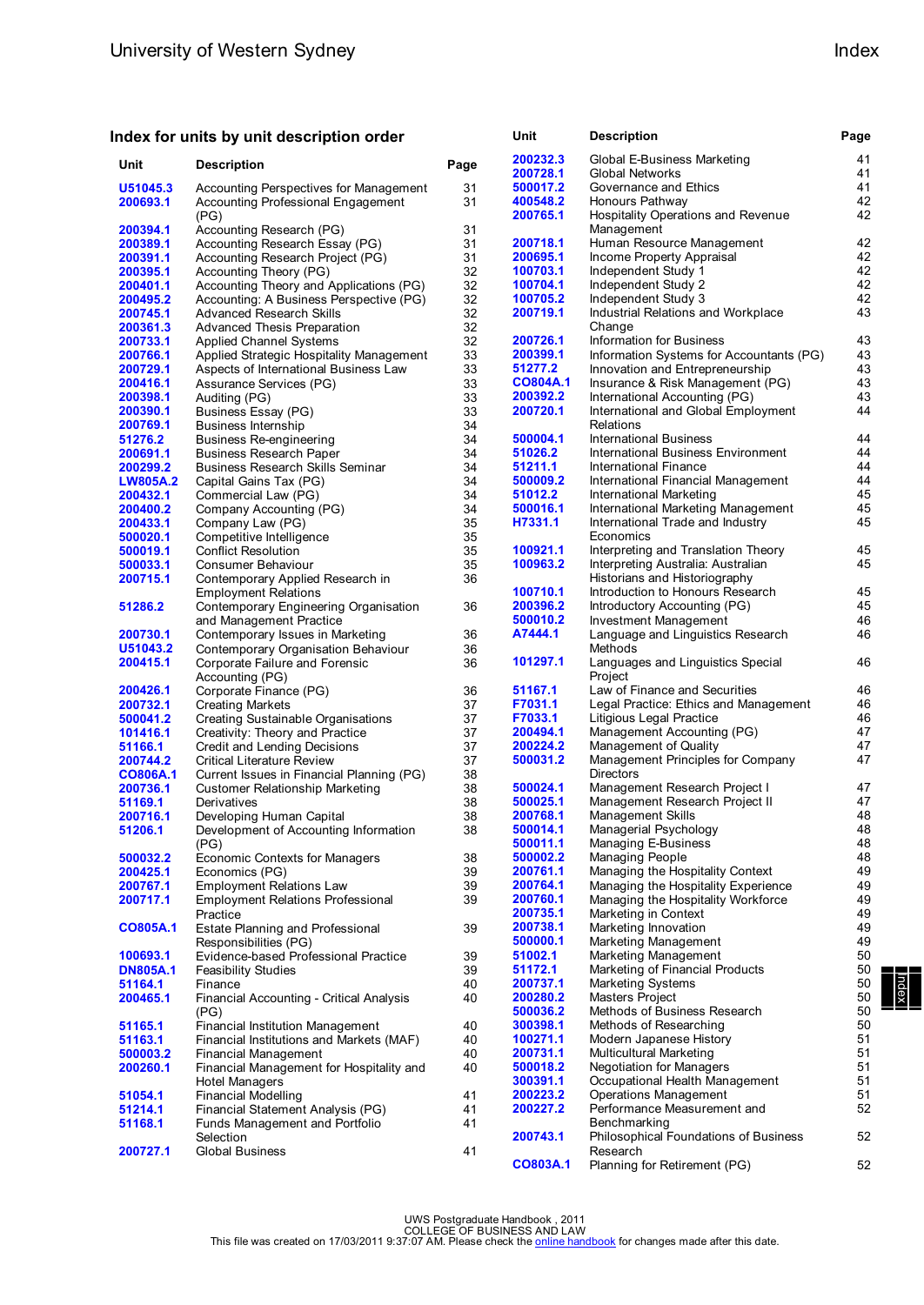## Index for units by unit description order

| Unit | Description | Page |
|---|---|---|
| U51045.3 | Accounting Perspectives for Management | 31 |
| 200693.1 | Accounting Professional Engagement (PG) | 31 |
| 200394.1 | Accounting Research (PG) | 31 |
| 200389.1 | Accounting Research Essay (PG) | 31 |
| 200391.1 | Accounting Research Project (PG) | 31 |
| 200395.1 | Accounting Theory (PG) | 32 |
| 200401.1 | Accounting Theory and Applications (PG) | 32 |
| 200495.2 | Accounting: A Business Perspective (PG) | 32 |
| 200745.1 | Advanced Research Skills | 32 |
| 200361.3 | Advanced Thesis Preparation | 32 |
| 200733.1 | Applied Channel Systems | 32 |
| 200766.1 | Applied Strategic Hospitality Management | 33 |
| 200729.1 | Aspects of International Business Law | 33 |
| 200416.1 | Assurance Services (PG) | 33 |
| 200398.1 | Auditing (PG) | 33 |
| 200390.1 | Business Essay (PG) | 33 |
| 200769.1 | Business Internship | 34 |
| 51276.2 | Business Re-engineering | 34 |
| 200691.1 | Business Research Paper | 34 |
| 200299.2 | Business Research Skills Seminar | 34 |
| LW805A.2 | Capital Gains Tax (PG) | 34 |
| 200432.1 | Commercial Law (PG) | 34 |
| 200400.2 | Company Accounting (PG) | 34 |
| 200433.1 | Company Law (PG) | 35 |
| 500020.1 | Competitive Intelligence | 35 |
| 500019.1 | Conflict Resolution | 35 |
| 500033.1 | Consumer Behaviour | 35 |
| 200715.1 | Contemporary Applied Research in Employment Relations | 36 |
| 51286.2 | Contemporary Engineering Organisation and Management Practice | 36 |
| 200730.1 | Contemporary Issues in Marketing | 36 |
| U51043.2 | Contemporary Organisation Behaviour | 36 |
| 200415.1 | Corporate Failure and Forensic Accounting (PG) | 36 |
| 200426.1 | Corporate Finance (PG) | 36 |
| 200732.1 | Creating Markets | 37 |
| 500041.2 | Creating Sustainable Organisations | 37 |
| 101416.1 | Creativity: Theory and Practice | 37 |
| 51166.1 | Credit and Lending Decisions | 37 |
| 200744.2 | Critical Literature Review | 37 |
| CO806A.1 | Current Issues in Financial Planning (PG) | 38 |
| 200736.1 | Customer Relationship Marketing | 38 |
| 51169.1 | Derivatives | 38 |
| 200716.1 | Developing Human Capital | 38 |
| 51206.1 | Development of Accounting Information (PG) | 38 |
| 500032.2 | Economic Contexts for Managers | 38 |
| 200425.1 | Economics (PG) | 39 |
| 200767.1 | Employment Relations Law | 39 |
| 200717.1 | Employment Relations Professional Practice | 39 |
| CO805A.1 | Estate Planning and Professional Responsibilities (PG) | 39 |
| 100693.1 | Evidence-based Professional Practice | 39 |
| DN805A.1 | Feasibility Studies | 39 |
| 51164.1 | Finance | 40 |
| 200465.1 | Financial Accounting - Critical Analysis (PG) | 40 |
| 51165.1 | Financial Institution Management | 40 |
| 51163.1 | Financial Institutions and Markets (MAF) | 40 |
| 500003.2 | Financial Management | 40 |
| 200260.1 | Financial Management for Hospitality and Hotel Managers | 40 |
| 51054.1 | Financial Modelling | 41 |
| 51214.1 | Financial Statement Analysis (PG) | 41 |
| 51168.1 | Funds Management and Portfolio Selection | 41 |
| 200727.1 | Global Business | 41 |
| 200232.3 | Global E-Business Marketing | 41 |
| 200728.1 | Global Networks | 41 |
| 500017.2 | Governance and Ethics | 41 |
| 400548.2 | Honours Pathway | 42 |
| 200765.1 | Hospitality Operations and Revenue Management | 42 |
| 200718.1 | Human Resource Management | 42 |
| 200695.1 | Income Property Appraisal | 42 |
| 100703.1 | Independent Study 1 | 42 |
| 100704.1 | Independent Study 2 | 42 |
| 100705.2 | Independent Study 3 | 42 |
| 200719.1 | Industrial Relations and Workplace Change | 43 |
| 200726.1 | Information for Business | 43 |
| 200399.1 | Information Systems for Accountants (PG) | 43 |
| 51277.2 | Innovation and Entrepreneurship | 43 |
| CO804A.1 | Insurance & Risk Management (PG) | 43 |
| 200392.2 | International Accounting (PG) | 43 |
| 200720.1 | International and Global Employment Relations | 44 |
| 500004.1 | International Business | 44 |
| 51026.2 | International Business Environment | 44 |
| 51211.1 | International Finance | 44 |
| 500009.2 | International Financial Management | 44 |
| 51012.2 | International Marketing | 45 |
| 500016.1 | International Marketing Management | 45 |
| H7331.1 | International Trade and Industry Economics | 45 |
| 100921.1 | Interpreting and Translation Theory | 45 |
| 100963.2 | Interpreting Australia: Australian Historians and Historiography | 45 |
| 100710.1 | Introduction to Honours Research | 45 |
| 200396.2 | Introductory Accounting (PG) | 45 |
| 500010.2 | Investment Management | 46 |
| A7444.1 | Language and Linguistics Research Methods | 46 |
| 101297.1 | Languages and Linguistics Special Project | 46 |
| 51167.1 | Law of Finance and Securities | 46 |
| F7031.1 | Legal Practice: Ethics and Management | 46 |
| F7033.1 | Litigious Legal Practice | 46 |
| 200494.1 | Management Accounting (PG) | 47 |
| 200224.2 | Management of Quality | 47 |
| 500031.2 | Management Principles for Company Directors | 47 |
| 500024.1 | Management Research Project I | 47 |
| 500025.1 | Management Research Project II | 47 |
| 200768.1 | Management Skills | 48 |
| 500014.1 | Managerial Psychology | 48 |
| 500011.1 | Managing E-Business | 48 |
| 500002.2 | Managing People | 48 |
| 200761.1 | Managing the Hospitality Context | 49 |
| 200764.1 | Managing the Hospitality Experience | 49 |
| 200760.1 | Managing the Hospitality Workforce | 49 |
| 200735.1 | Marketing in Context | 49 |
| 200738.1 | Marketing Innovation | 49 |
| 500000.1 | Marketing Management | 49 |
| 51002.1 | Marketing Management | 50 |
| 51172.1 | Marketing of Financial Products | 50 |
| 200737.1 | Marketing Systems | 50 |
| 200280.2 | Masters Project | 50 |
| 500036.2 | Methods of Business Research | 50 |
| 300398.1 | Methods of Researching | 50 |
| 100271.1 | Modern Japanese History | 51 |
| 200731.1 | Multicultural Marketing | 51 |
| 500018.2 | Negotiation for Managers | 51 |
| 300391.1 | Occupational Health Management | 51 |
| 200223.2 | Operations Management | 51 |
| 200227.2 | Performance Measurement and Benchmarking | 52 |
| 200743.1 | Philosophical Foundations of Business Research | 52 |
| CO803A.1 | Planning for Retirement (PG) | 52 |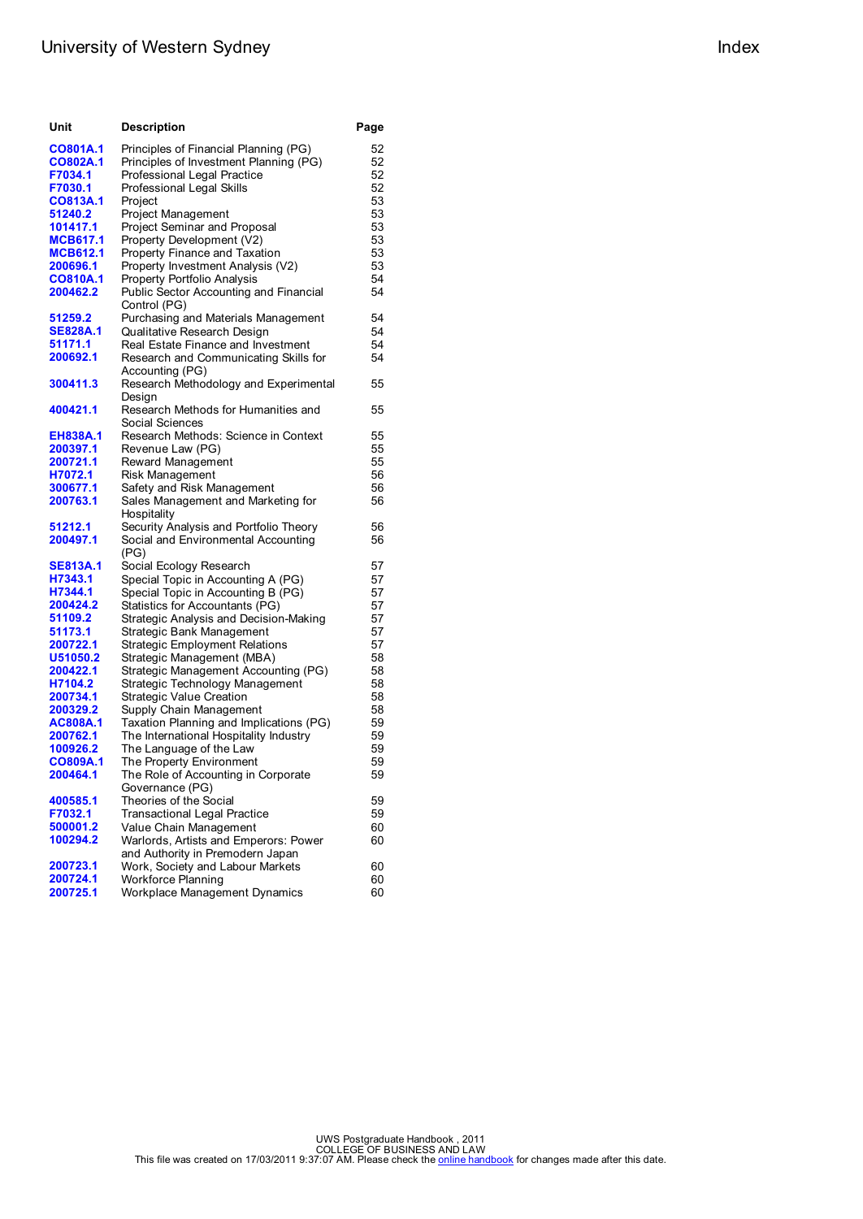| Unit | Description | Page |
| --- | --- | --- |
| **CO801A.1** | Principles of Financial Planning (PG) | 52 |
| **CO802A.1** | Principles of Investment Planning (PG) | 52 |
| **F7034.1** | Professional Legal Practice | 52 |
| **F7030.1** | Professional Legal Skills | 52 |
| **CO813A.1** | Project | 53 |
| **51240.2** | Project Management | 53 |
| **101417.1** | Project Seminar and Proposal | 53 |
| **MCB617.1** | Property Development (V2) | 53 |
| **MCB612.1** | Property Finance and Taxation | 53 |
| **200696.1** | Property Investment Analysis (V2) | 53 |
| **CO810A.1** | Property Portfolio Analysis | 54 |
| **200462.2** | Public Sector Accounting and Financial Control (PG) | 54 |
| **51259.2** | Purchasing and Materials Management | 54 |
| **SE828A.1** | Qualitative Research Design | 54 |
| **51171.1** | Real Estate Finance and Investment | 54 |
| **200692.1** | Research and Communicating Skills for Accounting (PG) | 54 |
| **300411.3** | Research Methodology and Experimental Design | 55 |
| **400421.1** | Research Methods for Humanities and Social Sciences | 55 |
| **EH838A.1** | Research Methods: Science in Context | 55 |
| **200397.1** | Revenue Law (PG) | 55 |
| **200721.1** | Reward Management | 55 |
| **H7072.1** | Risk Management | 56 |
| **300677.1** | Safety and Risk Management | 56 |
| **200763.1** | Sales Management and Marketing for Hospitality | 56 |
| **51212.1** | Security Analysis and Portfolio Theory | 56 |
| **200497.1** | Social and Environmental Accounting (PG) | 56 |
| **SE813A.1** | Social Ecology Research | 57 |
| **H7343.1** | Special Topic in Accounting A (PG) | 57 |
| **H7344.1** | Special Topic in Accounting B (PG) | 57 |
| **200424.2** | Statistics for Accountants (PG) | 57 |
| **51109.2** | Strategic Analysis and Decision-Making | 57 |
| **51173.1** | Strategic Bank Management | 57 |
| **200722.1** | Strategic Employment Relations | 57 |
| **U51050.2** | Strategic Management (MBA) | 58 |
| **200422.1** | Strategic Management Accounting (PG) | 58 |
| **H7104.2** | Strategic Technology Management | 58 |
| **200734.1** | Strategic Value Creation | 58 |
| **200329.2** | Supply Chain Management | 58 |
| **AC808A.1** | Taxation Planning and Implications (PG) | 59 |
| **200762.1** | The International Hospitality Industry | 59 |
| **100926.2** | The Language of the Law | 59 |
| **CO809A.1** | The Property Environment | 59 |
| **200464.1** | The Role of Accounting in Corporate Governance (PG) | 59 |
| **400585.1** | Theories of the Social | 59 |
| **F7032.1** | Transactional Legal Practice | 59 |
| **500001.2** | Value Chain Management | 60 |
| **100294.2** | Warlords, Artists and Emperors: Power and Authority in Premodern Japan | 60 |
| **200723.1** | Work, Society and Labour Markets | 60 |
| **200724.1** | Workforce Planning | 60 |
| **200725.1** | Workplace Management Dynamics | 60 |